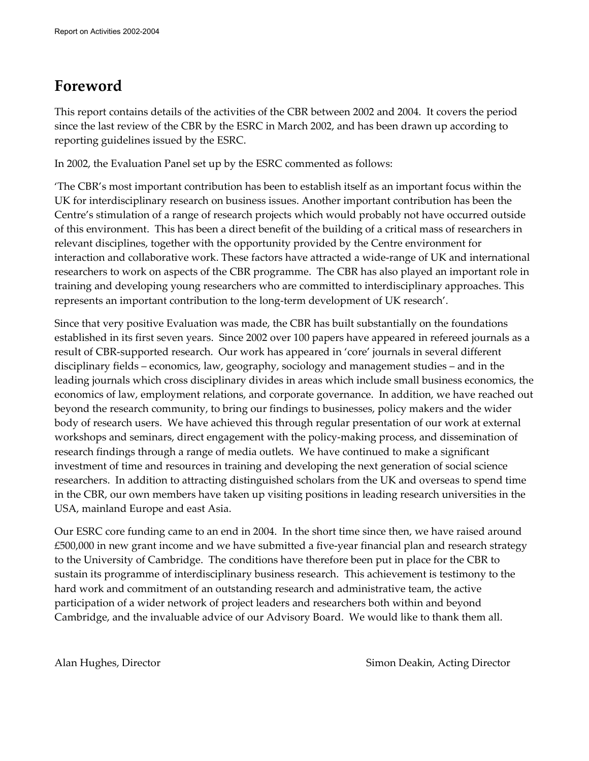# Foreword

This report contains details of the activities of the CBR between 2002 and 2004. It covers the period since the last review of the CBR by the ESRC in March 2002, and has been drawn up according to reporting guidelines issued by the ESRC.

In 2002, the Evaluation Panel set up by the ESRC commented as follows:

'The CBR's most important contribution has been to establish itself as an important focus within the UK for interdisciplinary research on business issues. Another important contribution has been the Centre's stimulation of a range of research projects which would probably not have occurred outside of this environment. This has been a direct benefit of the building of a critical mass of researchers in relevant disciplines, together with the opportunity provided by the Centre environment for interaction and collaborative work. These factors have attracted a wide-range of UK and international researchers to work on aspects of the CBR programme. The CBR has also played an important role in training and developing young researchers who are committed to interdisciplinary approaches. This represents an important contribution to the long-term development of UK research'.

Since that very positive Evaluation was made, the CBR has built substantially on the foundations established in its first seven years. Since 2002 over 100 papers have appeared in refereed journals as a result of CBR-supported research. Our work has appeared in 'core' journals in several different disciplinary fields – economics, law, geography, sociology and management studies – and in the leading journals which cross disciplinary divides in areas which include small business economics, the economics of law, employment relations, and corporate governance. In addition, we have reached out beyond the research community, to bring our findings to businesses, policy makers and the wider body of research users. We have achieved this through regular presentation of our work at external workshops and seminars, direct engagement with the policy-making process, and dissemination of research findings through a range of media outlets. We have continued to make a significant investment of time and resources in training and developing the next generation of social science researchers. In addition to attracting distinguished scholars from the UK and overseas to spend time in the CBR, our own members have taken up visiting positions in leading research universities in the USA, mainland Europe and east Asia.

Our ESRC core funding came to an end in 2004. In the short time since then, we have raised around £500,000 in new grant income and we have submitted a five-year financial plan and research strategy to the University of Cambridge. The conditions have therefore been put in place for the CBR to sustain its programme of interdisciplinary business research. This achievement is testimony to the hard work and commitment of an outstanding research and administrative team, the active participation of a wider network of project leaders and researchers both within and beyond Cambridge, and the invaluable advice of our Advisory Board. We would like to thank them all.

Alan Hughes, Director

Simon Deakin, Acting Director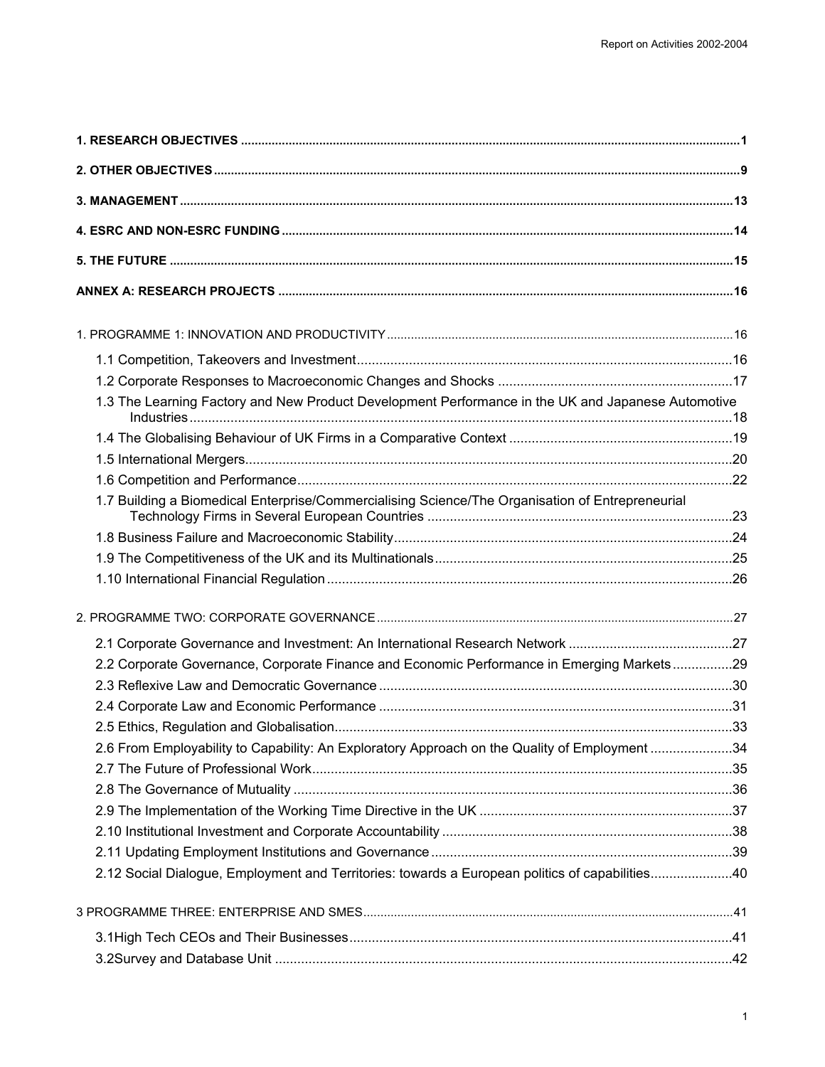**1. RESEARCH OBJECTIVES** .......... 1

**2. OTHER OBJECTIVES** .......... 9

**3. MANAGEMENT** .......... 13

**4. ESRC AND NON-ESRC FUNDING** .......... 14

**5. THE FUTURE** .......... 15

**ANNEX A: RESEARCH PROJECTS** .......... 16

1. PROGRAMME 1: INNOVATION AND PRODUCTIVITY .......... 16

- 1.1 Competition, Takeovers and Investment .......... 16
- 1.2 Corporate Responses to Macroeconomic Changes and Shocks .......... 17
- 1.3 The Learning Factory and New Product Development Performance in the UK and Japanese Automotive Industries .......... 18
- 1.4 The Globalising Behaviour of UK Firms in a Comparative Context .......... 19
- 1.5 International Mergers .......... 20
- 1.6 Competition and Performance .......... 22
- 1.7 Building a Biomedical Enterprise/Commercialising Science/The Organisation of Entrepreneurial Technology Firms in Several European Countries .......... 23
- 1.8 Business Failure and Macroeconomic Stability .......... 24
- 1.9 The Competitiveness of the UK and its Multinationals .......... 25
- 1.10 International Financial Regulation .......... 26

2. PROGRAMME TWO: CORPORATE GOVERNANCE .......... 27

- 2.1 Corporate Governance and Investment: An International Research Network .......... 27
- 2.2 Corporate Governance, Corporate Finance and Economic Performance in Emerging Markets .......... 29
- 2.3 Reflexive Law and Democratic Governance .......... 30
- 2.4 Corporate Law and Economic Performance .......... 31
- 2.5 Ethics, Regulation and Globalisation .......... 33
- 2.6 From Employability to Capability: An Exploratory Approach on the Quality of Employment .......... 34
- 2.7 The Future of Professional Work .......... 35
- 2.8 The Governance of Mutuality .......... 36
- 2.9 The Implementation of the Working Time Directive in the UK .......... 37
- 2.10 Institutional Investment and Corporate Accountability .......... 38
- 2.11 Updating Employment Institutions and Governance .......... 39
- 2.12 Social Dialogue, Employment and Territories: towards a European politics of capabilities .......... 40

3 PROGRAMME THREE: ENTERPRISE AND SMES .......... 41

- 3.1High Tech CEOs and Their Businesses .......... 41
- 3.2Survey and Database Unit .......... 42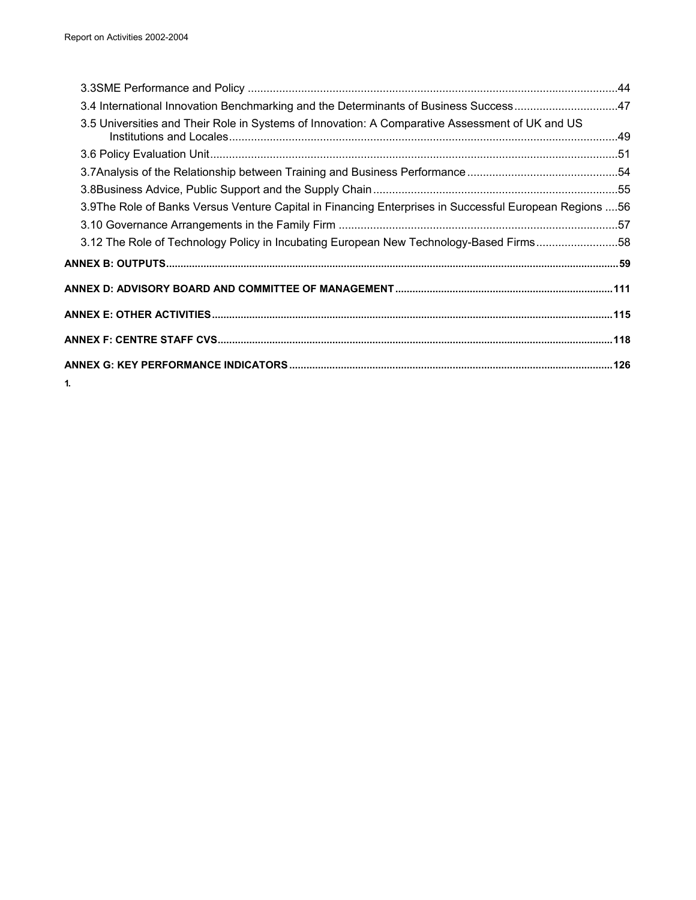3.3SME Performance and Policy ....................................................................................................................44

3.4 International Innovation Benchmarking and the Determinants of Business Success.................................47

3.5 Universities and Their Role in Systems of Innovation: A Comparative Assessment of UK and US Institutions and Locales............................................................................................................................49

3.6 Policy Evaluation Unit.................................................................................................................................51

3.7Analysis of the Relationship between Training and Business Performance ................................................54

3.8Business Advice, Public Support and the Supply Chain.............................................................................55

3.9The Role of Banks Versus Venture Capital in Financing Enterprises in Successful European Regions ....56

3.10 Governance Arrangements in the Family Firm ........................................................................................57

3.12 The Role of Technology Policy in Incubating European New Technology-Based Firms..........................58

**ANNEX B: OUTPUTS..........................................................................................................................................59**

**ANNEX D: ADVISORY BOARD AND COMMITTEE OF MANAGEMENT..........................................................................111**

**ANNEX E: OTHER ACTIVITIES.........................................................................................................................115**

**ANNEX F: CENTRE STAFF CVS.......................................................................................................................118**

**ANNEX G: KEY PERFORMANCE INDICATORS...............................................................................................126**

**1.**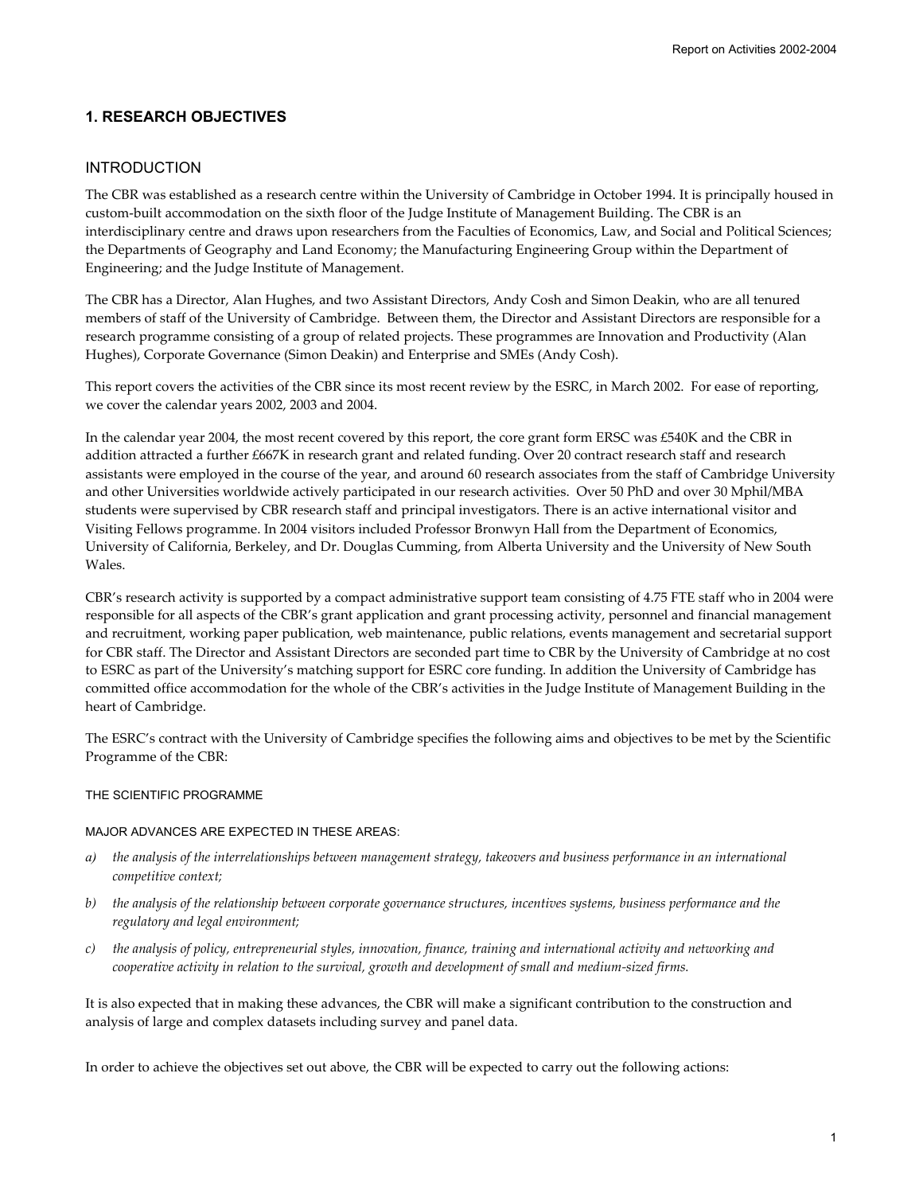## 1. RESEARCH OBJECTIVES

### INTRODUCTION

The CBR was established as a research centre within the University of Cambridge in October 1994. It is principally housed in custom-built accommodation on the sixth floor of the Judge Institute of Management Building. The CBR is an interdisciplinary centre and draws upon researchers from the Faculties of Economics, Law, and Social and Political Sciences; the Departments of Geography and Land Economy; the Manufacturing Engineering Group within the Department of Engineering; and the Judge Institute of Management.

The CBR has a Director, Alan Hughes, and two Assistant Directors, Andy Cosh and Simon Deakin, who are all tenured members of staff of the University of Cambridge. Between them, the Director and Assistant Directors are responsible for a research programme consisting of a group of related projects. These programmes are Innovation and Productivity (Alan Hughes), Corporate Governance (Simon Deakin) and Enterprise and SMEs (Andy Cosh).

This report covers the activities of the CBR since its most recent review by the ESRC, in March 2002. For ease of reporting, we cover the calendar years 2002, 2003 and 2004.

In the calendar year 2004, the most recent covered by this report, the core grant form ERSC was £540K and the CBR in addition attracted a further £667K in research grant and related funding. Over 20 contract research staff and research assistants were employed in the course of the year, and around 60 research associates from the staff of Cambridge University and other Universities worldwide actively participated in our research activities. Over 50 PhD and over 30 Mphil/MBA students were supervised by CBR research staff and principal investigators. There is an active international visitor and Visiting Fellows programme. In 2004 visitors included Professor Bronwyn Hall from the Department of Economics, University of California, Berkeley, and Dr. Douglas Cumming, from Alberta University and the University of New South Wales.

CBR's research activity is supported by a compact administrative support team consisting of 4.75 FTE staff who in 2004 were responsible for all aspects of the CBR's grant application and grant processing activity, personnel and financial management and recruitment, working paper publication, web maintenance, public relations, events management and secretarial support for CBR staff. The Director and Assistant Directors are seconded part time to CBR by the University of Cambridge at no cost to ESRC as part of the University's matching support for ESRC core funding. In addition the University of Cambridge has committed office accommodation for the whole of the CBR's activities in the Judge Institute of Management Building in the heart of Cambridge.

The ESRC's contract with the University of Cambridge specifies the following aims and objectives to be met by the Scientific Programme of the CBR:

#### THE SCIENTIFIC PROGRAMME

#### MAJOR ADVANCES ARE EXPECTED IN THESE AREAS:

a) *the analysis of the interrelationships between management strategy, takeovers and business performance in an international competitive context;*

b) *the analysis of the relationship between corporate governance structures, incentives systems, business performance and the regulatory and legal environment;*

c) *the analysis of policy, entrepreneurial styles, innovation, finance, training and international activity and networking and cooperative activity in relation to the survival, growth and development of small and medium-sized firms.*

It is also expected that in making these advances, the CBR will make a significant contribution to the construction and analysis of large and complex datasets including survey and panel data.

In order to achieve the objectives set out above, the CBR will be expected to carry out the following actions: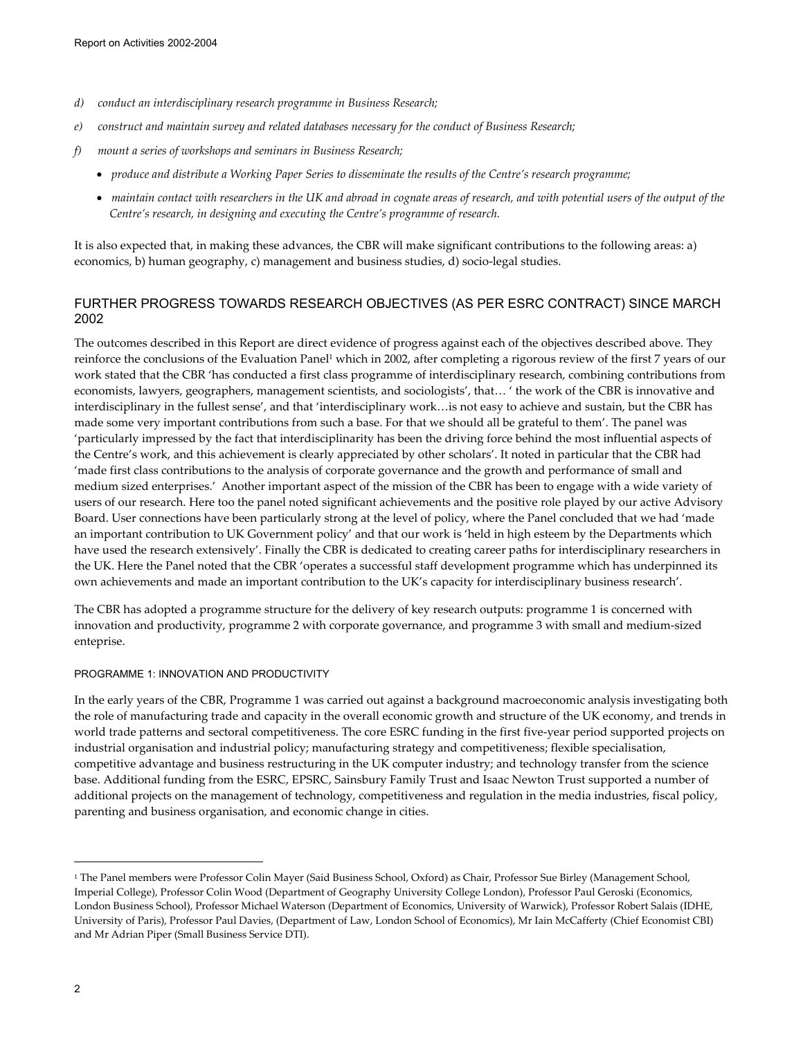*d) conduct an interdisciplinary research programme in Business Research;*

*e) construct and maintain survey and related databases necessary for the conduct of Business Research;*

*f) mount a series of workshops and seminars in Business Research;*

- *produce and distribute a Working Paper Series to disseminate the results of the Centre's research programme;*
- *maintain contact with researchers in the UK and abroad in cognate areas of research, and with potential users of the output of the Centre's research, in designing and executing the Centre's programme of research.*

It is also expected that, in making these advances, the CBR will make significant contributions to the following areas: a) economics, b) human geography, c) management and business studies, d) socio-legal studies.

## FURTHER PROGRESS TOWARDS RESEARCH OBJECTIVES (AS PER ESRC CONTRACT) SINCE MARCH 2002

The outcomes described in this Report are direct evidence of progress against each of the objectives described above. They reinforce the conclusions of the Evaluation Panel[1] which in 2002, after completing a rigorous review of the first 7 years of our work stated that the CBR 'has conducted a first class programme of interdisciplinary research, combining contributions from economists, lawyers, geographers, management scientists, and sociologists', that… ' the work of the CBR is innovative and interdisciplinary in the fullest sense', and that 'interdisciplinary work…is not easy to achieve and sustain, but the CBR has made some very important contributions from such a base. For that we should all be grateful to them'. The panel was 'particularly impressed by the fact that interdisciplinarity has been the driving force behind the most influential aspects of the Centre's work, and this achievement is clearly appreciated by other scholars'. It noted in particular that the CBR had 'made first class contributions to the analysis of corporate governance and the growth and performance of small and medium sized enterprises.' Another important aspect of the mission of the CBR has been to engage with a wide variety of users of our research. Here too the panel noted significant achievements and the positive role played by our active Advisory Board. User connections have been particularly strong at the level of policy, where the Panel concluded that we had 'made an important contribution to UK Government policy' and that our work is 'held in high esteem by the Departments which have used the research extensively'. Finally the CBR is dedicated to creating career paths for interdisciplinary researchers in the UK. Here the Panel noted that the CBR 'operates a successful staff development programme which has underpinned its own achievements and made an important contribution to the UK's capacity for interdisciplinary business research'.

The CBR has adopted a programme structure for the delivery of key research outputs: programme 1 is concerned with innovation and productivity, programme 2 with corporate governance, and programme 3 with small and medium-sized enteprise.

### PROGRAMME 1: INNOVATION AND PRODUCTIVITY

In the early years of the CBR, Programme 1 was carried out against a background macroeconomic analysis investigating both the role of manufacturing trade and capacity in the overall economic growth and structure of the UK economy, and trends in world trade patterns and sectoral competitiveness. The core ESRC funding in the first five-year period supported projects on industrial organisation and industrial policy; manufacturing strategy and competitiveness; flexible specialisation, competitive advantage and business restructuring in the UK computer industry; and technology transfer from the science base. Additional funding from the ESRC, EPSRC, Sainsbury Family Trust and Isaac Newton Trust supported a number of additional projects on the management of technology, competitiveness and regulation in the media industries, fiscal policy, parenting and business organisation, and economic change in cities.

---

[1] The Panel members were Professor Colin Mayer (Said Business School, Oxford) as Chair, Professor Sue Birley (Management School, Imperial College), Professor Colin Wood (Department of Geography University College London), Professor Paul Geroski (Economics, London Business School), Professor Michael Waterson (Department of Economics, University of Warwick), Professor Robert Salais (IDHE, University of Paris), Professor Paul Davies, (Department of Law, London School of Economics), Mr Iain McCafferty (Chief Economist CBI) and Mr Adrian Piper (Small Business Service DTI).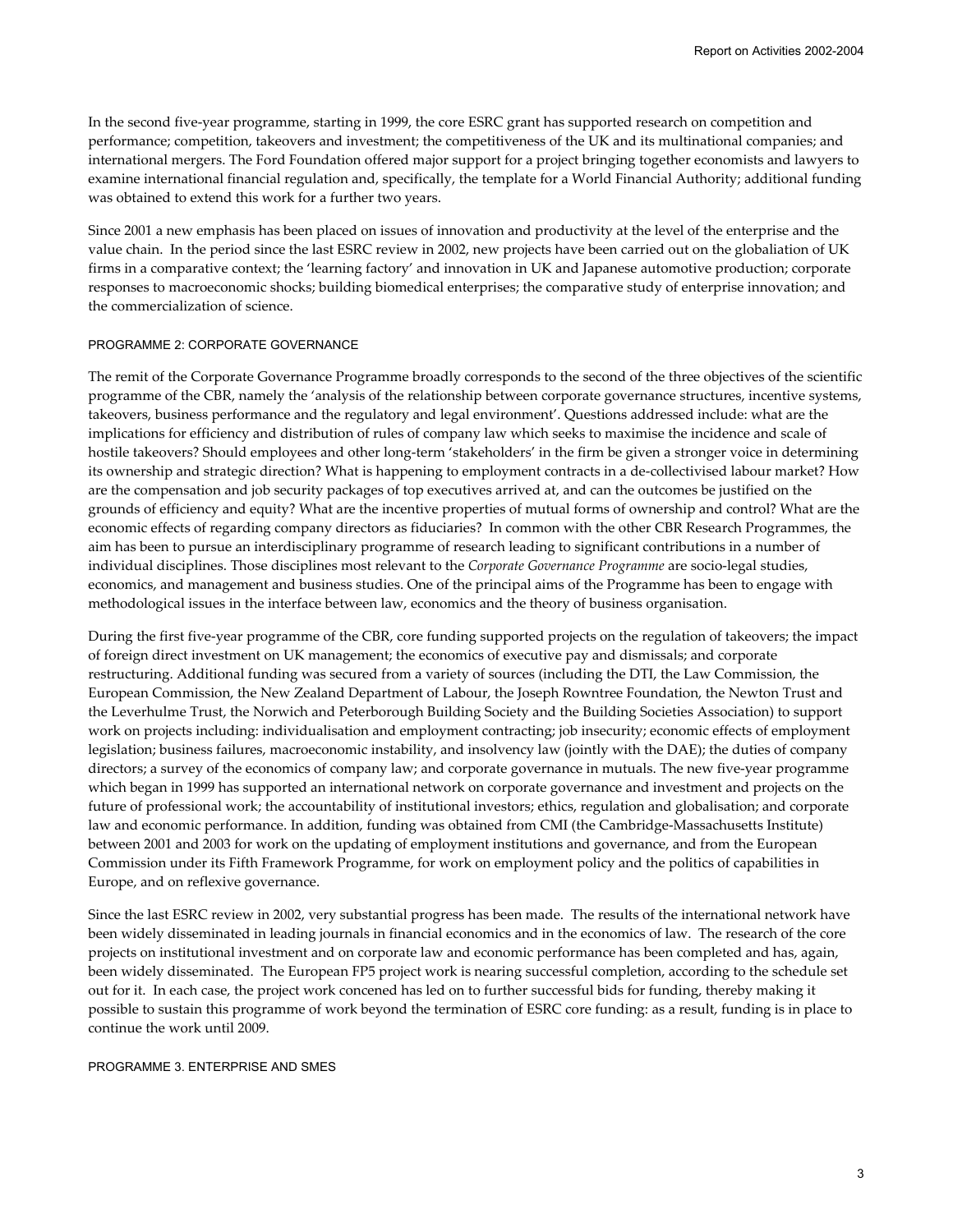In the second five-year programme, starting in 1999, the core ESRC grant has supported research on competition and performance; competition, takeovers and investment; the competitiveness of the UK and its multinational companies; and international mergers. The Ford Foundation offered major support for a project bringing together economists and lawyers to examine international financial regulation and, specifically, the template for a World Financial Authority; additional funding was obtained to extend this work for a further two years.

Since 2001 a new emphasis has been placed on issues of innovation and productivity at the level of the enterprise and the value chain. In the period since the last ESRC review in 2002, new projects have been carried out on the globaliation of UK firms in a comparative context; the 'learning factory' and innovation in UK and Japanese automotive production; corporate responses to macroeconomic shocks; building biomedical enterprises; the comparative study of enterprise innovation; and the commercialization of science.

### PROGRAMME 2: CORPORATE GOVERNANCE

The remit of the Corporate Governance Programme broadly corresponds to the second of the three objectives of the scientific programme of the CBR, namely the 'analysis of the relationship between corporate governance structures, incentive systems, takeovers, business performance and the regulatory and legal environment'. Questions addressed include: what are the implications for efficiency and distribution of rules of company law which seeks to maximise the incidence and scale of hostile takeovers? Should employees and other long-term 'stakeholders' in the firm be given a stronger voice in determining its ownership and strategic direction? What is happening to employment contracts in a de-collectivised labour market? How are the compensation and job security packages of top executives arrived at, and can the outcomes be justified on the grounds of efficiency and equity? What are the incentive properties of mutual forms of ownership and control? What are the economic effects of regarding company directors as fiduciaries? In common with the other CBR Research Programmes, the aim has been to pursue an interdisciplinary programme of research leading to significant contributions in a number of individual disciplines. Those disciplines most relevant to the *Corporate Governance Programme* are socio-legal studies, economics, and management and business studies. One of the principal aims of the Programme has been to engage with methodological issues in the interface between law, economics and the theory of business organisation.

During the first five-year programme of the CBR, core funding supported projects on the regulation of takeovers; the impact of foreign direct investment on UK management; the economics of executive pay and dismissals; and corporate restructuring. Additional funding was secured from a variety of sources (including the DTI, the Law Commission, the European Commission, the New Zealand Department of Labour, the Joseph Rowntree Foundation, the Newton Trust and the Leverhulme Trust, the Norwich and Peterborough Building Society and the Building Societies Association) to support work on projects including: individualisation and employment contracting; job insecurity; economic effects of employment legislation; business failures, macroeconomic instability, and insolvency law (jointly with the DAE); the duties of company directors; a survey of the economics of company law; and corporate governance in mutuals. The new five-year programme which began in 1999 has supported an international network on corporate governance and investment and projects on the future of professional work; the accountability of institutional investors; ethics, regulation and globalisation; and corporate law and economic performance. In addition, funding was obtained from CMI (the Cambridge-Massachusetts Institute) between 2001 and 2003 for work on the updating of employment institutions and governance, and from the European Commission under its Fifth Framework Programme, for work on employment policy and the politics of capabilities in Europe, and on reflexive governance.

Since the last ESRC review in 2002, very substantial progress has been made. The results of the international network have been widely disseminated in leading journals in financial economics and in the economics of law. The research of the core projects on institutional investment and on corporate law and economic performance has been completed and has, again, been widely disseminated. The European FP5 project work is nearing successful completion, according to the schedule set out for it. In each case, the project work concened has led on to further successful bids for funding, thereby making it possible to sustain this programme of work beyond the termination of ESRC core funding: as a result, funding is in place to continue the work until 2009.

### PROGRAMME 3. ENTERPRISE AND SMES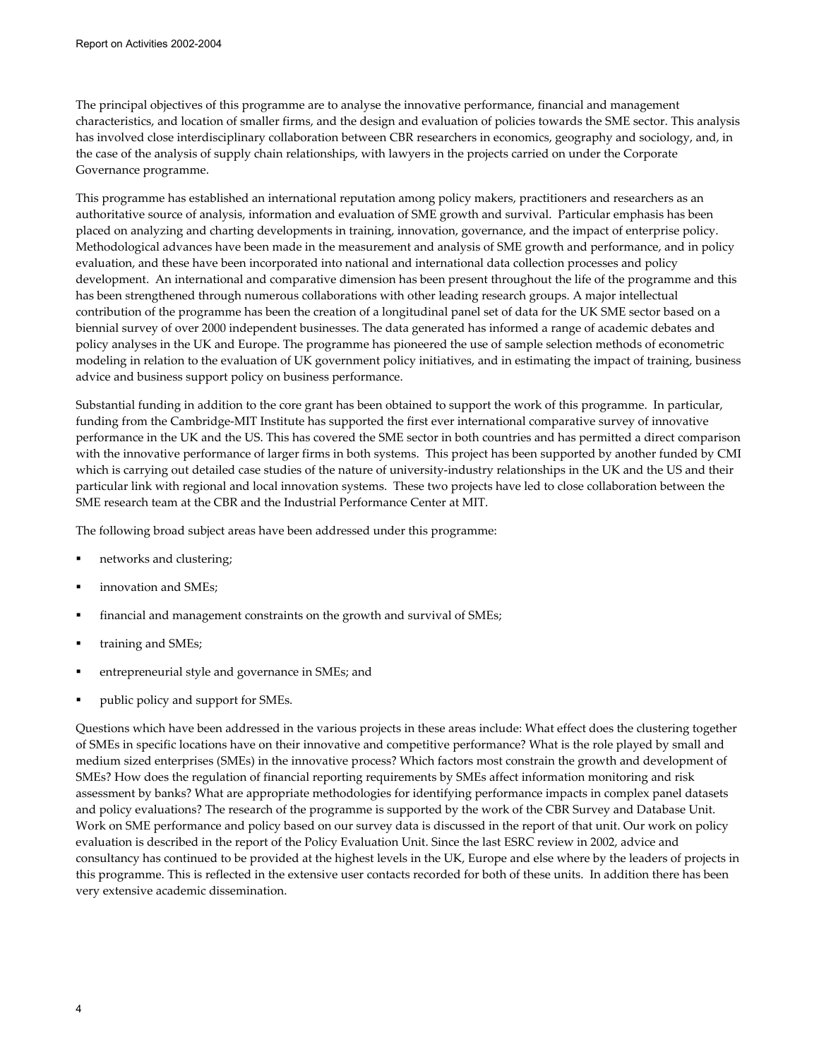The principal objectives of this programme are to analyse the innovative performance, financial and management characteristics, and location of smaller firms, and the design and evaluation of policies towards the SME sector. This analysis has involved close interdisciplinary collaboration between CBR researchers in economics, geography and sociology, and, in the case of the analysis of supply chain relationships, with lawyers in the projects carried on under the Corporate Governance programme.

This programme has established an international reputation among policy makers, practitioners and researchers as an authoritative source of analysis, information and evaluation of SME growth and survival. Particular emphasis has been placed on analyzing and charting developments in training, innovation, governance, and the impact of enterprise policy. Methodological advances have been made in the measurement and analysis of SME growth and performance, and in policy evaluation, and these have been incorporated into national and international data collection processes and policy development. An international and comparative dimension has been present throughout the life of the programme and this has been strengthened through numerous collaborations with other leading research groups. A major intellectual contribution of the programme has been the creation of a longitudinal panel set of data for the UK SME sector based on a biennial survey of over 2000 independent businesses. The data generated has informed a range of academic debates and policy analyses in the UK and Europe. The programme has pioneered the use of sample selection methods of econometric modeling in relation to the evaluation of UK government policy initiatives, and in estimating the impact of training, business advice and business support policy on business performance.

Substantial funding in addition to the core grant has been obtained to support the work of this programme. In particular, funding from the Cambridge-MIT Institute has supported the first ever international comparative survey of innovative performance in the UK and the US. This has covered the SME sector in both countries and has permitted a direct comparison with the innovative performance of larger firms in both systems. This project has been supported by another funded by CMI which is carrying out detailed case studies of the nature of university-industry relationships in the UK and the US and their particular link with regional and local innovation systems. These two projects have led to close collaboration between the SME research team at the CBR and the Industrial Performance Center at MIT.

The following broad subject areas have been addressed under this programme:

- networks and clustering;
- innovation and SMEs;
- financial and management constraints on the growth and survival of SMEs;
- training and SMEs;
- entrepreneurial style and governance in SMEs; and
- public policy and support for SMEs.

Questions which have been addressed in the various projects in these areas include: What effect does the clustering together of SMEs in specific locations have on their innovative and competitive performance? What is the role played by small and medium sized enterprises (SMEs) in the innovative process? Which factors most constrain the growth and development of SMEs? How does the regulation of financial reporting requirements by SMEs affect information monitoring and risk assessment by banks? What are appropriate methodologies for identifying performance impacts in complex panel datasets and policy evaluations? The research of the programme is supported by the work of the CBR Survey and Database Unit. Work on SME performance and policy based on our survey data is discussed in the report of that unit. Our work on policy evaluation is described in the report of the Policy Evaluation Unit. Since the last ESRC review in 2002, advice and consultancy has continued to be provided at the highest levels in the UK, Europe and else where by the leaders of projects in this programme. This is reflected in the extensive user contacts recorded for both of these units. In addition there has been very extensive academic dissemination.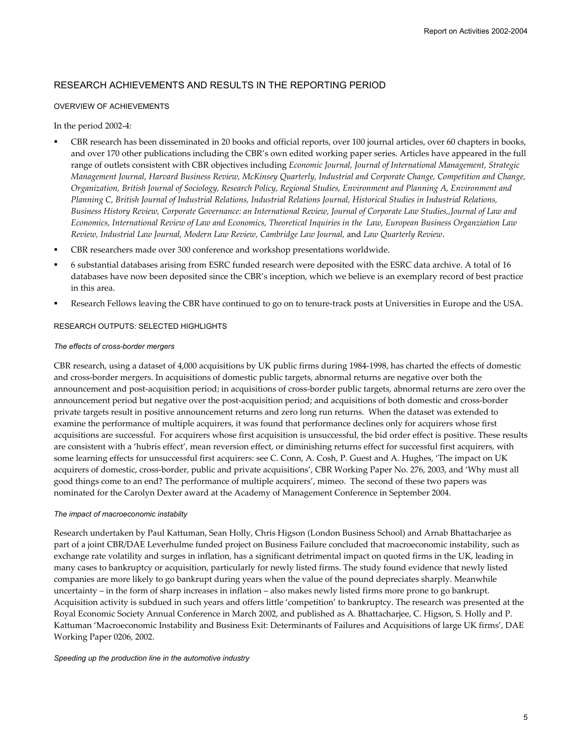## RESEARCH ACHIEVEMENTS AND RESULTS IN THE REPORTING PERIOD

### OVERVIEW OF ACHIEVEMENTS

In the period 2002-4:

- CBR research has been disseminated in 20 books and official reports, over 100 journal articles, over 60 chapters in books, and over 170 other publications including the CBR's own edited working paper series. Articles have appeared in the full range of outlets consistent with CBR objectives including *Economic Journal, Journal of International Management, Strategic Management Journal, Harvard Business Review, McKinsey Quarterly, Industrial and Corporate Change, Competition and Change, Organization, British Journal of Sociology, Research Policy, Regional Studies, Environment and Planning A, Environment and Planning C, British Journal of Industrial Relations, Industrial Relations Journal, Historical Studies in Industrial Relations, Business History Review, Corporate Governance: an International Review, Journal of Corporate Law Studies,,Journal of Law and Economics, International Review of Law and Economics, Theoretical Inquiries in the Law, European Business Organziation Law Review, Industrial Law Journal, Modern Law Review, Cambridge Law Journal,* and *Law Quarterly Review*.
- CBR researchers made over 300 conference and workshop presentations worldwide.
- 6 substantial databases arising from ESRC funded research were deposited with the ESRC data archive. A total of 16 databases have now been deposited since the CBR's inception, which we believe is an exemplary record of best practice in this area.
- Research Fellows leaving the CBR have continued to go on to tenure-track posts at Universities in Europe and the USA.

### RESEARCH OUTPUTS: SELECTED HIGHLIGHTS

*The effects of cross-border mergers*

CBR research, using a dataset of 4,000 acquisitions by UK public firms during 1984-1998, has charted the effects of domestic and cross-border mergers. In acquisitions of domestic public targets, abnormal returns are negative over both the announcement and post-acquisition period; in acquisitions of cross-border public targets, abnormal returns are zero over the announcement period but negative over the post-acquisition period; and acquisitions of both domestic and cross-border private targets result in positive announcement returns and zero long run returns. When the dataset was extended to examine the performance of multiple acquirers, it was found that performance declines only for acquirers whose first acquisitions are successful. For acquirers whose first acquisition is unsuccessful, the bid order effect is positive. These results are consistent with a 'hubris effect', mean reversion effect, or diminishing returns effect for successful first acquirers, with some learning effects for unsuccessful first acquirers: see C. Conn, A. Cosh, P. Guest and A. Hughes, 'The impact on UK acquirers of domestic, cross-border, public and private acquisitions', CBR Working Paper No. 276, 2003, and 'Why must all good things come to an end? The performance of multiple acquirers', mimeo. The second of these two papers was nominated for the Carolyn Dexter award at the Academy of Management Conference in September 2004.

*The impact of macroeconomic instabilty*

Research undertaken by Paul Kattuman, Sean Holly, Chris Higson (London Business School) and Arnab Bhattacharjee as part of a joint CBR/DAE Leverhulme funded project on Business Failure concluded that macroeconomic instability, such as exchange rate volatility and surges in inflation, has a significant detrimental impact on quoted firms in the UK, leading in many cases to bankruptcy or acquisition, particularly for newly listed firms. The study found evidence that newly listed companies are more likely to go bankrupt during years when the value of the pound depreciates sharply. Meanwhile uncertainty – in the form of sharp increases in inflation – also makes newly listed firms more prone to go bankrupt. Acquisition activity is subdued in such years and offers little 'competition' to bankruptcy. The research was presented at the Royal Economic Society Annual Conference in March 2002, and published as A. Bhattacharjee, C. Higson, S. Holly and P. Kattuman 'Macroeconomic Instability and Business Exit: Determinants of Failures and Acquisitions of large UK firms', DAE Working Paper 0206, 2002.

*Speeding up the production line in the automotive industry*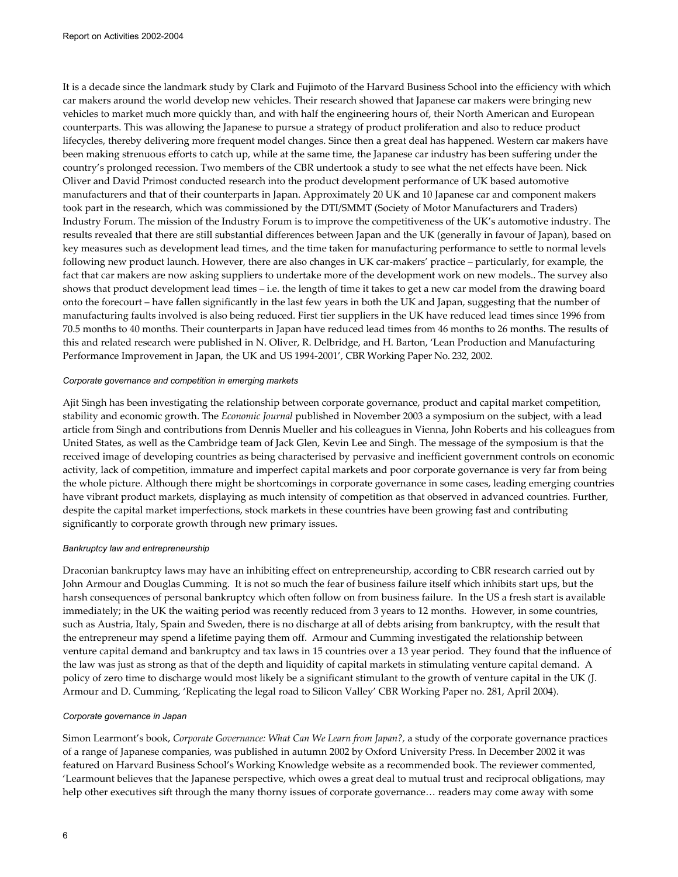It is a decade since the landmark study by Clark and Fujimoto of the Harvard Business School into the efficiency with which car makers around the world develop new vehicles. Their research showed that Japanese car makers were bringing new vehicles to market much more quickly than, and with half the engineering hours of, their North American and European counterparts. This was allowing the Japanese to pursue a strategy of product proliferation and also to reduce product lifecycles, thereby delivering more frequent model changes. Since then a great deal has happened. Western car makers have been making strenuous efforts to catch up, while at the same time, the Japanese car industry has been suffering under the country's prolonged recession. Two members of the CBR undertook a study to see what the net effects have been. Nick Oliver and David Primost conducted research into the product development performance of UK based automotive manufacturers and that of their counterparts in Japan. Approximately 20 UK and 10 Japanese car and component makers took part in the research, which was commissioned by the DTI/SMMT (Society of Motor Manufacturers and Traders) Industry Forum. The mission of the Industry Forum is to improve the competitiveness of the UK's automotive industry. The results revealed that there are still substantial differences between Japan and the UK (generally in favour of Japan), based on key measures such as development lead times, and the time taken for manufacturing performance to settle to normal levels following new product launch. However, there are also changes in UK car-makers' practice – particularly, for example, the fact that car makers are now asking suppliers to undertake more of the development work on new models.. The survey also shows that product development lead times – i.e. the length of time it takes to get a new car model from the drawing board onto the forecourt – have fallen significantly in the last few years in both the UK and Japan, suggesting that the number of manufacturing faults involved is also being reduced. First tier suppliers in the UK have reduced lead times since 1996 from 70.5 months to 40 months. Their counterparts in Japan have reduced lead times from 46 months to 26 months. The results of this and related research were published in N. Oliver, R. Delbridge, and H. Barton, 'Lean Production and Manufacturing Performance Improvement in Japan, the UK and US 1994-2001', CBR Working Paper No. 232, 2002.

#### *Corporate governance and competition in emerging markets*

Ajit Singh has been investigating the relationship between corporate governance, product and capital market competition, stability and economic growth. The *Economic Journal* published in November 2003 a symposium on the subject, with a lead article from Singh and contributions from Dennis Mueller and his colleagues in Vienna, John Roberts and his colleagues from United States, as well as the Cambridge team of Jack Glen, Kevin Lee and Singh. The message of the symposium is that the received image of developing countries as being characterised by pervasive and inefficient government controls on economic activity, lack of competition, immature and imperfect capital markets and poor corporate governance is very far from being the whole picture. Although there might be shortcomings in corporate governance in some cases, leading emerging countries have vibrant product markets, displaying as much intensity of competition as that observed in advanced countries. Further, despite the capital market imperfections, stock markets in these countries have been growing fast and contributing significantly to corporate growth through new primary issues.

#### *Bankruptcy law and entrepreneurship*

Draconian bankruptcy laws may have an inhibiting effect on entrepreneurship, according to CBR research carried out by John Armour and Douglas Cumming. It is not so much the fear of business failure itself which inhibits start ups, but the harsh consequences of personal bankruptcy which often follow on from business failure. In the US a fresh start is available immediately; in the UK the waiting period was recently reduced from 3 years to 12 months. However, in some countries, such as Austria, Italy, Spain and Sweden, there is no discharge at all of debts arising from bankruptcy, with the result that the entrepreneur may spend a lifetime paying them off. Armour and Cumming investigated the relationship between venture capital demand and bankruptcy and tax laws in 15 countries over a 13 year period. They found that the influence of the law was just as strong as that of the depth and liquidity of capital markets in stimulating venture capital demand. A policy of zero time to discharge would most likely be a significant stimulant to the growth of venture capital in the UK (J. Armour and D. Cumming, 'Replicating the legal road to Silicon Valley' CBR Working Paper no. 281, April 2004).

#### *Corporate governance in Japan*

Simon Learmont's book, *Corporate Governance: What Can We Learn from Japan?,* a study of the corporate governance practices of a range of Japanese companies, was published in autumn 2002 by Oxford University Press. In December 2002 it was featured on Harvard Business School's Working Knowledge website as a recommended book. The reviewer commented, 'Learmount believes that the Japanese perspective, which owes a great deal to mutual trust and reciprocal obligations, may help other executives sift through the many thorny issues of corporate governance… readers may come away with some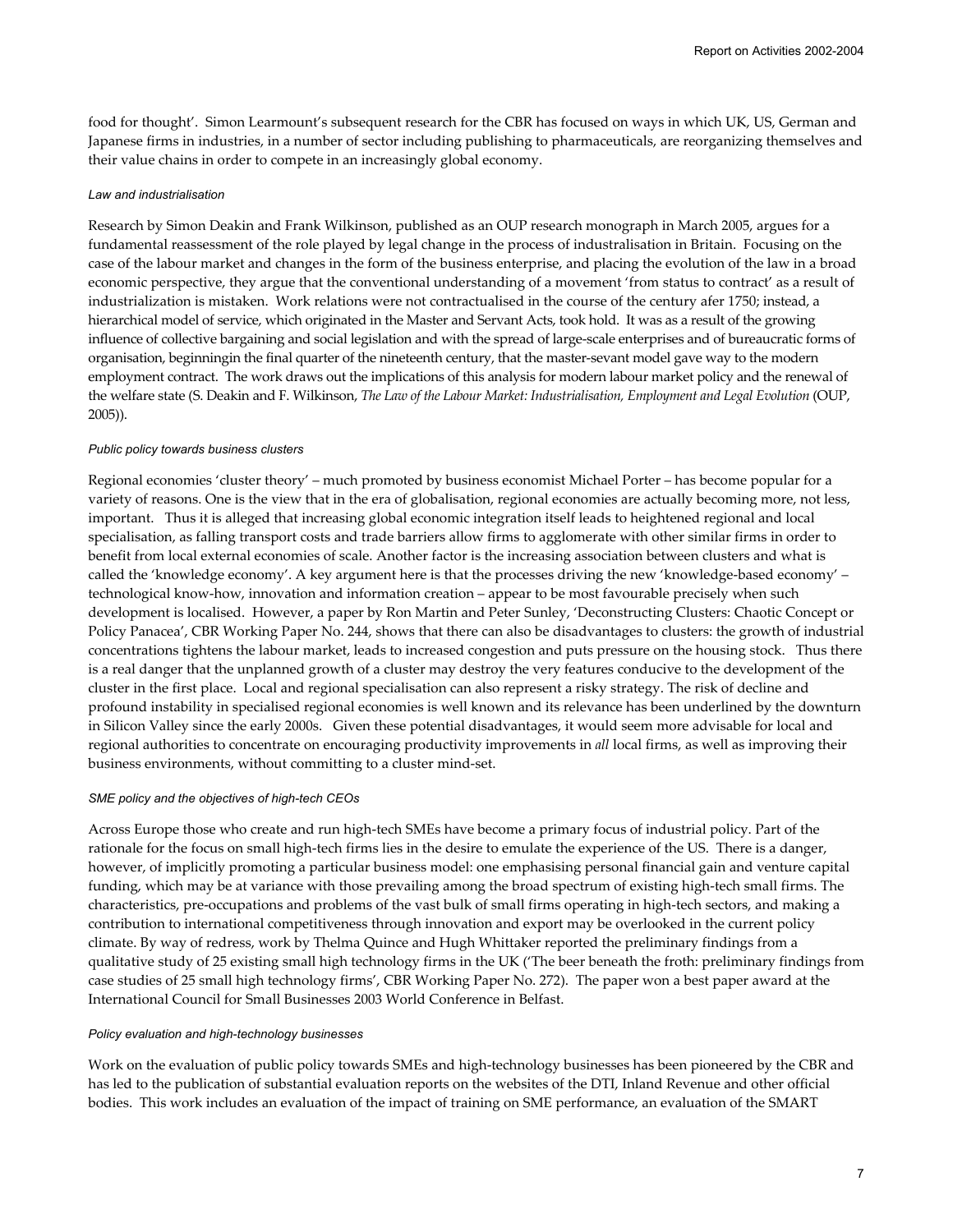food for thought'. Simon Learmount's subsequent research for the CBR has focused on ways in which UK, US, German and Japanese firms in industries, in a number of sector including publishing to pharmaceuticals, are reorganizing themselves and their value chains in order to compete in an increasingly global economy.

*Law and industrialisation*

Research by Simon Deakin and Frank Wilkinson, published as an OUP research monograph in March 2005, argues for a fundamental reassessment of the role played by legal change in the process of industrasalisation in Britain. Focusing on the case of the labour market and changes in the form of the business enterprise, and placing the evolution of the law in a broad economic perspective, they argue that the conventional understanding of a movement 'from status to contract' as a result of industrialization is mistaken. Work relations were not contractualised in the course of the century afer 1750; instead, a hierarchical model of service, which originated in the Master and Servant Acts, took hold. It was as a result of the growing influence of collective bargaining and social legislation and with the spread of large-scale enterprises and of bureaucratic forms of organisation, beginningin the final quarter of the nineteenth century, that the master-sevant model gave way to the modern employment contract. The work draws out the implications of this analysis for modern labour market policy and the renewal of the welfare state (S. Deakin and F. Wilkinson, *The Law of the Labour Market: Industrialisation, Employment and Legal Evolution* (OUP, 2005)).

*Public policy towards business clusters*

Regional economies 'cluster theory' – much promoted by business economist Michael Porter – has become popular for a variety of reasons. One is the view that in the era of globalisation, regional economies are actually becoming more, not less, important. Thus it is alleged that increasing global economic integration itself leads to heightened regional and local specialisation, as falling transport costs and trade barriers allow firms to agglomerate with other similar firms in order to benefit from local external economies of scale. Another factor is the increasing association between clusters and what is called the 'knowledge economy'. A key argument here is that the processes driving the new 'knowledge-based economy' – technological know-how, innovation and information creation – appear to be most favourable precisely when such development is localised. However, a paper by Ron Martin and Peter Sunley, 'Deconstructing Clusters: Chaotic Concept or Policy Panacea', CBR Working Paper No. 244, shows that there can also be disadvantages to clusters: the growth of industrial concentrations tightens the labour market, leads to increased congestion and puts pressure on the housing stock. Thus there is a real danger that the unplanned growth of a cluster may destroy the very features conducive to the development of the cluster in the first place. Local and regional specialisation can also represent a risky strategy. The risk of decline and profound instability in specialised regional economies is well known and its relevance has been underlined by the downturn in Silicon Valley since the early 2000s. Given these potential disadvantages, it would seem more advisable for local and regional authorities to concentrate on encouraging productivity improvements in *all* local firms, as well as improving their business environments, without committing to a cluster mind-set.

*SME policy and the objectives of high-tech CEOs*

Across Europe those who create and run high-tech SMEs have become a primary focus of industrial policy. Part of the rationale for the focus on small high-tech firms lies in the desire to emulate the experience of the US. There is a danger, however, of implicitly promoting a particular business model: one emphasising personal financial gain and venture capital funding, which may be at variance with those prevailing among the broad spectrum of existing high-tech small firms. The characteristics, pre-occupations and problems of the vast bulk of small firms operating in high-tech sectors, and making a contribution to international competitiveness through innovation and export may be overlooked in the current policy climate. By way of redress, work by Thelma Quince and Hugh Whittaker reported the preliminary findings from a qualitative study of 25 existing small high technology firms in the UK ('The beer beneath the froth: preliminary findings from case studies of 25 small high technology firms', CBR Working Paper No. 272). The paper won a best paper award at the International Council for Small Businesses 2003 World Conference in Belfast.

*Policy evaluation and high-technology businesses*

Work on the evaluation of public policy towards SMEs and high-technology businesses has been pioneered by the CBR and has led to the publication of substantial evaluation reports on the websites of the DTI, Inland Revenue and other official bodies. This work includes an evaluation of the impact of training on SME performance, an evaluation of the SMART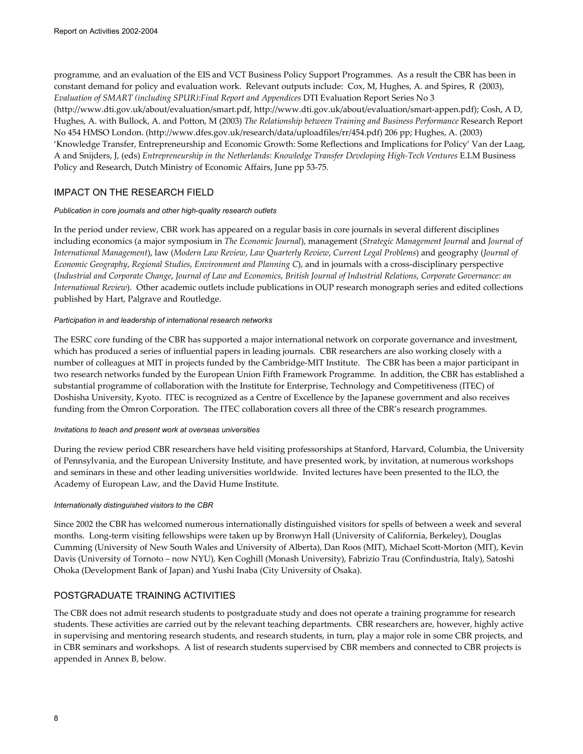programme, and an evaluation of the EIS and VCT Business Policy Support Programmes. As a result the CBR has been in constant demand for policy and evaluation work. Relevant outputs include: Cox, M, Hughes, A. and Spires, R (2003), *Evaluation of SMART (including SPUR):Final Report and Appendices* DTI Evaluation Report Series No 3 (http://www.dti.gov.uk/about/evaluation/smart.pdf, http://www.dti.gov.uk/about/evaluation/smart-appen.pdf); Cosh, A D, Hughes, A. with Bullock, A. and Potton, M (2003) *The Relationship between Training and Business Performance* Research Report No 454 HMSO London. (http://www.dfes.gov.uk/research/data/uploadfiles/rr/454.pdf) 206 pp; Hughes, A. (2003) 'Knowledge Transfer, Entrepreneurship and Economic Growth: Some Reflections and Implications for Policy' Van der Laag, A and Snijders, J, (eds) *Entrepreneurship in the Netherlands: Knowledge Transfer Developing High-Tech Ventures* E.I.M Business Policy and Research, Dutch Ministry of Economic Affairs, June pp 53-75.

## IMPACT ON THE RESEARCH FIELD

#### *Publication in core journals and other high-quality research outlets*

In the period under review, CBR work has appeared on a regular basis in core journals in several different disciplines including economics (a major symposium in *The Economic Journal*), management (*Strategic Management Journal* and *Journal of International Management*), law (*Modern Law Review*, *Law Quarterly Review*, *Current Legal Problems*) and geography (*Journal of Economic Geography*, *Regional Studies*, *Environment and Planning C*), and in journals with a cross-disciplinary perspective (*Industrial and Corporate Change*, *Journal of Law and Economics*, *British Journal of Industrial Relations*, *Corporate Governance: an International Review*). Other academic outlets include publications in OUP research monograph series and edited collections published by Hart, Palgrave and Routledge.

#### *Participation in and leadership of international research networks*

The ESRC core funding of the CBR has supported a major international network on corporate governance and investment, which has produced a series of influential papers in leading journals. CBR researchers are also working closely with a number of colleagues at MIT in projects funded by the Cambridge-MIT Institute. The CBR has been a major participant in two research networks funded by the European Union Fifth Framework Programme. In addition, the CBR has established a substantial programme of collaboration with the Institute for Enterprise, Technology and Competitiveness (ITEC) of Doshisha University, Kyoto. ITEC is recognized as a Centre of Excellence by the Japanese government and also receives funding from the Omron Corporation. The ITEC collaboration covers all three of the CBR's research programmes.

#### *Invitations to teach and present work at overseas universities*

During the review period CBR researchers have held visiting professorships at Stanford, Harvard, Columbia, the University of Pennsylvania, and the European University Institute, and have presented work, by invitation, at numerous workshops and seminars in these and other leading universities worldwide. Invited lectures have been presented to the ILO, the Academy of European Law, and the David Hume Institute.

#### *Internationally distinguished visitors to the CBR*

Since 2002 the CBR has welcomed numerous internationally distinguished visitors for spells of between a week and several months. Long-term visiting fellowships were taken up by Bronwyn Hall (University of California, Berkeley), Douglas Cumming (University of New South Wales and University of Alberta), Dan Roos (MIT), Michael Scott-Morton (MIT), Kevin Davis (University of Tornoto – now NYU), Ken Coghill (Monash University), Fabrizio Trau (Confindustria, Italy), Satoshi Ohoka (Development Bank of Japan) and Yushi Inaba (City University of Osaka).

## POSTGRADUATE TRAINING ACTIVITIES

The CBR does not admit research students to postgraduate study and does not operate a training programme for research students. These activities are carried out by the relevant teaching departments. CBR researchers are, however, highly active in supervising and mentoring research students, and research students, in turn, play a major role in some CBR projects, and in CBR seminars and workshops. A list of research students supervised by CBR members and connected to CBR projects is appended in Annex B, below.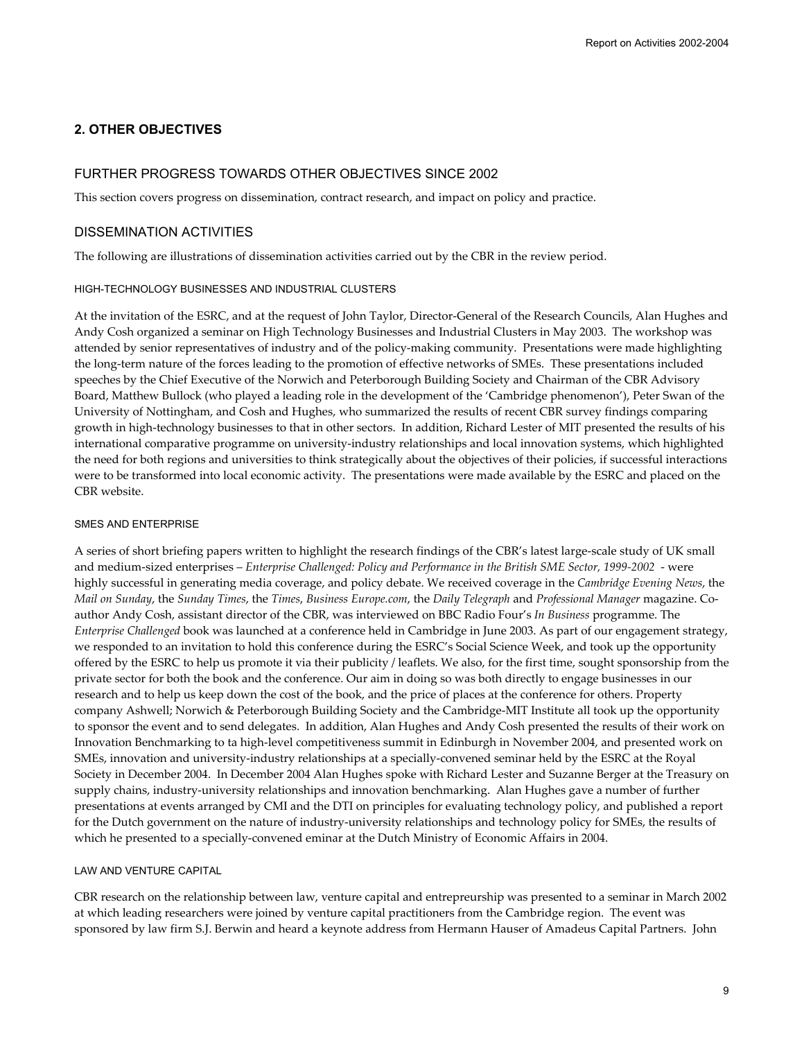## 2. OTHER OBJECTIVES

### FURTHER PROGRESS TOWARDS OTHER OBJECTIVES SINCE 2002

This section covers progress on dissemination, contract research, and impact on policy and practice.

### DISSEMINATION ACTIVITIES

The following are illustrations of dissemination activities carried out by the CBR in the review period.

#### HIGH-TECHNOLOGY BUSINESSES AND INDUSTRIAL CLUSTERS

At the invitation of the ESRC, and at the request of John Taylor, Director-General of the Research Councils, Alan Hughes and Andy Cosh organized a seminar on High Technology Businesses and Industrial Clusters in May 2003. The workshop was attended by senior representatives of industry and of the policy-making community. Presentations were made highlighting the long-term nature of the forces leading to the promotion of effective networks of SMEs. These presentations included speeches by the Chief Executive of the Norwich and Peterborough Building Society and Chairman of the CBR Advisory Board, Matthew Bullock (who played a leading role in the development of the 'Cambridge phenomenon'), Peter Swan of the University of Nottingham, and Cosh and Hughes, who summarized the results of recent CBR survey findings comparing growth in high-technology businesses to that in other sectors. In addition, Richard Lester of MIT presented the results of his international comparative programme on university-industry relationships and local innovation systems, which highlighted the need for both regions and universities to think strategically about the objectives of their policies, if successful interactions were to be transformed into local economic activity. The presentations were made available by the ESRC and placed on the CBR website.

#### SMES AND ENTERPRISE

A series of short briefing papers written to highlight the research findings of the CBR's latest large-scale study of UK small and medium-sized enterprises – *Enterprise Challenged: Policy and Performance in the British SME Sector, 1999-2002* - were highly successful in generating media coverage, and policy debate. We received coverage in the *Cambridge Evening News*, the *Mail on Sunday*, the *Sunday Times*, the *Times*, *Business Europe.com*, the *Daily Telegraph* and *Professional Manager* magazine. Co-author Andy Cosh, assistant director of the CBR, was interviewed on BBC Radio Four's *In Business* programme. The *Enterprise Challenged* book was launched at a conference held in Cambridge in June 2003. As part of our engagement strategy, we responded to an invitation to hold this conference during the ESRC's Social Science Week, and took up the opportunity offered by the ESRC to help us promote it via their publicity / leaflets. We also, for the first time, sought sponsorship from the private sector for both the book and the conference. Our aim in doing so was both directly to engage businesses in our research and to help us keep down the cost of the book, and the price of places at the conference for others. Property company Ashwell; Norwich & Peterborough Building Society and the Cambridge-MIT Institute all took up the opportunity to sponsor the event and to send delegates. In addition, Alan Hughes and Andy Cosh presented the results of their work on Innovation Benchmarking to ta high-level competitiveness summit in Edinburgh in November 2004, and presented work on SMEs, innovation and university-industry relationships at a specially-convened seminar held by the ESRC at the Royal Society in December 2004. In December 2004 Alan Hughes spoke with Richard Lester and Suzanne Berger at the Treasury on supply chains, industry-university relationships and innovation benchmarking. Alan Hughes gave a number of further presentations at events arranged by CMI and the DTI on principles for evaluating technology policy, and published a report for the Dutch government on the nature of industry-university relationships and technology policy for SMEs, the results of which he presented to a specially-convened eminar at the Dutch Ministry of Economic Affairs in 2004.

#### LAW AND VENTURE CAPITAL

CBR research on the relationship between law, venture capital and entrepreurship was presented to a seminar in March 2002 at which leading researchers were joined by venture capital practitioners from the Cambridge region. The event was sponsored by law firm S.J. Berwin and heard a keynote address from Hermann Hauser of Amadeus Capital Partners. John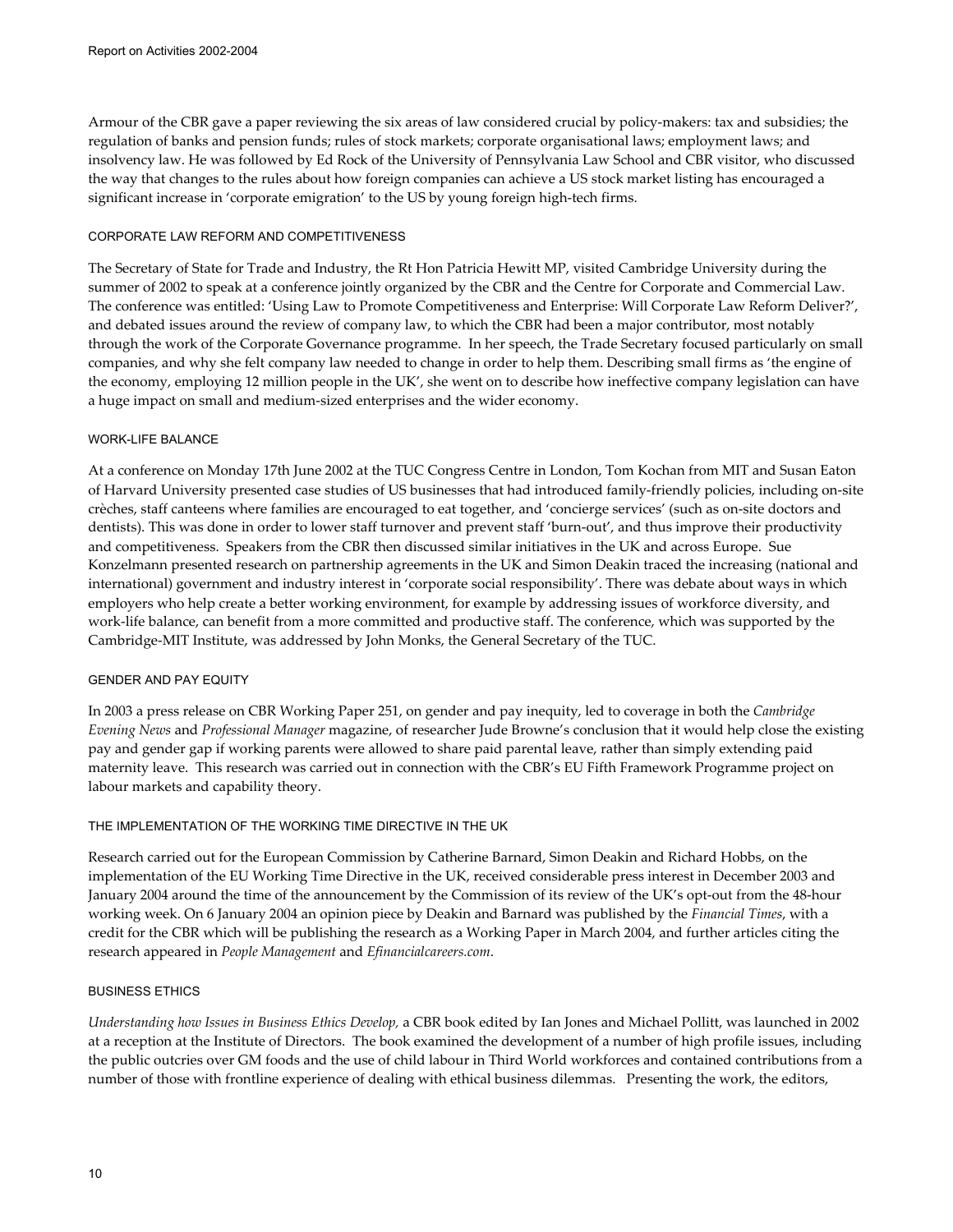Armour of the CBR gave a paper reviewing the six areas of law considered crucial by policy-makers: tax and subsidies; the regulation of banks and pension funds; rules of stock markets; corporate organisational laws; employment laws; and insolvency law. He was followed by Ed Rock of the University of Pennsylvania Law School and CBR visitor, who discussed the way that changes to the rules about how foreign companies can achieve a US stock market listing has encouraged a significant increase in 'corporate emigration' to the US by young foreign high-tech firms.

### CORPORATE LAW REFORM AND COMPETITIVENESS

The Secretary of State for Trade and Industry, the Rt Hon Patricia Hewitt MP, visited Cambridge University during the summer of 2002 to speak at a conference jointly organized by the CBR and the Centre for Corporate and Commercial Law. The conference was entitled: 'Using Law to Promote Competitiveness and Enterprise: Will Corporate Law Reform Deliver?', and debated issues around the review of company law, to which the CBR had been a major contributor, most notably through the work of the Corporate Governance programme. In her speech, the Trade Secretary focused particularly on small companies, and why she felt company law needed to change in order to help them. Describing small firms as 'the engine of the economy, employing 12 million people in the UK', she went on to describe how ineffective company legislation can have a huge impact on small and medium-sized enterprises and the wider economy.

### WORK-LIFE BALANCE

At a conference on Monday 17th June 2002 at the TUC Congress Centre in London, Tom Kochan from MIT and Susan Eaton of Harvard University presented case studies of US businesses that had introduced family-friendly policies, including on-site crèches, staff canteens where families are encouraged to eat together, and 'concierge services' (such as on-site doctors and dentists). This was done in order to lower staff turnover and prevent staff 'burn-out', and thus improve their productivity and competitiveness. Speakers from the CBR then discussed similar initiatives in the UK and across Europe. Sue Konzelmann presented research on partnership agreements in the UK and Simon Deakin traced the increasing (national and international) government and industry interest in 'corporate social responsibility'. There was debate about ways in which employers who help create a better working environment, for example by addressing issues of workforce diversity, and work-life balance, can benefit from a more committed and productive staff. The conference, which was supported by the Cambridge-MIT Institute, was addressed by John Monks, the General Secretary of the TUC.

### GENDER AND PAY EQUITY

In 2003 a press release on CBR Working Paper 251, on gender and pay inequity, led to coverage in both the *Cambridge Evening News* and *Professional Manager* magazine, of researcher Jude Browne's conclusion that it would help close the existing pay and gender gap if working parents were allowed to share paid parental leave, rather than simply extending paid maternity leave. This research was carried out in connection with the CBR's EU Fifth Framework Programme project on labour markets and capability theory.

### THE IMPLEMENTATION OF THE WORKING TIME DIRECTIVE IN THE UK

Research carried out for the European Commission by Catherine Barnard, Simon Deakin and Richard Hobbs, on the implementation of the EU Working Time Directive in the UK, received considerable press interest in December 2003 and January 2004 around the time of the announcement by the Commission of its review of the UK's opt-out from the 48-hour working week. On 6 January 2004 an opinion piece by Deakin and Barnard was published by the *Financial Times*, with a credit for the CBR which will be publishing the research as a Working Paper in March 2004, and further articles citing the research appeared in *People Management* and *Efinancialcareers.com*.

### BUSINESS ETHICS

*Understanding how Issues in Business Ethics Develop,* a CBR book edited by Ian Jones and Michael Pollitt, was launched in 2002 at a reception at the Institute of Directors. The book examined the development of a number of high profile issues, including the public outcries over GM foods and the use of child labour in Third World workforces and contained contributions from a number of those with frontline experience of dealing with ethical business dilemmas. Presenting the work, the editors,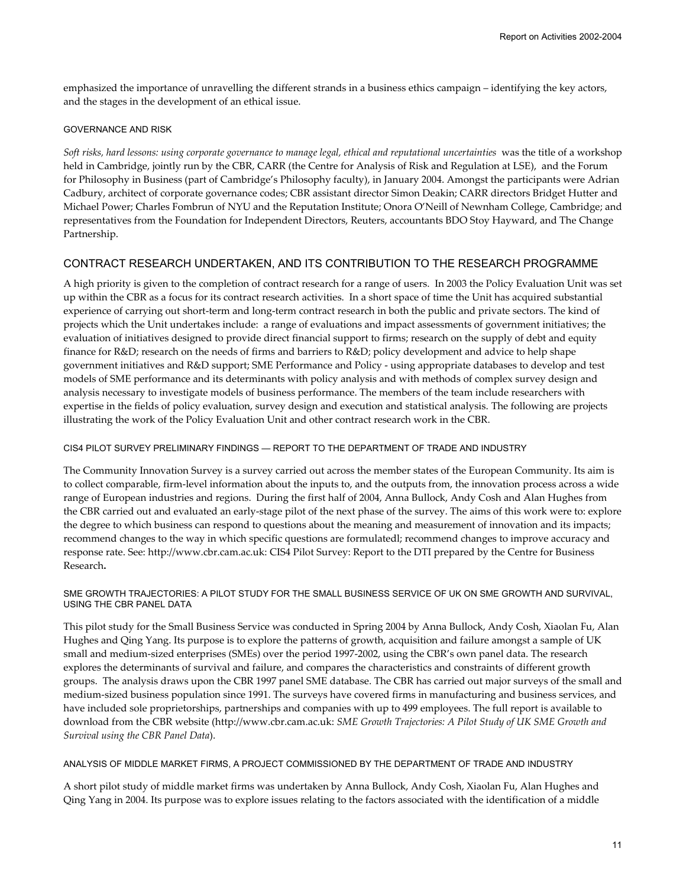emphasized the importance of unravelling the different strands in a business ethics campaign – identifying the key actors, and the stages in the development of an ethical issue.

#### GOVERNANCE AND RISK

*Soft risks, hard lessons: using corporate governance to manage legal, ethical and reputational uncertainties* was the title of a workshop held in Cambridge, jointly run by the CBR, CARR (the Centre for Analysis of Risk and Regulation at LSE), and the Forum for Philosophy in Business (part of Cambridge's Philosophy faculty), in January 2004. Amongst the participants were Adrian Cadbury, architect of corporate governance codes; CBR assistant director Simon Deakin; CARR directors Bridget Hutter and Michael Power; Charles Fombrun of NYU and the Reputation Institute; Onora O'Neill of Newnham College, Cambridge; and representatives from the Foundation for Independent Directors, Reuters, accountants BDO Stoy Hayward, and The Change Partnership.

### CONTRACT RESEARCH UNDERTAKEN, AND ITS CONTRIBUTION TO THE RESEARCH PROGRAMME

A high priority is given to the completion of contract research for a range of users. In 2003 the Policy Evaluation Unit was set up within the CBR as a focus for its contract research activities. In a short space of time the Unit has acquired substantial experience of carrying out short-term and long-term contract research in both the public and private sectors. The kind of projects which the Unit undertakes include: a range of evaluations and impact assessments of government initiatives; the evaluation of initiatives designed to provide direct financial support to firms; research on the supply of debt and equity finance for R&D; research on the needs of firms and barriers to R&D; policy development and advice to help shape government initiatives and R&D support; SME Performance and Policy - using appropriate databases to develop and test models of SME performance and its determinants with policy analysis and with methods of complex survey design and analysis necessary to investigate models of business performance. The members of the team include researchers with expertise in the fields of policy evaluation, survey design and execution and statistical analysis. The following are projects illustrating the work of the Policy Evaluation Unit and other contract research work in the CBR.

#### CIS4 PILOT SURVEY PRELIMINARY FINDINGS — REPORT TO THE DEPARTMENT OF TRADE AND INDUSTRY

The Community Innovation Survey is a survey carried out across the member states of the European Community. Its aim is to collect comparable, firm-level information about the inputs to, and the outputs from, the innovation process across a wide range of European industries and regions. During the first half of 2004, Anna Bullock, Andy Cosh and Alan Hughes from the CBR carried out and evaluated an early-stage pilot of the next phase of the survey. The aims of this work were to: explore the degree to which business can respond to questions about the meaning and measurement of innovation and its impacts; recommend changes to the way in which specific questions are formulatedl; recommend changes to improve accuracy and response rate. See: http://www.cbr.cam.ac.uk: CIS4 Pilot Survey: Report to the DTI prepared by the Centre for Business Research**.**

#### SME GROWTH TRAJECTORIES: A PILOT STUDY FOR THE SMALL BUSINESS SERVICE OF UK ON SME GROWTH AND SURVIVAL, USING THE CBR PANEL DATA

This pilot study for the Small Business Service was conducted in Spring 2004 by Anna Bullock, Andy Cosh, Xiaolan Fu, Alan Hughes and Qing Yang. Its purpose is to explore the patterns of growth, acquisition and failure amongst a sample of UK small and medium-sized enterprises (SMEs) over the period 1997-2002, using the CBR's own panel data. The research explores the determinants of survival and failure, and compares the characteristics and constraints of different growth groups. The analysis draws upon the CBR 1997 panel SME database. The CBR has carried out major surveys of the small and medium-sized business population since 1991. The surveys have covered firms in manufacturing and business services, and have included sole proprietorships, partnerships and companies with up to 499 employees. The full report is available to download from the CBR website (http://www.cbr.cam.ac.uk: *SME Growth Trajectories: A Pilot Study of UK SME Growth and Survival using the CBR Panel Data*).

#### ANALYSIS OF MIDDLE MARKET FIRMS, A PROJECT COMMISSIONED BY THE DEPARTMENT OF TRADE AND INDUSTRY

A short pilot study of middle market firms was undertaken by Anna Bullock, Andy Cosh, Xiaolan Fu, Alan Hughes and Qing Yang in 2004. Its purpose was to explore issues relating to the factors associated with the identification of a middle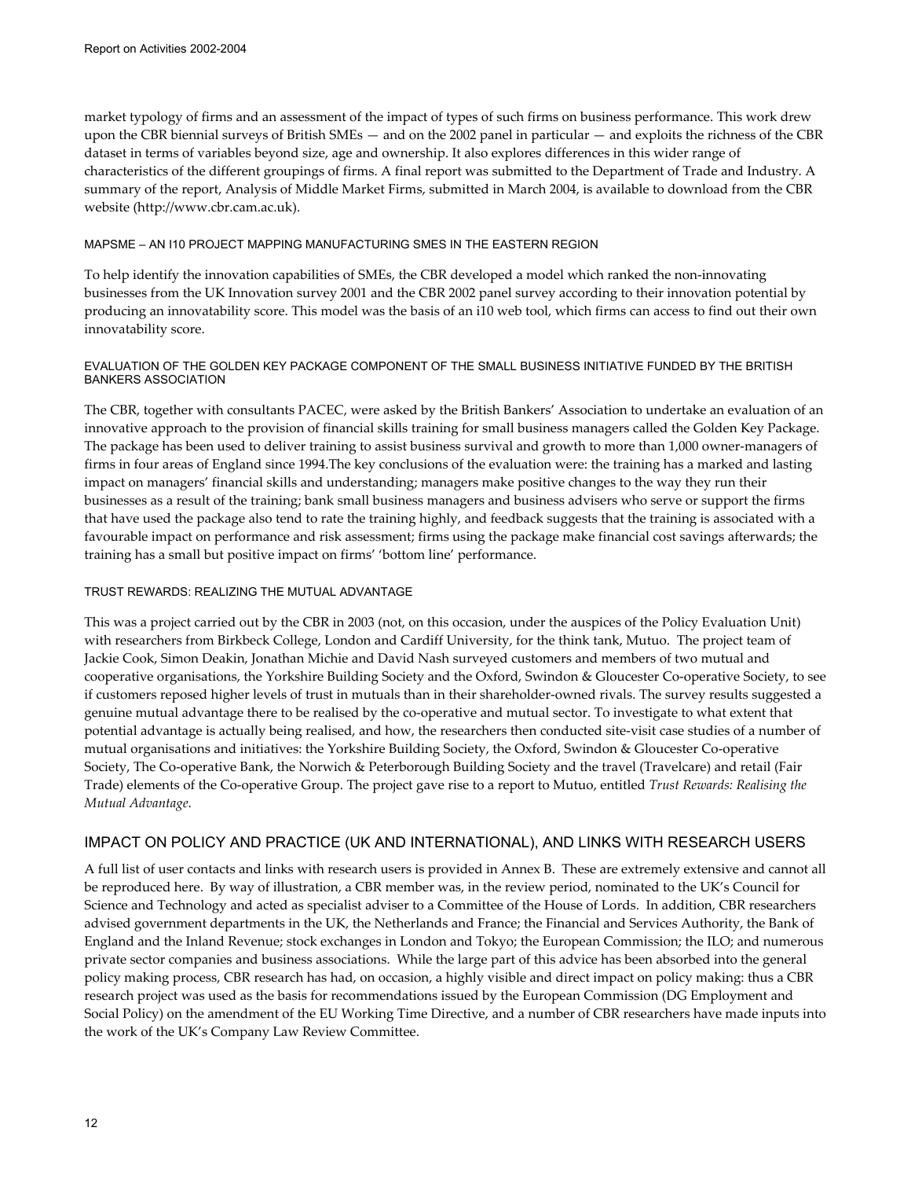market typology of firms and an assessment of the impact of types of such firms on business performance. This work drew upon the CBR biennial surveys of British SMEs — and on the 2002 panel in particular — and exploits the richness of the CBR dataset in terms of variables beyond size, age and ownership. It also explores differences in this wider range of characteristics of the different groupings of firms. A final report was submitted to the Department of Trade and Industry. A summary of the report, Analysis of Middle Market Firms, submitted in March 2004, is available to download from the CBR website (http://www.cbr.cam.ac.uk).

#### MAPSME – AN I10 PROJECT MAPPING MANUFACTURING SMES IN THE EASTERN REGION

To help identify the innovation capabilities of SMEs, the CBR developed a model which ranked the non-innovating businesses from the UK Innovation survey 2001 and the CBR 2002 panel survey according to their innovation potential by producing an innovatability score. This model was the basis of an i10 web tool, which firms can access to find out their own innovatability score.

#### EVALUATION OF THE GOLDEN KEY PACKAGE COMPONENT OF THE SMALL BUSINESS INITIATIVE FUNDED BY THE BRITISH BANKERS ASSOCIATION

The CBR, together with consultants PACEC, were asked by the British Bankers' Association to undertake an evaluation of an innovative approach to the provision of financial skills training for small business managers called the Golden Key Package. The package has been used to deliver training to assist business survival and growth to more than 1,000 owner-managers of firms in four areas of England since 1994.The key conclusions of the evaluation were: the training has a marked and lasting impact on managers' financial skills and understanding; managers make positive changes to the way they run their businesses as a result of the training; bank small business managers and business advisers who serve or support the firms that have used the package also tend to rate the training highly, and feedback suggests that the training is associated with a favourable impact on performance and risk assessment; firms using the package make financial cost savings afterwards; the training has a small but positive impact on firms' 'bottom line' performance.

#### TRUST REWARDS: REALIZING THE MUTUAL ADVANTAGE

This was a project carried out by the CBR in 2003 (not, on this occasion, under the auspices of the Policy Evaluation Unit) with researchers from Birkbeck College, London and Cardiff University, for the think tank, Mutuo. The project team of Jackie Cook, Simon Deakin, Jonathan Michie and David Nash surveyed customers and members of two mutual and cooperative organisations, the Yorkshire Building Society and the Oxford, Swindon & Gloucester Co-operative Society, to see if customers reposed higher levels of trust in mutuals than in their shareholder-owned rivals. The survey results suggested a genuine mutual advantage there to be realised by the co-operative and mutual sector. To investigate to what extent that potential advantage is actually being realised, and how, the researchers then conducted site-visit case studies of a number of mutual organisations and initiatives: the Yorkshire Building Society, the Oxford, Swindon & Gloucester Co-operative Society, The Co-operative Bank, the Norwich & Peterborough Building Society and the travel (Travelcare) and retail (Fair Trade) elements of the Co-operative Group. The project gave rise to a report to Mutuo, entitled *Trust Rewards: Realising the Mutual Advantage*.

### IMPACT ON POLICY AND PRACTICE (UK AND INTERNATIONAL), AND LINKS WITH RESEARCH USERS

A full list of user contacts and links with research users is provided in Annex B. These are extremely extensive and cannot all be reproduced here. By way of illustration, a CBR member was, in the review period, nominated to the UK's Council for Science and Technology and acted as specialist adviser to a Committee of the House of Lords. In addition, CBR researchers advised government departments in the UK, the Netherlands and France; the Financial and Services Authority, the Bank of England and the Inland Revenue; stock exchanges in London and Tokyo; the European Commission; the ILO; and numerous private sector companies and business associations. While the large part of this advice has been absorbed into the general policy making process, CBR research has had, on occasion, a highly visible and direct impact on policy making: thus a CBR research project was used as the basis for recommendations issued by the European Commission (DG Employment and Social Policy) on the amendment of the EU Working Time Directive, and a number of CBR researchers have made inputs into the work of the UK's Company Law Review Committee.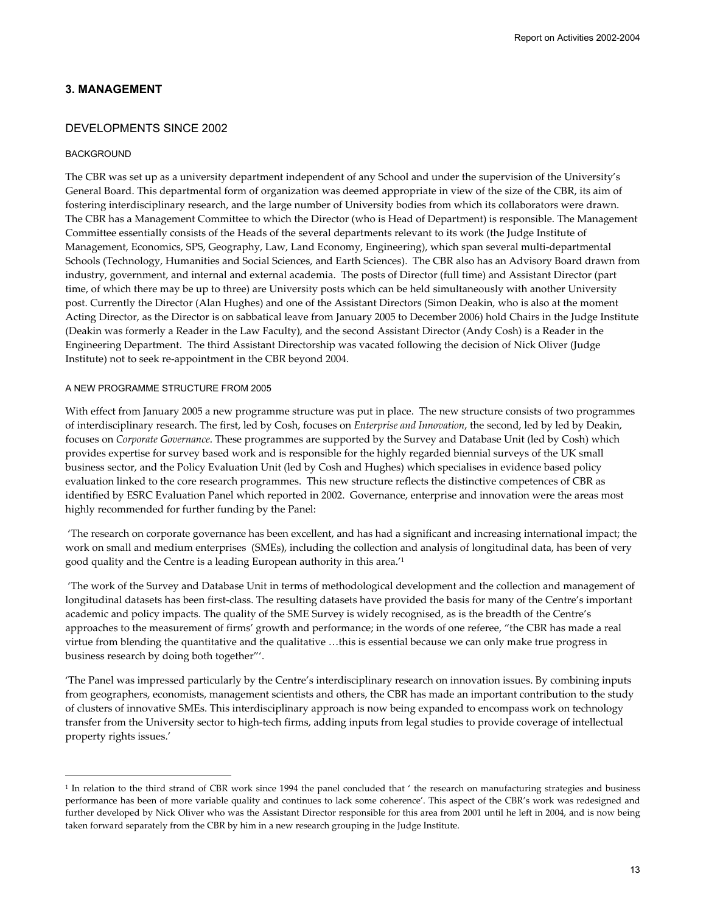## 3. MANAGEMENT

### DEVELOPMENTS SINCE 2002

#### BACKGROUND

The CBR was set up as a university department independent of any School and under the supervision of the University's General Board. This departmental form of organization was deemed appropriate in view of the size of the CBR, its aim of fostering interdisciplinary research, and the large number of University bodies from which its collaborators were drawn. The CBR has a Management Committee to which the Director (who is Head of Department) is responsible. The Management Committee essentially consists of the Heads of the several departments relevant to its work (the Judge Institute of Management, Economics, SPS, Geography, Law, Land Economy, Engineering), which span several multi-departmental Schools (Technology, Humanities and Social Sciences, and Earth Sciences). The CBR also has an Advisory Board drawn from industry, government, and internal and external academia. The posts of Director (full time) and Assistant Director (part time, of which there may be up to three) are University posts which can be held simultaneously with another University post. Currently the Director (Alan Hughes) and one of the Assistant Directors (Simon Deakin, who is also at the moment Acting Director, as the Director is on sabbatical leave from January 2005 to December 2006) hold Chairs in the Judge Institute (Deakin was formerly a Reader in the Law Faculty), and the second Assistant Director (Andy Cosh) is a Reader in the Engineering Department. The third Assistant Directorship was vacated following the decision of Nick Oliver (Judge Institute) not to seek re-appointment in the CBR beyond 2004.

#### A NEW PROGRAMME STRUCTURE FROM 2005

With effect from January 2005 a new programme structure was put in place. The new structure consists of two programmes of interdisciplinary research. The first, led by Cosh, focuses on *Enterprise and Innovation*, the second, led by led by Deakin, focuses on *Corporate Governance*. These programmes are supported by the Survey and Database Unit (led by Cosh) which provides expertise for survey based work and is responsible for the highly regarded biennial surveys of the UK small business sector, and the Policy Evaluation Unit (led by Cosh and Hughes) which specialises in evidence based policy evaluation linked to the core research programmes. This new structure reflects the distinctive competences of CBR as identified by ESRC Evaluation Panel which reported in 2002. Governance, enterprise and innovation were the areas most highly recommended for further funding by the Panel:

'The research on corporate governance has been excellent, and has had a significant and increasing international impact; the work on small and medium enterprises (SMEs), including the collection and analysis of longitudinal data, has been of very good quality and the Centre is a leading European authority in this area.'[1]

'The work of the Survey and Database Unit in terms of methodological development and the collection and management of longitudinal datasets has been first-class. The resulting datasets have provided the basis for many of the Centre's important academic and policy impacts. The quality of the SME Survey is widely recognised, as is the breadth of the Centre's approaches to the measurement of firms' growth and performance; in the words of one referee, "the CBR has made a real virtue from blending the quantitative and the qualitative …this is essential because we can only make true progress in business research by doing both together"'.

'The Panel was impressed particularly by the Centre's interdisciplinary research on innovation issues. By combining inputs from geographers, economists, management scientists and others, the CBR has made an important contribution to the study of clusters of innovative SMEs. This interdisciplinary approach is now being expanded to encompass work on technology transfer from the University sector to high-tech firms, adding inputs from legal studies to provide coverage of intellectual property rights issues.'

---

[1] In relation to the third strand of CBR work since 1994 the panel concluded that ' the research on manufacturing strategies and business performance has been of more variable quality and continues to lack some coherence'. This aspect of the CBR's work was redesigned and further developed by Nick Oliver who was the Assistant Director responsible for this area from 2001 until he left in 2004, and is now being taken forward separately from the CBR by him in a new research grouping in the Judge Institute.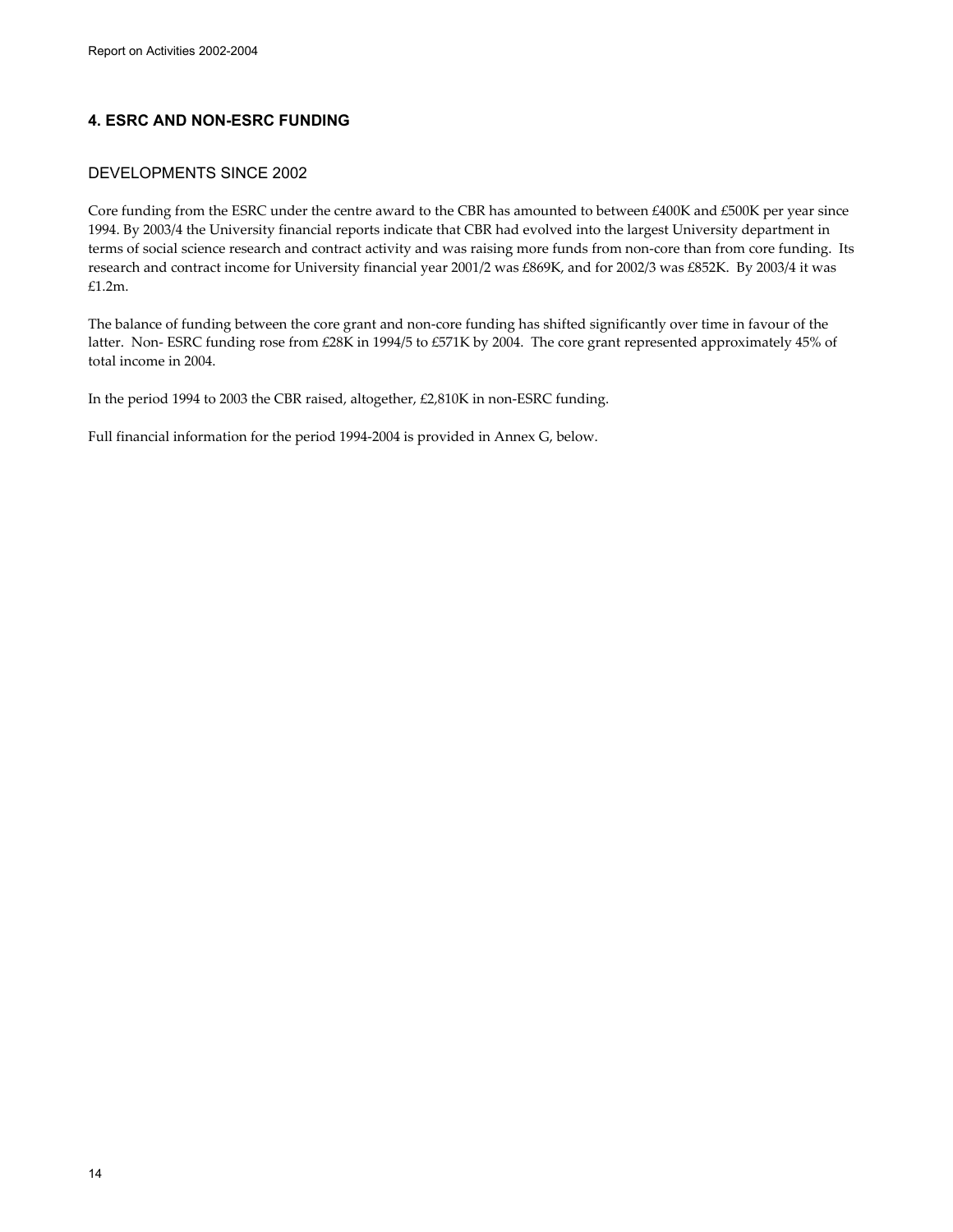## 4. ESRC AND NON-ESRC FUNDING

### DEVELOPMENTS SINCE 2002

Core funding from the ESRC under the centre award to the CBR has amounted to between £400K and £500K per year since 1994. By 2003/4 the University financial reports indicate that CBR had evolved into the largest University department in terms of social science research and contract activity and was raising more funds from non-core than from core funding. Its research and contract income for University financial year 2001/2 was £869K, and for 2002/3 was £852K. By 2003/4 it was £1.2m.

The balance of funding between the core grant and non-core funding has shifted significantly over time in favour of the latter. Non- ESRC funding rose from £28K in 1994/5 to £571K by 2004. The core grant represented approximately 45% of total income in 2004.

In the period 1994 to 2003 the CBR raised, altogether, £2,810K in non-ESRC funding.

Full financial information for the period 1994-2004 is provided in Annex G, below.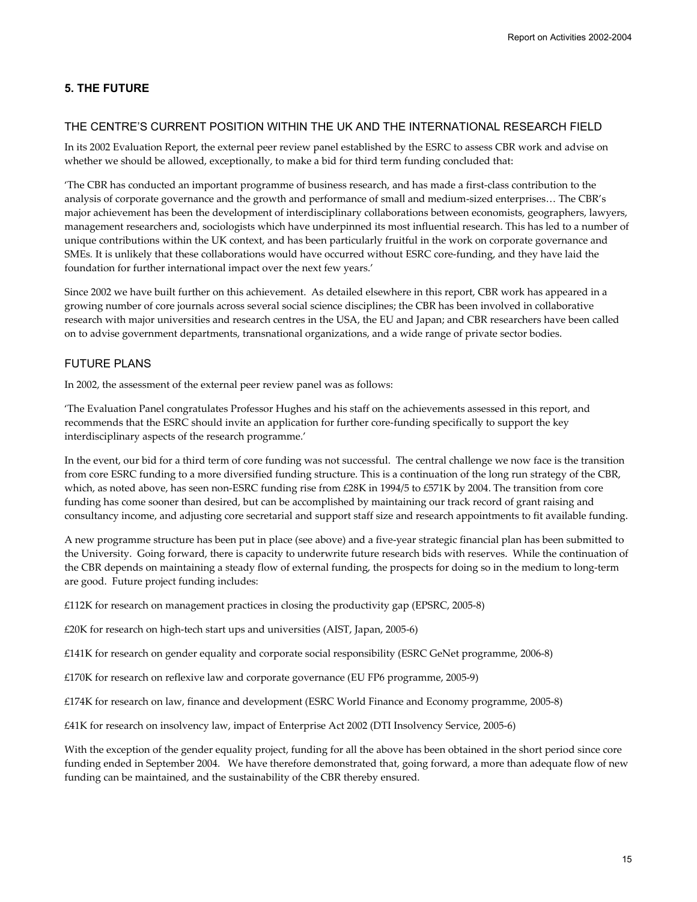## 5. THE FUTURE

### THE CENTRE'S CURRENT POSITION WITHIN THE UK AND THE INTERNATIONAL RESEARCH FIELD

In its 2002 Evaluation Report, the external peer review panel established by the ESRC to assess CBR work and advise on whether we should be allowed, exceptionally, to make a bid for third term funding concluded that:

'The CBR has conducted an important programme of business research, and has made a first-class contribution to the analysis of corporate governance and the growth and performance of small and medium-sized enterprises… The CBR's major achievement has been the development of interdisciplinary collaborations between economists, geographers, lawyers, management researchers and, sociologists which have underpinned its most influential research. This has led to a number of unique contributions within the UK context, and has been particularly fruitful in the work on corporate governance and SMEs. It is unlikely that these collaborations would have occurred without ESRC core-funding, and they have laid the foundation for further international impact over the next few years.'

Since 2002 we have built further on this achievement. As detailed elsewhere in this report, CBR work has appeared in a growing number of core journals across several social science disciplines; the CBR has been involved in collaborative research with major universities and research centres in the USA, the EU and Japan; and CBR researchers have been called on to advise government departments, transnational organizations, and a wide range of private sector bodies.

### FUTURE PLANS

In 2002, the assessment of the external peer review panel was as follows:

'The Evaluation Panel congratulates Professor Hughes and his staff on the achievements assessed in this report, and recommends that the ESRC should invite an application for further core-funding specifically to support the key interdisciplinary aspects of the research programme.'

In the event, our bid for a third term of core funding was not successful. The central challenge we now face is the transition from core ESRC funding to a more diversified funding structure. This is a continuation of the long run strategy of the CBR, which, as noted above, has seen non-ESRC funding rise from £28K in 1994/5 to £571K by 2004. The transition from core funding has come sooner than desired, but can be accomplished by maintaining our track record of grant raising and consultancy income, and adjusting core secretarial and support staff size and research appointments to fit available funding.

A new programme structure has been put in place (see above) and a five-year strategic financial plan has been submitted to the University. Going forward, there is capacity to underwrite future research bids with reserves. While the continuation of the CBR depends on maintaining a steady flow of external funding, the prospects for doing so in the medium to long-term are good. Future project funding includes:

£112K for research on management practices in closing the productivity gap (EPSRC, 2005-8)

£20K for research on high-tech start ups and universities (AIST, Japan, 2005-6)

£141K for research on gender equality and corporate social responsibility (ESRC GeNet programme, 2006-8)

£170K for research on reflexive law and corporate governance (EU FP6 programme, 2005-9)

£174K for research on law, finance and development (ESRC World Finance and Economy programme, 2005-8)

£41K for research on insolvency law, impact of Enterprise Act 2002 (DTI Insolvency Service, 2005-6)

With the exception of the gender equality project, funding for all the above has been obtained in the short period since core funding ended in September 2004. We have therefore demonstrated that, going forward, a more than adequate flow of new funding can be maintained, and the sustainability of the CBR thereby ensured.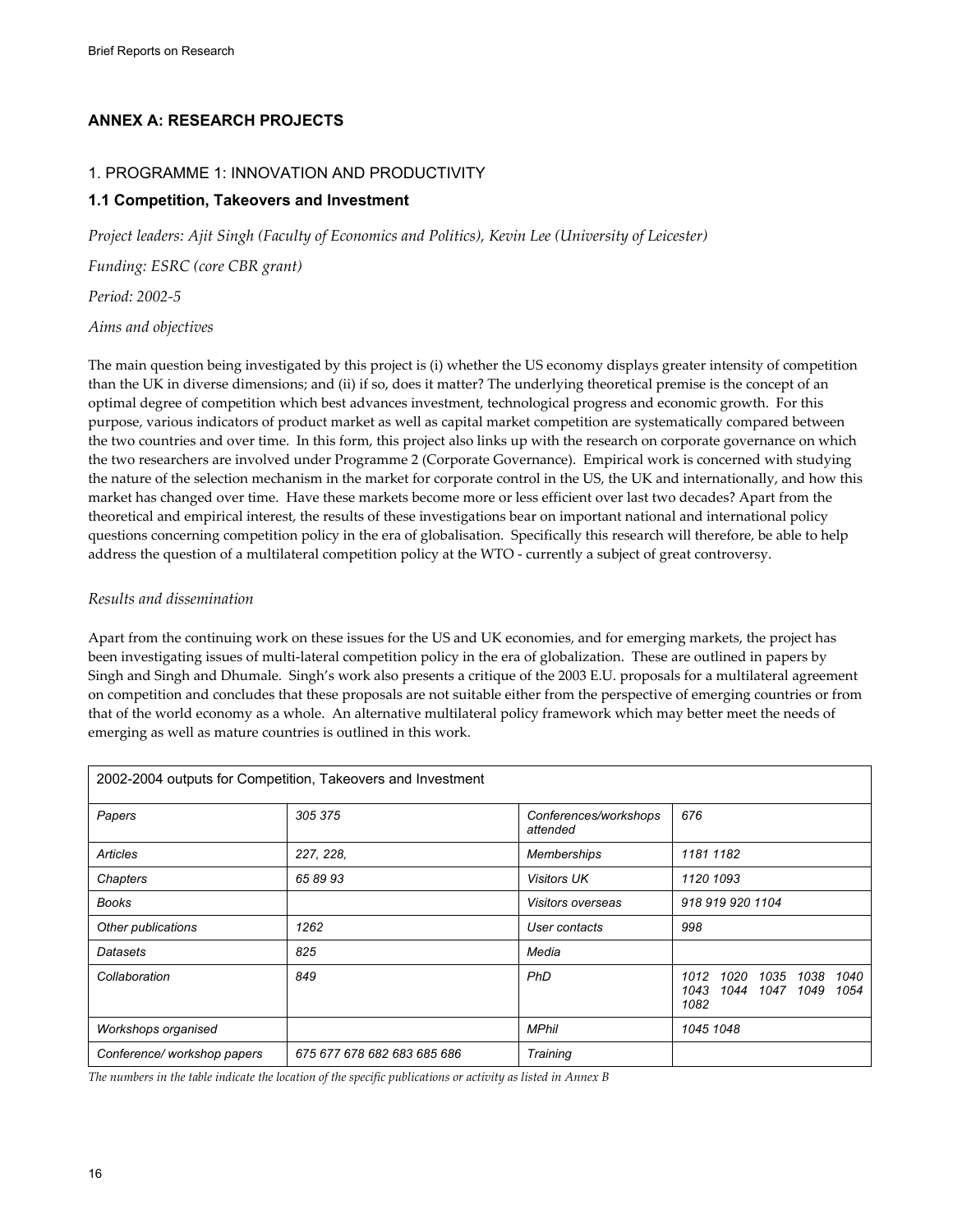## ANNEX A: RESEARCH PROJECTS

### 1. PROGRAMME 1: INNOVATION AND PRODUCTIVITY

### 1.1 Competition, Takeovers and Investment

*Project leaders: Ajit Singh (Faculty of Economics and Politics), Kevin Lee (University of Leicester)*

*Funding: ESRC (core CBR grant)*

*Period: 2002-5*

*Aims and objectives*

The main question being investigated by this project is (i) whether the US economy displays greater intensity of competition than the UK in diverse dimensions; and (ii) if so, does it matter? The underlying theoretical premise is the concept of an optimal degree of competition which best advances investment, technological progress and economic growth. For this purpose, various indicators of product market as well as capital market competition are systematically compared between the two countries and over time. In this form, this project also links up with the research on corporate governance on which the two researchers are involved under Programme 2 (Corporate Governance). Empirical work is concerned with studying the nature of the selection mechanism in the market for corporate control in the US, the UK and internationally, and how this market has changed over time. Have these markets become more or less efficient over last two decades? Apart from the theoretical and empirical interest, the results of these investigations bear on important national and international policy questions concerning competition policy in the era of globalisation. Specifically this research will therefore, be able to help address the question of a multilateral competition policy at the WTO - currently a subject of great controversy.

*Results and dissemination*

Apart from the continuing work on these issues for the US and UK economies, and for emerging markets, the project has been investigating issues of multi-lateral competition policy in the era of globalization. These are outlined in papers by Singh and Singh and Dhumale. Singh's work also presents a critique of the 2003 E.U. proposals for a multilateral agreement on competition and concludes that these proposals are not suitable either from the perspective of emerging countries or from that of the world economy as a whole. An alternative multilateral policy framework which may better meet the needs of emerging as well as mature countries is outlined in this work.

| 2002-2004 outputs for Competition, Takeovers and Investment | | | |
|---|---|---|---|
| *Papers* | *305 375* | *Conferences/workshops attended* | *676* |
| *Articles* | *227, 228,* | *Memberships* | *1181 1182* |
| *Chapters* | *65 89 93* | *Visitors UK* | *1120 1093* |
| *Books* | | *Visitors overseas* | *918 919 920 1104* |
| *Other publications* | *1262* | *User contacts* | *998* |
| *Datasets* | *825* | *Media* | |
| *Collaboration* | *849* | *PhD* | *1012 1020 1035 1038 1040 1043 1044 1047 1049 1054 1082* |
| *Workshops organised* | | *MPhil* | *1045 1048* |
| *Conference/ workshop papers* | *675 677 678 682 683 685 686* | *Training* | |

*The numbers in the table indicate the location of the specific publications or activity as listed in Annex B*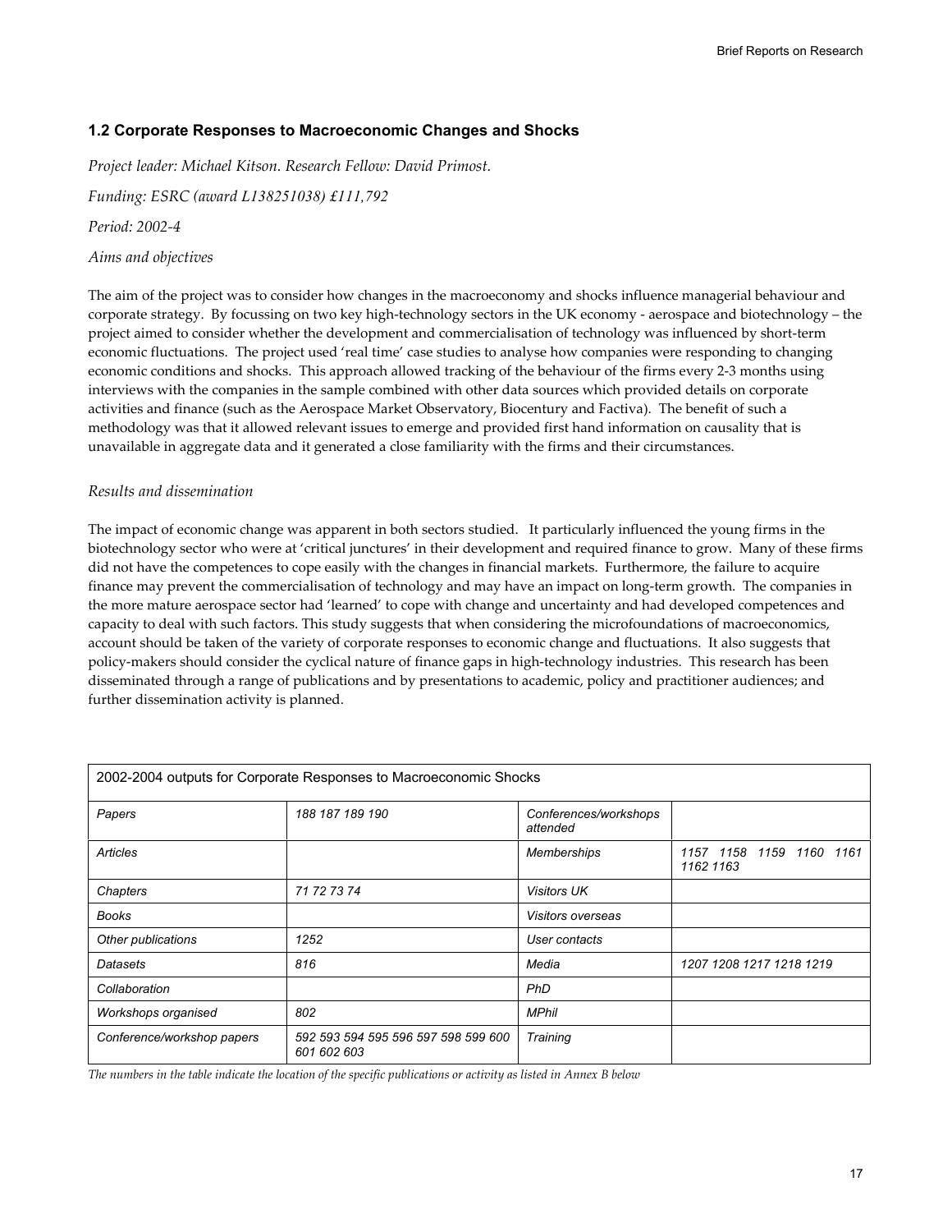### 1.2 Corporate Responses to Macroeconomic Changes and Shocks

*Project leader: Michael Kitson. Research Fellow: David Primost.*

*Funding: ESRC (award L138251038) £111,792*

*Period: 2002-4*

*Aims and objectives*

The aim of the project was to consider how changes in the macroeconomy and shocks influence managerial behaviour and corporate strategy. By focussing on two key high-technology sectors in the UK economy - aerospace and biotechnology – the project aimed to consider whether the development and commercialisation of technology was influenced by short-term economic fluctuations. The project used 'real time' case studies to analyse how companies were responding to changing economic conditions and shocks. This approach allowed tracking of the behaviour of the firms every 2-3 months using interviews with the companies in the sample combined with other data sources which provided details on corporate activities and finance (such as the Aerospace Market Observatory, Biocentury and Factiva). The benefit of such a methodology was that it allowed relevant issues to emerge and provided first hand information on causality that is unavailable in aggregate data and it generated a close familiarity with the firms and their circumstances.

*Results and dissemination*

The impact of economic change was apparent in both sectors studied. It particularly influenced the young firms in the biotechnology sector who were at 'critical junctures' in their development and required finance to grow. Many of these firms did not have the competences to cope easily with the changes in financial markets. Furthermore, the failure to acquire finance may prevent the commercialisation of technology and may have an impact on long-term growth. The companies in the more mature aerospace sector had 'learned' to cope with change and uncertainty and had developed competences and capacity to deal with such factors. This study suggests that when considering the microfoundations of macroeconomics, account should be taken of the variety of corporate responses to economic change and fluctuations. It also suggests that policy-makers should consider the cyclical nature of finance gaps in high-technology industries. This research has been disseminated through a range of publications and by presentations to academic, policy and practitioner audiences; and further dissemination activity is planned.

| 2002-2004 outputs for Corporate Responses to Macroeconomic Shocks | | | |
|---|---|---|---|
| *Papers* | *188 187 189 190* | *Conferences/workshops attended* | |
| *Articles* | | *Memberships* | *1157 1158 1159 1160 1161 1162 1163* |
| *Chapters* | *71 72 73 74* | *Visitors UK* | |
| *Books* | | *Visitors overseas* | |
| *Other publications* | *1252* | *User contacts* | |
| *Datasets* | *816* | *Media* | *1207 1208 1217 1218 1219* |
| *Collaboration* | | *PhD* | |
| *Workshops organised* | *802* | *MPhil* | |
| *Conference/workshop papers* | *592 593 594 595 596 597 598 599 600 601 602 603* | *Training* | |

*The numbers in the table indicate the location of the specific publications or activity as listed in Annex B below*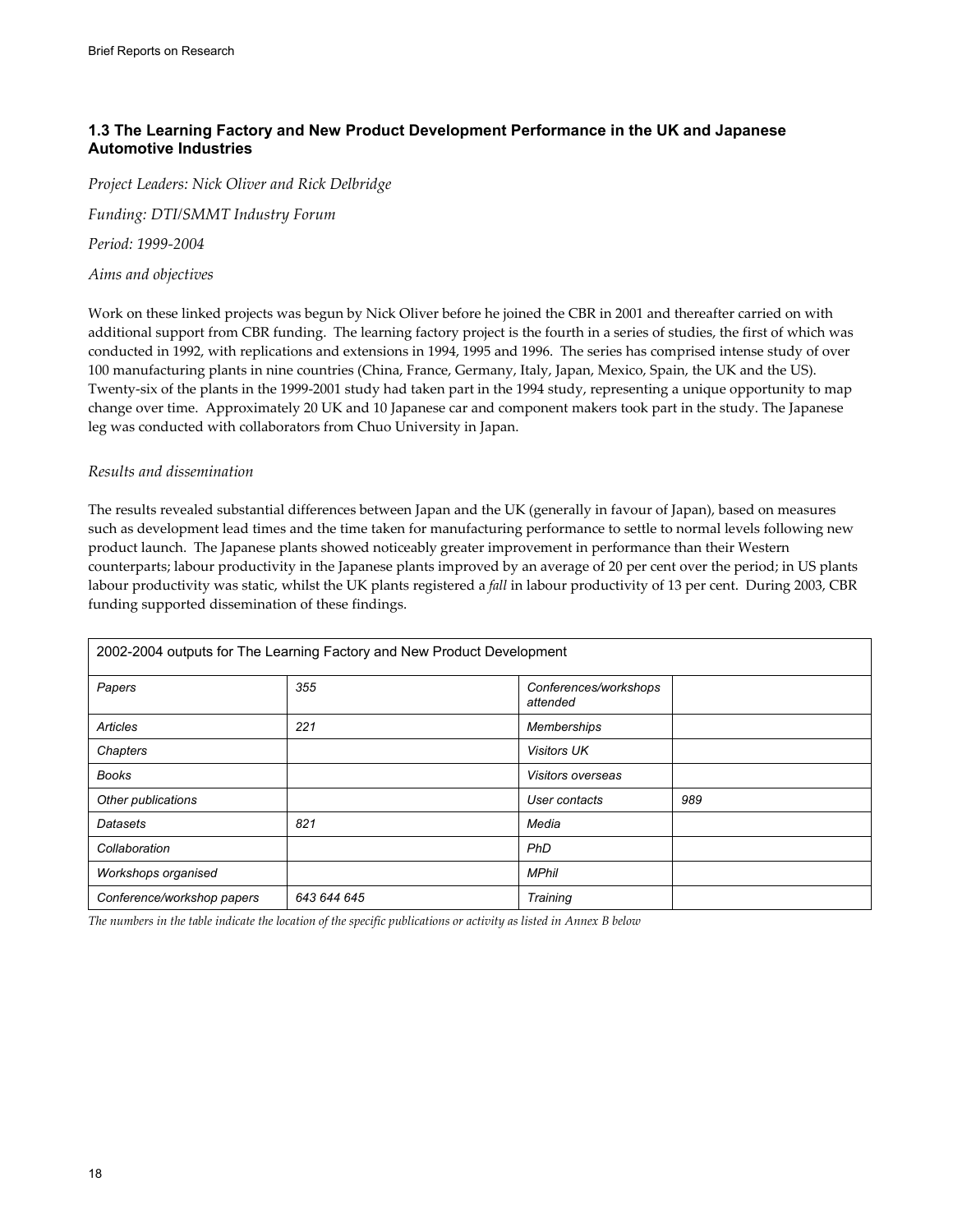### 1.3 The Learning Factory and New Product Development Performance in the UK and Japanese Automotive Industries

*Project Leaders: Nick Oliver and Rick Delbridge*

*Funding: DTI/SMMT Industry Forum*

*Period: 1999-2004*

*Aims and objectives*

Work on these linked projects was begun by Nick Oliver before he joined the CBR in 2001 and thereafter carried on with additional support from CBR funding. The learning factory project is the fourth in a series of studies, the first of which was conducted in 1992, with replications and extensions in 1994, 1995 and 1996. The series has comprised intense study of over 100 manufacturing plants in nine countries (China, France, Germany, Italy, Japan, Mexico, Spain, the UK and the US). Twenty-six of the plants in the 1999-2001 study had taken part in the 1994 study, representing a unique opportunity to map change over time. Approximately 20 UK and 10 Japanese car and component makers took part in the study. The Japanese leg was conducted with collaborators from Chuo University in Japan.

*Results and dissemination*

The results revealed substantial differences between Japan and the UK (generally in favour of Japan), based on measures such as development lead times and the time taken for manufacturing performance to settle to normal levels following new product launch. The Japanese plants showed noticeably greater improvement in performance than their Western counterparts; labour productivity in the Japanese plants improved by an average of 20 per cent over the period; in US plants labour productivity was static, whilst the UK plants registered a *fall* in labour productivity of 13 per cent. During 2003, CBR funding supported dissemination of these findings.

| 2002-2004 outputs for The Learning Factory and New Product Development | | | |
|---|---|---|---|
| *Papers* | *355* | *Conferences/workshops attended* | |
| *Articles* | *221* | *Memberships* | |
| *Chapters* | | *Visitors UK* | |
| *Books* | | *Visitors overseas* | |
| *Other publications* | | *User contacts* | *989* |
| *Datasets* | *821* | *Media* | |
| *Collaboration* | | *PhD* | |
| *Workshops organised* | | *MPhil* | |
| *Conference/workshop papers* | *643 644 645* | *Training* | |

*The numbers in the table indicate the location of the specific publications or activity as listed in Annex B below*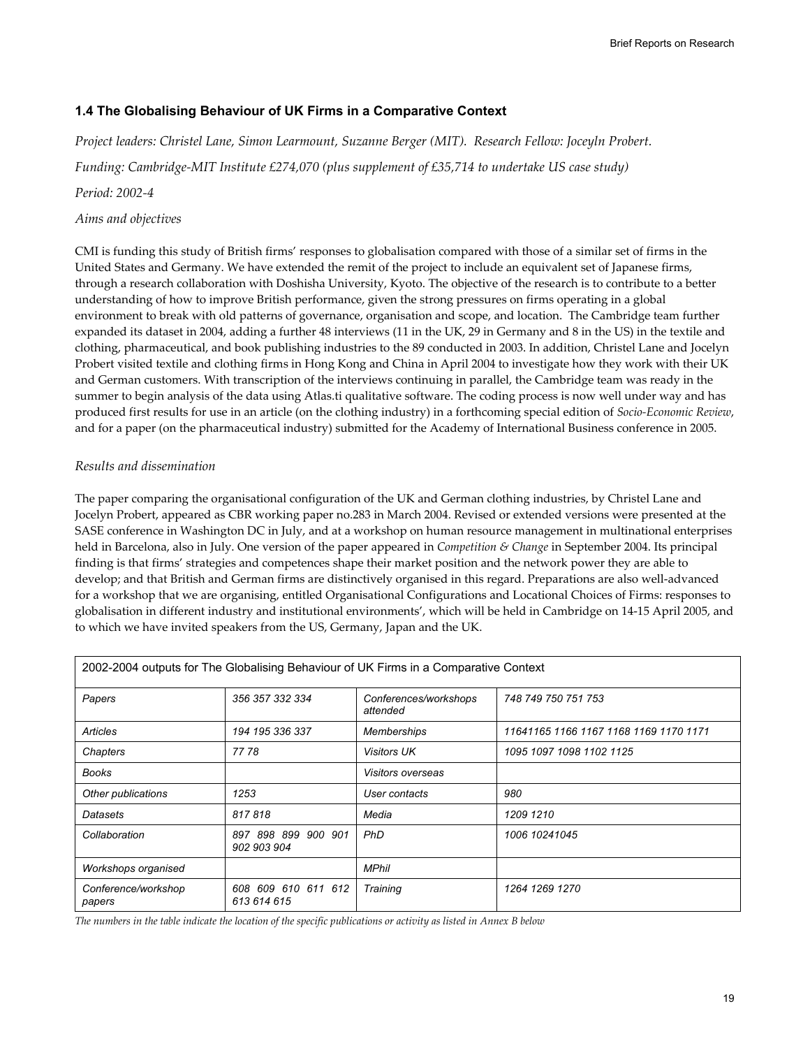### 1.4 The Globalising Behaviour of UK Firms in a Comparative Context

*Project leaders: Christel Lane, Simon Learmount, Suzanne Berger (MIT). Research Fellow: Joceyln Probert.*

*Funding: Cambridge-MIT Institute £274,070 (plus supplement of £35,714 to undertake US case study)*

*Period: 2002-4*

*Aims and objectives*

CMI is funding this study of British firms' responses to globalisation compared with those of a similar set of firms in the United States and Germany. We have extended the remit of the project to include an equivalent set of Japanese firms, through a research collaboration with Doshisha University, Kyoto. The objective of the research is to contribute to a better understanding of how to improve British performance, given the strong pressures on firms operating in a global environment to break with old patterns of governance, organisation and scope, and location. The Cambridge team further expanded its dataset in 2004, adding a further 48 interviews (11 in the UK, 29 in Germany and 8 in the US) in the textile and clothing, pharmaceutical, and book publishing industries to the 89 conducted in 2003. In addition, Christel Lane and Jocelyn Probert visited textile and clothing firms in Hong Kong and China in April 2004 to investigate how they work with their UK and German customers. With transcription of the interviews continuing in parallel, the Cambridge team was ready in the summer to begin analysis of the data using Atlas.ti qualitative software. The coding process is now well under way and has produced first results for use in an article (on the clothing industry) in a forthcoming special edition of *Socio-Economic Review*, and for a paper (on the pharmaceutical industry) submitted for the Academy of International Business conference in 2005.

*Results and dissemination*

The paper comparing the organisational configuration of the UK and German clothing industries, by Christel Lane and Jocelyn Probert, appeared as CBR working paper no.283 in March 2004. Revised or extended versions were presented at the SASE conference in Washington DC in July, and at a workshop on human resource management in multinational enterprises held in Barcelona, also in July. One version of the paper appeared in *Competition & Change* in September 2004. Its principal finding is that firms' strategies and competences shape their market position and the network power they are able to develop; and that British and German firms are distinctively organised in this regard. Preparations are also well-advanced for a workshop that we are organising, entitled Organisational Configurations and Locational Choices of Firms: responses to globalisation in different industry and institutional environments', which will be held in Cambridge on 14-15 April 2005, and to which we have invited speakers from the US, Germany, Japan and the UK.

| 2002-2004 outputs for The Globalising Behaviour of UK Firms in a Comparative Context | | | |
|---|---|---|---|
| *Papers* | *356 357 332 334* | *Conferences/workshops attended* | *748 749 750 751 753* |
| *Articles* | *194 195 336 337* | *Memberships* | *11641165 1166 1167 1168 1169 1170 1171* |
| *Chapters* | *77 78* | *Visitors UK* | *1095 1097 1098 1102 1125* |
| *Books* | | *Visitors overseas* | |
| *Other publications* | *1253* | *User contacts* | *980* |
| *Datasets* | *817 818* | *Media* | *1209 1210* |
| *Collaboration* | *897 898 899 900 901 902 903 904* | *PhD* | *1006 10241045* |
| *Workshops organised* | | *MPhil* | |
| *Conference/workshop papers* | *608 609 610 611 612 613 614 615* | *Training* | *1264 1269 1270* |

*The numbers in the table indicate the location of the specific publications or activity as listed in Annex B below*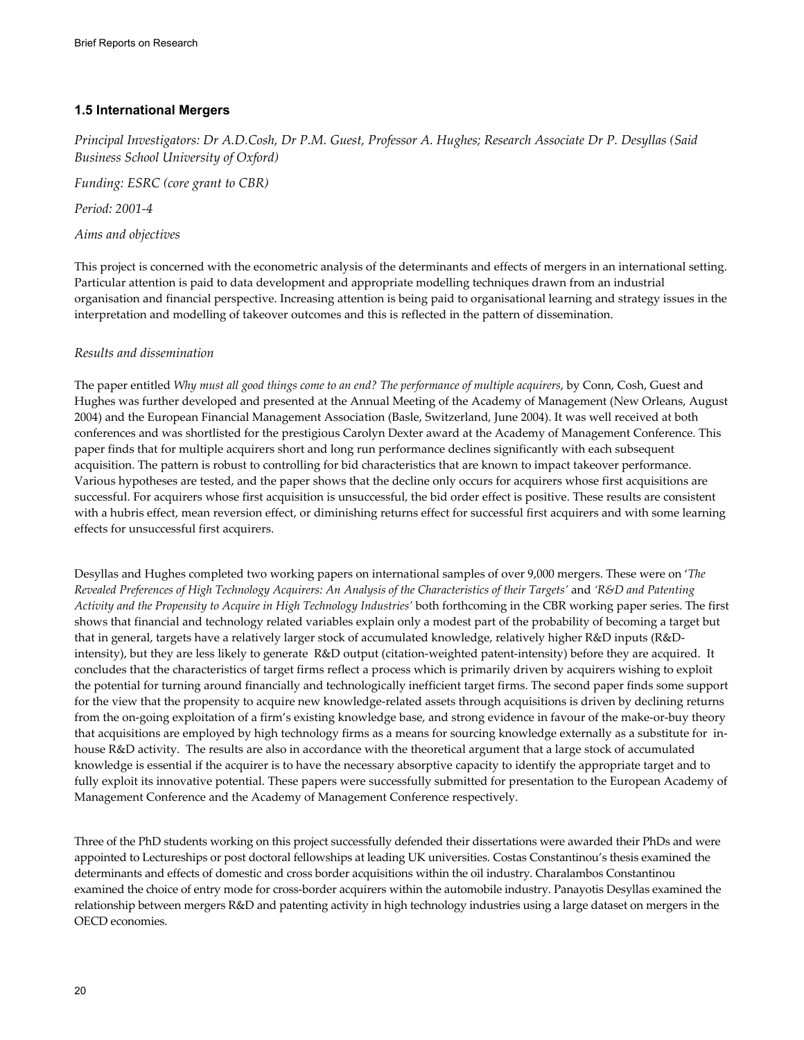### 1.5 International Mergers

*Principal Investigators: Dr A.D.Cosh, Dr P.M. Guest, Professor A. Hughes; Research Associate Dr P. Desyllas (Said Business School University of Oxford)*

*Funding: ESRC (core grant to CBR)*

*Period: 2001-4*

*Aims and objectives*

This project is concerned with the econometric analysis of the determinants and effects of mergers in an international setting. Particular attention is paid to data development and appropriate modelling techniques drawn from an industrial organisation and financial perspective. Increasing attention is being paid to organisational learning and strategy issues in the interpretation and modelling of takeover outcomes and this is reflected in the pattern of dissemination.

*Results and dissemination*

The paper entitled *Why must all good things come to an end? The performance of multiple acquirers*, by Conn, Cosh, Guest and Hughes was further developed and presented at the Annual Meeting of the Academy of Management (New Orleans, August 2004) and the European Financial Management Association (Basle, Switzerland, June 2004). It was well received at both conferences and was shortlisted for the prestigious Carolyn Dexter award at the Academy of Management Conference. This paper finds that for multiple acquirers short and long run performance declines significantly with each subsequent acquisition. The pattern is robust to controlling for bid characteristics that are known to impact takeover performance. Various hypotheses are tested, and the paper shows that the decline only occurs for acquirers whose first acquisitions are successful. For acquirers whose first acquisition is unsuccessful, the bid order effect is positive. These results are consistent with a hubris effect, mean reversion effect, or diminishing returns effect for successful first acquirers and with some learning effects for unsuccessful first acquirers.

Desyllas and Hughes completed two working papers on international samples of over 9,000 mergers. These were on '*The Revealed Preferences of High Technology Acquirers: An Analysis of the Characteristics of their Targets*' and *'R&D and Patenting Activity and the Propensity to Acquire in High Technology Industries'* both forthcoming in the CBR working paper series. The first shows that financial and technology related variables explain only a modest part of the probability of becoming a target but that in general, targets have a relatively larger stock of accumulated knowledge, relatively higher R&D inputs (R&D-intensity), but they are less likely to generate R&D output (citation-weighted patent-intensity) before they are acquired. It concludes that the characteristics of target firms reflect a process which is primarily driven by acquirers wishing to exploit the potential for turning around financially and technologically inefficient target firms. The second paper finds some support for the view that the propensity to acquire new knowledge-related assets through acquisitions is driven by declining returns from the on-going exploitation of a firm's existing knowledge base, and strong evidence in favour of the make-or-buy theory that acquisitions are employed by high technology firms as a means for sourcing knowledge externally as a substitute for in-house R&D activity. The results are also in accordance with the theoretical argument that a large stock of accumulated knowledge is essential if the acquirer is to have the necessary absorptive capacity to identify the appropriate target and to fully exploit its innovative potential. These papers were successfully submitted for presentation to the European Academy of Management Conference and the Academy of Management Conference respectively.

Three of the PhD students working on this project successfully defended their dissertations were awarded their PhDs and were appointed to Lectureships or post doctoral fellowships at leading UK universities. Costas Constantinou's thesis examined the determinants and effects of domestic and cross border acquisitions within the oil industry. Charalambos Constantinou examined the choice of entry mode for cross-border acquirers within the automobile industry. Panayotis Desyllas examined the relationship between mergers R&D and patenting activity in high technology industries using a large dataset on mergers in the OECD economies.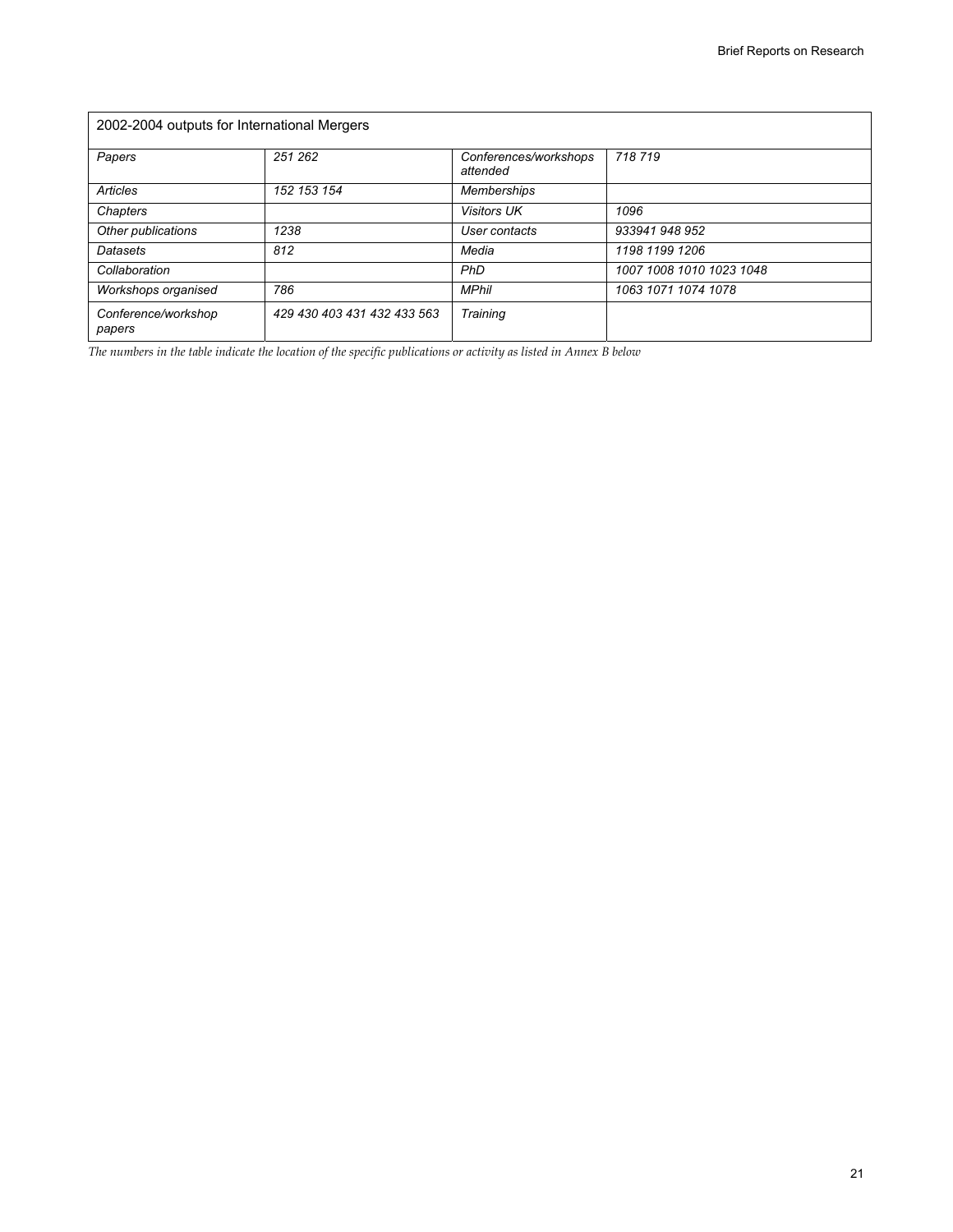| 2002-2004 outputs for International Mergers | | | |
|---|---|---|---|
| *Papers* | *251 262* | *Conferences/workshops attended* | *718 719* |
| *Articles* | *152 153 154* | *Memberships* | |
| *Chapters* | | *Visitors UK* | *1096* |
| *Other publications* | *1238* | *User contacts* | *933941 948 952* |
| *Datasets* | *812* | *Media* | *1198 1199 1206* |
| *Collaboration* | | *PhD* | *1007 1008 1010 1023 1048* |
| *Workshops organised* | *786* | *MPhil* | *1063 1071 1074 1078* |
| *Conference/workshop papers* | *429 430 403 431 432 433 563* | *Training* | |

*The numbers in the table indicate the location of the specific publications or activity as listed in Annex B below*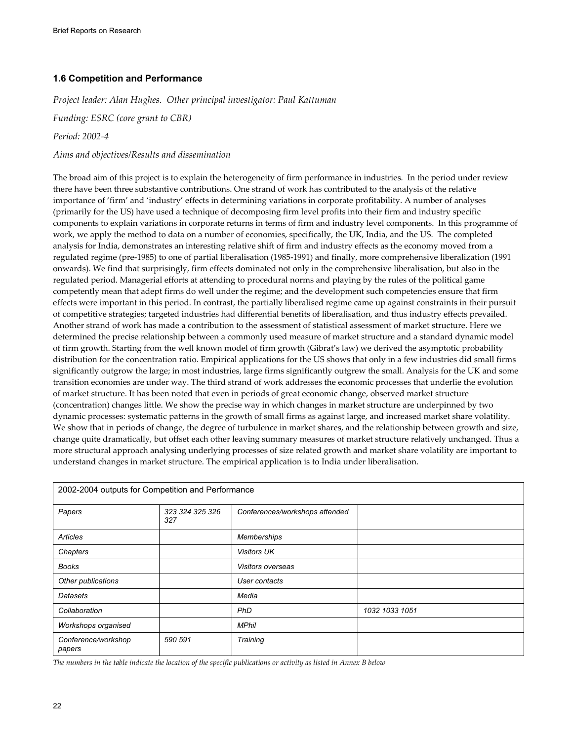### 1.6 Competition and Performance

*Project leader: Alan Hughes. Other principal investigator: Paul Kattuman*

*Funding: ESRC (core grant to CBR)*

*Period: 2002-4*

*Aims and objectives/Results and dissemination*

The broad aim of this project is to explain the heterogeneity of firm performance in industries. In the period under review there have been three substantive contributions. One strand of work has contributed to the analysis of the relative importance of 'firm' and 'industry' effects in determining variations in corporate profitability. A number of analyses (primarily for the US) have used a technique of decomposing firm level profits into their firm and industry specific components to explain variations in corporate returns in terms of firm and industry level components. In this programme of work, we apply the method to data on a number of economies, specifically, the UK, India, and the US. The completed analysis for India, demonstrates an interesting relative shift of firm and industry effects as the economy moved from a regulated regime (pre-1985) to one of partial liberalisation (1985-1991) and finally, more comprehensive liberalization (1991 onwards). We find that surprisingly, firm effects dominated not only in the comprehensive liberalisation, but also in the regulated period. Managerial efforts at attending to procedural norms and playing by the rules of the political game competently mean that adept firms do well under the regime; and the development such competencies ensure that firm effects were important in this period. In contrast, the partially liberalised regime came up against constraints in their pursuit of competitive strategies; targeted industries had differential benefits of liberalisation, and thus industry effects prevailed. Another strand of work has made a contribution to the assessment of statistical assessment of market structure. Here we determined the precise relationship between a commonly used measure of market structure and a standard dynamic model of firm growth. Starting from the well known model of firm growth (Gibrat's law) we derived the asymptotic probability distribution for the concentration ratio. Empirical applications for the US shows that only in a few industries did small firms significantly outgrow the large; in most industries, large firms significantly outgrew the small. Analysis for the UK and some transition economies are under way. The third strand of work addresses the economic processes that underlie the evolution of market structure. It has been noted that even in periods of great economic change, observed market structure (concentration) changes little. We show the precise way in which changes in market structure are underpinned by two dynamic processes: systematic patterns in the growth of small firms as against large, and increased market share volatility. We show that in periods of change, the degree of turbulence in market shares, and the relationship between growth and size, change quite dramatically, but offset each other leaving summary measures of market structure relatively unchanged. Thus a more structural approach analysing underlying processes of size related growth and market share volatility are important to understand changes in market structure. The empirical application is to India under liberalisation.

| 2002-2004 outputs for Competition and Performance | | | |
|---|---|---|---|
| *Papers* | *323 324 325 326 327* | *Conferences/workshops attended* | |
| *Articles* | | *Memberships* | |
| *Chapters* | | *Visitors UK* | |
| *Books* | | *Visitors overseas* | |
| *Other publications* | | *User contacts* | |
| *Datasets* | | *Media* | |
| *Collaboration* | | *PhD* | *1032 1033 1051* |
| *Workshops organised* | | *MPhil* | |
| *Conference/workshop papers* | *590 591* | *Training* | |

*The numbers in the table indicate the location of the specific publications or activity as listed in Annex B below*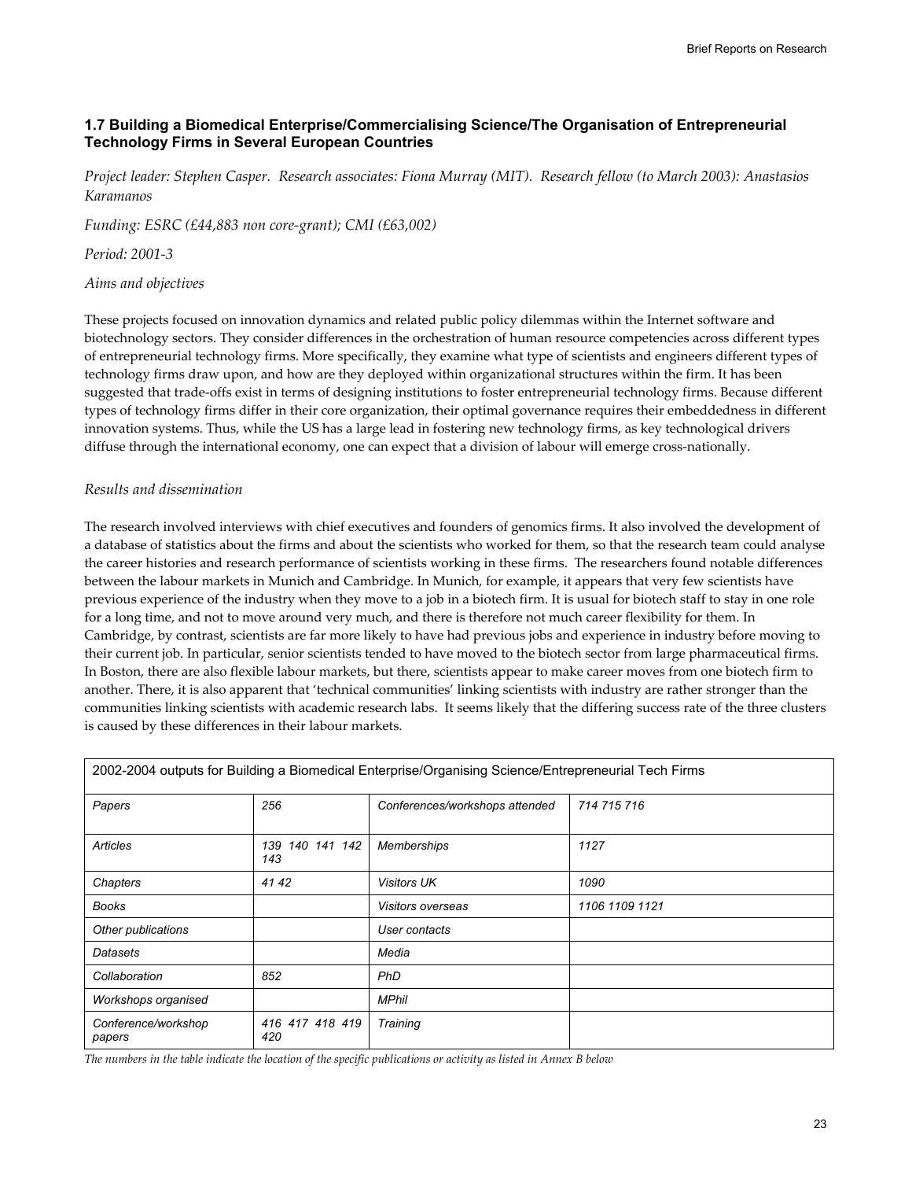### 1.7 Building a Biomedical Enterprise/Commercialising Science/The Organisation of Entrepreneurial Technology Firms in Several European Countries

*Project leader: Stephen Casper. Research associates: Fiona Murray (MIT). Research fellow (to March 2003): Anastasios Karamanos*

*Funding: ESRC (£44,883 non core-grant); CMI (£63,002)*

*Period: 2001-3*

*Aims and objectives*

These projects focused on innovation dynamics and related public policy dilemmas within the Internet software and biotechnology sectors. They consider differences in the orchestration of human resource competencies across different types of entrepreneurial technology firms. More specifically, they examine what type of scientists and engineers different types of technology firms draw upon, and how are they deployed within organizational structures within the firm. It has been suggested that trade-offs exist in terms of designing institutions to foster entrepreneurial technology firms. Because different types of technology firms differ in their core organization, their optimal governance requires their embeddedness in different innovation systems. Thus, while the US has a large lead in fostering new technology firms, as key technological drivers diffuse through the international economy, one can expect that a division of labour will emerge cross-nationally.

*Results and dissemination*

The research involved interviews with chief executives and founders of genomics firms. It also involved the development of a database of statistics about the firms and about the scientists who worked for them, so that the research team could analyse the career histories and research performance of scientists working in these firms. The researchers found notable differences between the labour markets in Munich and Cambridge. In Munich, for example, it appears that very few scientists have previous experience of the industry when they move to a job in a biotech firm. It is usual for biotech staff to stay in one role for a long time, and not to move around very much, and there is therefore not much career flexibility for them. In Cambridge, by contrast, scientists are far more likely to have had previous jobs and experience in industry before moving to their current job. In particular, senior scientists tended to have moved to the biotech sector from large pharmaceutical firms. In Boston, there are also flexible labour markets, but there, scientists appear to make career moves from one biotech firm to another. There, it is also apparent that 'technical communities' linking scientists with industry are rather stronger than the communities linking scientists with academic research labs. It seems likely that the differing success rate of the three clusters is caused by these differences in their labour markets.

| 2002-2004 outputs for Building a Biomedical Enterprise/Organising Science/Entrepreneurial Tech Firms | | | |
|---|---|---|---|
| *Papers* | *256* | *Conferences/workshops attended* | *714 715 716* |
| *Articles* | *139 140 141 142 143* | *Memberships* | *1127* |
| *Chapters* | *41 42* | *Visitors UK* | *1090* |
| *Books* | | *Visitors overseas* | *1106 1109 1121* |
| *Other publications* | | *User contacts* | |
| *Datasets* | | *Media* | |
| *Collaboration* | *852* | *PhD* | |
| *Workshops organised* | | *MPhil* | |
| *Conference/workshop papers* | *416 417 418 419 420* | *Training* | |

*The numbers in the table indicate the location of the specific publications or activity as listed in Annex B below*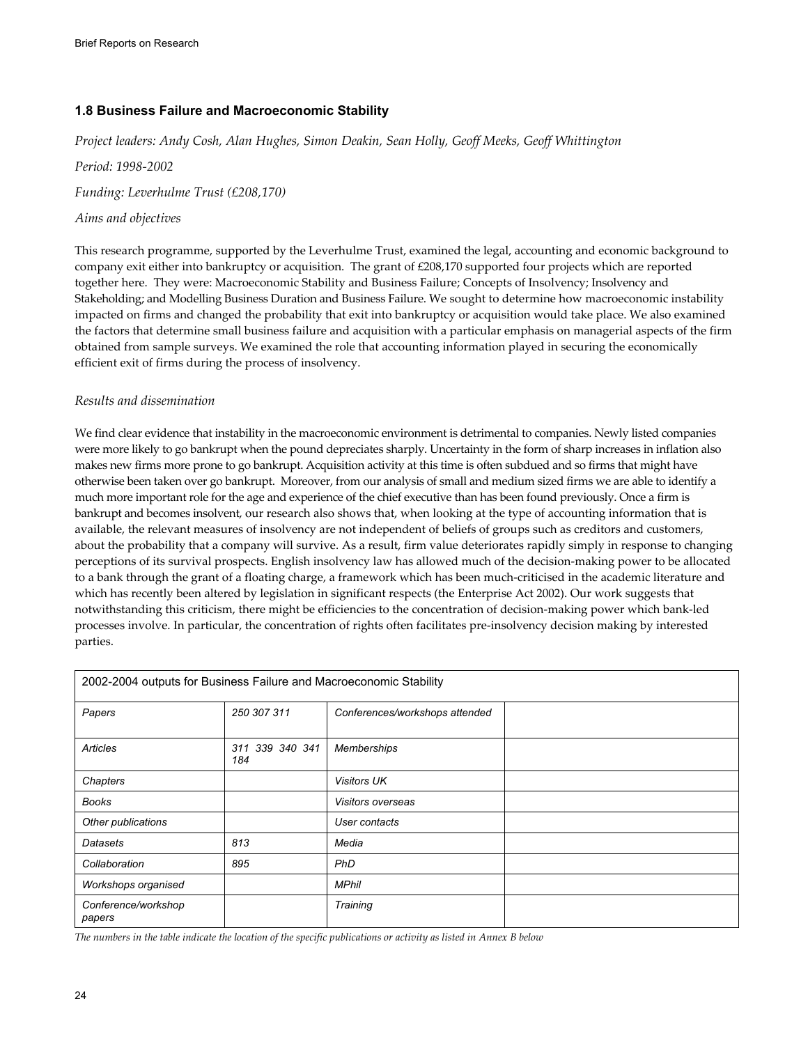### 1.8 Business Failure and Macroeconomic Stability

*Project leaders: Andy Cosh, Alan Hughes, Simon Deakin, Sean Holly, Geoff Meeks, Geoff Whittington*

*Period: 1998-2002*

*Funding: Leverhulme Trust (£208,170)*

*Aims and objectives*

This research programme, supported by the Leverhulme Trust, examined the legal, accounting and economic background to company exit either into bankruptcy or acquisition. The grant of £208,170 supported four projects which are reported together here. They were: Macroeconomic Stability and Business Failure; Concepts of Insolvency; Insolvency and Stakeholding; and Modelling Business Duration and Business Failure. We sought to determine how macroeconomic instability impacted on firms and changed the probability that exit into bankruptcy or acquisition would take place. We also examined the factors that determine small business failure and acquisition with a particular emphasis on managerial aspects of the firm obtained from sample surveys. We examined the role that accounting information played in securing the economically efficient exit of firms during the process of insolvency.

*Results and dissemination*

We find clear evidence that instability in the macroeconomic environment is detrimental to companies. Newly listed companies were more likely to go bankrupt when the pound depreciates sharply. Uncertainty in the form of sharp increases in inflation also makes new firms more prone to go bankrupt. Acquisition activity at this time is often subdued and so firms that might have otherwise been taken over go bankrupt. Moreover, from our analysis of small and medium sized firms we are able to identify a much more important role for the age and experience of the chief executive than has been found previously. Once a firm is bankrupt and becomes insolvent, our research also shows that, when looking at the type of accounting information that is available, the relevant measures of insolvency are not independent of beliefs of groups such as creditors and customers, about the probability that a company will survive. As a result, firm value deteriorates rapidly simply in response to changing perceptions of its survival prospects. English insolvency law has allowed much of the decision-making power to be allocated to a bank through the grant of a floating charge, a framework which has been much-criticised in the academic literature and which has recently been altered by legislation in significant respects (the Enterprise Act 2002). Our work suggests that notwithstanding this criticism, there might be efficiencies to the concentration of decision-making power which bank-led processes involve. In particular, the concentration of rights often facilitates pre-insolvency decision making by interested parties.

| 2002-2004 outputs for Business Failure and Macroeconomic Stability | | | |
|---|---|---|---|
| *Papers* | *250 307 311* | *Conferences/workshops attended* | |
| *Articles* | *311 339 340 341 184* | *Memberships* | |
| *Chapters* | | *Visitors UK* | |
| *Books* | | *Visitors overseas* | |
| *Other publications* | | *User contacts* | |
| *Datasets* | *813* | *Media* | |
| *Collaboration* | *895* | *PhD* | |
| *Workshops organised* | | *MPhil* | |
| *Conference/workshop papers* | | *Training* | |

*The numbers in the table indicate the location of the specific publications or activity as listed in Annex B below*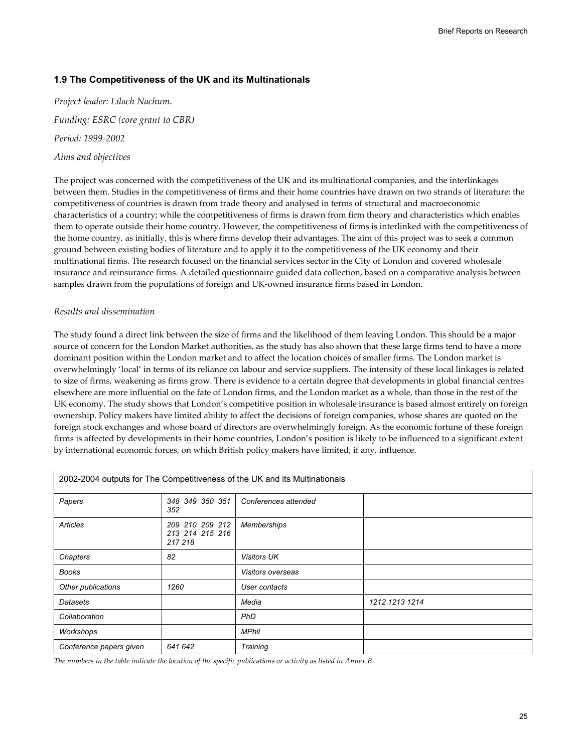### 1.9 The Competitiveness of the UK and its Multinationals

*Project leader: Lilach Nachum.*

*Funding: ESRC (core grant to CBR)*

*Period: 1999-2002*

*Aims and objectives*

The project was concerned with the competitiveness of the UK and its multinational companies, and the interlinkages between them. Studies in the competitiveness of firms and their home countries have drawn on two strands of literature: the competitiveness of countries is drawn from trade theory and analysed in terms of structural and macroeconomic characteristics of a country; while the competitiveness of firms is drawn from firm theory and characteristics which enables them to operate outside their home country. However, the competitiveness of firms is interlinked with the competitiveness of the home country, as initially, this is where firms develop their advantages. The aim of this project was to seek a common ground between existing bodies of literature and to apply it to the competitiveness of the UK economy and their multinational firms. The research focused on the financial services sector in the City of London and covered wholesale insurance and reinsurance firms. A detailed questionnaire guided data collection, based on a comparative analysis between samples drawn from the populations of foreign and UK-owned insurance firms based in London.

*Results and dissemination*

The study found a direct link between the size of firms and the likelihood of them leaving London. This should be a major source of concern for the London Market authorities, as the study has also shown that these large firms tend to have a more dominant position within the London market and to affect the location choices of smaller firms. The London market is overwhelmingly 'local' in terms of its reliance on labour and service suppliers. The intensity of these local linkages is related to size of firms, weakening as firms grow. There is evidence to a certain degree that developments in global financial centres elsewhere are more influential on the fate of London firms, and the London market as a whole, than those in the rest of the UK economy. The study shows that London's competitive position in wholesale insurance is based almost entirely on foreign ownership. Policy makers have limited ability to affect the decisions of foreign companies, whose shares are quoted on the foreign stock exchanges and whose board of directors are overwhelmingly foreign. As the economic fortune of these foreign firms is affected by developments in their home countries, London's position is likely to be influenced to a significant extent by international economic forces, on which British policy makers have limited, if any, influence.

| 2002-2004 outputs for The Competitiveness of the UK and its Multinationals | | | |
|---|---|---|---|
| *Papers* | *348 349 350 351 352* | *Conferences attended* | |
| *Articles* | *209 210 209 212 213 214 215 216 217 218* | *Memberships* | |
| *Chapters* | *82* | *Visitors UK* | |
| *Books* | | *Visitors overseas* | |
| *Other publications* | *1260* | *User contacts* | |
| *Datasets* | | *Media* | *1212 1213 1214* |
| *Collaboration* | | *PhD* | |
| *Workshops* | | *MPhil* | |
| *Conference papers given* | *641 642* | *Training* | |

*The numbers in the table indicate the location of the specific publications or activity as listed in Annex B*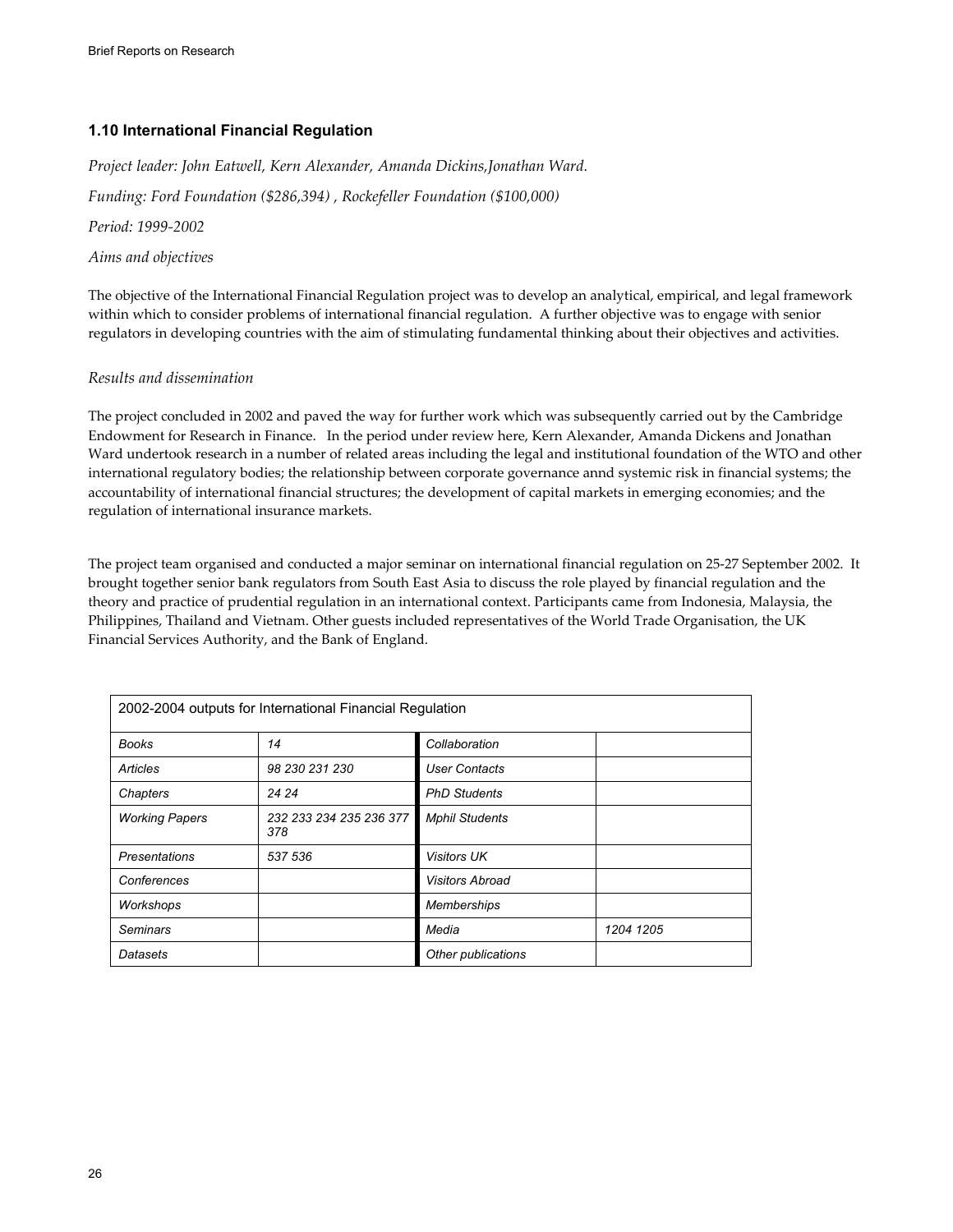## 1.10 International Financial Regulation

*Project leader: John Eatwell, Kern Alexander, Amanda Dickins,Jonathan Ward.*

*Funding: Ford Foundation ($286,394) , Rockefeller Foundation ($100,000)*

*Period: 1999-2002*

*Aims and objectives*

The objective of the International Financial Regulation project was to develop an analytical, empirical, and legal framework within which to consider problems of international financial regulation. A further objective was to engage with senior regulators in developing countries with the aim of stimulating fundamental thinking about their objectives and activities.

*Results and dissemination*

The project concluded in 2002 and paved the way for further work which was subsequently carried out by the Cambridge Endowment for Research in Finance. In the period under review here, Kern Alexander, Amanda Dickens and Jonathan Ward undertook research in a number of related areas including the legal and institutional foundation of the WTO and other international regulatory bodies; the relationship between corporate governance annd systemic risk in financial systems; the accountability of international financial structures; the development of capital markets in emerging economies; and the regulation of international insurance markets.

The project team organised and conducted a major seminar on international financial regulation on 25-27 September 2002. It brought together senior bank regulators from South East Asia to discuss the role played by financial regulation and the theory and practice of prudential regulation in an international context. Participants came from Indonesia, Malaysia, the Philippines, Thailand and Vietnam. Other guests included representatives of the World Trade Organisation, the UK Financial Services Authority, and the Bank of England.

| 2002-2004 outputs for International Financial Regulation | | | |
|---|---|---|---|
| *Books* | *14* | *Collaboration* | |
| *Articles* | *98 230 231 230* | *User Contacts* | |
| *Chapters* | *24 24* | *PhD Students* | |
| *Working Papers* | *232 233 234 235 236 377 378* | *Mphil Students* | |
| *Presentations* | *537 536* | *Visitors UK* | |
| *Conferences* | | *Visitors Abroad* | |
| *Workshops* | | *Memberships* | |
| *Seminars* | | *Media* | *1204 1205* |
| *Datasets* | | *Other publications* | |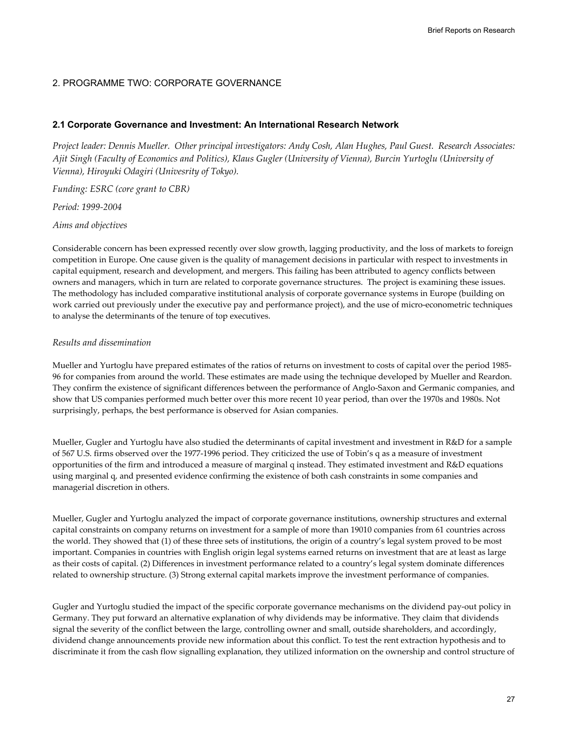## 2. PROGRAMME TWO: CORPORATE GOVERNANCE

### 2.1 Corporate Governance and Investment: An International Research Network

*Project leader: Dennis Mueller. Other principal investigators: Andy Cosh, Alan Hughes, Paul Guest. Research Associates: Ajit Singh (Faculty of Economics and Politics), Klaus Gugler (University of Vienna), Burcin Yurtoglu (University of Vienna), Hiroyuki Odagiri (Univesrity of Tokyo).*

*Funding: ESRC (core grant to CBR)*

*Period: 1999-2004*

*Aims and objectives*

Considerable concern has been expressed recently over slow growth, lagging productivity, and the loss of markets to foreign competition in Europe. One cause given is the quality of management decisions in particular with respect to investments in capital equipment, research and development, and mergers. This failing has been attributed to agency conflicts between owners and managers, which in turn are related to corporate governance structures. The project is examining these issues. The methodology has included comparative institutional analysis of corporate governance systems in Europe (building on work carried out previously under the executive pay and performance project), and the use of micro-econometric techniques to analyse the determinants of the tenure of top executives.

*Results and dissemination*

Mueller and Yurtoglu have prepared estimates of the ratios of returns on investment to costs of capital over the period 1985-96 for companies from around the world. These estimates are made using the technique developed by Mueller and Reardon. They confirm the existence of significant differences between the performance of Anglo-Saxon and Germanic companies, and show that US companies performed much better over this more recent 10 year period, than over the 1970s and 1980s. Not surprisingly, perhaps, the best performance is observed for Asian companies.

Mueller, Gugler and Yurtoglu have also studied the determinants of capital investment and investment in R&D for a sample of 567 U.S. firms observed over the 1977-1996 period. They criticized the use of Tobin's q as a measure of investment opportunities of the firm and introduced a measure of marginal q instead. They estimated investment and R&D equations using marginal q, and presented evidence confirming the existence of both cash constraints in some companies and managerial discretion in others.

Mueller, Gugler and Yurtoglu analyzed the impact of corporate governance institutions, ownership structures and external capital constraints on company returns on investment for a sample of more than 19010 companies from 61 countries across the world. They showed that (1) of these three sets of institutions, the origin of a country's legal system proved to be most important. Companies in countries with English origin legal systems earned returns on investment that are at least as large as their costs of capital. (2) Differences in investment performance related to a country's legal system dominate differences related to ownership structure. (3) Strong external capital markets improve the investment performance of companies.

Gugler and Yurtoglu studied the impact of the specific corporate governance mechanisms on the dividend pay-out policy in Germany. They put forward an alternative explanation of why dividends may be informative. They claim that dividends signal the severity of the conflict between the large, controlling owner and small, outside shareholders, and accordingly, dividend change announcements provide new information about this conflict. To test the rent extraction hypothesis and to discriminate it from the cash flow signalling explanation, they utilized information on the ownership and control structure of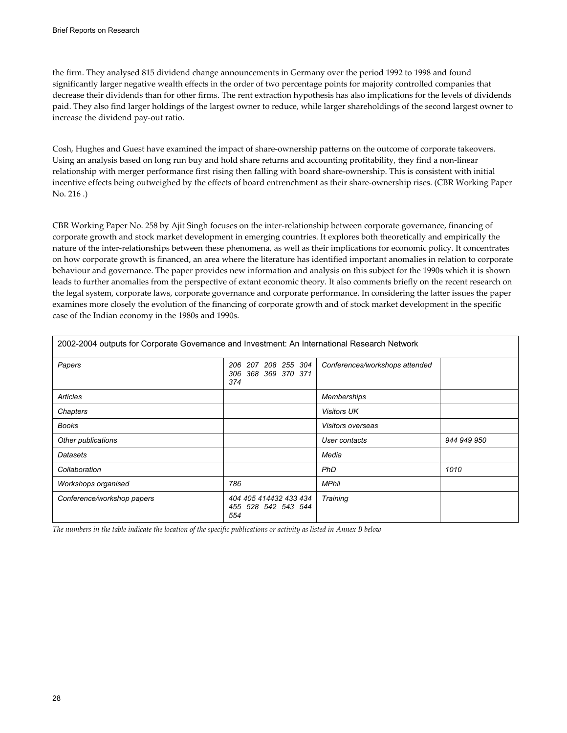the firm. They analysed 815 dividend change announcements in Germany over the period 1992 to 1998 and found significantly larger negative wealth effects in the order of two percentage points for majority controlled companies that decrease their dividends than for other firms. The rent extraction hypothesis has also implications for the levels of dividends paid. They also find larger holdings of the largest owner to reduce, while larger shareholdings of the second largest owner to increase the dividend pay-out ratio.

Cosh, Hughes and Guest have examined the impact of share-ownership patterns on the outcome of corporate takeovers. Using an analysis based on long run buy and hold share returns and accounting profitability, they find a non-linear relationship with merger performance first rising then falling with board share-ownership. This is consistent with initial incentive effects being outweighed by the effects of board entrenchment as their share-ownership rises. (CBR Working Paper No. 216 .)

CBR Working Paper No. 258 by Ajit Singh focuses on the inter-relationship between corporate governance, financing of corporate growth and stock market development in emerging countries. It explores both theoretically and empirically the nature of the inter-relationships between these phenomena, as well as their implications for economic policy. It concentrates on how corporate growth is financed, an area where the literature has identified important anomalies in relation to corporate behaviour and governance. The paper provides new information and analysis on this subject for the 1990s which it is shown leads to further anomalies from the perspective of extant economic theory. It also comments briefly on the recent research on the legal system, corporate laws, corporate governance and corporate performance. In considering the latter issues the paper examines more closely the evolution of the financing of corporate growth and of stock market development in the specific case of the Indian economy in the 1980s and 1990s.

| 2002-2004 outputs for Corporate Governance and Investment: An International Research Network | | | |
|---|---|---|---|
| *Papers* | *206 207 208 255 304 306 368 369 370 371 374* | *Conferences/workshops attended* | |
| *Articles* | | *Memberships* | |
| *Chapters* | | *Visitors UK* | |
| *Books* | | *Visitors overseas* | |
| *Other publications* | | *User contacts* | *944 949 950* |
| *Datasets* | | *Media* | |
| *Collaboration* | | *PhD* | *1010* |
| *Workshops organised* | *786* | *MPhil* | |
| *Conference/workshop papers* | *404 405 414432 433 434 455 528 542 543 544 554* | *Training* | |

*The numbers in the table indicate the location of the specific publications or activity as listed in Annex B below*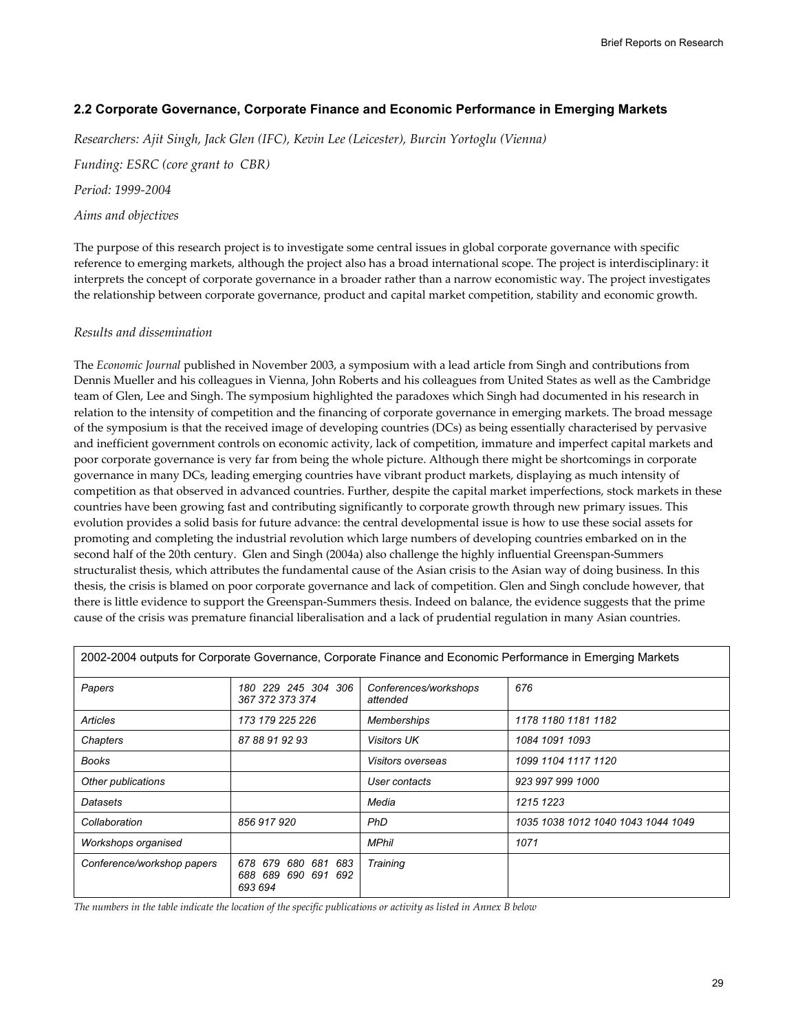## 2.2 Corporate Governance, Corporate Finance and Economic Performance in Emerging Markets

*Researchers: Ajit Singh, Jack Glen (IFC), Kevin Lee (Leicester), Burcin Yortoglu (Vienna)*

*Funding: ESRC (core grant to CBR)*

*Period: 1999-2004*

*Aims and objectives*

The purpose of this research project is to investigate some central issues in global corporate governance with specific reference to emerging markets, although the project also has a broad international scope. The project is interdisciplinary: it interprets the concept of corporate governance in a broader rather than a narrow economistic way. The project investigates the relationship between corporate governance, product and capital market competition, stability and economic growth.

*Results and dissemination*

The *Economic Journal* published in November 2003, a symposium with a lead article from Singh and contributions from Dennis Mueller and his colleagues in Vienna, John Roberts and his colleagues from United States as well as the Cambridge team of Glen, Lee and Singh. The symposium highlighted the paradoxes which Singh had documented in his research in relation to the intensity of competition and the financing of corporate governance in emerging markets. The broad message of the symposium is that the received image of developing countries (DCs) as being essentially characterised by pervasive and inefficient government controls on economic activity, lack of competition, immature and imperfect capital markets and poor corporate governance is very far from being the whole picture. Although there might be shortcomings in corporate governance in many DCs, leading emerging countries have vibrant product markets, displaying as much intensity of competition as that observed in advanced countries. Further, despite the capital market imperfections, stock markets in these countries have been growing fast and contributing significantly to corporate growth through new primary issues. This evolution provides a solid basis for future advance: the central developmental issue is how to use these social assets for promoting and completing the industrial revolution which large numbers of developing countries embarked on in the second half of the 20th century. Glen and Singh (2004a) also challenge the highly influential Greenspan-Summers structuralist thesis, which attributes the fundamental cause of the Asian crisis to the Asian way of doing business. In this thesis, the crisis is blamed on poor corporate governance and lack of competition. Glen and Singh conclude however, that there is little evidence to support the Greenspan-Summers thesis. Indeed on balance, the evidence suggests that the prime cause of the crisis was premature financial liberalisation and a lack of prudential regulation in many Asian countries.

| 2002-2004 outputs for Corporate Governance, Corporate Finance and Economic Performance in Emerging Markets | | | |
|---|---|---|---|
| *Papers* | *180 229 245 304 306 367 372 373 374* | *Conferences/workshops attended* | *676* |
| *Articles* | *173 179 225 226* | *Memberships* | *1178 1180 1181 1182* |
| *Chapters* | *87 88 91 92 93* | *Visitors UK* | *1084 1091 1093* |
| *Books* | | *Visitors overseas* | *1099 1104 1117 1120* |
| *Other publications* | | *User contacts* | *923 997 999 1000* |
| *Datasets* | | *Media* | *1215 1223* |
| *Collaboration* | *856 917 920* | *PhD* | *1035 1038 1012 1040 1043 1044 1049* |
| *Workshops organised* | | *MPhil* | *1071* |
| *Conference/workshop papers* | *678 679 680 681 683 688 689 690 691 692 693 694* | *Training* | |

*The numbers in the table indicate the location of the specific publications or activity as listed in Annex B below*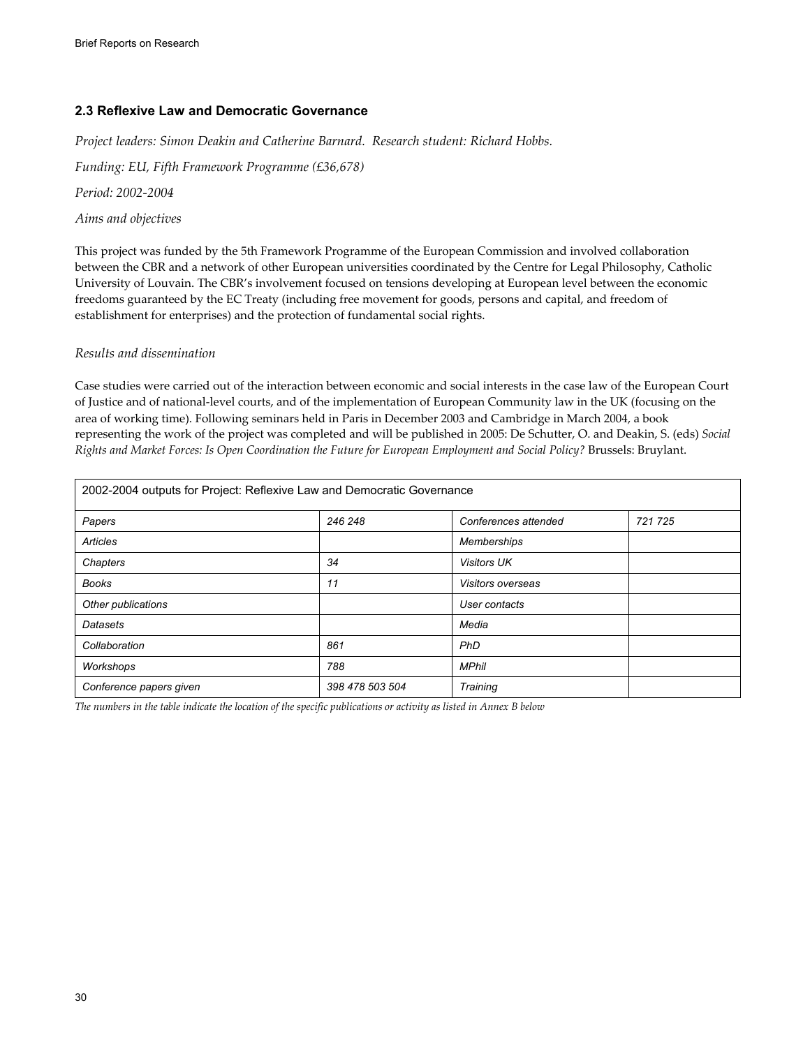## 2.3 Reflexive Law and Democratic Governance

*Project leaders: Simon Deakin and Catherine Barnard. Research student: Richard Hobbs.*

*Funding: EU, Fifth Framework Programme (£36,678)*

*Period: 2002-2004*

*Aims and objectives*

This project was funded by the 5th Framework Programme of the European Commission and involved collaboration between the CBR and a network of other European universities coordinated by the Centre for Legal Philosophy, Catholic University of Louvain. The CBR's involvement focused on tensions developing at European level between the economic freedoms guaranteed by the EC Treaty (including free movement for goods, persons and capital, and freedom of establishment for enterprises) and the protection of fundamental social rights.

*Results and dissemination*

Case studies were carried out of the interaction between economic and social interests in the case law of the European Court of Justice and of national-level courts, and of the implementation of European Community law in the UK (focusing on the area of working time). Following seminars held in Paris in December 2003 and Cambridge in March 2004, a book representing the work of the project was completed and will be published in 2005: De Schutter, O. and Deakin, S. (eds) *Social Rights and Market Forces: Is Open Coordination the Future for European Employment and Social Policy?* Brussels: Bruylant.

| 2002-2004 outputs for Project: Reflexive Law and Democratic Governance | | | |
|---|---|---|---|
| *Papers* | *246 248* | *Conferences attended* | *721 725* |
| *Articles* | | *Memberships* | |
| *Chapters* | *34* | *Visitors UK* | |
| *Books* | *11* | *Visitors overseas* | |
| *Other publications* | | *User contacts* | |
| *Datasets* | | *Media* | |
| *Collaboration* | *861* | *PhD* | |
| *Workshops* | *788* | *MPhil* | |
| *Conference papers given* | *398 478 503 504* | *Training* | |

*The numbers in the table indicate the location of the specific publications or activity as listed in Annex B below*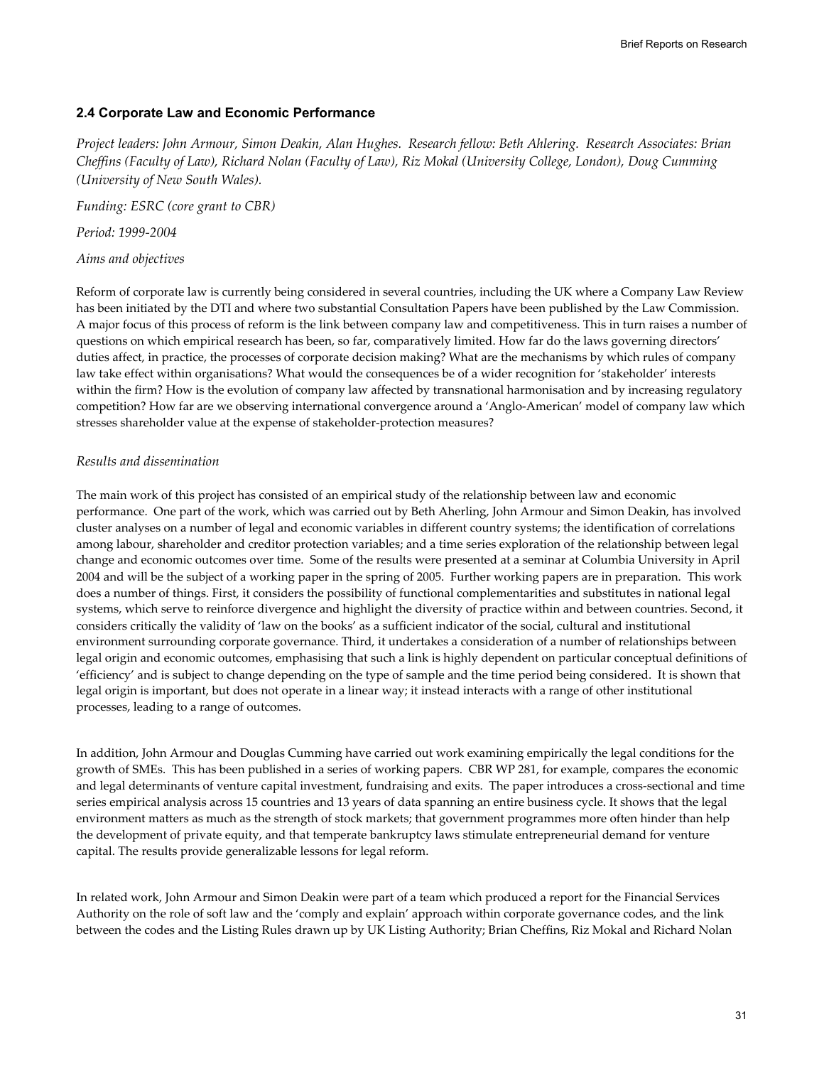## 2.4 Corporate Law and Economic Performance

*Project leaders: John Armour, Simon Deakin, Alan Hughes. Research fellow: Beth Ahlering. Research Associates: Brian Cheffins (Faculty of Law), Richard Nolan (Faculty of Law), Riz Mokal (University College, London), Doug Cumming (University of New South Wales).*

*Funding: ESRC (core grant to CBR)*

*Period: 1999-2004*

*Aims and objectives*

Reform of corporate law is currently being considered in several countries, including the UK where a Company Law Review has been initiated by the DTI and where two substantial Consultation Papers have been published by the Law Commission. A major focus of this process of reform is the link between company law and competitiveness. This in turn raises a number of questions on which empirical research has been, so far, comparatively limited. How far do the laws governing directors' duties affect, in practice, the processes of corporate decision making? What are the mechanisms by which rules of company law take effect within organisations? What would the consequences be of a wider recognition for 'stakeholder' interests within the firm? How is the evolution of company law affected by transnational harmonisation and by increasing regulatory competition? How far are we observing international convergence around a 'Anglo-American' model of company law which stresses shareholder value at the expense of stakeholder-protection measures?

*Results and dissemination*

The main work of this project has consisted of an empirical study of the relationship between law and economic performance. One part of the work, which was carried out by Beth Aherling, John Armour and Simon Deakin, has involved cluster analyses on a number of legal and economic variables in different country systems; the identification of correlations among labour, shareholder and creditor protection variables; and a time series exploration of the relationship between legal change and economic outcomes over time. Some of the results were presented at a seminar at Columbia University in April 2004 and will be the subject of a working paper in the spring of 2005. Further working papers are in preparation. This work does a number of things. First, it considers the possibility of functional complementarities and substitutes in national legal systems, which serve to reinforce divergence and highlight the diversity of practice within and between countries. Second, it considers critically the validity of 'law on the books' as a sufficient indicator of the social, cultural and institutional environment surrounding corporate governance. Third, it undertakes a consideration of a number of relationships between legal origin and economic outcomes, emphasising that such a link is highly dependent on particular conceptual definitions of 'efficiency' and is subject to change depending on the type of sample and the time period being considered. It is shown that legal origin is important, but does not operate in a linear way; it instead interacts with a range of other institutional processes, leading to a range of outcomes.

In addition, John Armour and Douglas Cumming have carried out work examining empirically the legal conditions for the growth of SMEs. This has been published in a series of working papers. CBR WP 281, for example, compares the economic and legal determinants of venture capital investment, fundraising and exits. The paper introduces a cross-sectional and time series empirical analysis across 15 countries and 13 years of data spanning an entire business cycle. It shows that the legal environment matters as much as the strength of stock markets; that government programmes more often hinder than help the development of private equity, and that temperate bankruptcy laws stimulate entrepreneurial demand for venture capital. The results provide generalizable lessons for legal reform.

In related work, John Armour and Simon Deakin were part of a team which produced a report for the Financial Services Authority on the role of soft law and the 'comply and explain' approach within corporate governance codes, and the link between the codes and the Listing Rules drawn up by UK Listing Authority; Brian Cheffins, Riz Mokal and Richard Nolan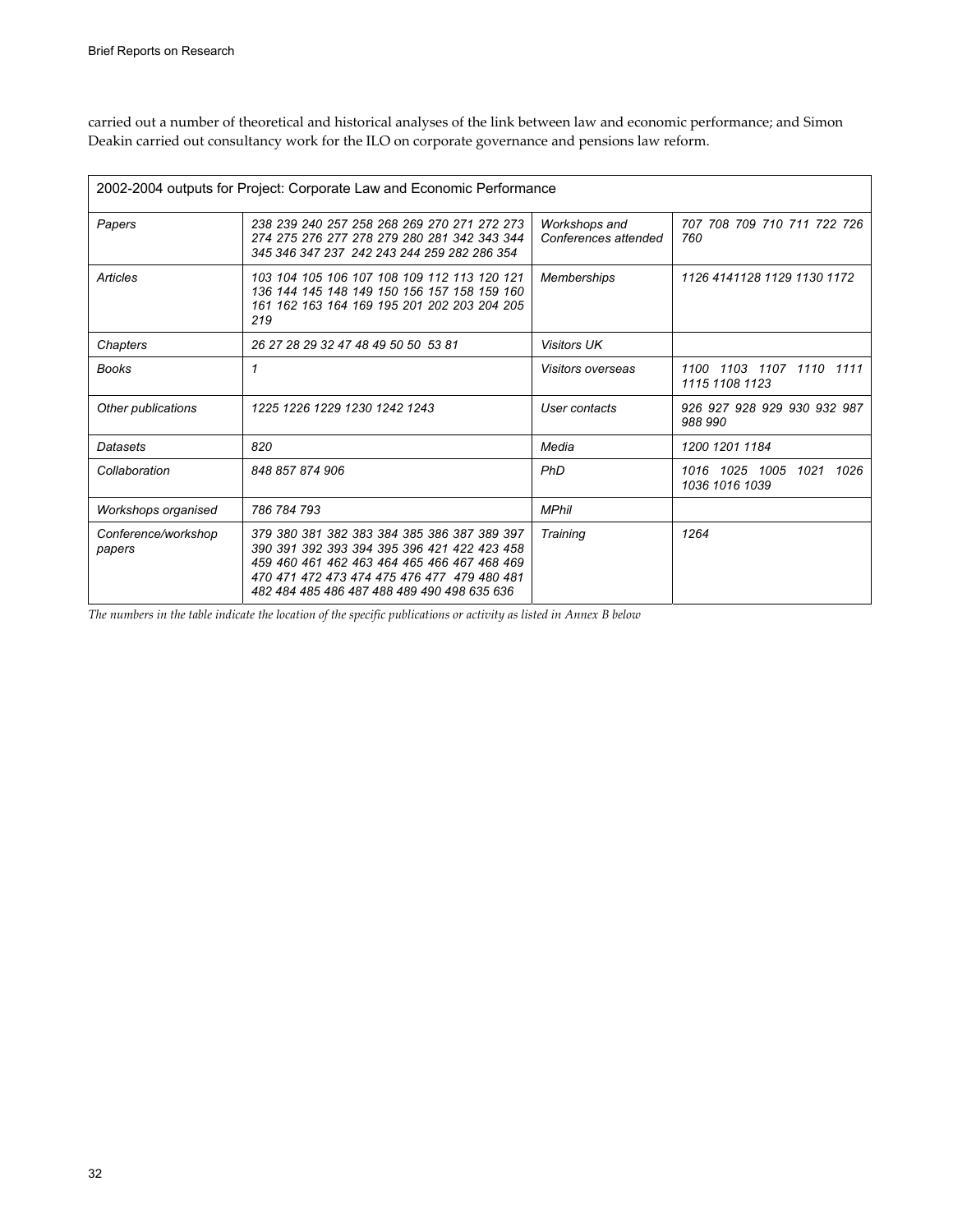carried out a number of theoretical and historical analyses of the link between law and economic performance; and Simon Deakin carried out consultancy work for the ILO on corporate governance and pensions law reform.

| 2002-2004 outputs for Project: Corporate Law and Economic Performance | | | |
|---|---|---|---|
| *Papers* | *238 239 240 257 258 268 269 270 271 272 273 274 275 276 277 278 279 280 281 342 343 344 345 346 347 237 242 243 244 259 282 286 354* | *Workshops and Conferences attended* | *707 708 709 710 711 722 726 760* |
| *Articles* | *103 104 105 106 107 108 109 112 113 120 121 136 144 145 148 149 150 156 157 158 159 160 161 162 163 164 169 195 201 202 203 204 205 219* | *Memberships* | *1126 4141128 1129 1130 1172* |
| *Chapters* | *26 27 28 29 32 47 48 49 50 50 53 81* | *Visitors UK* | |
| *Books* | *1* | *Visitors overseas* | *1100 1103 1107 1110 1111 1115 1108 1123* |
| *Other publications* | *1225 1226 1229 1230 1242 1243* | *User contacts* | *926 927 928 929 930 932 987 988 990* |
| *Datasets* | *820* | *Media* | *1200 1201 1184* |
| *Collaboration* | *848 857 874 906* | *PhD* | *1016 1025 1005 1021 1026 1036 1016 1039* |
| *Workshops organised* | *786 784 793* | *MPhil* | |
| *Conference/workshop papers* | *379 380 381 382 383 384 385 386 387 389 397 390 391 392 393 394 395 396 421 422 423 458 459 460 461 462 463 464 465 466 467 468 469 470 471 472 473 474 475 476 477 479 480 481 482 484 485 486 487 488 489 490 498 635 636* | *Training* | *1264* |

*The numbers in the table indicate the location of the specific publications or activity as listed in Annex B below*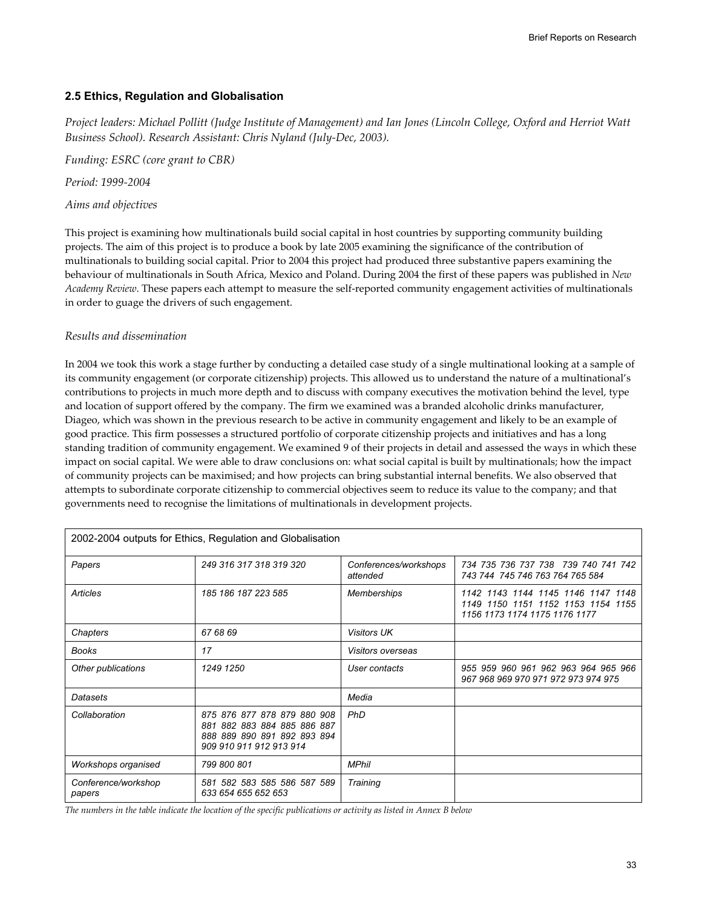## 2.5 Ethics, Regulation and Globalisation

*Project leaders: Michael Pollitt (Judge Institute of Management) and Ian Jones (Lincoln College, Oxford and Herriot Watt Business School). Research Assistant: Chris Nyland (July-Dec, 2003).*

*Funding: ESRC (core grant to CBR)*

*Period: 1999-2004*

*Aims and objectives*

This project is examining how multinationals build social capital in host countries by supporting community building projects. The aim of this project is to produce a book by late 2005 examining the significance of the contribution of multinationals to building social capital. Prior to 2004 this project had produced three substantive papers examining the behaviour of multinationals in South Africa, Mexico and Poland. During 2004 the first of these papers was published in *New Academy Review*. These papers each attempt to measure the self-reported community engagement activities of multinationals in order to guage the drivers of such engagement.

*Results and dissemination*

In 2004 we took this work a stage further by conducting a detailed case study of a single multinational looking at a sample of its community engagement (or corporate citizenship) projects. This allowed us to understand the nature of a multinational's contributions to projects in much more depth and to discuss with company executives the motivation behind the level, type and location of support offered by the company. The firm we examined was a branded alcoholic drinks manufacturer, Diageo, which was shown in the previous research to be active in community engagement and likely to be an example of good practice. This firm possesses a structured portfolio of corporate citizenship projects and initiatives and has a long standing tradition of community engagement. We examined 9 of their projects in detail and assessed the ways in which these impact on social capital. We were able to draw conclusions on: what social capital is built by multinationals; how the impact of community projects can be maximised; and how projects can bring substantial internal benefits. We also observed that attempts to subordinate corporate citizenship to commercial objectives seem to reduce its value to the company; and that governments need to recognise the limitations of multinationals in development projects.

| 2002-2004 outputs for Ethics, Regulation and Globalisation | | | |
|---|---|---|---|
| *Papers* | *249 316 317 318 319 320* | *Conferences/workshops attended* | *734 735 736 737 738 739 740 741 742 743 744 745 746 763 764 765 584* |
| *Articles* | *185 186 187 223 585* | *Memberships* | *1142 1143 1144 1145 1146 1147 1148 1149 1150 1151 1152 1153 1154 1155 1156 1173 1174 1175 1176 1177* |
| *Chapters* | *67 68 69* | *Visitors UK* | |
| *Books* | *17* | *Visitors overseas* | |
| *Other publications* | *1249 1250* | *User contacts* | *955 959 960 961 962 963 964 965 966 967 968 969 970 971 972 973 974 975* |
| *Datasets* | | *Media* | |
| *Collaboration* | *875 876 877 878 879 880 908 881 882 883 884 885 886 887 888 889 890 891 892 893 894 909 910 911 912 913 914* | *PhD* | |
| *Workshops organised* | *799 800 801* | *MPhil* | |
| *Conference/workshop papers* | *581 582 583 585 586 587 589 633 654 655 652 653* | *Training* | |

*The numbers in the table indicate the location of the specific publications or activity as listed in Annex B below*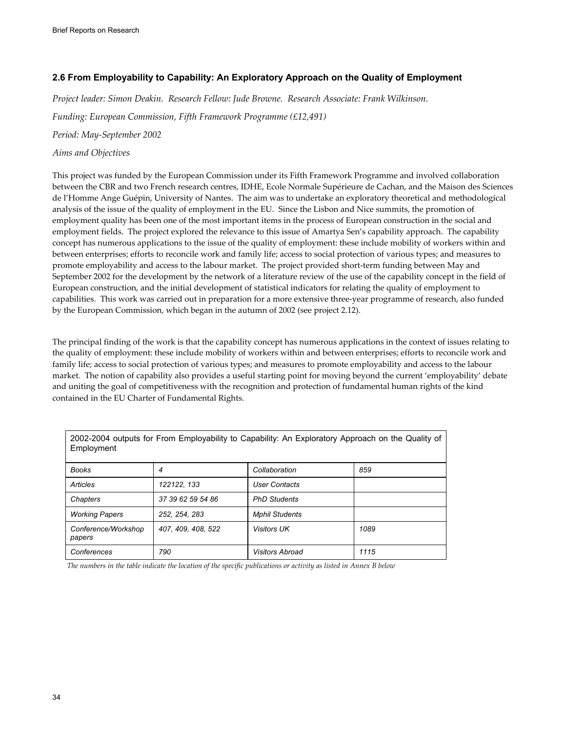### 2.6 From Employability to Capability: An Exploratory Approach on the Quality of Employment

*Project leader: Simon Deakin. Research Fellow: Jude Browne. Research Associate: Frank Wilkinson.*

*Funding: European Commission, Fifth Framework Programme (£12,491)*

*Period: May-September 2002*

*Aims and Objectives*

This project was funded by the European Commission under its Fifth Framework Programme and involved collaboration between the CBR and two French research centres, IDHE, Ecole Normale Supérieure de Cachan, and the Maison des Sciences de l'Homme Ange Guépin, University of Nantes. The aim was to undertake an exploratory theoretical and methodological analysis of the issue of the quality of employment in the EU. Since the Lisbon and Nice summits, the promotion of employment quality has been one of the most important items in the process of European construction in the social and employment fields. The project explored the relevance to this issue of Amartya Sen's capability approach. The capability concept has numerous applications to the issue of the quality of employment: these include mobility of workers within and between enterprises; efforts to reconcile work and family life; access to social protection of various types; and measures to promote employability and access to the labour market. The project provided short-term funding between May and September 2002 for the development by the network of a literature review of the use of the capability concept in the field of European construction, and the initial development of statistical indicators for relating the quality of employment to capabilities. This work was carried out in preparation for a more extensive three-year programme of research, also funded by the European Commission, which began in the autumn of 2002 (see project 2.12).

The principal finding of the work is that the capability concept has numerous applications in the context of issues relating to the quality of employment: these include mobility of workers within and between enterprises; efforts to reconcile work and family life; access to social protection of various types; and measures to promote employability and access to the labour market. The notion of capability also provides a useful starting point for moving beyond the current 'employability' debate and uniting the goal of competitiveness with the recognition and protection of fundamental human rights of the kind contained in the EU Charter of Fundamental Rights.

| 2002-2004 outputs for From Employability to Capability: An Exploratory Approach on the Quality of Employment | | | |
|---|---|---|---|
| *Books* | *4* | *Collaboration* | *859* |
| *Articles* | *122122, 133* | *User Contacts* | |
| *Chapters* | *37 39 62 59 54 86* | *PhD Students* | |
| *Working Papers* | *252, 254, 283* | *Mphil Students* | |
| *Conference/Workshop papers* | *407, 409, 408, 522* | *Visitors UK* | *1089* |
| *Conferences* | *790* | *Visitors Abroad* | *1115* |

*The numbers in the table indicate the location of the specific publications or activity as listed in Annex B below*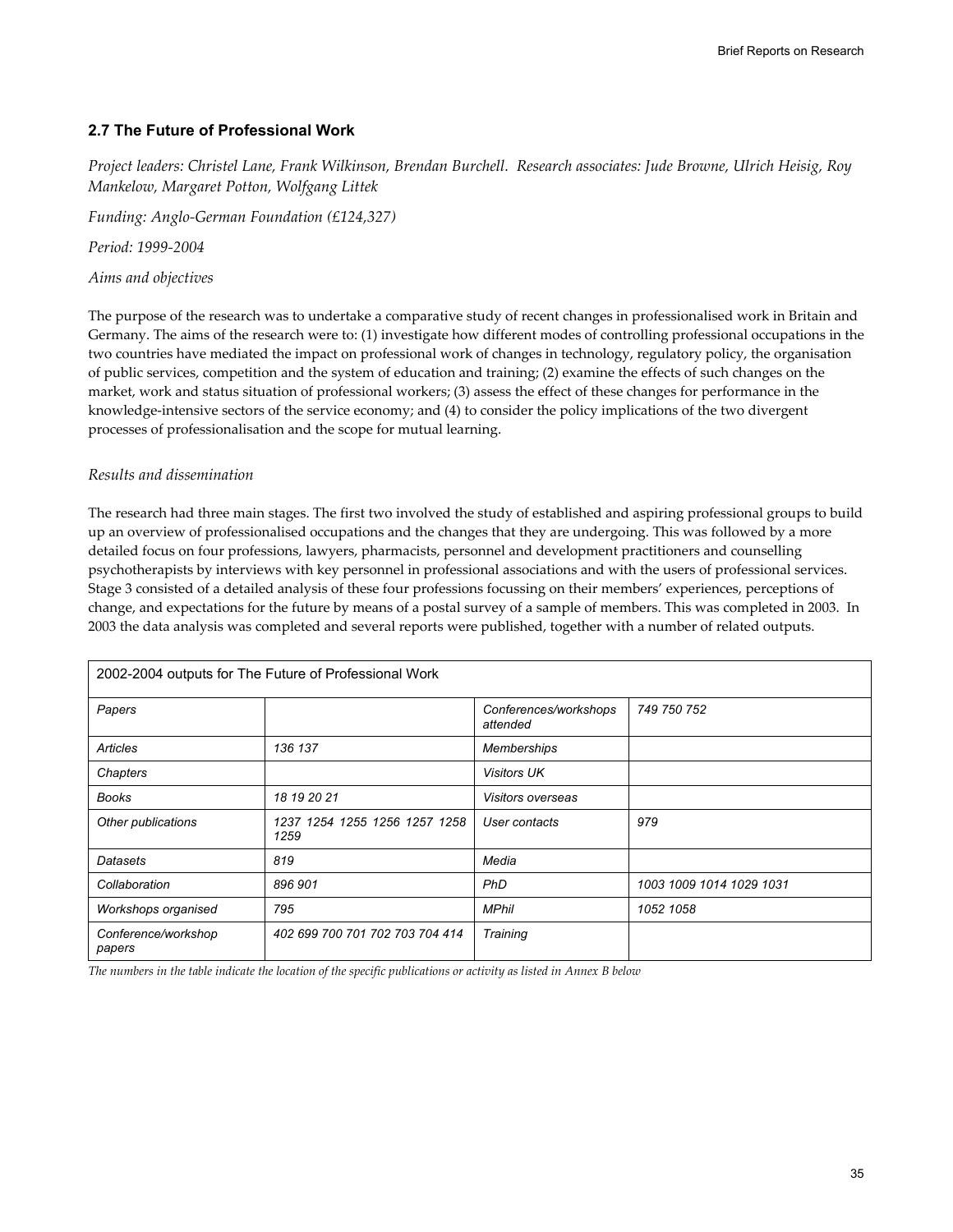## 2.7 The Future of Professional Work

*Project leaders: Christel Lane, Frank Wilkinson, Brendan Burchell. Research associates: Jude Browne, Ulrich Heisig, Roy Mankelow, Margaret Potton, Wolfgang Littek*

*Funding: Anglo-German Foundation (£124,327)*

*Period: 1999-2004*

*Aims and objectives*

The purpose of the research was to undertake a comparative study of recent changes in professionalised work in Britain and Germany. The aims of the research were to: (1) investigate how different modes of controlling professional occupations in the two countries have mediated the impact on professional work of changes in technology, regulatory policy, the organisation of public services, competition and the system of education and training; (2) examine the effects of such changes on the market, work and status situation of professional workers; (3) assess the effect of these changes for performance in the knowledge-intensive sectors of the service economy; and (4) to consider the policy implications of the two divergent processes of professionalisation and the scope for mutual learning.

*Results and dissemination*

The research had three main stages. The first two involved the study of established and aspiring professional groups to build up an overview of professionalised occupations and the changes that they are undergoing. This was followed by a more detailed focus on four professions, lawyers, pharmacists, personnel and development practitioners and counselling psychotherapists by interviews with key personnel in professional associations and with the users of professional services. Stage 3 consisted of a detailed analysis of these four professions focussing on their members' experiences, perceptions of change, and expectations for the future by means of a postal survey of a sample of members. This was completed in 2003. In 2003 the data analysis was completed and several reports were published, together with a number of related outputs.

| 2002-2004 outputs for The Future of Professional Work | | | |
|---|---|---|---|
| *Papers* | | *Conferences/workshops attended* | *749 750 752* |
| *Articles* | *136 137* | *Memberships* | |
| *Chapters* | | *Visitors UK* | |
| *Books* | *18 19 20 21* | *Visitors overseas* | |
| *Other publications* | *1237 1254 1255 1256 1257 1258 1259* | *User contacts* | *979* |
| *Datasets* | *819* | *Media* | |
| *Collaboration* | *896 901* | *PhD* | *1003 1009 1014 1029 1031* |
| *Workshops organised* | *795* | *MPhil* | *1052 1058* |
| *Conference/workshop papers* | *402 699 700 701 702 703 704 414* | *Training* | |

*The numbers in the table indicate the location of the specific publications or activity as listed in Annex B below*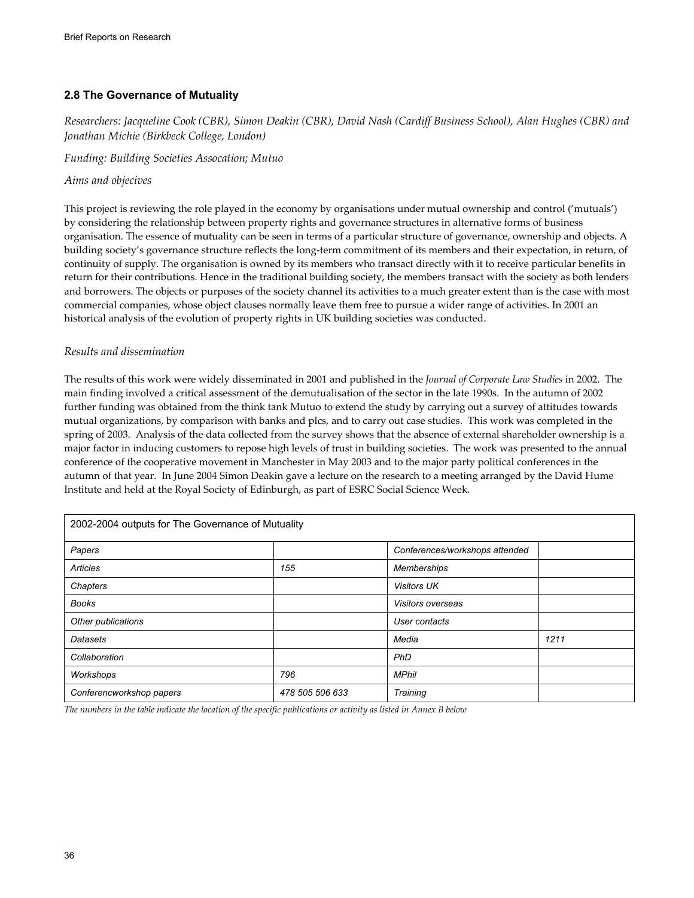## 2.8 The Governance of Mutuality

*Researchers: Jacqueline Cook (CBR), Simon Deakin (CBR), David Nash (Cardiff Business School), Alan Hughes (CBR) and Jonathan Michie (Birkbeck College, London)*

*Funding: Building Societies Assocation; Mutuo*

*Aims and objecives*

This project is reviewing the role played in the economy by organisations under mutual ownership and control ('mutuals') by considering the relationship between property rights and governance structures in alternative forms of business organisation. The essence of mutuality can be seen in terms of a particular structure of governance, ownership and objects. A building society's governance structure reflects the long-term commitment of its members and their expectation, in return, of continuity of supply. The organisation is owned by its members who transact directly with it to receive particular benefits in return for their contributions. Hence in the traditional building society, the members transact with the society as both lenders and borrowers. The objects or purposes of the society channel its activities to a much greater extent than is the case with most commercial companies, whose object clauses normally leave them free to pursue a wider range of activities. In 2001 an historical analysis of the evolution of property rights in UK building societies was conducted.

*Results and dissemination*

The results of this work were widely disseminated in 2001 and published in the *Journal of Corporate Law Studies* in 2002. The main finding involved a critical assessment of the demutualisation of the sector in the late 1990s. In the autumn of 2002 further funding was obtained from the think tank Mutuo to extend the study by carrying out a survey of attitudes towards mutual organizations, by comparison with banks and plcs, and to carry out case studies. This work was completed in the spring of 2003. Analysis of the data collected from the survey shows that the absence of external shareholder ownership is a major factor in inducing customers to repose high levels of trust in building societies. The work was presented to the annual conference of the cooperative movement in Manchester in May 2003 and to the major party political conferences in the autumn of that year. In June 2004 Simon Deakin gave a lecture on the research to a meeting arranged by the David Hume Institute and held at the Royal Society of Edinburgh, as part of ESRC Social Science Week.

| 2002-2004 outputs for The Governance of Mutuality | | | |
|---|---|---|---|
| *Papers* | | *Conferences/workshops attended* | |
| *Articles* | *155* | *Memberships* | |
| *Chapters* | | *Visitors UK* | |
| *Books* | | *Visitors overseas* | |
| *Other publications* | | *User contacts* | |
| *Datasets* | | *Media* | *1211* |
| *Collaboration* | | *PhD* | |
| *Workshops* | *796* | *MPhil* | |
| *Conferencworkshop papers* | *478 505 506 633* | *Training* | |

*The numbers in the table indicate the location of the specific publications or activity as listed in Annex B below*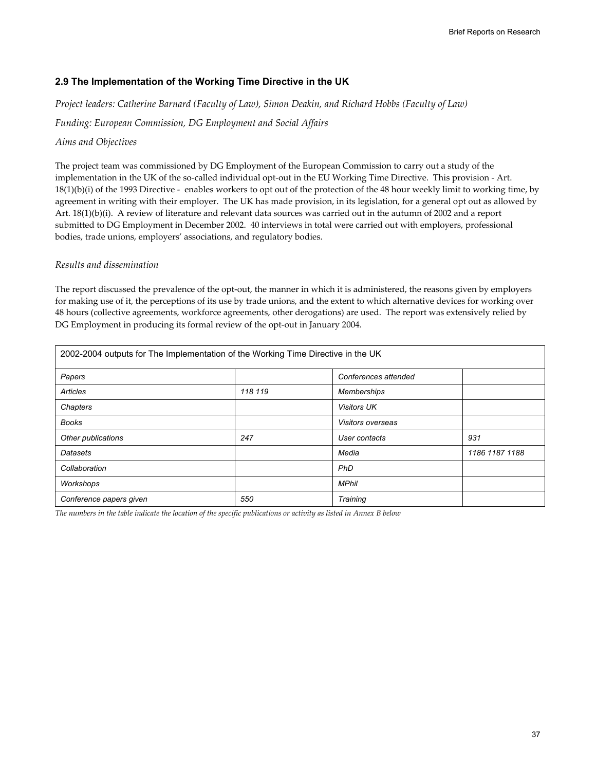## 2.9 The Implementation of the Working Time Directive in the UK

*Project leaders: Catherine Barnard (Faculty of Law), Simon Deakin, and Richard Hobbs (Faculty of Law)*

*Funding: European Commission, DG Employment and Social Affairs*

*Aims and Objectives*

The project team was commissioned by DG Employment of the European Commission to carry out a study of the implementation in the UK of the so-called individual opt-out in the EU Working Time Directive. This provision - Art. 18(1)(b)(i) of the 1993 Directive - enables workers to opt out of the protection of the 48 hour weekly limit to working time, by agreement in writing with their employer. The UK has made provision, in its legislation, for a general opt out as allowed by Art. 18(1)(b)(i). A review of literature and relevant data sources was carried out in the autumn of 2002 and a report submitted to DG Employment in December 2002. 40 interviews in total were carried out with employers, professional bodies, trade unions, employers' associations, and regulatory bodies.

*Results and dissemination*

The report discussed the prevalence of the opt-out, the manner in which it is administered, the reasons given by employers for making use of it, the perceptions of its use by trade unions, and the extent to which alternative devices for working over 48 hours (collective agreements, workforce agreements, other derogations) are used. The report was extensively relied by DG Employment in producing its formal review of the opt-out in January 2004.

| 2002-2004 outputs for The Implementation of the Working Time Directive in the UK | | | |
|---|---|---|---|
| *Papers* | | *Conferences attended* | |
| *Articles* | *118 119* | *Memberships* | |
| *Chapters* | | *Visitors UK* | |
| *Books* | | *Visitors overseas* | |
| *Other publications* | *247* | *User contacts* | *931* |
| *Datasets* | | *Media* | *1186 1187 1188* |
| *Collaboration* | | *PhD* | |
| *Workshops* | | *MPhil* | |
| *Conference papers given* | *550* | *Training* | |

*The numbers in the table indicate the location of the specific publications or activity as listed in Annex B below*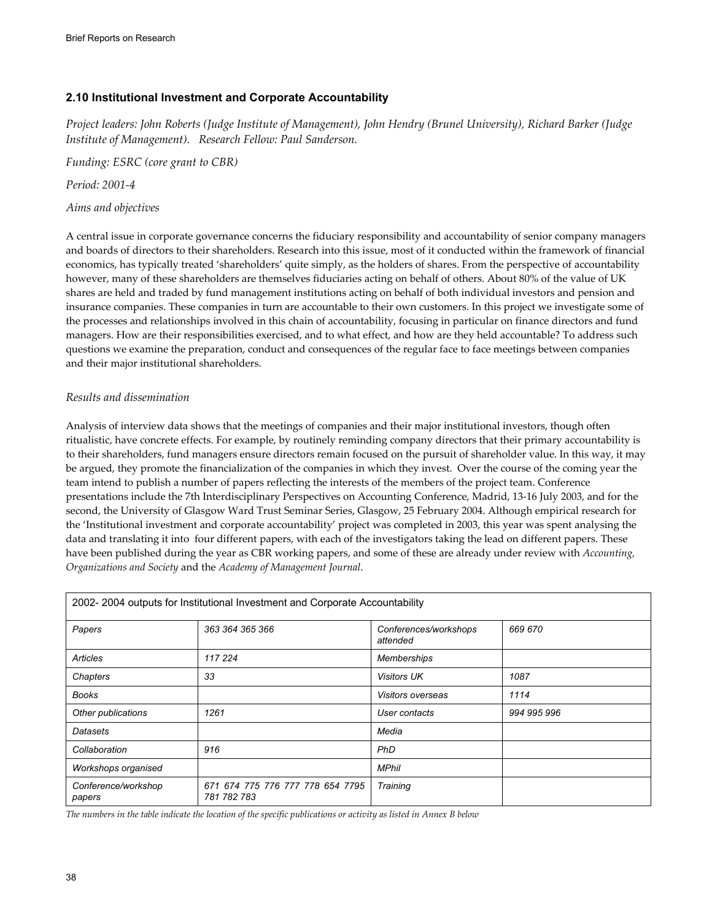## 2.10 Institutional Investment and Corporate Accountability

*Project leaders: John Roberts (Judge Institute of Management), John Hendry (Brunel University), Richard Barker (Judge Institute of Management). Research Fellow: Paul Sanderson.*

*Funding: ESRC (core grant to CBR)*

*Period: 2001-4*

*Aims and objectives*

A central issue in corporate governance concerns the fiduciary responsibility and accountability of senior company managers and boards of directors to their shareholders. Research into this issue, most of it conducted within the framework of financial economics, has typically treated 'shareholders' quite simply, as the holders of shares. From the perspective of accountability however, many of these shareholders are themselves fiduciaries acting on behalf of others. About 80% of the value of UK shares are held and traded by fund management institutions acting on behalf of both individual investors and pension and insurance companies. These companies in turn are accountable to their own customers. In this project we investigate some of the processes and relationships involved in this chain of accountability, focusing in particular on finance directors and fund managers. How are their responsibilities exercised, and to what effect, and how are they held accountable? To address such questions we examine the preparation, conduct and consequences of the regular face to face meetings between companies and their major institutional shareholders.

*Results and dissemination*

Analysis of interview data shows that the meetings of companies and their major institutional investors, though often ritualistic, have concrete effects. For example, by routinely reminding company directors that their primary accountability is to their shareholders, fund managers ensure directors remain focused on the pursuit of shareholder value. In this way, it may be argued, they promote the financialization of the companies in which they invest. Over the course of the coming year the team intend to publish a number of papers reflecting the interests of the members of the project team. Conference presentations include the 7th Interdisciplinary Perspectives on Accounting Conference, Madrid, 13-16 July 2003, and for the second, the University of Glasgow Ward Trust Seminar Series, Glasgow, 25 February 2004. Although empirical research for the 'Institutional investment and corporate accountability' project was completed in 2003, this year was spent analysing the data and translating it into four different papers, with each of the investigators taking the lead on different papers. These have been published during the year as CBR working papers, and some of these are already under review with *Accounting, Organizations and Society* and the *Academy of Management Journal*.

| 2002- 2004 outputs for Institutional Investment and Corporate Accountability | | | |
|---|---|---|---|
| *Papers* | *363 364 365 366* | *Conferences/workshops attended* | *669 670* |
| *Articles* | *117 224* | *Memberships* | |
| *Chapters* | *33* | *Visitors UK* | *1087* |
| *Books* | | *Visitors overseas* | *1114* |
| *Other publications* | *1261* | *User contacts* | *994 995 996* |
| *Datasets* | | *Media* | |
| *Collaboration* | *916* | *PhD* | |
| *Workshops organised* | | *MPhil* | |
| *Conference/workshop papers* | *671 674 775 776 777 778 654 7795 781 782 783* | *Training* | |

*The numbers in the table indicate the location of the specific publications or activity as listed in Annex B below*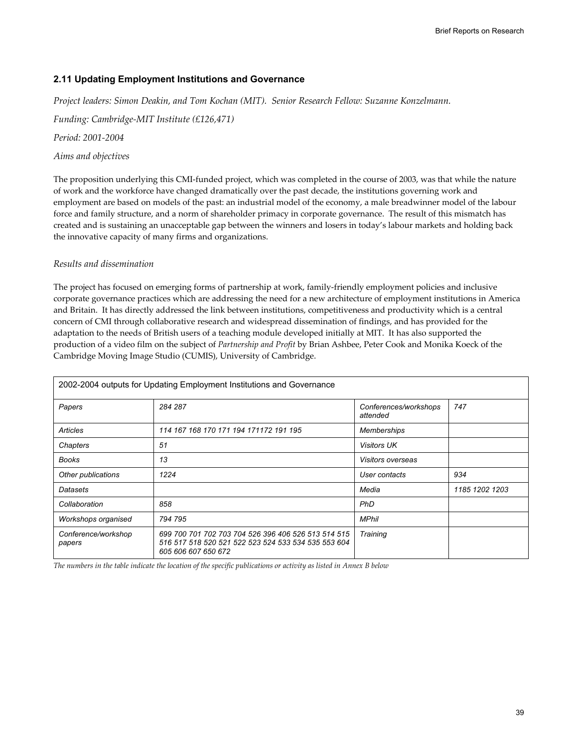## 2.11 Updating Employment Institutions and Governance

*Project leaders: Simon Deakin, and Tom Kochan (MIT). Senior Research Fellow: Suzanne Konzelmann.*

*Funding: Cambridge-MIT Institute (£126,471)*

*Period: 2001-2004*

*Aims and objectives*

The proposition underlying this CMI-funded project, which was completed in the course of 2003, was that while the nature of work and the workforce have changed dramatically over the past decade, the institutions governing work and employment are based on models of the past: an industrial model of the economy, a male breadwinner model of the labour force and family structure, and a norm of shareholder primacy in corporate governance. The result of this mismatch has created and is sustaining an unacceptable gap between the winners and losers in today's labour markets and holding back the innovative capacity of many firms and organizations.

*Results and dissemination*

The project has focused on emerging forms of partnership at work, family-friendly employment policies and inclusive corporate governance practices which are addressing the need for a new architecture of employment institutions in America and Britain. It has directly addressed the link between institutions, competitiveness and productivity which is a central concern of CMI through collaborative research and widespread dissemination of findings, and has provided for the adaptation to the needs of British users of a teaching module developed initially at MIT. It has also supported the production of a video film on the subject of *Partnership and Profit* by Brian Ashbee, Peter Cook and Monika Koeck of the Cambridge Moving Image Studio (CUMIS), University of Cambridge.

| 2002-2004 outputs for Updating Employment Institutions and Governance | | | |
|---|---|---|---|
| *Papers* | *284 287* | *Conferences/workshops attended* | *747* |
| *Articles* | *114 167 168 170 171 194 171172 191 195* | *Memberships* | |
| *Chapters* | *51* | *Visitors UK* | |
| *Books* | *13* | *Visitors overseas* | |
| *Other publications* | *1224* | *User contacts* | *934* |
| *Datasets* | | *Media* | *1185 1202 1203* |
| *Collaboration* | *858* | *PhD* | |
| *Workshops organised* | *794 795* | *MPhil* | |
| *Conference/workshop papers* | *699 700 701 702 703 704 526 396 406 526 513 514 515 516 517 518 520 521 522 523 524 533 534 535 553 604 605 606 607 650 672* | *Training* | |

*The numbers in the table indicate the location of the specific publications or activity as listed in Annex B below*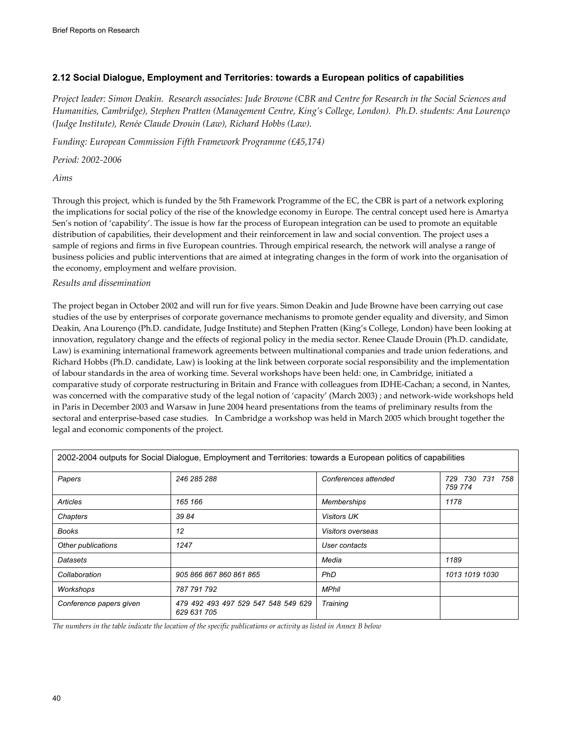## 2.12 Social Dialogue, Employment and Territories: towards a European politics of capabilities

*Project leader: Simon Deakin. Research associates: Jude Browne (CBR and Centre for Research in the Social Sciences and Humanities, Cambridge), Stephen Pratten (Management Centre, King's College, London). Ph.D. students: Ana Lourenço (Judge Institute), Renée Claude Drouin (Law), Richard Hobbs (Law).*

*Funding: European Commission Fifth Framework Programme (£45,174)*

*Period: 2002-2006*

*Aims*

Through this project, which is funded by the 5th Framework Programme of the EC, the CBR is part of a network exploring the implications for social policy of the rise of the knowledge economy in Europe. The central concept used here is Amartya Sen's notion of 'capability'. The issue is how far the process of European integration can be used to promote an equitable distribution of capabilities, their development and their reinforcement in law and social convention. The project uses a sample of regions and firms in five European countries. Through empirical research, the network will analyse a range of business policies and public interventions that are aimed at integrating changes in the form of work into the organisation of the economy, employment and welfare provision.

*Results and dissemination*

The project began in October 2002 and will run for five years. Simon Deakin and Jude Browne have been carrying out case studies of the use by enterprises of corporate governance mechanisms to promote gender equality and diversity, and Simon Deakin, Ana Lourenço (Ph.D. candidate, Judge Institute) and Stephen Pratten (King's College, London) have been looking at innovation, regulatory change and the effects of regional policy in the media sector. Renee Claude Drouin (Ph.D. candidate, Law) is examining international framework agreements between multinational companies and trade union federations, and Richard Hobbs (Ph.D. candidate, Law) is looking at the link between corporate social responsibility and the implementation of labour standards in the area of working time. Several workshops have been held: one, in Cambridge, initiated a comparative study of corporate restructuring in Britain and France with colleagues from IDHE-Cachan; a second, in Nantes, was concerned with the comparative study of the legal notion of 'capacity' (March 2003) ; and network-wide workshops held in Paris in December 2003 and Warsaw in June 2004 heard presentations from the teams of preliminary results from the sectoral and enterprise-based case studies. In Cambridge a workshop was held in March 2005 which brought together the legal and economic components of the project.

| 2002-2004 outputs for Social Dialogue, Employment and Territories: towards a European politics of capabilities | | | |
|---|---|---|---|
| *Papers* | *246 285 288* | *Conferences attended* | *729 730 731 758 759 774* |
| *Articles* | *165 166* | *Memberships* | *1178* |
| *Chapters* | *39 84* | *Visitors UK* | |
| *Books* | *12* | *Visitors overseas* | |
| *Other publications* | *1247* | *User contacts* | |
| *Datasets* | | *Media* | *1189* |
| *Collaboration* | *905 866 867 860 861 865* | *PhD* | *1013 1019 1030* |
| *Workshops* | *787 791 792* | *MPhil* | |
| *Conference papers given* | *479 492 493 497 529 547 548 549 629 629 631 705* | *Training* | |

*The numbers in the table indicate the location of the specific publications or activity as listed in Annex B below*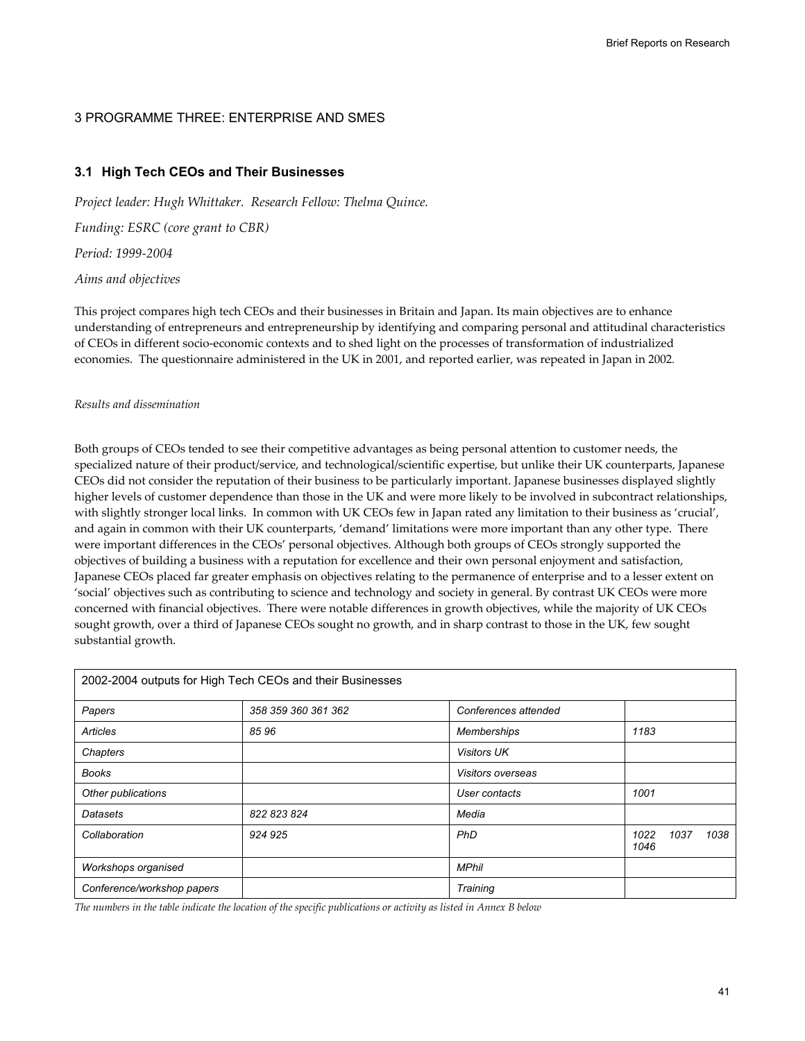# 3 PROGRAMME THREE: ENTERPRISE AND SMES

## 3.1 High Tech CEOs and Their Businesses

*Project leader: Hugh Whittaker. Research Fellow: Thelma Quince.*

*Funding: ESRC (core grant to CBR)*

*Period: 1999-2004*

*Aims and objectives*

This project compares high tech CEOs and their businesses in Britain and Japan. Its main objectives are to enhance understanding of entrepreneurs and entrepreneurship by identifying and comparing personal and attitudinal characteristics of CEOs in different socio-economic contexts and to shed light on the processes of transformation of industrialized economies. The questionnaire administered in the UK in 2001, and reported earlier, was repeated in Japan in 2002.

*Results and dissemination*

Both groups of CEOs tended to see their competitive advantages as being personal attention to customer needs, the specialized nature of their product/service, and technological/scientific expertise, but unlike their UK counterparts, Japanese CEOs did not consider the reputation of their business to be particularly important. Japanese businesses displayed slightly higher levels of customer dependence than those in the UK and were more likely to be involved in subcontract relationships, with slightly stronger local links. In common with UK CEOs few in Japan rated any limitation to their business as 'crucial', and again in common with their UK counterparts, 'demand' limitations were more important than any other type. There were important differences in the CEOs' personal objectives. Although both groups of CEOs strongly supported the objectives of building a business with a reputation for excellence and their own personal enjoyment and satisfaction, Japanese CEOs placed far greater emphasis on objectives relating to the permanence of enterprise and to a lesser extent on 'social' objectives such as contributing to science and technology and society in general. By contrast UK CEOs were more concerned with financial objectives. There were notable differences in growth objectives, while the majority of UK CEOs sought growth, over a third of Japanese CEOs sought no growth, and in sharp contrast to those in the UK, few sought substantial growth.

| 2002-2004 outputs for High Tech CEOs and their Businesses | | | |
|---|---|---|---|
| *Papers* | *358 359 360 361 362* | *Conferences attended* | |
| *Articles* | *85 96* | *Memberships* | *1183* |
| *Chapters* | | *Visitors UK* | |
| *Books* | | *Visitors overseas* | |
| *Other publications* | | *User contacts* | *1001* |
| *Datasets* | *822 823 824* | *Media* | |
| *Collaboration* | *924 925* | *PhD* | *1022 1037 1038 1046* |
| *Workshops organised* | | *MPhil* | |
| *Conference/workshop papers* | | *Training* | |

*The numbers in the table indicate the location of the specific publications or activity as listed in Annex B below*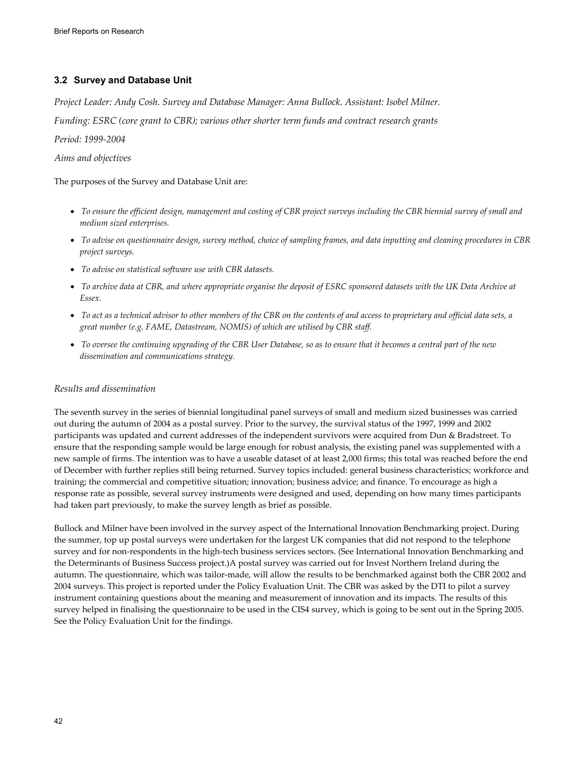## 3.2 Survey and Database Unit

*Project Leader: Andy Cosh. Survey and Database Manager: Anna Bullock. Assistant: Isobel Milner.*

*Funding: ESRC (core grant to CBR); various other shorter term funds and contract research grants*

*Period: 1999-2004*

*Aims and objectives*

The purposes of the Survey and Database Unit are:

- *To ensure the efficient design, management and costing of CBR project surveys including the CBR biennial survey of small and medium sized enterprises.*
- *To advise on questionnaire design, survey method, choice of sampling frames, and data inputting and cleaning procedures in CBR project surveys.*
- *To advise on statistical software use with CBR datasets.*
- *To archive data at CBR, and where appropriate organise the deposit of ESRC sponsored datasets with the UK Data Archive at Essex.*
- *To act as a technical advisor to other members of the CBR on the contents of and access to proprietary and official data sets, a great number (e.g. FAME, Datastream, NOMIS) of which are utilised by CBR staff.*
- *To oversee the continuing upgrading of the CBR User Database, so as to ensure that it becomes a central part of the new dissemination and communications strategy.*

*Results and dissemination*

The seventh survey in the series of biennial longitudinal panel surveys of small and medium sized businesses was carried out during the autumn of 2004 as a postal survey. Prior to the survey, the survival status of the 1997, 1999 and 2002 participants was updated and current addresses of the independent survivors were acquired from Dun & Bradstreet. To ensure that the responding sample would be large enough for robust analysis, the existing panel was supplemented with a new sample of firms. The intention was to have a useable dataset of at least 2,000 firms; this total was reached before the end of December with further replies still being returned. Survey topics included: general business characteristics; workforce and training; the commercial and competitive situation; innovation; business advice; and finance. To encourage as high a response rate as possible, several survey instruments were designed and used, depending on how many times participants had taken part previously, to make the survey length as brief as possible.

Bullock and Milner have been involved in the survey aspect of the International Innovation Benchmarking project. During the summer, top up postal surveys were undertaken for the largest UK companies that did not respond to the telephone survey and for non-respondents in the high-tech business services sectors. (See International Innovation Benchmarking and the Determinants of Business Success project.)A postal survey was carried out for Invest Northern Ireland during the autumn. The questionnaire, which was tailor-made, will allow the results to be benchmarked against both the CBR 2002 and 2004 surveys. This project is reported under the Policy Evaluation Unit. The CBR was asked by the DTI to pilot a survey instrument containing questions about the meaning and measurement of innovation and its impacts. The results of this survey helped in finalising the questionnaire to be used in the CIS4 survey, which is going to be sent out in the Spring 2005. See the Policy Evaluation Unit for the findings.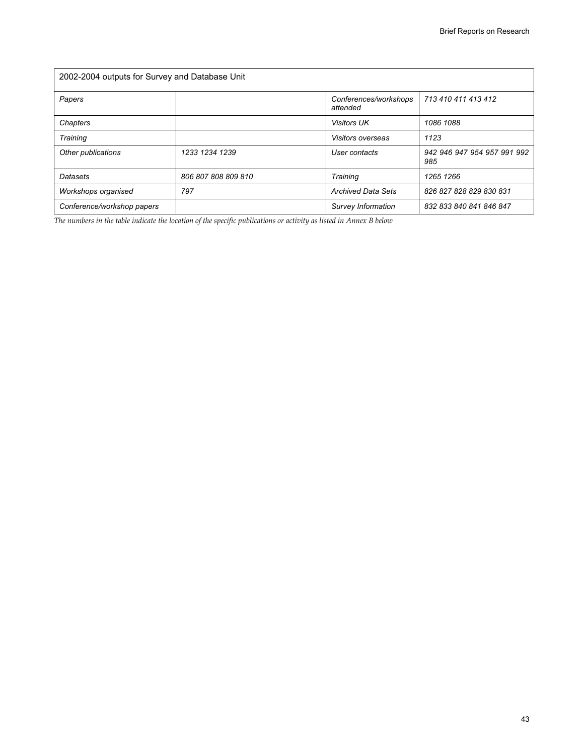| 2002-2004 outputs for Survey and Database Unit | | | |
|---|---|---|---|
| *Papers* | | *Conferences/workshops attended* | *713 410 411 413 412* |
| *Chapters* | | *Visitors UK* | *1086 1088* |
| *Training* | | *Visitors overseas* | *1123* |
| *Other publications* | *1233 1234 1239* | *User contacts* | *942 946 947 954 957 991 992 985* |
| *Datasets* | *806 807 808 809 810* | *Training* | *1265 1266* |
| *Workshops organised* | *797* | *Archived Data Sets* | *826 827 828 829 830 831* |
| *Conference/workshop papers* | | *Survey Information* | *832 833 840 841 846 847* |

*The numbers in the table indicate the location of the specific publications or activity as listed in Annex B below*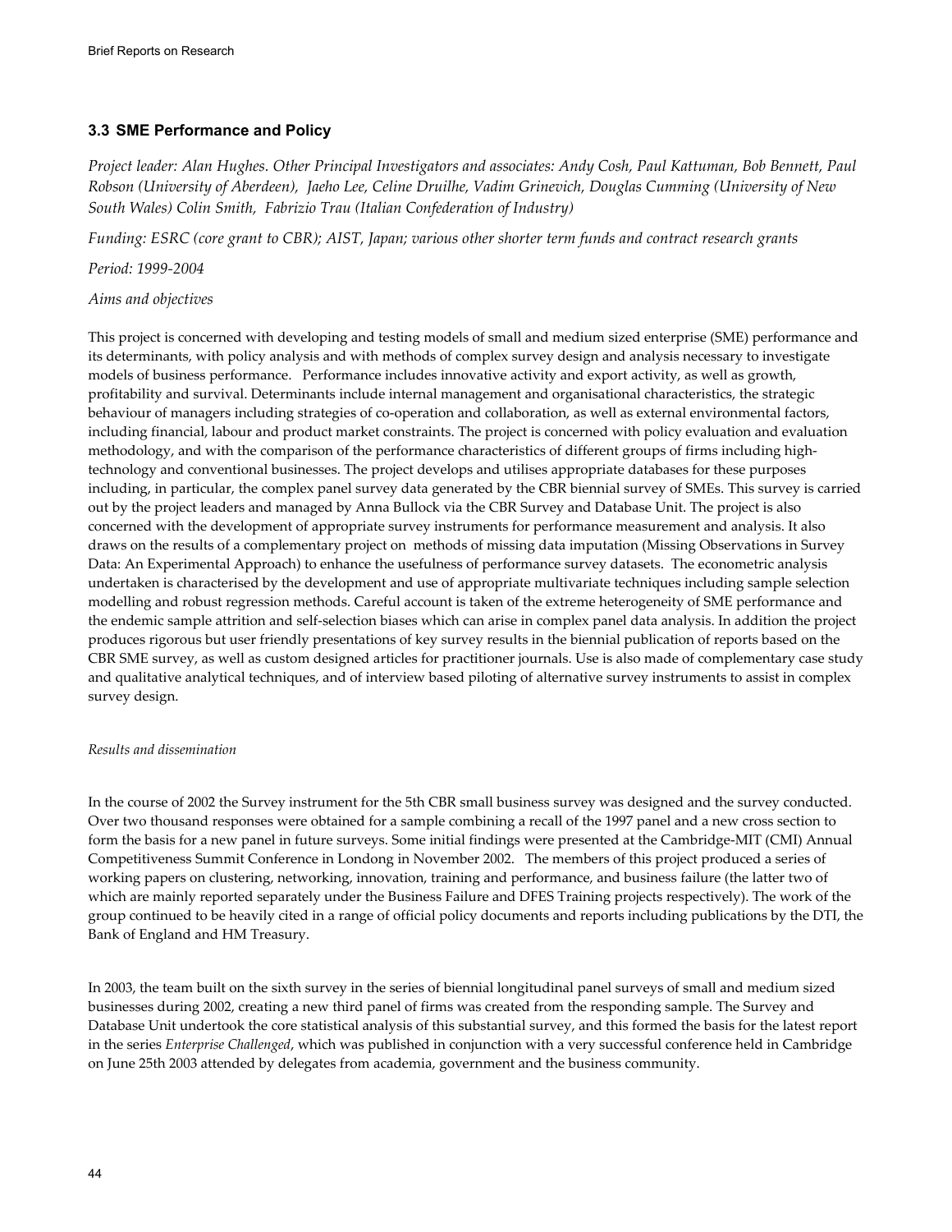### 3.3 SME Performance and Policy

*Project leader: Alan Hughes. Other Principal Investigators and associates: Andy Cosh, Paul Kattuman, Bob Bennett, Paul Robson (University of Aberdeen), Jaeho Lee, Celine Druilhe, Vadim Grinevich, Douglas Cumming (University of New South Wales) Colin Smith, Fabrizio Trau (Italian Confederation of Industry)*

*Funding: ESRC (core grant to CBR); AIST, Japan; various other shorter term funds and contract research grants*

*Period: 1999-2004*

*Aims and objectives*

This project is concerned with developing and testing models of small and medium sized enterprise (SME) performance and its determinants, with policy analysis and with methods of complex survey design and analysis necessary to investigate models of business performance. Performance includes innovative activity and export activity, as well as growth, profitability and survival. Determinants include internal management and organisational characteristics, the strategic behaviour of managers including strategies of co-operation and collaboration, as well as external environmental factors, including financial, labour and product market constraints. The project is concerned with policy evaluation and evaluation methodology, and with the comparison of the performance characteristics of different groups of firms including high-technology and conventional businesses. The project develops and utilises appropriate databases for these purposes including, in particular, the complex panel survey data generated by the CBR biennial survey of SMEs. This survey is carried out by the project leaders and managed by Anna Bullock via the CBR Survey and Database Unit. The project is also concerned with the development of appropriate survey instruments for performance measurement and analysis. It also draws on the results of a complementary project on methods of missing data imputation (Missing Observations in Survey Data: An Experimental Approach) to enhance the usefulness of performance survey datasets. The econometric analysis undertaken is characterised by the development and use of appropriate multivariate techniques including sample selection modelling and robust regression methods. Careful account is taken of the extreme heterogeneity of SME performance and the endemic sample attrition and self-selection biases which can arise in complex panel data analysis. In addition the project produces rigorous but user friendly presentations of key survey results in the biennial publication of reports based on the CBR SME survey, as well as custom designed articles for practitioner journals. Use is also made of complementary case study and qualitative analytical techniques, and of interview based piloting of alternative survey instruments to assist in complex survey design.

*Results and dissemination*

In the course of 2002 the Survey instrument for the 5th CBR small business survey was designed and the survey conducted. Over two thousand responses were obtained for a sample combining a recall of the 1997 panel and a new cross section to form the basis for a new panel in future surveys. Some initial findings were presented at the Cambridge-MIT (CMI) Annual Competitiveness Summit Conference in Londong in November 2002. The members of this project produced a series of working papers on clustering, networking, innovation, training and performance, and business failure (the latter two of which are mainly reported separately under the Business Failure and DFES Training projects respectively). The work of the group continued to be heavily cited in a range of official policy documents and reports including publications by the DTI, the Bank of England and HM Treasury.

In 2003, the team built on the sixth survey in the series of biennial longitudinal panel surveys of small and medium sized businesses during 2002, creating a new third panel of firms was created from the responding sample. The Survey and Database Unit undertook the core statistical analysis of this substantial survey, and this formed the basis for the latest report in the series *Enterprise Challenged*, which was published in conjunction with a very successful conference held in Cambridge on June 25th 2003 attended by delegates from academia, government and the business community.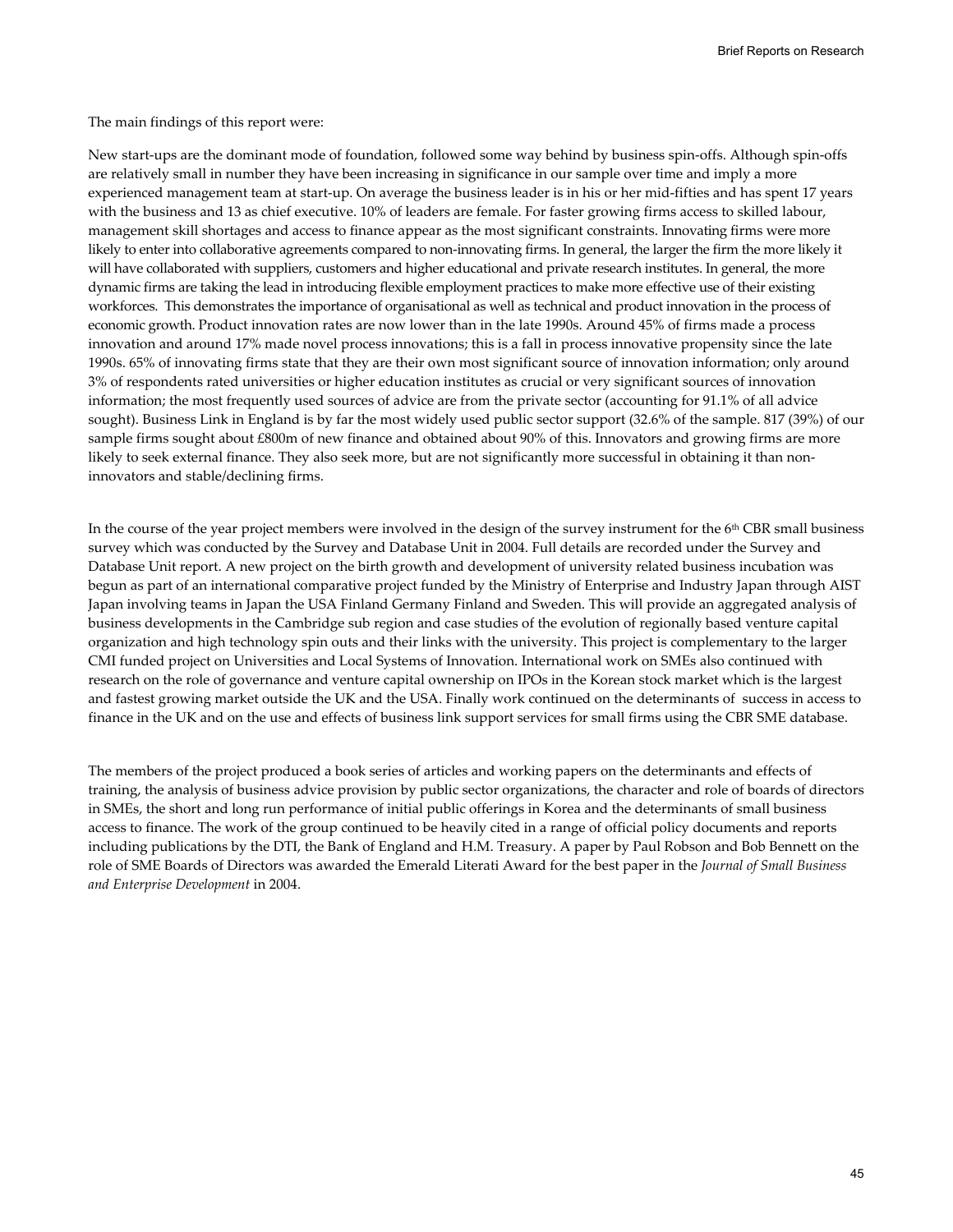The main findings of this report were:

New start-ups are the dominant mode of foundation, followed some way behind by business spin-offs. Although spin-offs are relatively small in number they have been increasing in significance in our sample over time and imply a more experienced management team at start-up. On average the business leader is in his or her mid-fifties and has spent 17 years with the business and 13 as chief executive. 10% of leaders are female. For faster growing firms access to skilled labour, management skill shortages and access to finance appear as the most significant constraints. Innovating firms were more likely to enter into collaborative agreements compared to non-innovating firms. In general, the larger the firm the more likely it will have collaborated with suppliers, customers and higher educational and private research institutes. In general, the more dynamic firms are taking the lead in introducing flexible employment practices to make more effective use of their existing workforces. This demonstrates the importance of organisational as well as technical and product innovation in the process of economic growth. Product innovation rates are now lower than in the late 1990s. Around 45% of firms made a process innovation and around 17% made novel process innovations; this is a fall in process innovative propensity since the late 1990s. 65% of innovating firms state that they are their own most significant source of innovation information; only around 3% of respondents rated universities or higher education institutes as crucial or very significant sources of innovation information; the most frequently used sources of advice are from the private sector (accounting for 91.1% of all advice sought). Business Link in England is by far the most widely used public sector support (32.6% of the sample. 817 (39%) of our sample firms sought about £800m of new finance and obtained about 90% of this. Innovators and growing firms are more likely to seek external finance. They also seek more, but are not significantly more successful in obtaining it than non-innovators and stable/declining firms.

In the course of the year project members were involved in the design of the survey instrument for the 6th CBR small business survey which was conducted by the Survey and Database Unit in 2004. Full details are recorded under the Survey and Database Unit report. A new project on the birth growth and development of university related business incubation was begun as part of an international comparative project funded by the Ministry of Enterprise and Industry Japan through AIST Japan involving teams in Japan the USA Finland Germany Finland and Sweden. This will provide an aggregated analysis of business developments in the Cambridge sub region and case studies of the evolution of regionally based venture capital organization and high technology spin outs and their links with the university. This project is complementary to the larger CMI funded project on Universities and Local Systems of Innovation. International work on SMEs also continued with research on the role of governance and venture capital ownership on IPOs in the Korean stock market which is the largest and fastest growing market outside the UK and the USA. Finally work continued on the determinants of success in access to finance in the UK and on the use and effects of business link support services for small firms using the CBR SME database.

The members of the project produced a book series of articles and working papers on the determinants and effects of training, the analysis of business advice provision by public sector organizations, the character and role of boards of directors in SMEs, the short and long run performance of initial public offerings in Korea and the determinants of small business access to finance. The work of the group continued to be heavily cited in a range of official policy documents and reports including publications by the DTI, the Bank of England and H.M. Treasury. A paper by Paul Robson and Bob Bennett on the role of SME Boards of Directors was awarded the Emerald Literati Award for the best paper in the *Journal of Small Business and Enterprise Development* in 2004.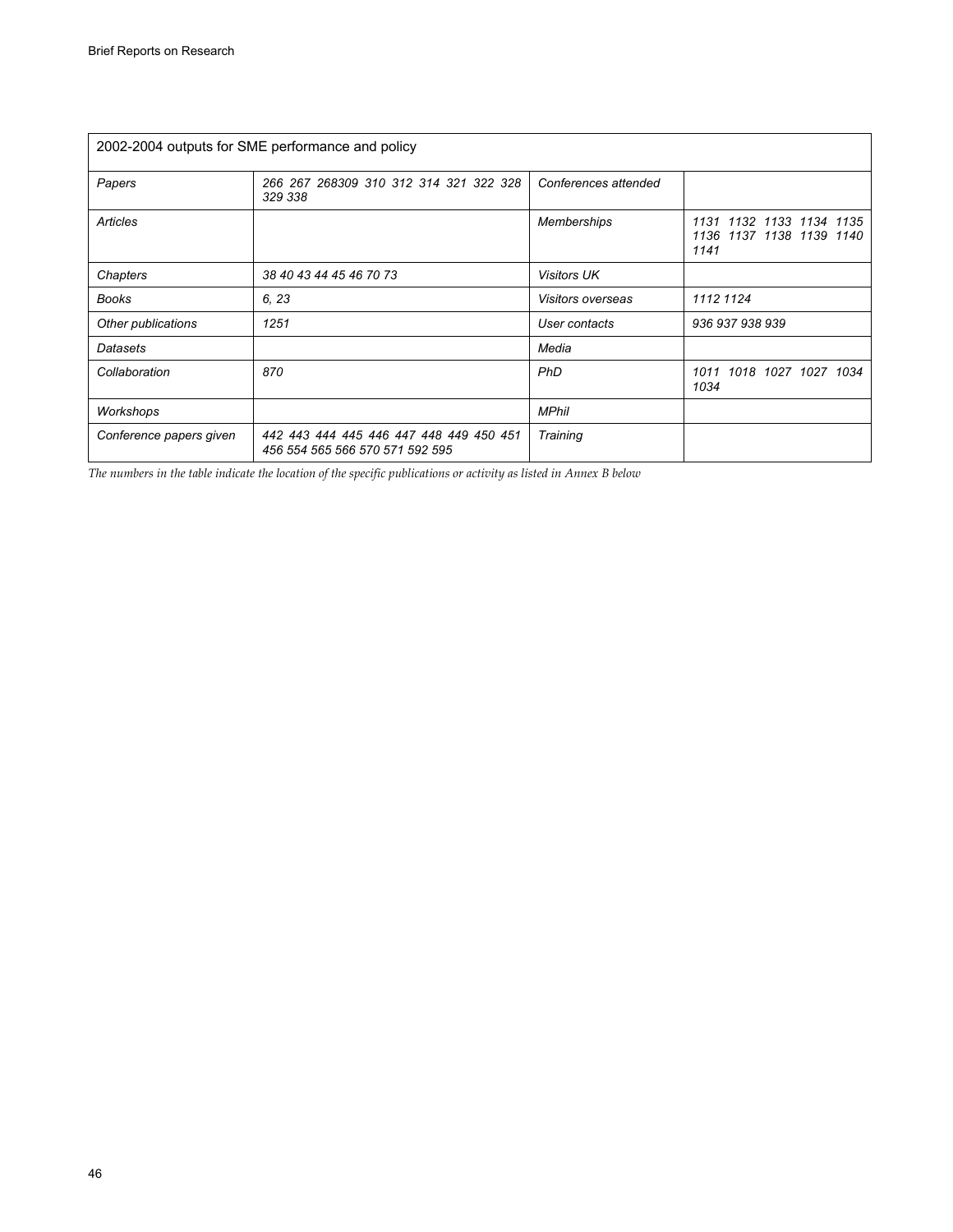| 2002-2004 outputs for SME performance and policy | | | |
|---|---|---|---|
| *Papers* | *266 267 268309 310 312 314 321 322 328 329 338* | *Conferences attended* | |
| *Articles* | | *Memberships* | *1131 1132 1133 1134 1135 1136 1137 1138 1139 1140 1141* |
| *Chapters* | *38 40 43 44 45 46 70 73* | *Visitors UK* | |
| *Books* | *6, 23* | *Visitors overseas* | *1112 1124* |
| *Other publications* | *1251* | *User contacts* | *936 937 938 939* |
| *Datasets* | | *Media* | |
| *Collaboration* | *870* | *PhD* | *1011 1018 1027 1027 1034 1034* |
| *Workshops* | | *MPhil* | |
| *Conference papers given* | *442 443 444 445 446 447 448 449 450 451 456 554 565 566 570 571 592 595* | *Training* | |

*The numbers in the table indicate the location of the specific publications or activity as listed in Annex B below*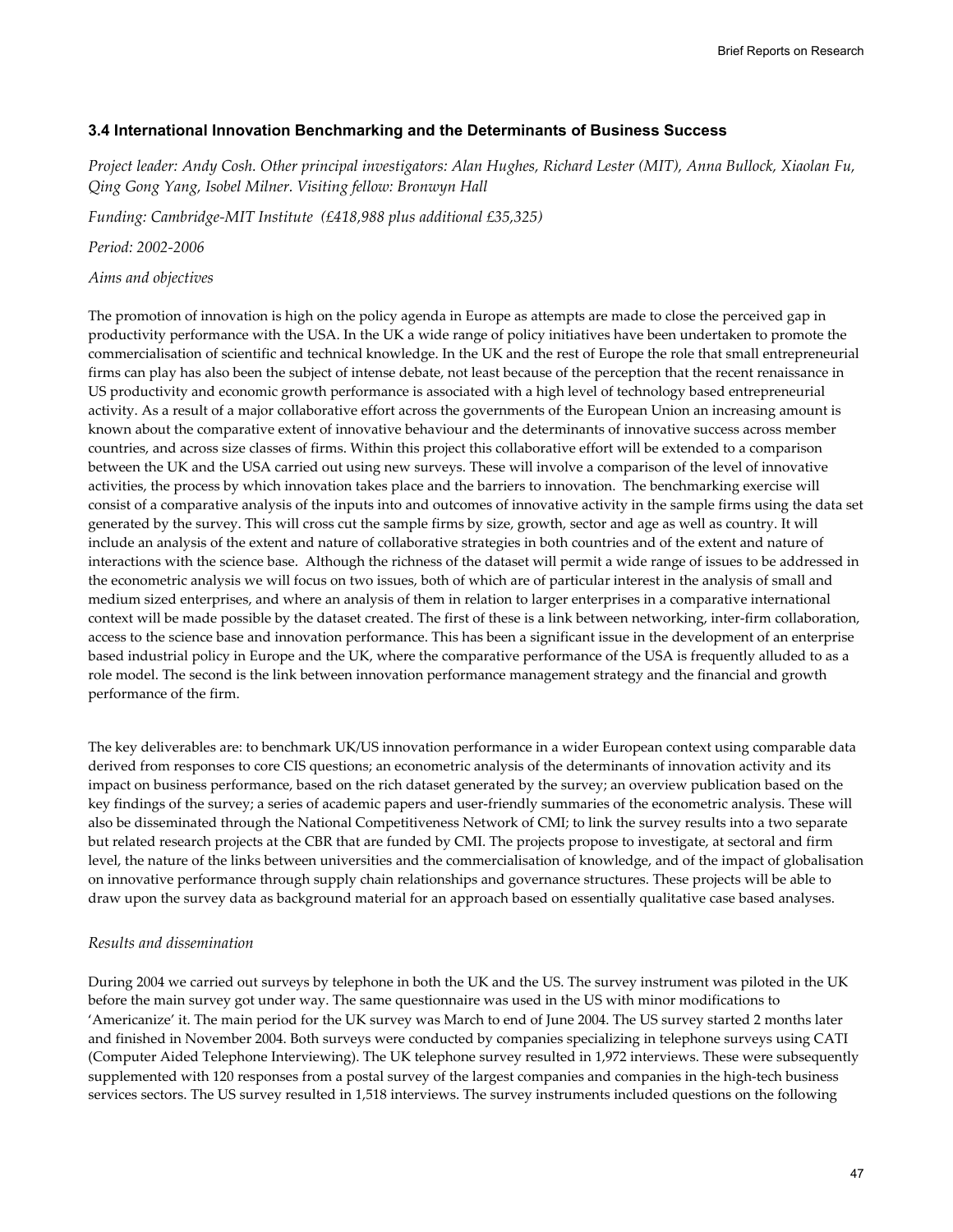### 3.4 International Innovation Benchmarking and the Determinants of Business Success

*Project leader: Andy Cosh. Other principal investigators: Alan Hughes, Richard Lester (MIT), Anna Bullock, Xiaolan Fu, Qing Gong Yang, Isobel Milner. Visiting fellow: Bronwyn Hall*

*Funding: Cambridge-MIT Institute (£418,988 plus additional £35,325)*

*Period: 2002-2006*

*Aims and objectives*

The promotion of innovation is high on the policy agenda in Europe as attempts are made to close the perceived gap in productivity performance with the USA. In the UK a wide range of policy initiatives have been undertaken to promote the commercialisation of scientific and technical knowledge. In the UK and the rest of Europe the role that small entrepreneurial firms can play has also been the subject of intense debate, not least because of the perception that the recent renaissance in US productivity and economic growth performance is associated with a high level of technology based entrepreneurial activity. As a result of a major collaborative effort across the governments of the European Union an increasing amount is known about the comparative extent of innovative behaviour and the determinants of innovative success across member countries, and across size classes of firms. Within this project this collaborative effort will be extended to a comparison between the UK and the USA carried out using new surveys. These will involve a comparison of the level of innovative activities, the process by which innovation takes place and the barriers to innovation. The benchmarking exercise will consist of a comparative analysis of the inputs into and outcomes of innovative activity in the sample firms using the data set generated by the survey. This will cross cut the sample firms by size, growth, sector and age as well as country. It will include an analysis of the extent and nature of collaborative strategies in both countries and of the extent and nature of interactions with the science base. Although the richness of the dataset will permit a wide range of issues to be addressed in the econometric analysis we will focus on two issues, both of which are of particular interest in the analysis of small and medium sized enterprises, and where an analysis of them in relation to larger enterprises in a comparative international context will be made possible by the dataset created. The first of these is a link between networking, inter-firm collaboration, access to the science base and innovation performance. This has been a significant issue in the development of an enterprise based industrial policy in Europe and the UK, where the comparative performance of the USA is frequently alluded to as a role model. The second is the link between innovation performance management strategy and the financial and growth performance of the firm.

The key deliverables are: to benchmark UK/US innovation performance in a wider European context using comparable data derived from responses to core CIS questions; an econometric analysis of the determinants of innovation activity and its impact on business performance, based on the rich dataset generated by the survey; an overview publication based on the key findings of the survey; a series of academic papers and user-friendly summaries of the econometric analysis. These will also be disseminated through the National Competitiveness Network of CMI; to link the survey results into a two separate but related research projects at the CBR that are funded by CMI. The projects propose to investigate, at sectoral and firm level, the nature of the links between universities and the commercialisation of knowledge, and of the impact of globalisation on innovative performance through supply chain relationships and governance structures. These projects will be able to draw upon the survey data as background material for an approach based on essentially qualitative case based analyses.

*Results and dissemination*

During 2004 we carried out surveys by telephone in both the UK and the US. The survey instrument was piloted in the UK before the main survey got under way. The same questionnaire was used in the US with minor modifications to 'Americanize' it. The main period for the UK survey was March to end of June 2004. The US survey started 2 months later and finished in November 2004. Both surveys were conducted by companies specializing in telephone surveys using CATI (Computer Aided Telephone Interviewing). The UK telephone survey resulted in 1,972 interviews. These were subsequently supplemented with 120 responses from a postal survey of the largest companies and companies in the high-tech business services sectors. The US survey resulted in 1,518 interviews. The survey instruments included questions on the following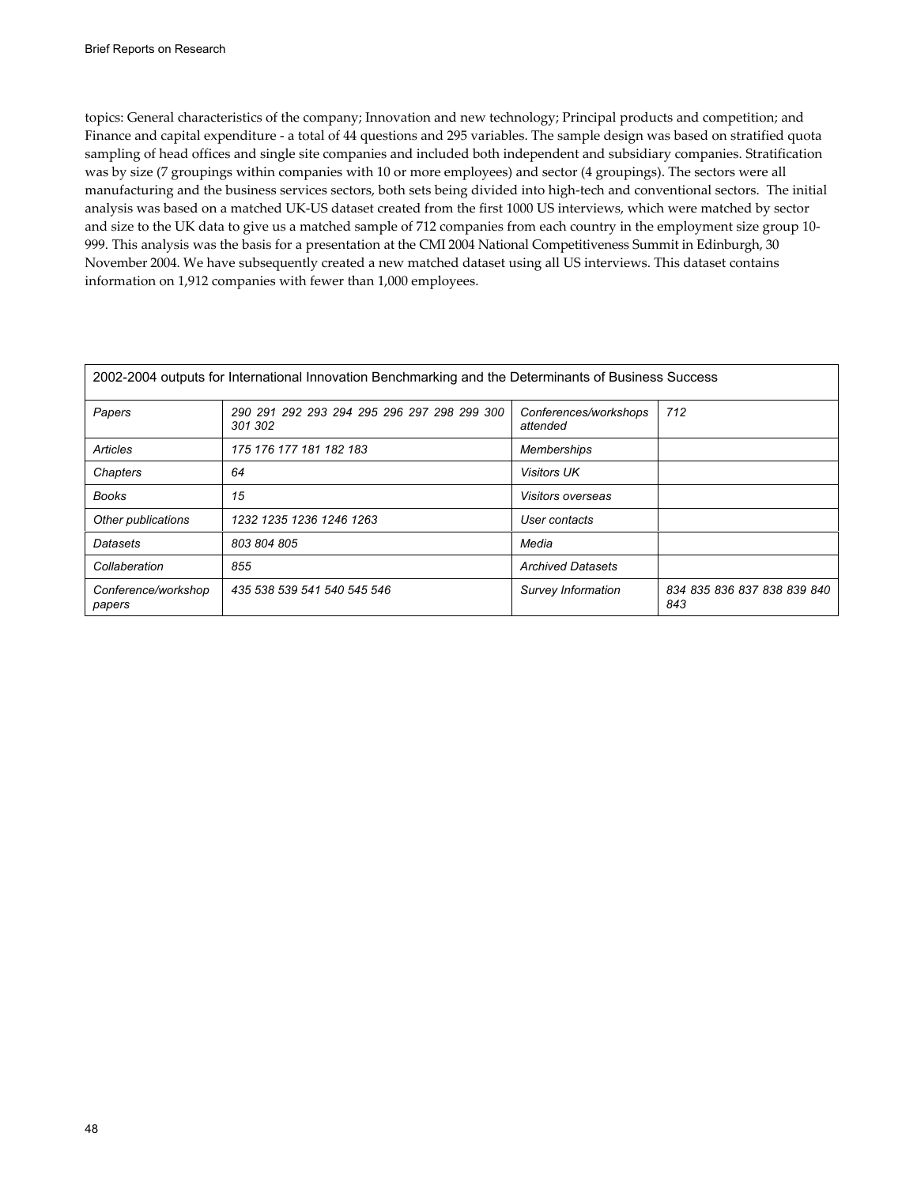topics: General characteristics of the company; Innovation and new technology; Principal products and competition; and Finance and capital expenditure - a total of 44 questions and 295 variables. The sample design was based on stratified quota sampling of head offices and single site companies and included both independent and subsidiary companies. Stratification was by size (7 groupings within companies with 10 or more employees) and sector (4 groupings). The sectors were all manufacturing and the business services sectors, both sets being divided into high-tech and conventional sectors. The initial analysis was based on a matched UK-US dataset created from the first 1000 US interviews, which were matched by sector and size to the UK data to give us a matched sample of 712 companies from each country in the employment size group 10-999. This analysis was the basis for a presentation at the CMI 2004 National Competitiveness Summit in Edinburgh, 30 November 2004. We have subsequently created a new matched dataset using all US interviews. This dataset contains information on 1,912 companies with fewer than 1,000 employees.

| 2002-2004 outputs for International Innovation Benchmarking and the Determinants of Business Success | | | |
|---|---|---|---|
| *Papers* | *290 291 292 293 294 295 296 297 298 299 300 301 302* | *Conferences/workshops attended* | *712* |
| *Articles* | *175 176 177 181 182 183* | *Memberships* | |
| *Chapters* | *64* | *Visitors UK* | |
| *Books* | *15* | *Visitors overseas* | |
| *Other publications* | *1232 1235 1236 1246 1263* | *User contacts* | |
| *Datasets* | *803 804 805* | *Media* | |
| *Collaberation* | *855* | *Archived Datasets* | |
| *Conference/workshop papers* | *435 538 539 541 540 545 546* | *Survey Information* | *834 835 836 837 838 839 840 843* |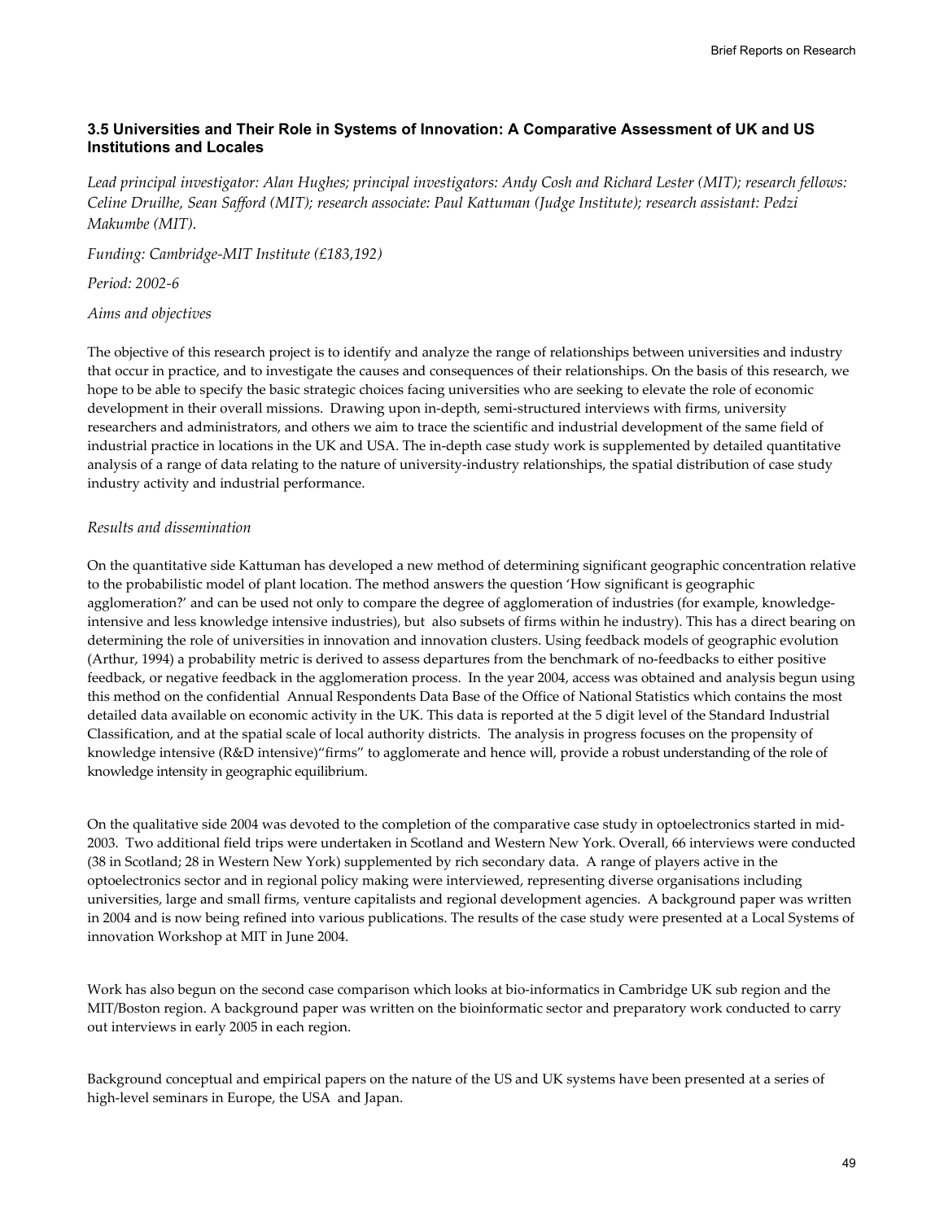### 3.5 Universities and Their Role in Systems of Innovation: A Comparative Assessment of UK and US Institutions and Locales

*Lead principal investigator: Alan Hughes; principal investigators: Andy Cosh and Richard Lester (MIT); research fellows: Celine Druilhe, Sean Safford (MIT); research associate: Paul Kattuman (Judge Institute); research assistant: Pedzi Makumbe (MIT).*

*Funding: Cambridge-MIT Institute (£183,192)*

*Period: 2002-6*

*Aims and objectives*

The objective of this research project is to identify and analyze the range of relationships between universities and industry that occur in practice, and to investigate the causes and consequences of their relationships. On the basis of this research, we hope to be able to specify the basic strategic choices facing universities who are seeking to elevate the role of economic development in their overall missions. Drawing upon in-depth, semi-structured interviews with firms, university researchers and administrators, and others we aim to trace the scientific and industrial development of the same field of industrial practice in locations in the UK and USA. The in-depth case study work is supplemented by detailed quantitative analysis of a range of data relating to the nature of university-industry relationships, the spatial distribution of case study industry activity and industrial performance.

*Results and dissemination*

On the quantitative side Kattuman has developed a new method of determining significant geographic concentration relative to the probabilistic model of plant location. The method answers the question 'How significant is geographic agglomeration?' and can be used not only to compare the degree of agglomeration of industries (for example, knowledge-intensive and less knowledge intensive industries), but also subsets of firms within he industry). This has a direct bearing on determining the role of universities in innovation and innovation clusters. Using feedback models of geographic evolution (Arthur, 1994) a probability metric is derived to assess departures from the benchmark of no-feedbacks to either positive feedback, or negative feedback in the agglomeration process. In the year 2004, access was obtained and analysis begun using this method on the confidential Annual Respondents Data Base of the Office of National Statistics which contains the most detailed data available on economic activity in the UK. This data is reported at the 5 digit level of the Standard Industrial Classification, and at the spatial scale of local authority districts. The analysis in progress focuses on the propensity of knowledge intensive (R&D intensive)"firms" to agglomerate and hence will, provide a robust understanding of the role of knowledge intensity in geographic equilibrium.

On the qualitative side 2004 was devoted to the completion of the comparative case study in optoelectronics started in mid-2003. Two additional field trips were undertaken in Scotland and Western New York. Overall, 66 interviews were conducted (38 in Scotland; 28 in Western New York) supplemented by rich secondary data. A range of players active in the optoelectronics sector and in regional policy making were interviewed, representing diverse organisations including universities, large and small firms, venture capitalists and regional development agencies. A background paper was written in 2004 and is now being refined into various publications. The results of the case study were presented at a Local Systems of innovation Workshop at MIT in June 2004.

Work has also begun on the second case comparison which looks at bio-informatics in Cambridge UK sub region and the MIT/Boston region. A background paper was written on the bioinformatic sector and preparatory work conducted to carry out interviews in early 2005 in each region.

Background conceptual and empirical papers on the nature of the US and UK systems have been presented at a series of high-level seminars in Europe, the USA and Japan.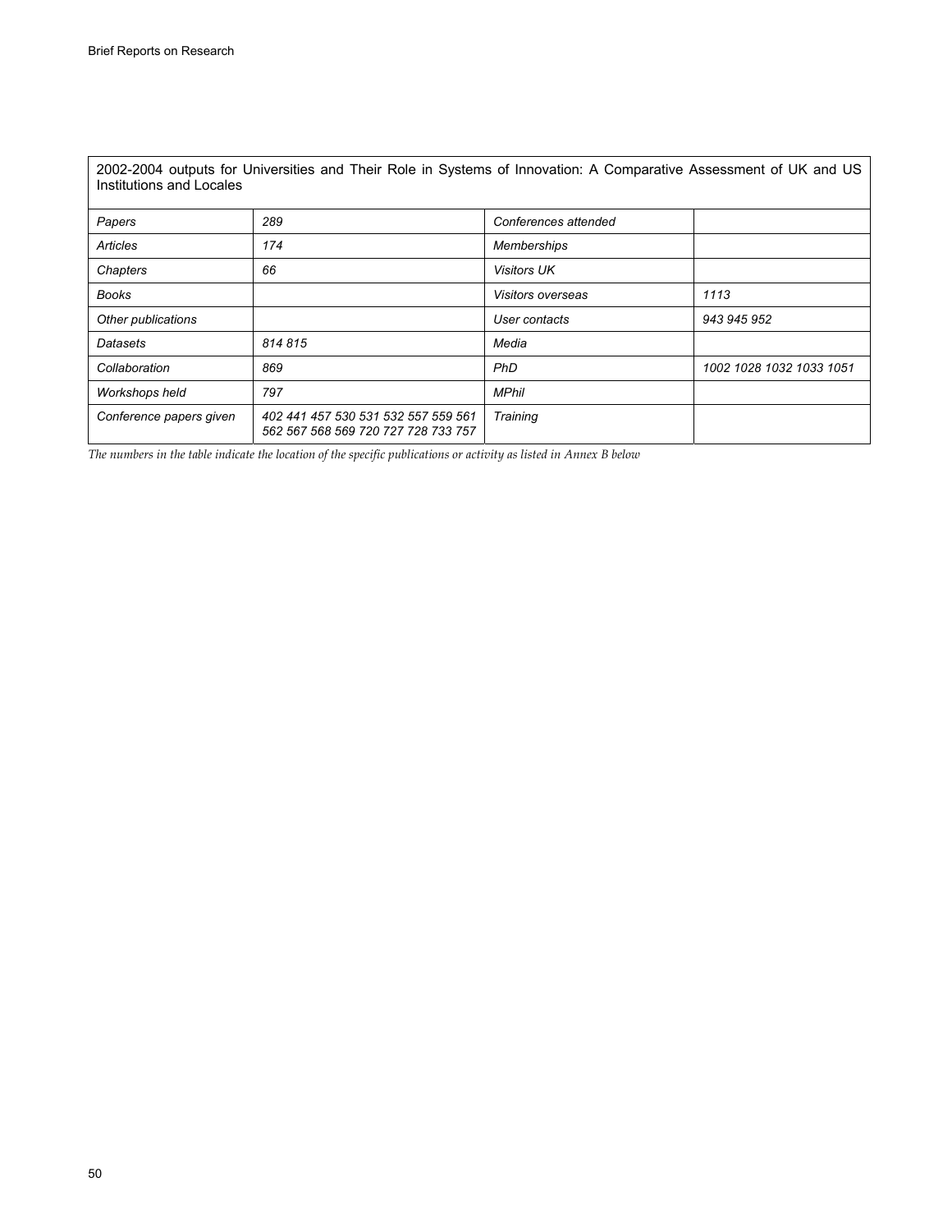| 2002-2004 outputs for Universities and Their Role in Systems of Innovation: A Comparative Assessment of UK and US Institutions and Locales | | | |
|---|---|---|---|
| *Papers* | *289* | *Conferences attended* | |
| *Articles* | *174* | *Memberships* | |
| *Chapters* | *66* | *Visitors UK* | |
| *Books* | | *Visitors overseas* | *1113* |
| *Other publications* | | *User contacts* | *943 945 952* |
| *Datasets* | *814 815* | *Media* | |
| *Collaboration* | *869* | *PhD* | *1002 1028 1032 1033 1051* |
| *Workshops held* | *797* | *MPhil* | |
| *Conference papers given* | *402 441 457 530 531 532 557 559 561 562 567 568 569 720 727 728 733 757* | *Training* | |

*The numbers in the table indicate the location of the specific publications or activity as listed in Annex B below*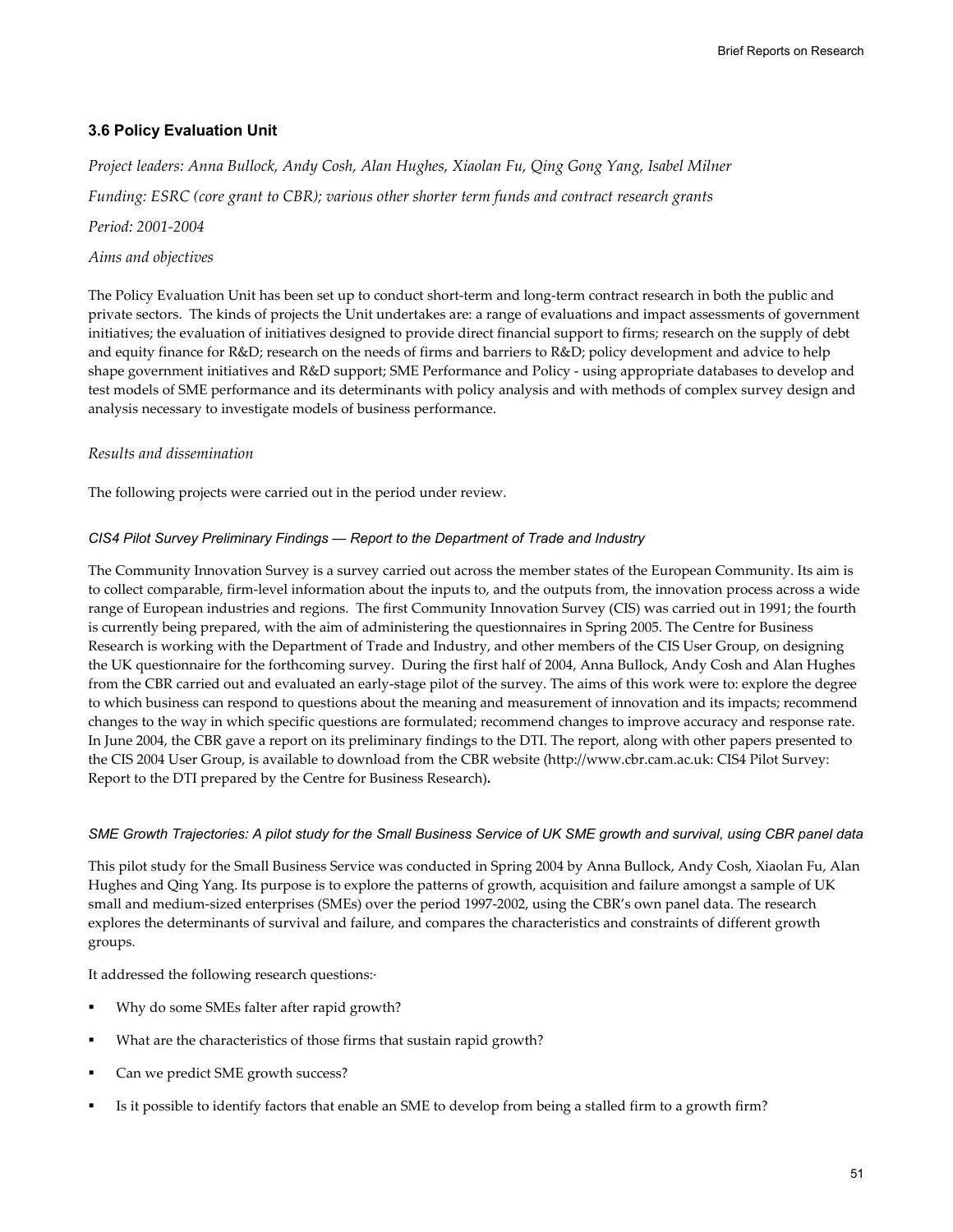### 3.6 Policy Evaluation Unit

*Project leaders: Anna Bullock, Andy Cosh, Alan Hughes, Xiaolan Fu, Qing Gong Yang, Isabel Milner*

*Funding: ESRC (core grant to CBR); various other shorter term funds and contract research grants*

*Period: 2001-2004*

*Aims and objectives*

The Policy Evaluation Unit has been set up to conduct short-term and long-term contract research in both the public and private sectors. The kinds of projects the Unit undertakes are: a range of evaluations and impact assessments of government initiatives; the evaluation of initiatives designed to provide direct financial support to firms; research on the supply of debt and equity finance for R&D; research on the needs of firms and barriers to R&D; policy development and advice to help shape government initiatives and R&D support; SME Performance and Policy - using appropriate databases to develop and test models of SME performance and its determinants with policy analysis and with methods of complex survey design and analysis necessary to investigate models of business performance.

*Results and dissemination*

The following projects were carried out in the period under review.

*CIS4 Pilot Survey Preliminary Findings — Report to the Department of Trade and Industry*

The Community Innovation Survey is a survey carried out across the member states of the European Community. Its aim is to collect comparable, firm-level information about the inputs to, and the outputs from, the innovation process across a wide range of European industries and regions. The first Community Innovation Survey (CIS) was carried out in 1991; the fourth is currently being prepared, with the aim of administering the questionnaires in Spring 2005. The Centre for Business Research is working with the Department of Trade and Industry, and other members of the CIS User Group, on designing the UK questionnaire for the forthcoming survey. During the first half of 2004, Anna Bullock, Andy Cosh and Alan Hughes from the CBR carried out and evaluated an early-stage pilot of the survey. The aims of this work were to: explore the degree to which business can respond to questions about the meaning and measurement of innovation and its impacts; recommend changes to the way in which specific questions are formulated; recommend changes to improve accuracy and response rate. In June 2004, the CBR gave a report on its preliminary findings to the DTI. The report, along with other papers presented to the CIS 2004 User Group, is available to download from the CBR website (http://www.cbr.cam.ac.uk: CIS4 Pilot Survey: Report to the DTI prepared by the Centre for Business Research)**.**

*SME Growth Trajectories: A pilot study for the Small Business Service of UK SME growth and survival, using CBR panel data*

This pilot study for the Small Business Service was conducted in Spring 2004 by Anna Bullock, Andy Cosh, Xiaolan Fu, Alan Hughes and Qing Yang. Its purpose is to explore the patterns of growth, acquisition and failure amongst a sample of UK small and medium-sized enterprises (SMEs) over the period 1997-2002, using the CBR's own panel data. The research explores the determinants of survival and failure, and compares the characteristics and constraints of different growth groups.

It addressed the following research questions:·

- Why do some SMEs falter after rapid growth?
- What are the characteristics of those firms that sustain rapid growth?
- Can we predict SME growth success?
- Is it possible to identify factors that enable an SME to develop from being a stalled firm to a growth firm?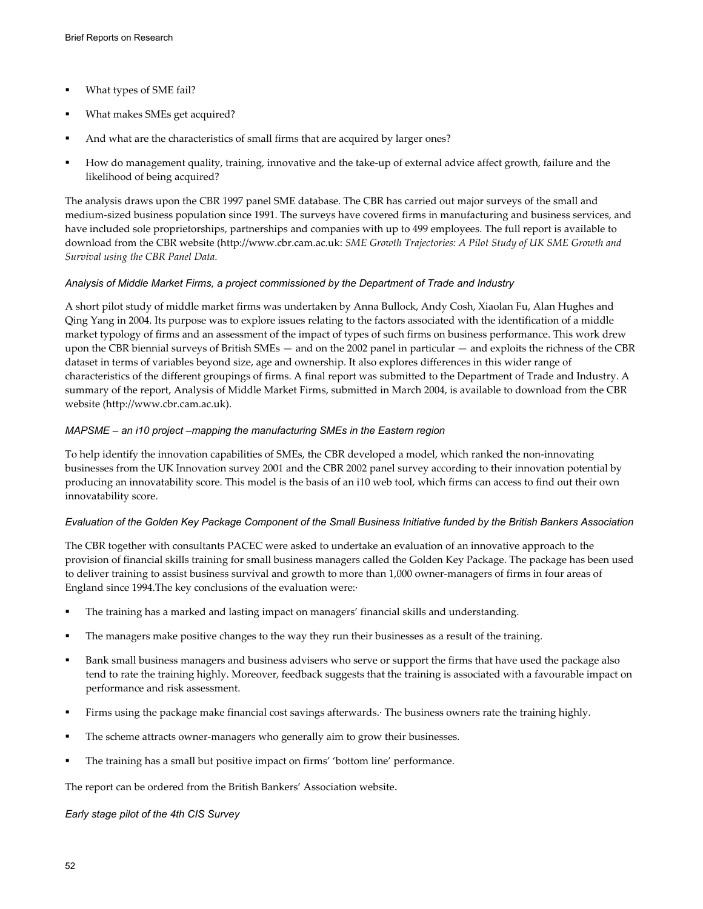- What types of SME fail?
- What makes SMEs get acquired?
- And what are the characteristics of small firms that are acquired by larger ones?
- How do management quality, training, innovative and the take-up of external advice affect growth, failure and the likelihood of being acquired?

The analysis draws upon the CBR 1997 panel SME database. The CBR has carried out major surveys of the small and medium-sized business population since 1991. The surveys have covered firms in manufacturing and business services, and have included sole proprietorships, partnerships and companies with up to 499 employees. The full report is available to download from the CBR website (http://www.cbr.cam.ac.uk: *SME Growth Trajectories: A Pilot Study of UK SME Growth and Survival using the CBR Panel Data*.

*Analysis of Middle Market Firms, a project commissioned by the Department of Trade and Industry*

A short pilot study of middle market firms was undertaken by Anna Bullock, Andy Cosh, Xiaolan Fu, Alan Hughes and Qing Yang in 2004. Its purpose was to explore issues relating to the factors associated with the identification of a middle market typology of firms and an assessment of the impact of types of such firms on business performance. This work drew upon the CBR biennial surveys of British SMEs — and on the 2002 panel in particular — and exploits the richness of the CBR dataset in terms of variables beyond size, age and ownership. It also explores differences in this wider range of characteristics of the different groupings of firms. A final report was submitted to the Department of Trade and Industry. A summary of the report, Analysis of Middle Market Firms, submitted in March 2004, is available to download from the CBR website (http://www.cbr.cam.ac.uk).

*MAPSME – an i10 project –mapping the manufacturing SMEs in the Eastern region*

To help identify the innovation capabilities of SMEs, the CBR developed a model, which ranked the non-innovating businesses from the UK Innovation survey 2001 and the CBR 2002 panel survey according to their innovation potential by producing an innovatability score. This model is the basis of an i10 web tool, which firms can access to find out their own innovatability score.

*Evaluation of the Golden Key Package Component of the Small Business Initiative funded by the British Bankers Association*

The CBR together with consultants PACEC were asked to undertake an evaluation of an innovative approach to the provision of financial skills training for small business managers called the Golden Key Package. The package has been used to deliver training to assist business survival and growth to more than 1,000 owner-managers of firms in four areas of England since 1994.The key conclusions of the evaluation were:·

- The training has a marked and lasting impact on managers' financial skills and understanding.
- The managers make positive changes to the way they run their businesses as a result of the training.
- Bank small business managers and business advisers who serve or support the firms that have used the package also tend to rate the training highly. Moreover, feedback suggests that the training is associated with a favourable impact on performance and risk assessment.
- Firms using the package make financial cost savings afterwards.· The business owners rate the training highly.
- The scheme attracts owner-managers who generally aim to grow their businesses.
- The training has a small but positive impact on firms' 'bottom line' performance.

The report can be ordered from the British Bankers' Association website.

*Early stage pilot of the 4th CIS Survey*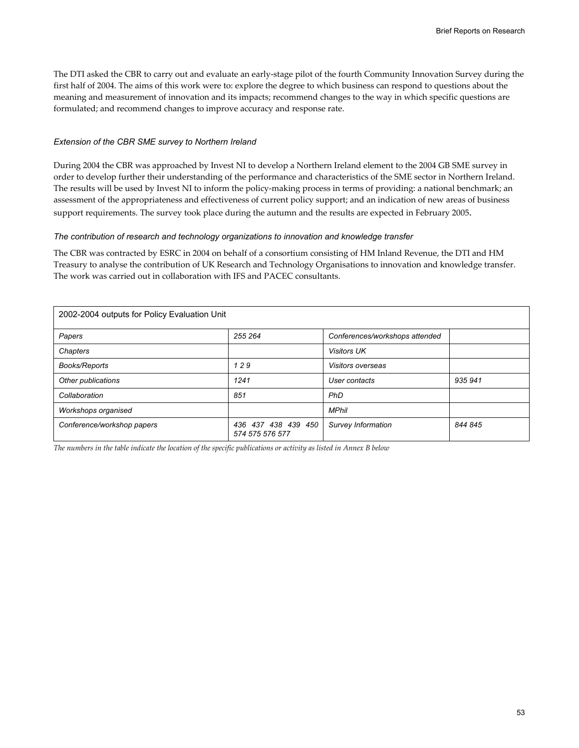The DTI asked the CBR to carry out and evaluate an early-stage pilot of the fourth Community Innovation Survey during the first half of 2004. The aims of this work were to: explore the degree to which business can respond to questions about the meaning and measurement of innovation and its impacts; recommend changes to the way in which specific questions are formulated; and recommend changes to improve accuracy and response rate.

*Extension of the CBR SME survey to Northern Ireland*

During 2004 the CBR was approached by Invest NI to develop a Northern Ireland element to the 2004 GB SME survey in order to develop further their understanding of the performance and characteristics of the SME sector in Northern Ireland. The results will be used by Invest NI to inform the policy-making process in terms of providing: a national benchmark; an assessment of the appropriateness and effectiveness of current policy support; and an indication of new areas of business support requirements. The survey took place during the autumn and the results are expected in February 2005.

*The contribution of research and technology organizations to innovation and knowledge transfer*

The CBR was contracted by ESRC in 2004 on behalf of a consortium consisting of HM Inland Revenue, the DTI and HM Treasury to analyse the contribution of UK Research and Technology Organisations to innovation and knowledge transfer. The work was carried out in collaboration with IFS and PACEC consultants.

| 2002-2004 outputs for Policy Evaluation Unit | | | |
|---|---|---|---|
| *Papers* | *255 264* | *Conferences/workshops attended* | |
| *Chapters* | | *Visitors UK* | |
| *Books/Reports* | *1 2 9* | *Visitors overseas* | |
| *Other publications* | *1241* | *User contacts* | *935 941* |
| *Collaboration* | *851* | *PhD* | |
| *Workshops organised* | | *MPhil* | |
| *Conference/workshop papers* | *436 437 438 439 450 574 575 576 577* | *Survey Information* | *844 845* |

*The numbers in the table indicate the location of the specific publications or activity as listed in Annex B below*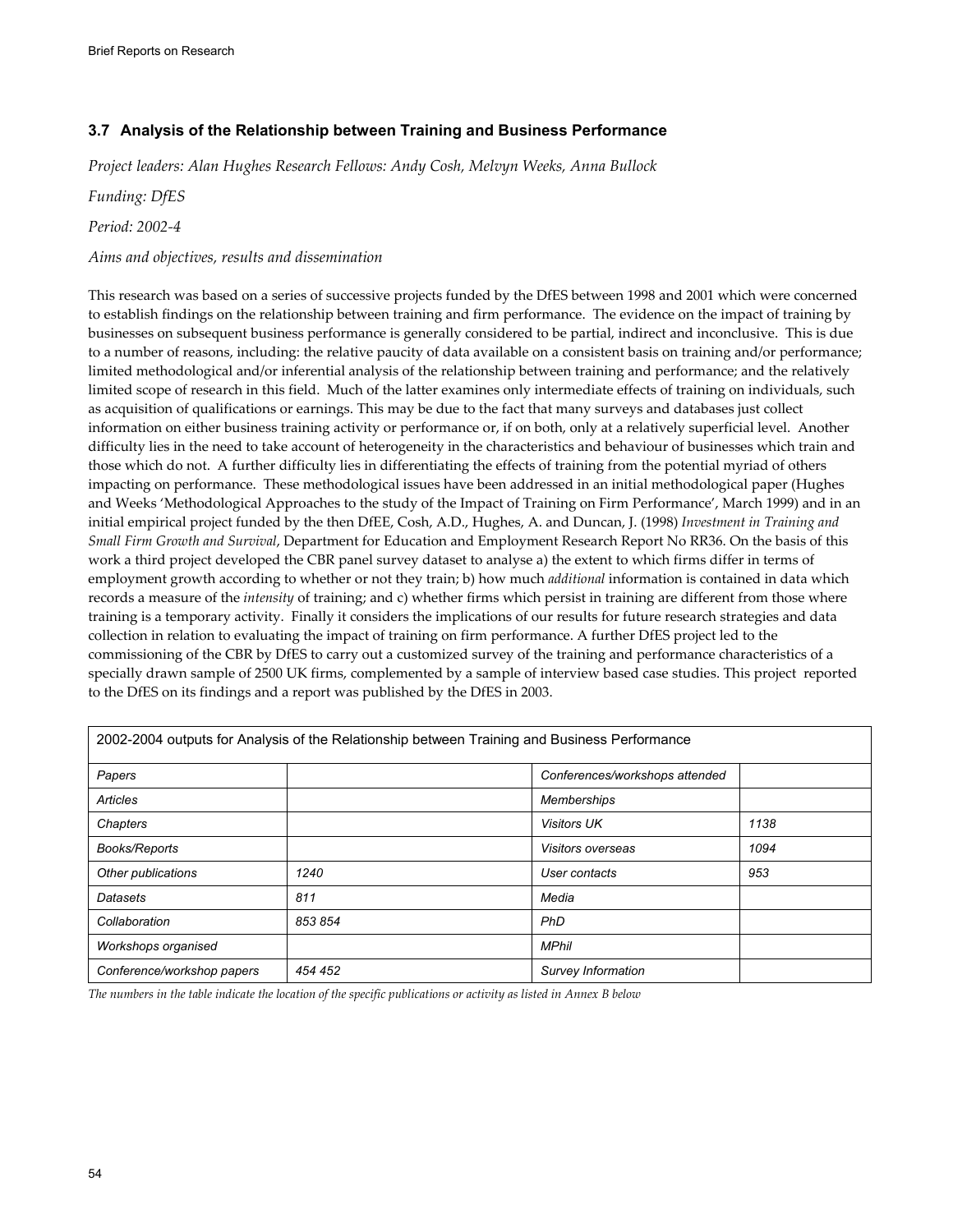### 3.7 Analysis of the Relationship between Training and Business Performance

*Project leaders: Alan Hughes Research Fellows: Andy Cosh, Melvyn Weeks, Anna Bullock*

*Funding: DfES*

*Period: 2002-4*

*Aims and objectives, results and dissemination*

This research was based on a series of successive projects funded by the DfES between 1998 and 2001 which were concerned to establish findings on the relationship between training and firm performance. The evidence on the impact of training by businesses on subsequent business performance is generally considered to be partial, indirect and inconclusive. This is due to a number of reasons, including: the relative paucity of data available on a consistent basis on training and/or performance; limited methodological and/or inferential analysis of the relationship between training and performance; and the relatively limited scope of research in this field. Much of the latter examines only intermediate effects of training on individuals, such as acquisition of qualifications or earnings. This may be due to the fact that many surveys and databases just collect information on either business training activity or performance or, if on both, only at a relatively superficial level. Another difficulty lies in the need to take account of heterogeneity in the characteristics and behaviour of businesses which train and those which do not. A further difficulty lies in differentiating the effects of training from the potential myriad of others impacting on performance. These methodological issues have been addressed in an initial methodological paper (Hughes and Weeks 'Methodological Approaches to the study of the Impact of Training on Firm Performance', March 1999) and in an initial empirical project funded by the then DfEE, Cosh, A.D., Hughes, A. and Duncan, J. (1998) *Investment in Training and Small Firm Growth and Survival*, Department for Education and Employment Research Report No RR36. On the basis of this work a third project developed the CBR panel survey dataset to analyse a) the extent to which firms differ in terms of employment growth according to whether or not they train; b) how much *additional* information is contained in data which records a measure of the *intensity* of training; and c) whether firms which persist in training are different from those where training is a temporary activity. Finally it considers the implications of our results for future research strategies and data collection in relation to evaluating the impact of training on firm performance. A further DfES project led to the commissioning of the CBR by DfES to carry out a customized survey of the training and performance characteristics of a specially drawn sample of 2500 UK firms, complemented by a sample of interview based case studies. This project reported to the DfES on its findings and a report was published by the DfES in 2003.

| 2002-2004 outputs for Analysis of the Relationship between Training and Business Performance | | | |
|---|---|---|---|
| *Papers* | | *Conferences/workshops attended* | |
| *Articles* | | *Memberships* | |
| *Chapters* | | *Visitors UK* | *1138* |
| *Books/Reports* | | *Visitors overseas* | *1094* |
| *Other publications* | *1240* | *User contacts* | *953* |
| *Datasets* | *811* | *Media* | |
| *Collaboration* | *853 854* | *PhD* | |
| *Workshops organised* | | *MPhil* | |
| *Conference/workshop papers* | *454 452* | *Survey Information* | |

*The numbers in the table indicate the location of the specific publications or activity as listed in Annex B below*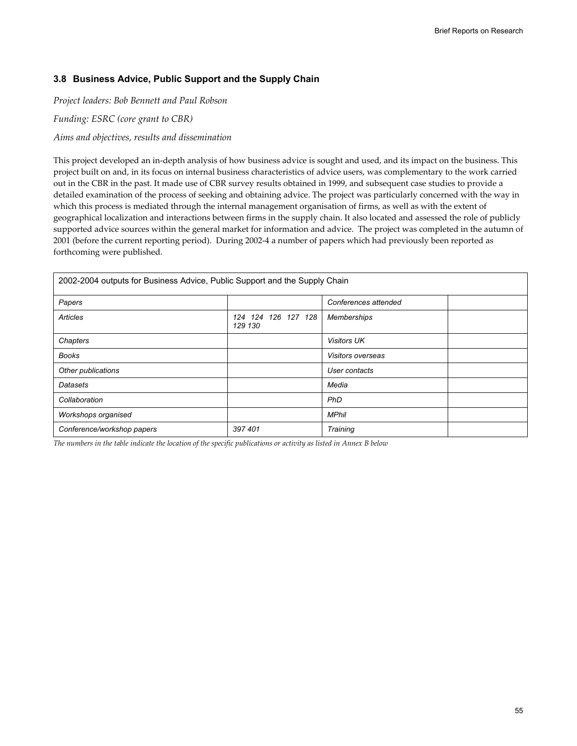### 3.8 Business Advice, Public Support and the Supply Chain

*Project leaders: Bob Bennett and Paul Robson*

*Funding: ESRC (core grant to CBR)*

*Aims and objectives, results and dissemination*

This project developed an in-depth analysis of how business advice is sought and used, and its impact on the business. This project built on and, in its focus on internal business characteristics of advice users, was complementary to the work carried out in the CBR in the past. It made use of CBR survey results obtained in 1999, and subsequent case studies to provide a detailed examination of the process of seeking and obtaining advice. The project was particularly concerned with the way in which this process is mediated through the internal management organisation of firms, as well as with the extent of geographical localization and interactions between firms in the supply chain. It also located and assessed the role of publicly supported advice sources within the general market for information and advice. The project was completed in the autumn of 2001 (before the current reporting period). During 2002-4 a number of papers which had previously been reported as forthcoming were published.

| 2002-2004 outputs for Business Advice, Public Support and the Supply Chain | | | |
|---|---|---|---|
| *Papers* | | *Conferences attended* | |
| *Articles* | *124 124 126 127 128 129 130* | *Memberships* | |
| *Chapters* | | *Visitors UK* | |
| *Books* | | *Visitors overseas* | |
| *Other publications* | | *User contacts* | |
| *Datasets* | | *Media* | |
| *Collaboration* | | *PhD* | |
| *Workshops organised* | | *MPhil* | |
| *Conference/workshop papers* | *397 401* | *Training* | |

*The numbers in the table indicate the location of the specific publications or activity as listed in Annex B below*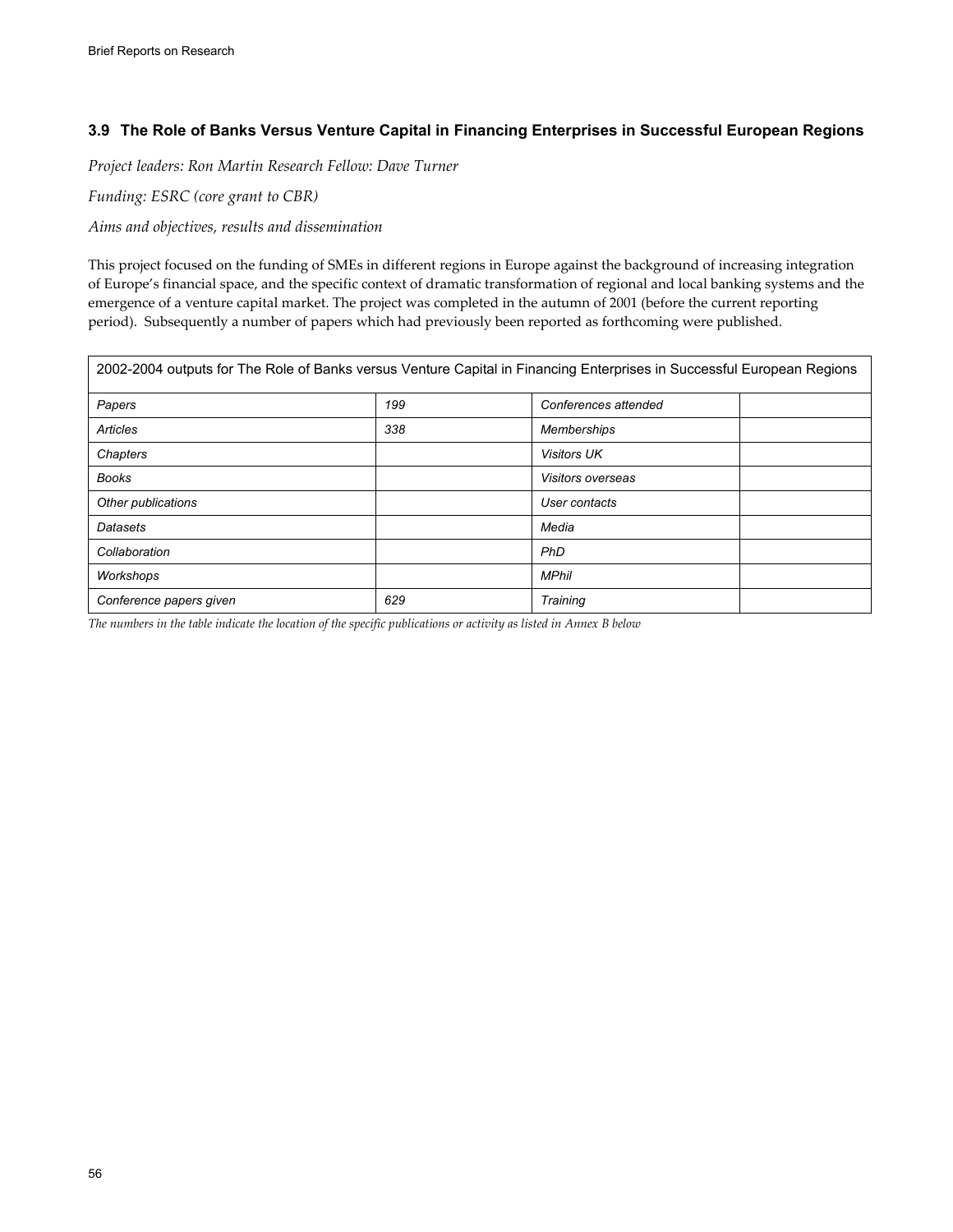### 3.9 The Role of Banks Versus Venture Capital in Financing Enterprises in Successful European Regions

*Project leaders: Ron Martin Research Fellow: Dave Turner*

*Funding: ESRC (core grant to CBR)*

*Aims and objectives, results and dissemination*

This project focused on the funding of SMEs in different regions in Europe against the background of increasing integration of Europe's financial space, and the specific context of dramatic transformation of regional and local banking systems and the emergence of a venture capital market. The project was completed in the autumn of 2001 (before the current reporting period). Subsequently a number of papers which had previously been reported as forthcoming were published.

| 2002-2004 outputs for The Role of Banks versus Venture Capital in Financing Enterprises in Successful European Regions | | | |
|---|---|---|---|
| *Papers* | *199* | *Conferences attended* | |
| *Articles* | *338* | *Memberships* | |
| *Chapters* | | *Visitors UK* | |
| *Books* | | *Visitors overseas* | |
| *Other publications* | | *User contacts* | |
| *Datasets* | | *Media* | |
| *Collaboration* | | *PhD* | |
| *Workshops* | | *MPhil* | |
| *Conference papers given* | *629* | *Training* | |

*The numbers in the table indicate the location of the specific publications or activity as listed in Annex B below*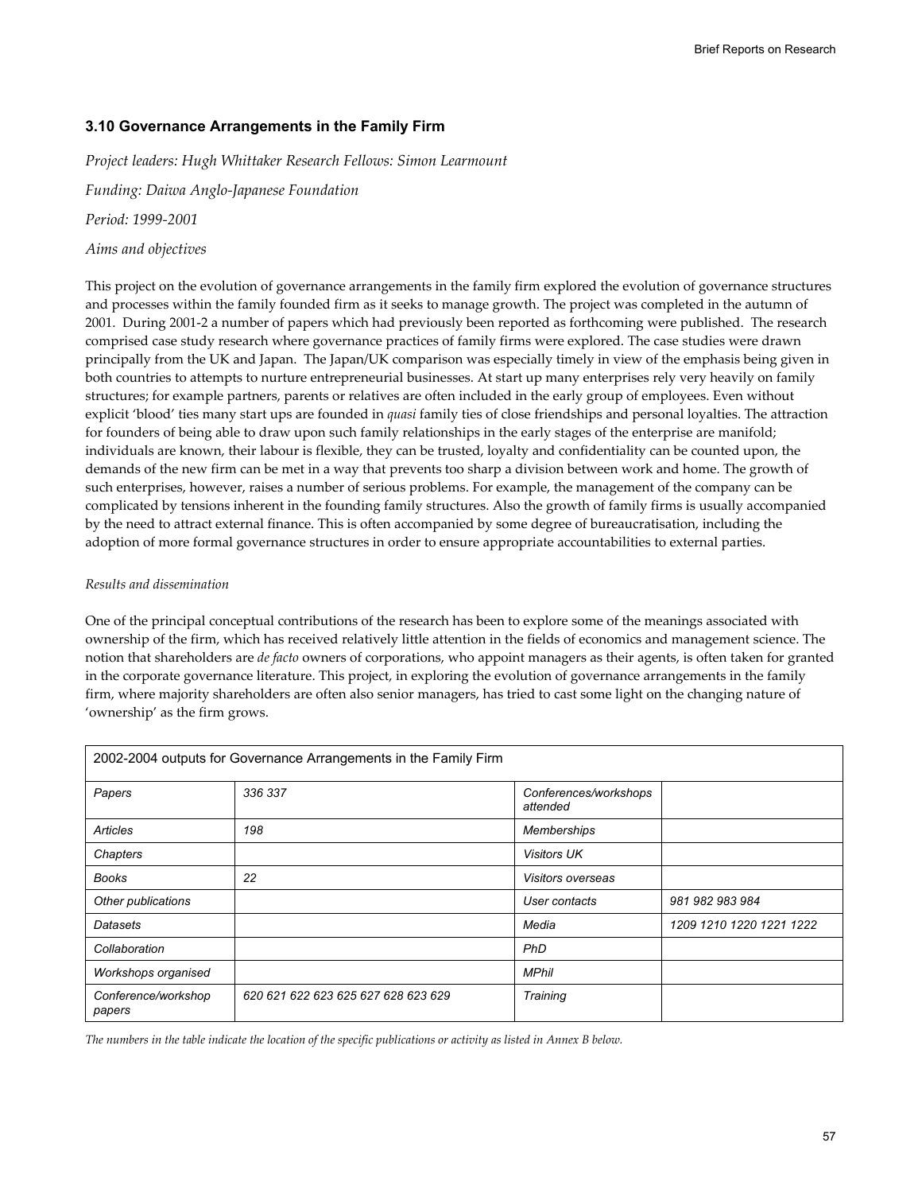### 3.10 Governance Arrangements in the Family Firm

*Project leaders: Hugh Whittaker Research Fellows: Simon Learmount*

*Funding: Daiwa Anglo-Japanese Foundation*

*Period: 1999-2001*

*Aims and objectives*

This project on the evolution of governance arrangements in the family firm explored the evolution of governance structures and processes within the family founded firm as it seeks to manage growth. The project was completed in the autumn of 2001. During 2001-2 a number of papers which had previously been reported as forthcoming were published. The research comprised case study research where governance practices of family firms were explored. The case studies were drawn principally from the UK and Japan. The Japan/UK comparison was especially timely in view of the emphasis being given in both countries to attempts to nurture entrepreneurial businesses. At start up many enterprises rely very heavily on family structures; for example partners, parents or relatives are often included in the early group of employees. Even without explicit 'blood' ties many start ups are founded in *quasi* family ties of close friendships and personal loyalties. The attraction for founders of being able to draw upon such family relationships in the early stages of the enterprise are manifold; individuals are known, their labour is flexible, they can be trusted, loyalty and confidentiality can be counted upon, the demands of the new firm can be met in a way that prevents too sharp a division between work and home. The growth of such enterprises, however, raises a number of serious problems. For example, the management of the company can be complicated by tensions inherent in the founding family structures. Also the growth of family firms is usually accompanied by the need to attract external finance. This is often accompanied by some degree of bureaucratisation, including the adoption of more formal governance structures in order to ensure appropriate accountabilities to external parties.

*Results and dissemination*

One of the principal conceptual contributions of the research has been to explore some of the meanings associated with ownership of the firm, which has received relatively little attention in the fields of economics and management science. The notion that shareholders are *de facto* owners of corporations, who appoint managers as their agents, is often taken for granted in the corporate governance literature. This project, in exploring the evolution of governance arrangements in the family firm, where majority shareholders are often also senior managers, has tried to cast some light on the changing nature of 'ownership' as the firm grows.

| 2002-2004 outputs for Governance Arrangements in the Family Firm | | | |
|---|---|---|---|
| *Papers* | *336 337* | *Conferences/workshops attended* | |
| *Articles* | *198* | *Memberships* | |
| *Chapters* | | *Visitors UK* | |
| *Books* | *22* | *Visitors overseas* | |
| *Other publications* | | *User contacts* | *981 982 983 984* |
| *Datasets* | | *Media* | *1209 1210 1220 1221 1222* |
| *Collaboration* | | *PhD* | |
| *Workshops organised* | | *MPhil* | |
| *Conference/workshop papers* | *620 621 622 623 625 627 628 623 629* | *Training* | |

*The numbers in the table indicate the location of the specific publications or activity as listed in Annex B below.*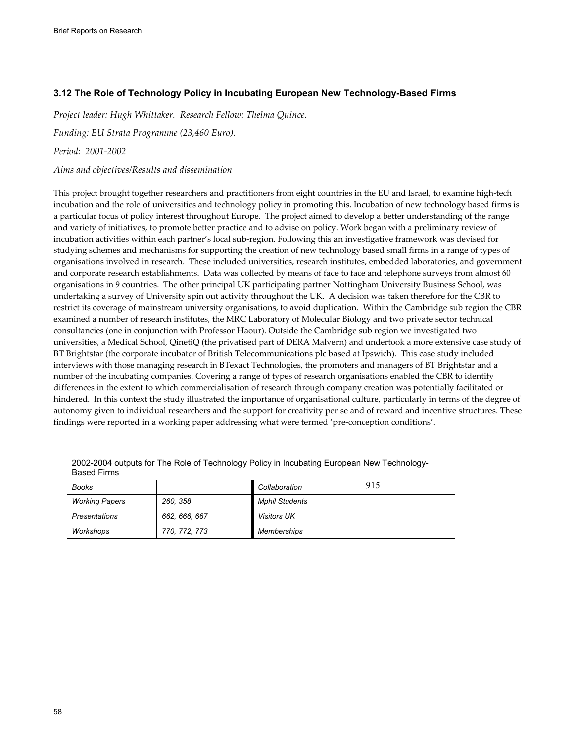### 3.12 The Role of Technology Policy in Incubating European New Technology-Based Firms

*Project leader: Hugh Whittaker. Research Fellow: Thelma Quince.*

*Funding: EU Strata Programme (23,460 Euro).*

*Period: 2001-2002*

*Aims and objectives/Results and dissemination*

This project brought together researchers and practitioners from eight countries in the EU and Israel, to examine high-tech incubation and the role of universities and technology policy in promoting this. Incubation of new technology based firms is a particular focus of policy interest throughout Europe. The project aimed to develop a better understanding of the range and variety of initiatives, to promote better practice and to advise on policy. Work began with a preliminary review of incubation activities within each partner's local sub-region. Following this an investigative framework was devised for studying schemes and mechanisms for supporting the creation of new technology based small firms in a range of types of organisations involved in research. These included universities, research institutes, embedded laboratories, and government and corporate research establishments. Data was collected by means of face to face and telephone surveys from almost 60 organisations in 9 countries. The other principal UK participating partner Nottingham University Business School, was undertaking a survey of University spin out activity throughout the UK. A decision was taken therefore for the CBR to restrict its coverage of mainstream university organisations, to avoid duplication. Within the Cambridge sub region the CBR examined a number of research institutes, the MRC Laboratory of Molecular Biology and two private sector technical consultancies (one in conjunction with Professor Haour). Outside the Cambridge sub region we investigated two universities, a Medical School, QinetiQ (the privatised part of DERA Malvern) and undertook a more extensive case study of BT Brightstar (the corporate incubator of British Telecommunications plc based at Ipswich). This case study included interviews with those managing research in BTexact Technologies, the promoters and managers of BT Brightstar and a number of the incubating companies. Covering a range of types of research organisations enabled the CBR to identify differences in the extent to which commercialisation of research through company creation was potentially facilitated or hindered. In this context the study illustrated the importance of organisational culture, particularly in terms of the degree of autonomy given to individual researchers and the support for creativity per se and of reward and incentive structures. These findings were reported in a working paper addressing what were termed 'pre-conception conditions'.

| 2002-2004 outputs for The Role of Technology Policy in Incubating European New Technology-Based Firms | | | |
|---|---|---|---|
| *Books* | | *Collaboration* | 915 |
| *Working Papers* | *260, 358* | *Mphil Students* | |
| *Presentations* | *662, 666, 667* | *Visitors UK* | |
| *Workshops* | *770, 772, 773* | *Memberships* | |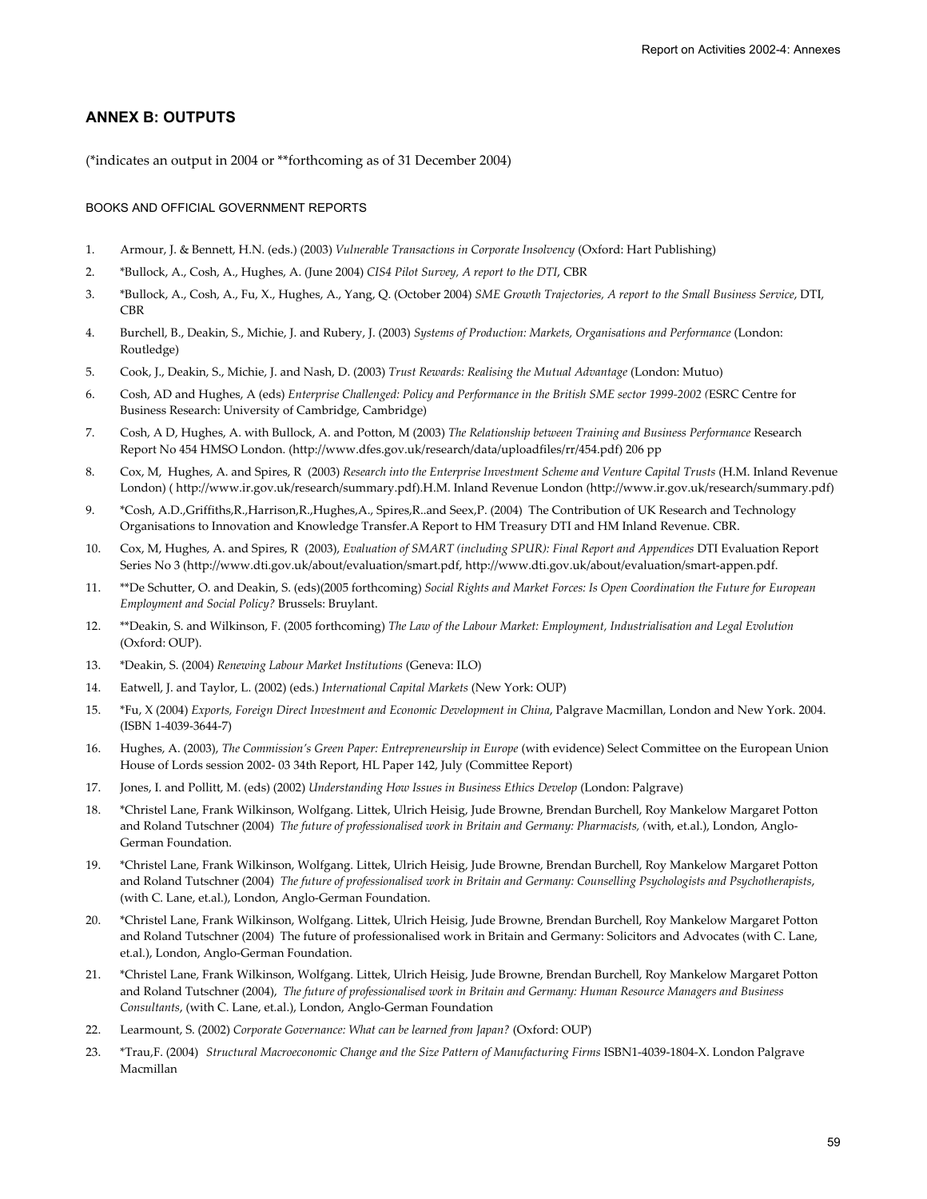## ANNEX B: OUTPUTS

(*indicates an output in 2004 or **forthcoming as of 31 December 2004)

BOOKS AND OFFICIAL GOVERNMENT REPORTS

1. Armour, J. & Bennett, H.N. (eds.) (2003) *Vulnerable Transactions in Corporate Insolvency* (Oxford: Hart Publishing)
2. *Bullock, A., Cosh, A., Hughes, A. (June 2004) *CIS4 Pilot Survey, A report to the DTI*, CBR
3. *Bullock, A., Cosh, A., Fu, X., Hughes, A., Yang, Q. (October 2004) *SME Growth Trajectories, A report to the Small Business Service*, DTI, CBR
4. Burchell, B., Deakin, S., Michie, J. and Rubery, J. (2003) *Systems of Production: Markets, Organisations and Performance* (London: Routledge)
5. Cook, J., Deakin, S., Michie, J. and Nash, D. (2003) *Trust Rewards: Realising the Mutual Advantage* (London: Mutuo)
6. Cosh, AD and Hughes, A (eds) *Enterprise Challenged: Policy and Performance in the British SME sector 1999-2002 (*ESRC Centre for Business Research: University of Cambridge, Cambridge)
7. Cosh, A D, Hughes, A. with Bullock, A. and Potton, M (2003) *The Relationship between Training and Business Performance* Research Report No 454 HMSO London. (http://www.dfes.gov.uk/research/data/uploadfiles/rr/454.pdf) 206 pp
8. Cox, M, Hughes, A. and Spires, R (2003) *Research into the Enterprise Investment Scheme and Venture Capital Trusts* (H.M. Inland Revenue London) ( http://www.ir.gov.uk/research/summary.pdf).H.M. Inland Revenue London (http://www.ir.gov.uk/research/summary.pdf)
9. *Cosh, A.D.,Griffiths,R.,Harrison,R.,Hughes,A., Spires,R..and Seex,P. (2004) The Contribution of UK Research and Technology Organisations to Innovation and Knowledge Transfer.A Report to HM Treasury DTI and HM Inland Revenue. CBR.
10. Cox, M, Hughes, A. and Spires, R (2003), *Evaluation of SMART (including SPUR): Final Report and Appendices* DTI Evaluation Report Series No 3 (http://www.dti.gov.uk/about/evaluation/smart.pdf, http://www.dti.gov.uk/about/evaluation/smart-appen.pdf.
11. **De Schutter, O. and Deakin, S. (eds)(2005 forthcoming) *Social Rights and Market Forces: Is Open Coordination the Future for European Employment and Social Policy?* Brussels: Bruylant.
12. **Deakin, S. and Wilkinson, F. (2005 forthcoming) *The Law of the Labour Market: Employment, Industrialisation and Legal Evolution* (Oxford: OUP).
13. *Deakin, S. (2004) *Renewing Labour Market Institutions* (Geneva: ILO)
14. Eatwell, J. and Taylor, L. (2002) (eds.) *International Capital Markets* (New York: OUP)
15. *Fu, X (2004) *Exports, Foreign Direct Investment and Economic Development in China*, Palgrave Macmillan, London and New York. 2004. (ISBN 1-4039-3644-7)
16. Hughes, A. (2003), *The Commission's Green Paper: Entrepreneurship in Europe* (with evidence) Select Committee on the European Union House of Lords session 2002- 03 34th Report, HL Paper 142, July (Committee Report)
17. Jones, I. and Pollitt, M. (eds) (2002) *Understanding How Issues in Business Ethics Develop* (London: Palgrave)
18. *Christel Lane, Frank Wilkinson, Wolfgang. Littek, Ulrich Heisig, Jude Browne, Brendan Burchell, Roy Mankelow Margaret Potton and Roland Tutschner (2004) *The future of professionalised work in Britain and Germany: Pharmacists, (*with, et.al.), London, Anglo-German Foundation.
19. *Christel Lane, Frank Wilkinson, Wolfgang. Littek, Ulrich Heisig, Jude Browne, Brendan Burchell, Roy Mankelow Margaret Potton and Roland Tutschner (2004) *The future of professionalised work in Britain and Germany: Counselling Psychologists and Psychotherapists*, (with C. Lane, et.al.), London, Anglo-German Foundation.
20. *Christel Lane, Frank Wilkinson, Wolfgang. Littek, Ulrich Heisig, Jude Browne, Brendan Burchell, Roy Mankelow Margaret Potton and Roland Tutschner (2004) The future of professionalised work in Britain and Germany: Solicitors and Advocates (with C. Lane, et.al.), London, Anglo-German Foundation.
21. *Christel Lane, Frank Wilkinson, Wolfgang. Littek, Ulrich Heisig, Jude Browne, Brendan Burchell, Roy Mankelow Margaret Potton and Roland Tutschner (2004), *The future of professionalised work in Britain and Germany: Human Resource Managers and Business Consultants*, (with C. Lane, et.al.), London, Anglo-German Foundation
22. Learmount, S. (2002) *Corporate Governance: What can be learned from Japan?* (Oxford: OUP)
23. *Trau,F. (2004) *Structural Macroeconomic Change and the Size Pattern of Manufacturing Firms* ISBN1-4039-1804-X. London Palgrave Macmillan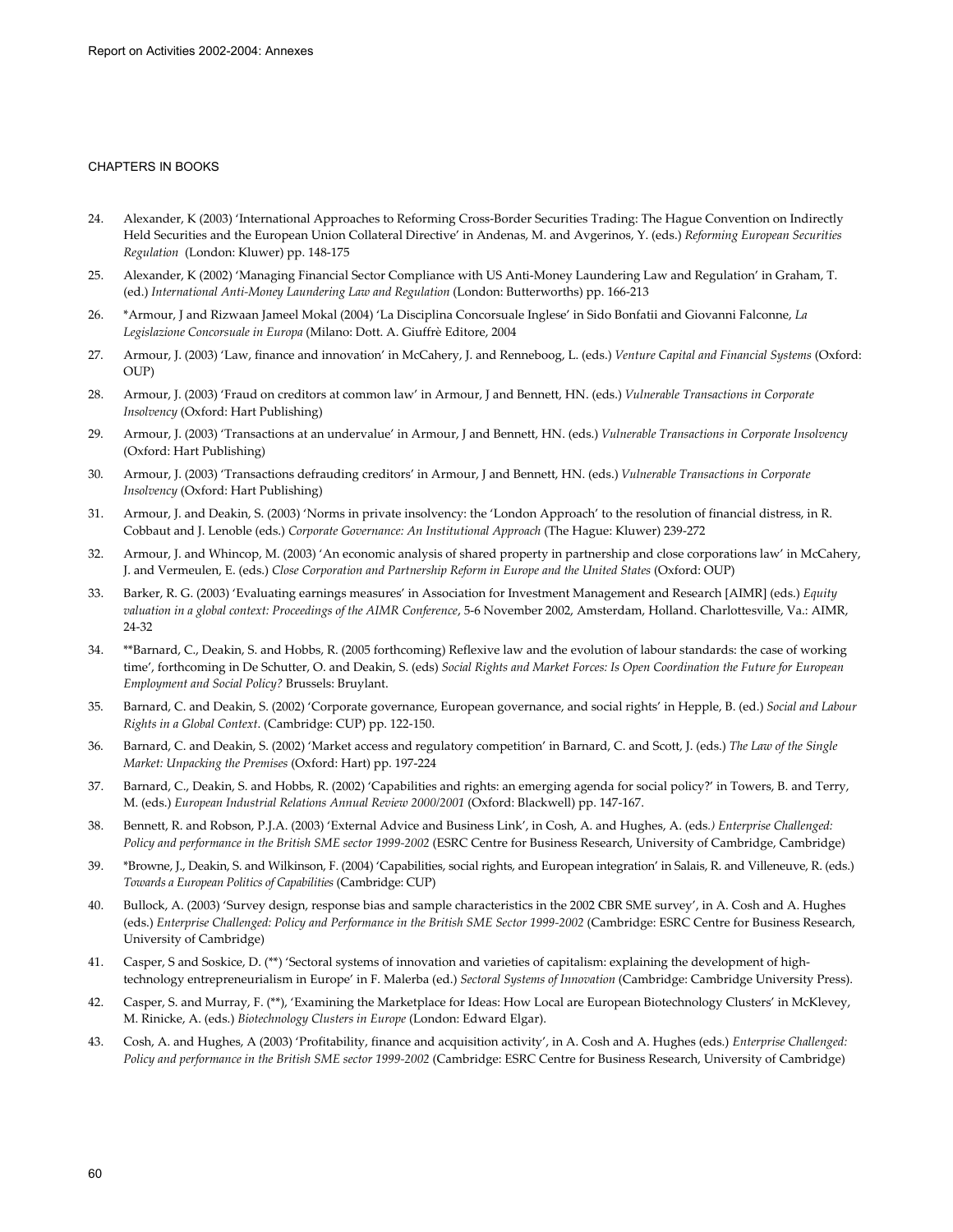## CHAPTERS IN BOOKS

24. Alexander, K (2003) 'International Approaches to Reforming Cross-Border Securities Trading: The Hague Convention on Indirectly Held Securities and the European Union Collateral Directive' in Andenas, M. and Avgerinos, Y. (eds.) *Reforming European Securities Regulation* (London: Kluwer) pp. 148-175

25. Alexander, K (2002) 'Managing Financial Sector Compliance with US Anti-Money Laundering Law and Regulation' in Graham, T. (ed.) *International Anti-Money Laundering Law and Regulation* (London: Butterworths) pp. 166-213

26. *Armour, J and Rizwaan Jameel Mokal (2004) 'La Disciplina Concorsuale Inglese' in Sido Bonfatii and Giovanni Falconne, *La Legislazione Concorsuale in Europa* (Milano: Dott. A. Giuffrè Editore, 2004

27. Armour, J. (2003) 'Law, finance and innovation' in McCahery, J. and Renneboog, L. (eds.) *Venture Capital and Financial Systems* (Oxford: OUP)

28. Armour, J. (2003) 'Fraud on creditors at common law' in Armour, J and Bennett, HN. (eds.) *Vulnerable Transactions in Corporate Insolvency* (Oxford: Hart Publishing)

29. Armour, J. (2003) 'Transactions at an undervalue' in Armour, J and Bennett, HN. (eds.) *Vulnerable Transactions in Corporate Insolvency* (Oxford: Hart Publishing)

30. Armour, J. (2003) 'Transactions defrauding creditors' in Armour, J and Bennett, HN. (eds.) *Vulnerable Transactions in Corporate Insolvency* (Oxford: Hart Publishing)

31. Armour, J. and Deakin, S. (2003) 'Norms in private insolvency: the 'London Approach' to the resolution of financial distress, in R. Cobbaut and J. Lenoble (eds.) *Corporate Governance: An Institutional Approach* (The Hague: Kluwer) 239-272

32. Armour, J. and Whincop, M. (2003) 'An economic analysis of shared property in partnership and close corporations law' in McCahery, J. and Vermeulen, E. (eds.) *Close Corporation and Partnership Reform in Europe and the United States* (Oxford: OUP)

33. Barker, R. G. (2003) 'Evaluating earnings measures' in Association for Investment Management and Research [AIMR] (eds.) *Equity valuation in a global context: Proceedings of the AIMR Conference*, 5-6 November 2002, Amsterdam, Holland. Charlottesville, Va.: AIMR, 24-32

34. **Barnard, C., Deakin, S. and Hobbs, R. (2005 forthcoming) Reflexive law and the evolution of labour standards: the case of working time', forthcoming in De Schutter, O. and Deakin, S. (eds) *Social Rights and Market Forces: Is Open Coordination the Future for European Employment and Social Policy?* Brussels: Bruylant.

35. Barnard, C. and Deakin, S. (2002) 'Corporate governance, European governance, and social rights' in Hepple, B. (ed.) *Social and Labour Rights in a Global Context*. (Cambridge: CUP) pp. 122-150.

36. Barnard, C. and Deakin, S. (2002) 'Market access and regulatory competition' in Barnard, C. and Scott, J. (eds.) *The Law of the Single Market: Unpacking the Premises* (Oxford: Hart) pp. 197-224

37. Barnard, C., Deakin, S. and Hobbs, R. (2002) 'Capabilities and rights: an emerging agenda for social policy?' in Towers, B. and Terry, M. (eds.) *European Industrial Relations Annual Review 2000/2001* (Oxford: Blackwell) pp. 147-167.

38. Bennett, R. and Robson, P.J.A. (2003) 'External Advice and Business Link', in Cosh, A. and Hughes, A. (eds*.) Enterprise Challenged: Policy and performance in the British SME sector 1999-2002* (ESRC Centre for Business Research, University of Cambridge, Cambridge)

39. *Browne, J., Deakin, S. and Wilkinson, F. (2004) 'Capabilities, social rights, and European integration' in Salais, R. and Villeneuve, R. (eds.) *Towards a European Politics of Capabilities* (Cambridge: CUP)

40. Bullock, A. (2003) 'Survey design, response bias and sample characteristics in the 2002 CBR SME survey', in A. Cosh and A. Hughes (eds.) *Enterprise Challenged: Policy and Performance in the British SME Sector 1999-2002* (Cambridge: ESRC Centre for Business Research, University of Cambridge)

41. Casper, S and Soskice, D. (**) 'Sectoral systems of innovation and varieties of capitalism: explaining the development of high-technology entrepreneurialism in Europe' in F. Malerba (ed.) *Sectoral Systems of Innovation* (Cambridge: Cambridge University Press).

42. Casper, S. and Murray, F. (**), 'Examining the Marketplace for Ideas: How Local are European Biotechnology Clusters' in McKlevey, M. Rinicke, A. (eds.) *Biotechnology Clusters in Europe* (London: Edward Elgar).

43. Cosh, A. and Hughes, A (2003) 'Profitability, finance and acquisition activity', in A. Cosh and A. Hughes (eds.) *Enterprise Challenged: Policy and performance in the British SME sector 1999-2002* (Cambridge: ESRC Centre for Business Research, University of Cambridge)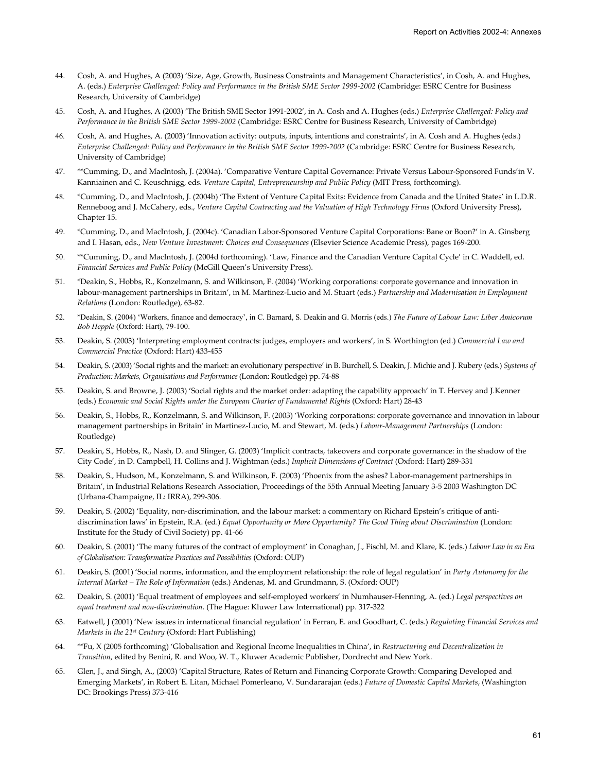44. Cosh, A. and Hughes, A (2003) 'Size, Age, Growth, Business Constraints and Management Characteristics', in Cosh, A. and Hughes, A. (eds.) *Enterprise Challenged: Policy and Performance in the British SME Sector 1999-2002* (Cambridge: ESRC Centre for Business Research, University of Cambridge)

45. Cosh, A. and Hughes, A (2003) 'The British SME Sector 1991-2002', in A. Cosh and A. Hughes (eds.) *Enterprise Challenged: Policy and Performance in the British SME Sector 1999-2002* (Cambridge: ESRC Centre for Business Research, University of Cambridge)

46. Cosh, A. and Hughes, A. (2003) 'Innovation activity: outputs, inputs, intentions and constraints', in A. Cosh and A. Hughes (eds.) *Enterprise Challenged: Policy and Performance in the British SME Sector 1999-2002* (Cambridge: ESRC Centre for Business Research, University of Cambridge)

47. **Cumming, D., and MacIntosh, J. (2004a). 'Comparative Venture Capital Governance: Private Versus Labour-Sponsored Funds'in V. Kanniainen and C. Keuschnigg, eds. *Venture Capital, Entrepreneurship and Public Policy* (MIT Press, forthcoming).

48. *Cumming, D., and MacIntosh, J. (2004b) 'The Extent of Venture Capital Exits: Evidence from Canada and the United States' in L.D.R. Renneboog and J. McCahery, eds., *Venture Capital Contracting and the Valuation of High Technology Firms* (Oxford University Press), Chapter 15.

49. *Cumming, D., and MacIntosh, J. (2004c). 'Canadian Labor-Sponsored Venture Capital Corporations: Bane or Boon?' in A. Ginsberg and I. Hasan, eds., *New Venture Investment: Choices and Consequences* (Elsevier Science Academic Press), pages 169-200.

50. **Cumming, D., and MacIntosh, J. (2004d forthcoming). 'Law, Finance and the Canadian Venture Capital Cycle' in C. Waddell, ed. *Financial Services and Public Policy* (McGill Queen's University Press).

51. *Deakin, S., Hobbs, R., Konzelmann, S. and Wilkinson, F. (2004) 'Working corporations: corporate governance and innovation in labour-management partnerships in Britain', in M. Martinez-Lucio and M. Stuart (eds.) *Partnership and Modernisation in Employment Relations* (London: Routledge), 63-82.

52. *Deakin, S. (2004) 'Workers, finance and democracy', in C. Barnard, S. Deakin and G. Morris (eds.) *The Future of Labour Law: Liber Amicorum Bob Hepple* (Oxford: Hart), 79-100.

53. Deakin, S. (2003) 'Interpreting employment contracts: judges, employers and workers', in S. Worthington (ed.) *Commercial Law and Commercial Practice* (Oxford: Hart) 433-455

54. Deakin, S. (2003) 'Social rights and the market: an evolutionary perspective' in B. Burchell, S. Deakin, J. Michie and J. Rubery (eds.) *Systems of Production: Markets, Organisations and Performance* (London: Routledge) pp. 74-88

55. Deakin, S. and Browne, J. (2003) 'Social rights and the market order: adapting the capability approach' in T. Hervey and J.Kenner (eds.) *Economic and Social Rights under the European Charter of Fundamental Rights* (Oxford: Hart) 28-43

56. Deakin, S., Hobbs, R., Konzelmann, S. and Wilkinson, F. (2003) 'Working corporations: corporate governance and innovation in labour management partnerships in Britain' in Martinez-Lucio, M. and Stewart, M. (eds.) *Labour-Management Partnerships* (London: Routledge)

57. Deakin, S., Hobbs, R., Nash, D. and Slinger, G. (2003) 'Implicit contracts, takeovers and corporate governance: in the shadow of the City Code', in D. Campbell, H. Collins and J. Wightman (eds.) *Implicit Dimensions of Contract* (Oxford: Hart) 289-331

58. Deakin, S., Hudson, M., Konzelmann, S. and Wilkinson, F. (2003) 'Phoenix from the ashes? Labor-management partnerships in Britain', in Industrial Relations Research Association, Proceedings of the 55th Annual Meeting January 3-5 2003 Washington DC (Urbana-Champaigne, IL: IRRA), 299-306.

59. Deakin, S. (2002) 'Equality, non-discrimination, and the labour market: a commentary on Richard Epstein's critique of anti-discrimination laws' in Epstein, R.A. (ed.) *Equal Opportunity or More Opportunity? The Good Thing about Discrimination* (London: Institute for the Study of Civil Society) pp. 41-66

60. Deakin, S. (2001) 'The many futures of the contract of employment' in Conaghan, J., Fischl, M. and Klare, K. (eds.) *Labour Law in an Era of Globalisation: Transformative Practices and Possibilities* (Oxford: OUP)

61. Deakin, S. (2001) 'Social norms, information, and the employment relationship: the role of legal regulation' in *Party Autonomy for the Internal Market – The Role of Information* (eds.) Andenas, M. and Grundmann, S. (Oxford: OUP)

62. Deakin, S. (2001) 'Equal treatment of employees and self-employed workers' in Numhauser-Henning, A. (ed.) *Legal perspectives on equal treatment and non-discrimination.* (The Hague: Kluwer Law International) pp. 317-322

63. Eatwell, J (2001) 'New issues in international financial regulation' in Ferran, E. and Goodhart, C. (eds.) *Regulating Financial Services and Markets in the 21st Century* (Oxford: Hart Publishing)

64. **Fu, X (2005 forthcoming) 'Globalisation and Regional Income Inequalities in China', in *Restructuring and Decentralization in Transition*, edited by Benini, R. and Woo, W. T., Kluwer Academic Publisher, Dordrecht and New York.

65. Glen, J., and Singh, A., (2003) 'Capital Structure, Rates of Return and Financing Corporate Growth: Comparing Developed and Emerging Markets', in Robert E. Litan, Michael Pomerleano, V. Sundararajan (eds.) *Future of Domestic Capital Markets*, (Washington DC: Brookings Press) 373-416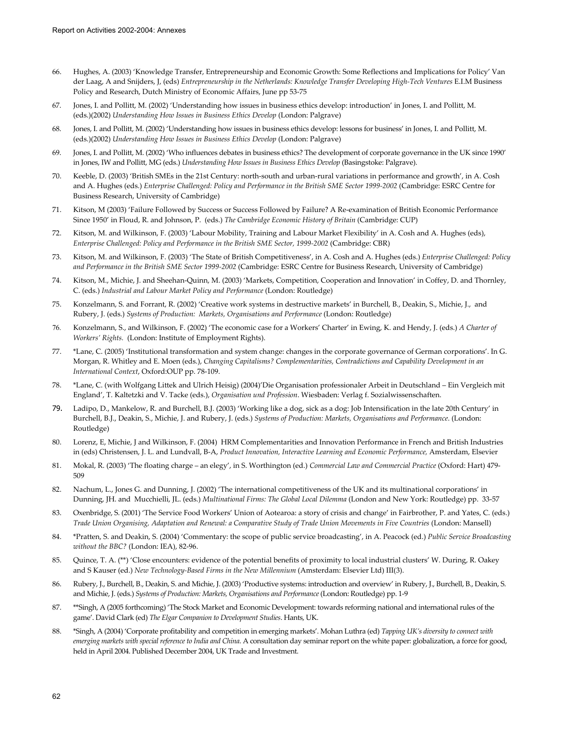66. Hughes, A. (2003) 'Knowledge Transfer, Entrepreneurship and Economic Growth: Some Reflections and Implications for Policy' Van der Laag, A and Snijders, J, (eds) *Entrepreneurship in the Netherlands: Knowledge Transfer Developing High-Tech Ventures* E.I.M Business Policy and Research, Dutch Ministry of Economic Affairs, June pp 53-75

67. Jones, I. and Pollitt, M. (2002) 'Understanding how issues in business ethics develop: introduction' in Jones, I. and Pollitt, M. (eds.)(2002) *Understanding How Issues in Business Ethics Develop* (London: Palgrave)

68. Jones, I. and Pollitt, M. (2002) 'Understanding how issues in business ethics develop: lessons for business' in Jones, I. and Pollitt, M. (eds.)(2002) *Understanding How Issues in Business Ethics Develop* (London: Palgrave)

69. Jones, I. and Pollitt, M. (2002) 'Who influences debates in business ethics? The development of corporate governance in the UK since 1990' in Jones, IW and Pollitt, MG (eds.) *Understanding How Issues in Business Ethics Develop* (Basingstoke: Palgrave).

70. Keeble, D. (2003) 'British SMEs in the 21st Century: north-south and urban-rural variations in performance and growth', in A. Cosh and A. Hughes (eds.) *Enterprise Challenged: Policy and Performance in the British SME Sector 1999-2002* (Cambridge: ESRC Centre for Business Research, University of Cambridge)

71. Kitson, M (2003) 'Failure Followed by Success or Success Followed by Failure? A Re-examination of British Economic Performance Since 1950' in Floud, R. and Johnson, P. (eds.) *The Cambridge Economic History of Britain* (Cambridge: CUP)

72. Kitson, M. and Wilkinson, F. (2003) 'Labour Mobility, Training and Labour Market Flexibility' in A. Cosh and A. Hughes (eds), *Enterprise Challenged: Policy and Performance in the British SME Sector, 1999-2002* (Cambridge: CBR)

73. Kitson, M. and Wilkinson, F. (2003) 'The State of British Competitiveness', in A. Cosh and A. Hughes (eds.) *Enterprise Challenged: Policy and Performance in the British SME Sector 1999-2002* (Cambridge: ESRC Centre for Business Research, University of Cambridge)

74. Kitson, M., Michie, J. and Sheehan-Quinn, M. (2003) 'Markets, Competition, Cooperation and Innovation' in Coffey, D. and Thornley, C. (eds.) *Industrial and Labour Market Policy and Performance* (London: Routledge)

75. Konzelmann, S. and Forrant, R. (2002) 'Creative work systems in destructive markets' in Burchell, B., Deakin, S., Michie, J., and Rubery, J. (eds.) *Systems of Production: Markets, Organisations and Performance* (London: Routledge)

76. Konzelmann, S., and Wilkinson, F. (2002) 'The economic case for a Workers' Charter' in Ewing, K. and Hendy, J. (eds.) *A Charter of Workers' Rights.* (London: Institute of Employment Rights).

77. *Lane, C. (2005) 'Institutional transformation and system change: changes in the corporate governance of German corporations'. In G. Morgan, R. Whitley and E. Moen (eds.), *Changing Capitalisms? Complementarities, Contradictions and Capability Development in an International Context*, Oxford:OUP pp. 78-109.

78. *Lane, C. (with Wolfgang Littek and Ulrich Heisig) (2004)'Die Organisation professionaler Arbeit in Deutschland – Ein Vergleich mit England', T. Kaltetzki and V. Tacke (eds.), *Organisation und Profession*. Wiesbaden: Verlag f. Sozialwissenschaften.

79. Ladipo, D., Mankelow, R. and Burchell, B.J. (2003) 'Working like a dog, sick as a dog: Job Intensification in the late 20th Century' in Burchell, B.J., Deakin, S., Michie, J. and Rubery, J. (eds.) *Systems of Production: Markets, Organisations and Performance*. (London: Routledge)

80. Lorenz, E, Michie, J and Wilkinson, F. (2004) HRM Complementarities and Innovation Performance in French and British Industries in (eds) Christensen, J. L. and Lundvall, B-A, *Product Innovation, Interactive Learning and Economic Performance,* Amsterdam, Elsevier

81. Mokal, R. (2003) 'The floating charge – an elegy', in S. Worthington (ed.) *Commercial Law and Commercial Practice* (Oxford: Hart) 479-509

82. Nachum, L., Jones G. and Dunning, J. (2002) 'The international competitiveness of the UK and its multinational corporations' in Dunning, JH. and Mucchielli, JL. (eds.) *Multinational Firms: The Global Local Dilemma* (London and New York: Routledge) pp. 33-57

83. Oxenbridge, S. (2001) 'The Service Food Workers' Union of Aotearoa: a story of crisis and change' in Fairbrother, P. and Yates, C. (eds.) *Trade Union Organising, Adaptation and Renewal: a Comparative Study of Trade Union Movements in Five Countries* (London: Mansell)

84. *Pratten, S. and Deakin, S. (2004) 'Commentary: the scope of public service broadcasting', in A. Peacock (ed.) *Public Service Broadcasting without the BBC?* (London: IEA), 82-96.

85. Quince, T. A. (**) 'Close encounters: evidence of the potential benefits of proximity to local industrial clusters' W. During, R. Oakey and S Kauser (ed.) *New Technology-Based Firms in the New Millennium* (Amsterdam: Elsevier Ltd) III(3).

86. Rubery, J., Burchell, B., Deakin, S. and Michie, J. (2003) 'Productive systems: introduction and overview' in Rubery, J., Burchell, B., Deakin, S. and Michie, J. (eds.) *Systems of Production: Markets, Organisations and Performance* (London: Routledge) pp. 1-9

87. **Singh, A (2005 forthcoming) 'The Stock Market and Economic Development: towards reforming national and international rules of the game'. David Clark (ed) *The Elgar Companion to Development Studies*. Hants, UK.

88. *Singh, A (2004) 'Corporate profitability and competition in emerging markets'. Mohan Luthra (ed) *Tapping UK's diversity to connect with emerging markets with special reference to India and China.* A consultation day seminar report on the white paper: globalization, a force for good, held in April 2004. Published December 2004, UK Trade and Investment.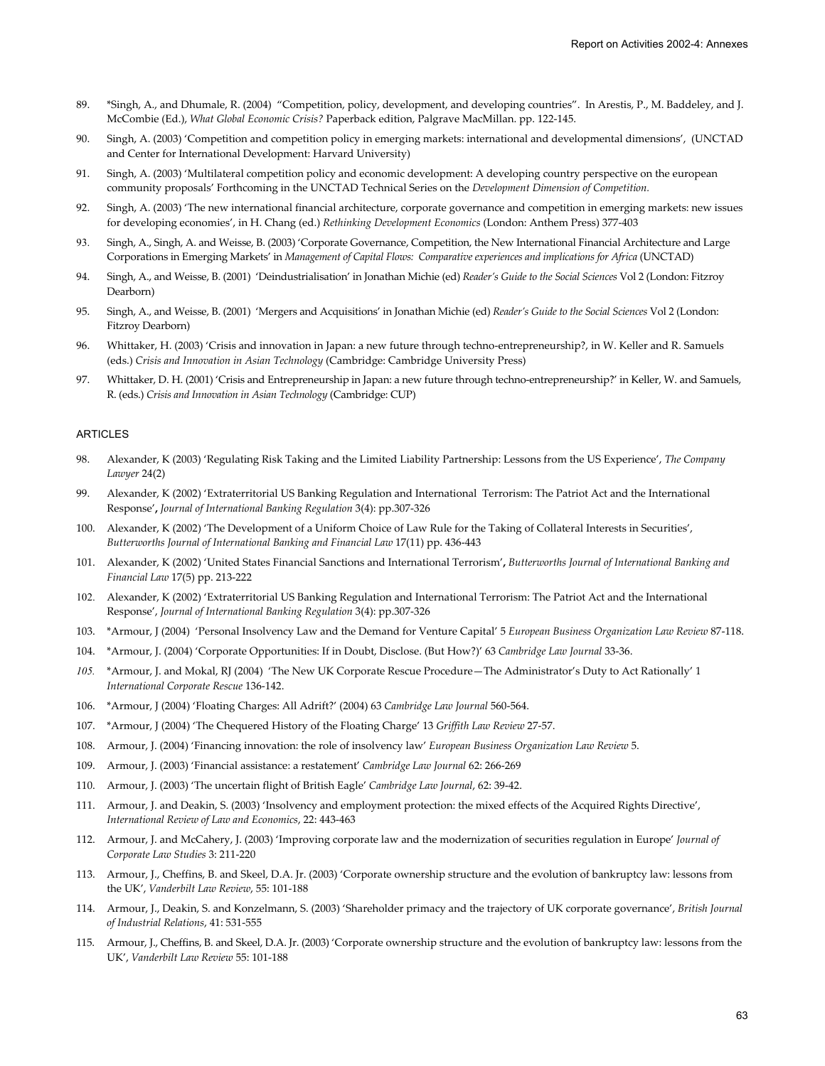89. *Singh, A., and Dhumale, R. (2004) "Competition, policy, development, and developing countries". In Arestis, P., M. Baddeley, and J. McCombie (Ed.), *What Global Economic Crisis?* Paperback edition, Palgrave MacMillan. pp. 122-145.

90. Singh, A. (2003) 'Competition and competition policy in emerging markets: international and developmental dimensions', (UNCTAD and Center for International Development: Harvard University)

91. Singh, A. (2003) 'Multilateral competition policy and economic development: A developing country perspective on the european community proposals' Forthcoming in the UNCTAD Technical Series on the *Development Dimension of Competition.*

92. Singh, A. (2003) 'The new international financial architecture, corporate governance and competition in emerging markets: new issues for developing economies', in H. Chang (ed.) *Rethinking Development Economics* (London: Anthem Press) 377-403

93. Singh, A., Singh, A. and Weisse, B. (2003) 'Corporate Governance, Competition, the New International Financial Architecture and Large Corporations in Emerging Markets' in *Management of Capital Flows: Comparative experiences and implications for Africa* (UNCTAD)

94. Singh, A., and Weisse, B. (2001) 'Deindustrialisation' in Jonathan Michie (ed) *Reader's Guide to the Social Sciences* Vol 2 (London: Fitzroy Dearborn)

95. Singh, A., and Weisse, B. (2001) 'Mergers and Acquisitions' in Jonathan Michie (ed) *Reader's Guide to the Social Sciences* Vol 2 (London: Fitzroy Dearborn)

96. Whittaker, H. (2003) 'Crisis and innovation in Japan: a new future through techno-entrepreneurship?, in W. Keller and R. Samuels (eds.) *Crisis and Innovation in Asian Technology* (Cambridge: Cambridge University Press)

97. Whittaker, D. H. (2001) 'Crisis and Entrepreneurship in Japan: a new future through techno-entrepreneurship?' in Keller, W. and Samuels, R. (eds.) *Crisis and Innovation in Asian Technology* (Cambridge: CUP)

### ARTICLES

98. Alexander, K (2003) 'Regulating Risk Taking and the Limited Liability Partnership: Lessons from the US Experience', *The Company Lawyer* 24(2)

99. Alexander, K (2002) 'Extraterritorial US Banking Regulation and International Terrorism: The Patriot Act and the International Response', *Journal of International Banking Regulation* 3(4): pp.307-326

100. Alexander, K (2002) 'The Development of a Uniform Choice of Law Rule for the Taking of Collateral Interests in Securities', *Butterworths Journal of International Banking and Financial Law* 17(11) pp. 436-443

101. Alexander, K (2002) 'United States Financial Sanctions and International Terrorism', *Butterworths Journal of International Banking and Financial Law* 17(5) pp. 213-222

102. Alexander, K (2002) 'Extraterritorial US Banking Regulation and International Terrorism: The Patriot Act and the International Response', *Journal of International Banking Regulation* 3(4): pp.307-326

103. *Armour, J (2004) 'Personal Insolvency Law and the Demand for Venture Capital' 5 *European Business Organization Law Review* 87-118.

104. *Armour, J. (2004) 'Corporate Opportunities: If in Doubt, Disclose. (But How?)' 63 *Cambridge Law Journal* 33-36.

105. *Armour, J. and Mokal, RJ (2004) 'The New UK Corporate Rescue Procedure—The Administrator's Duty to Act Rationally' 1 *International Corporate Rescue* 136-142.

106. *Armour, J (2004) 'Floating Charges: All Adrift?' (2004) 63 *Cambridge Law Journal* 560-564.

107. *Armour, J (2004) 'The Chequered History of the Floating Charge' 13 *Griffith Law Review* 27-57.

108. Armour, J. (2004) 'Financing innovation: the role of insolvency law' *European Business Organization Law Review* 5.

109. Armour, J. (2003) 'Financial assistance: a restatement' *Cambridge Law Journal* 62: 266-269

110. Armour, J. (2003) 'The uncertain flight of British Eagle' *Cambridge Law Journal*, 62: 39-42.

111. Armour, J. and Deakin, S. (2003) 'Insolvency and employment protection: the mixed effects of the Acquired Rights Directive', *International Review of Law and Economics*, 22: 443-463

112. Armour, J. and McCahery, J. (2003) 'Improving corporate law and the modernization of securities regulation in Europe' *Journal of Corporate Law Studies* 3: 211-220

113. Armour, J., Cheffins, B. and Skeel, D.A. Jr. (2003) 'Corporate ownership structure and the evolution of bankruptcy law: lessons from the UK', *Vanderbilt Law Review*, 55: 101-188

114. Armour, J., Deakin, S. and Konzelmann, S. (2003) 'Shareholder primacy and the trajectory of UK corporate governance', *British Journal of Industrial Relations*, 41: 531-555

115. Armour, J., Cheffins, B. and Skeel, D.A. Jr. (2003) 'Corporate ownership structure and the evolution of bankruptcy law: lessons from the UK', *Vanderbilt Law Review* 55: 101-188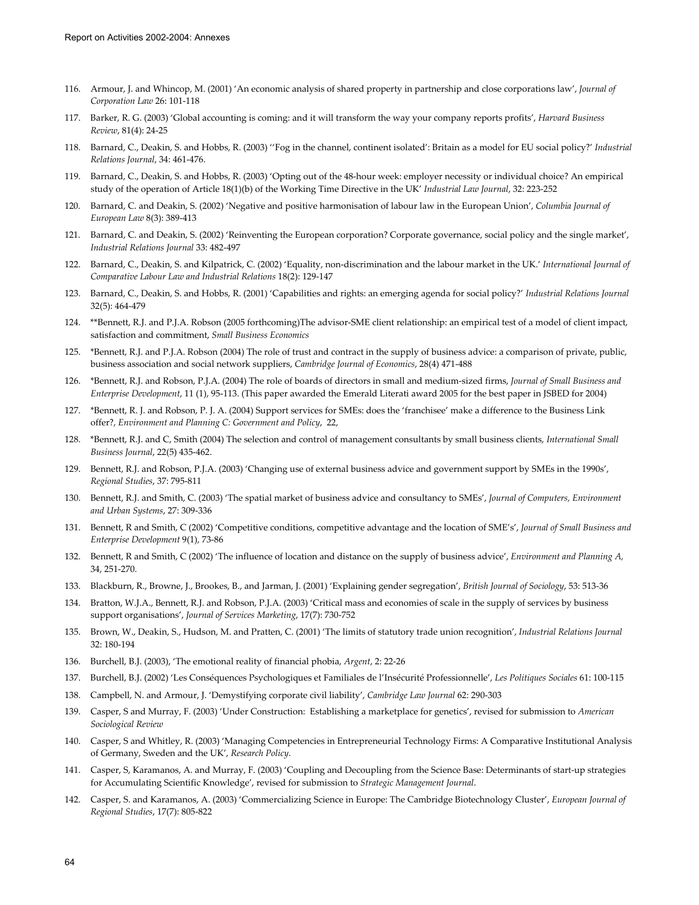116. Armour, J. and Whincop, M. (2001) 'An economic analysis of shared property in partnership and close corporations law', *Journal of Corporation Law* 26: 101-118

117. Barker, R. G. (2003) 'Global accounting is coming: and it will transform the way your company reports profits', *Harvard Business Review*, 81(4): 24-25

118. Barnard, C., Deakin, S. and Hobbs, R. (2003) ''Fog in the channel, continent isolated': Britain as a model for EU social policy?' *Industrial Relations Journal*, 34: 461-476.

119. Barnard, C., Deakin, S. and Hobbs, R. (2003) 'Opting out of the 48-hour week: employer necessity or individual choice? An empirical study of the operation of Article 18(1)(b) of the Working Time Directive in the UK' *Industrial Law Journal*, 32: 223-252

120. Barnard, C. and Deakin, S. (2002) 'Negative and positive harmonisation of labour law in the European Union', *Columbia Journal of European Law* 8(3): 389-413

121. Barnard, C. and Deakin, S. (2002) 'Reinventing the European corporation? Corporate governance, social policy and the single market', *Industrial Relations Journal* 33: 482-497

122. Barnard, C., Deakin, S. and Kilpatrick, C. (2002) 'Equality, non-discrimination and the labour market in the UK.' *International Journal of Comparative Labour Law and Industrial Relations* 18(2): 129-147

123. Barnard, C., Deakin, S. and Hobbs, R. (2001) 'Capabilities and rights: an emerging agenda for social policy?' *Industrial Relations Journal* 32(5): 464-479

124. **Bennett, R.J. and P.J.A. Robson (2005 forthcoming)The advisor-SME client relationship: an empirical test of a model of client impact, satisfaction and commitment, *Small Business Economics*

125. *Bennett, R.J. and P.J.A. Robson (2004) The role of trust and contract in the supply of business advice: a comparison of private, public, business association and social network suppliers, *Cambridge Journal of Economics*, 28(4) 471-488

126. *Bennett, R.J. and Robson, P.J.A. (2004) The role of boards of directors in small and medium-sized firms, *Journal of Small Business and Enterprise Development*, 11 (1), 95-113. (This paper awarded the Emerald Literati award 2005 for the best paper in JSBED for 2004)

127. *Bennett, R. J. and Robson, P. J. A. (2004) Support services for SMEs: does the 'franchisee' make a difference to the Business Link offer?, *Environment and Planning C: Government and Policy*, 22,

128. *Bennett, R.J. and C, Smith (2004) The selection and control of management consultants by small business clients, *International Small Business Journal*, 22(5) 435-462.

129. Bennett, R.J. and Robson, P.J.A. (2003) 'Changing use of external business advice and government support by SMEs in the 1990s', *Regional Studies*, 37: 795-811

130. Bennett, R.J. and Smith, C. (2003) 'The spatial market of business advice and consultancy to SMEs', *Journal of Computers, Environment and Urban Systems*, 27: 309-336

131. Bennett, R and Smith, C (2002) 'Competitive conditions, competitive advantage and the location of SME's', *Journal of Small Business and Enterprise Development* 9(1), 73-86

132. Bennett, R and Smith, C (2002) 'The influence of location and distance on the supply of business advice', *Environment and Planning A,* 34, 251-270.

133. Blackburn, R., Browne, J., Brookes, B., and Jarman, J. (2001) 'Explaining gender segregation', *British Journal of Sociology*, 53: 513-36

134. Bratton, W.J.A., Bennett, R.J. and Robson, P.J.A. (2003) 'Critical mass and economies of scale in the supply of services by business support organisations', *Journal of Services Marketing*, 17(7): 730-752

135. Brown, W., Deakin, S., Hudson, M. and Pratten, C. (2001) 'The limits of statutory trade union recognition', *Industrial Relations Journal* 32: 180-194

136. Burchell, B.J. (2003), 'The emotional reality of financial phobia, *Argent*, 2: 22-26

137. Burchell, B.J. (2002) 'Les Conséquences Psychologiques et Familiales de l'Insécurité Professionnelle', *Les Politiques Sociales* 61: 100-115

138. Campbell, N. and Armour, J. 'Demystifying corporate civil liability', *Cambridge Law Journal* 62: 290-303

139. Casper, S and Murray, F. (2003) 'Under Construction: Establishing a marketplace for genetics', revised for submission to *American Sociological Review*

140. Casper, S and Whitley, R. (2003) 'Managing Competencies in Entrepreneurial Technology Firms: A Comparative Institutional Analysis of Germany, Sweden and the UK', *Research Policy*.

141. Casper, S, Karamanos, A. and Murray, F. (2003) 'Coupling and Decoupling from the Science Base: Determinants of start-up strategies for Accumulating Scientific Knowledge', revised for submission to *Strategic Management Journal*.

142. Casper, S. and Karamanos, A. (2003) 'Commercializing Science in Europe: The Cambridge Biotechnology Cluster', *European Journal of Regional Studies*, 17(7): 805-822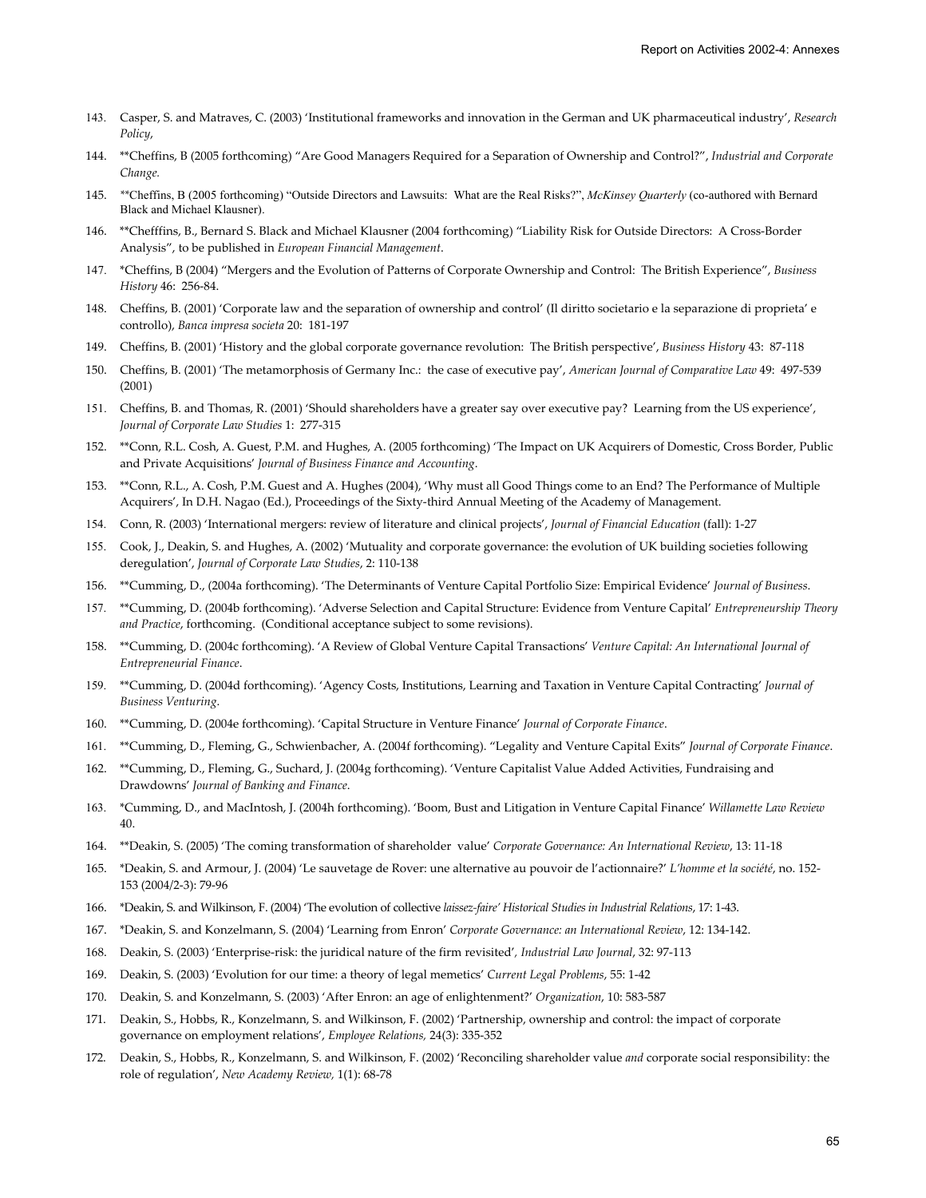143. Casper, S. and Matraves, C. (2003) 'Institutional frameworks and innovation in the German and UK pharmaceutical industry', *Research Policy*,

144. **Cheffins, B (2005 forthcoming) "Are Good Managers Required for a Separation of Ownership and Control?", *Industrial and Corporate Change.*

145. **Cheffins, B (2005 forthcoming) "Outside Directors and Lawsuits: What are the Real Risks?", *McKinsey Quarterly* (co-authored with Bernard Black and Michael Klausner).

146. **Chefffins, B., Bernard S. Black and Michael Klausner (2004 forthcoming) "Liability Risk for Outside Directors: A Cross-Border Analysis", to be published in *European Financial Management*.

147. *Cheffins, B (2004) "Mergers and the Evolution of Patterns of Corporate Ownership and Control: The British Experience", *Business History* 46: 256-84.

148. Cheffins, B. (2001) 'Corporate law and the separation of ownership and control' (Il diritto societario e la separazione di proprieta' e controllo), *Banca impresa societa* 20: 181-197

149. Cheffins, B. (2001) 'History and the global corporate governance revolution: The British perspective', *Business History* 43: 87-118

150. Cheffins, B. (2001) 'The metamorphosis of Germany Inc.: the case of executive pay', *American Journal of Comparative Law* 49: 497-539 (2001)

151. Cheffins, B. and Thomas, R. (2001) 'Should shareholders have a greater say over executive pay? Learning from the US experience', *Journal of Corporate Law Studies* 1: 277-315

152. **Conn, R.L. Cosh, A. Guest, P.M. and Hughes, A. (2005 forthcoming) 'The Impact on UK Acquirers of Domestic, Cross Border, Public and Private Acquisitions' *Journal of Business Finance and Accounting*.

153. **Conn, R.L., A. Cosh, P.M. Guest and A. Hughes (2004), 'Why must all Good Things come to an End? The Performance of Multiple Acquirers', In D.H. Nagao (Ed.), Proceedings of the Sixty-third Annual Meeting of the Academy of Management.

154. Conn, R. (2003) 'International mergers: review of literature and clinical projects', *Journal of Financial Education* (fall): 1-27

155. Cook, J., Deakin, S. and Hughes, A. (2002) 'Mutuality and corporate governance: the evolution of UK building societies following deregulation', *Journal of Corporate Law Studies*, 2: 110-138

156. **Cumming, D., (2004a forthcoming). 'The Determinants of Venture Capital Portfolio Size: Empirical Evidence' *Journal of Business*.

157. **Cumming, D. (2004b forthcoming). 'Adverse Selection and Capital Structure: Evidence from Venture Capital' *Entrepreneurship Theory and Practice*, forthcoming. (Conditional acceptance subject to some revisions).

158. **Cumming, D. (2004c forthcoming). 'A Review of Global Venture Capital Transactions' *Venture Capital: An International Journal of Entrepreneurial Finance*.

159. **Cumming, D. (2004d forthcoming). 'Agency Costs, Institutions, Learning and Taxation in Venture Capital Contracting' *Journal of Business Venturing*.

160. **Cumming, D. (2004e forthcoming). 'Capital Structure in Venture Finance' *Journal of Corporate Finance*.

161. **Cumming, D., Fleming, G., Schwienbacher, A. (2004f forthcoming). "Legality and Venture Capital Exits" *Journal of Corporate Finance*.

162. **Cumming, D., Fleming, G., Suchard, J. (2004g forthcoming). 'Venture Capitalist Value Added Activities, Fundraising and Drawdowns' *Journal of Banking and Finance*.

163. *Cumming, D., and MacIntosh, J. (2004h forthcoming). 'Boom, Bust and Litigation in Venture Capital Finance' *Willamette Law Review* 40.

164. **Deakin, S. (2005) 'The coming transformation of shareholder value' *Corporate Governance: An International Review*, 13: 11-18

165. *Deakin, S. and Armour, J. (2004) 'Le sauvetage de Rover: une alternative au pouvoir de l'actionnaire?' *L'homme et la société*, no. 152-153 (2004/2-3): 79-96

166. *Deakin, S. and Wilkinson, F. (2004) 'The evolution of collective *laissez-faire' Historical Studies in Industrial Relations*, 17: 1-43.

167. *Deakin, S. and Konzelmann, S. (2004) 'Learning from Enron' *Corporate Governance: an International Review*, 12: 134-142.

168. Deakin, S. (2003) 'Enterprise-risk: the juridical nature of the firm revisited', *Industrial Law Journal*, 32: 97-113

169. Deakin, S. (2003) 'Evolution for our time: a theory of legal memetics' *Current Legal Problems*, 55: 1-42

170. Deakin, S. and Konzelmann, S. (2003) 'After Enron: an age of enlightenment?' *Organization*, 10: 583-587

171. Deakin, S., Hobbs, R., Konzelmann, S. and Wilkinson, F. (2002) 'Partnership, ownership and control: the impact of corporate governance on employment relations', *Employee Relations,* 24(3): 335-352

172. Deakin, S., Hobbs, R., Konzelmann, S. and Wilkinson, F. (2002) 'Reconciling shareholder value *and* corporate social responsibility: the role of regulation', *New Academy Review,* 1(1): 68-78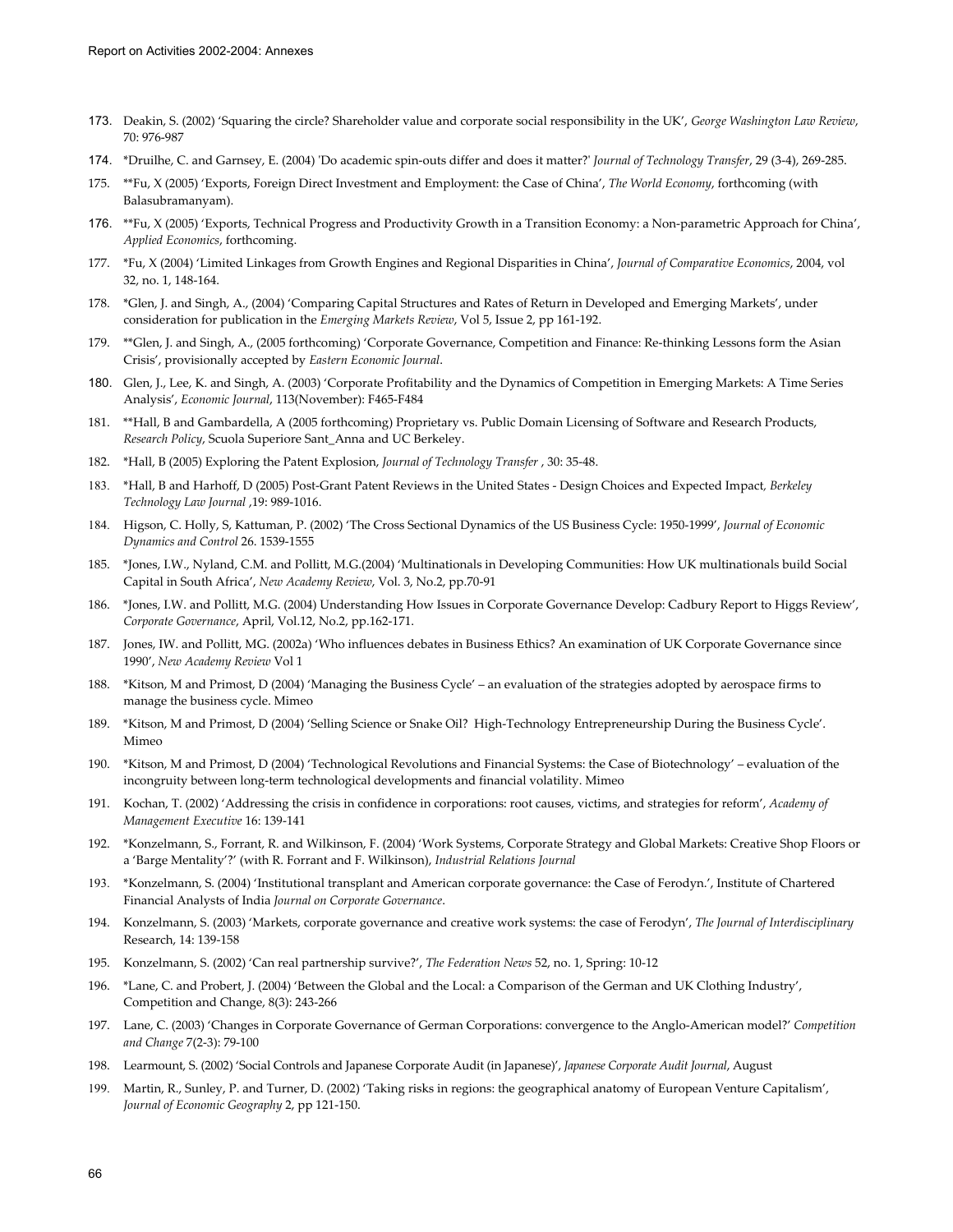173. Deakin, S. (2002) 'Squaring the circle? Shareholder value and corporate social responsibility in the UK', *George Washington Law Review*, 70: 976-987

174. *Druilhe, C. and Garnsey, E. (2004) 'Do academic spin-outs differ and does it matter?' *Journal of Technology Transfer*, 29 (3-4), 269-285.

175. **Fu, X (2005) 'Exports, Foreign Direct Investment and Employment: the Case of China', *The World Economy*, forthcoming (with Balasubramanyam).

176. **Fu, X (2005) 'Exports, Technical Progress and Productivity Growth in a Transition Economy: a Non-parametric Approach for China', *Applied Economics*, forthcoming.

177. *Fu, X (2004) 'Limited Linkages from Growth Engines and Regional Disparities in China', *Journal of Comparative Economics*, 2004, vol 32, no. 1, 148-164.

178. *Glen, J. and Singh, A., (2004) 'Comparing Capital Structures and Rates of Return in Developed and Emerging Markets', under consideration for publication in the *Emerging Markets Review*, Vol 5, Issue 2, pp 161-192.

179. **Glen, J. and Singh, A., (2005 forthcoming) 'Corporate Governance, Competition and Finance: Re-thinking Lessons form the Asian Crisis', provisionally accepted by *Eastern Economic Journal*.

180. Glen, J., Lee, K. and Singh, A. (2003) 'Corporate Profitability and the Dynamics of Competition in Emerging Markets: A Time Series Analysis', *Economic Journal*, 113(November): F465-F484

181. **Hall, B and Gambardella, A (2005 forthcoming) Proprietary vs. Public Domain Licensing of Software and Research Products, *Research Policy*, Scuola Superiore Sant_Anna and UC Berkeley.

182. *Hall, B (2005) Exploring the Patent Explosion, *Journal of Technology Transfer* , 30: 35-48.

183. *Hall, B and Harhoff, D (2005) Post-Grant Patent Reviews in the United States - Design Choices and Expected Impact, *Berkeley Technology Law Journal* ,19: 989-1016.

184. Higson, C. Holly, S, Kattuman, P. (2002) 'The Cross Sectional Dynamics of the US Business Cycle: 1950-1999', *Journal of Economic Dynamics and Control* 26. 1539-1555

185. *Jones, I.W., Nyland, C.M. and Pollitt, M.G.(2004) 'Multinationals in Developing Communities: How UK multinationals build Social Capital in South Africa', *New Academy Review*, Vol. 3, No.2, pp.70-91

186. *Jones, I.W. and Pollitt, M.G. (2004) Understanding How Issues in Corporate Governance Develop: Cadbury Report to Higgs Review', *Corporate Governance*, April, Vol.12, No.2, pp.162-171.

187. Jones, IW. and Pollitt, MG. (2002a) 'Who influences debates in Business Ethics? An examination of UK Corporate Governance since 1990', *New Academy Review* Vol 1

188. *Kitson, M and Primost, D (2004) 'Managing the Business Cycle' – an evaluation of the strategies adopted by aerospace firms to manage the business cycle. Mimeo

189. *Kitson, M and Primost, D (2004) 'Selling Science or Snake Oil? High-Technology Entrepreneurship During the Business Cycle'. Mimeo

190. *Kitson, M and Primost, D (2004) 'Technological Revolutions and Financial Systems: the Case of Biotechnology' – evaluation of the incongruity between long-term technological developments and financial volatility. Mimeo

191. Kochan, T. (2002) 'Addressing the crisis in confidence in corporations: root causes, victims, and strategies for reform', *Academy of Management Executive* 16: 139-141

192. *Konzelmann, S., Forrant, R. and Wilkinson, F. (2004) 'Work Systems, Corporate Strategy and Global Markets: Creative Shop Floors or a 'Barge Mentality'?' (with R. Forrant and F. Wilkinson), *Industrial Relations Journal*

193. *Konzelmann, S. (2004) 'Institutional transplant and American corporate governance: the Case of Ferodyn.', Institute of Chartered Financial Analysts of India *Journal on Corporate Governance*.

194. Konzelmann, S. (2003) 'Markets, corporate governance and creative work systems: the case of Ferodyn', *The Journal of Interdisciplinary* Research, 14: 139-158

195. Konzelmann, S. (2002) 'Can real partnership survive?', *The Federation News* 52, no. 1, Spring: 10-12

196. *Lane, C. and Probert, J. (2004) 'Between the Global and the Local: a Comparison of the German and UK Clothing Industry', Competition and Change, 8(3): 243-266

197. Lane, C. (2003) 'Changes in Corporate Governance of German Corporations: convergence to the Anglo-American model?' *Competition and Change* 7(2-3): 79-100

198. Learmount, S. (2002) 'Social Controls and Japanese Corporate Audit (in Japanese)', *Japanese Corporate Audit Journal*, August

199. Martin, R., Sunley, P. and Turner, D. (2002) 'Taking risks in regions: the geographical anatomy of European Venture Capitalism', *Journal of Economic Geography* 2, pp 121-150.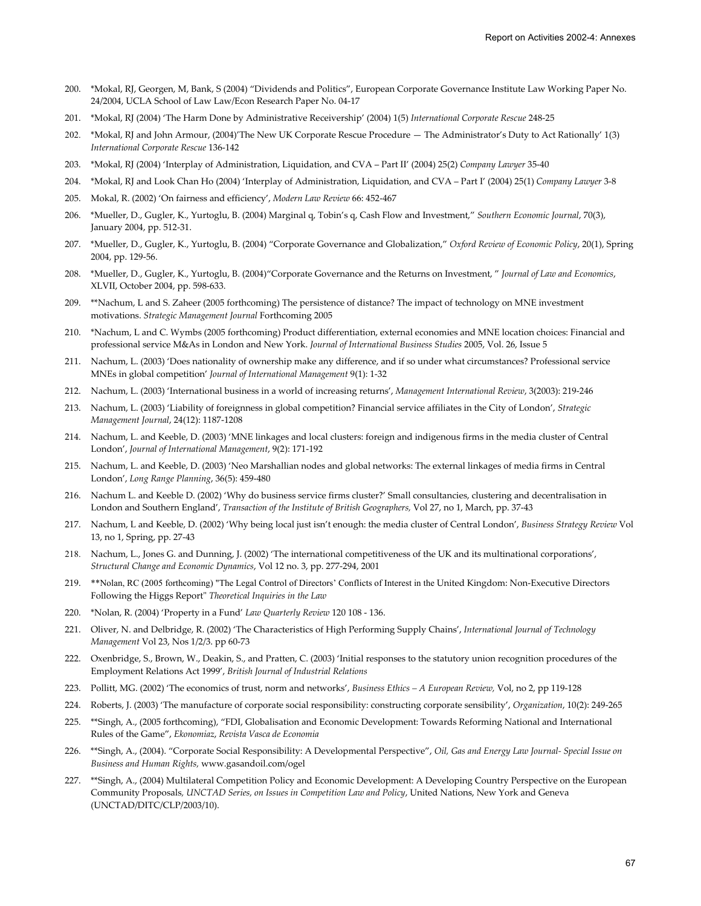200. *Mokal, RJ, Georgen, M, Bank, S (2004) "Dividends and Politics", European Corporate Governance Institute Law Working Paper No. 24/2004, UCLA School of Law Law/Econ Research Paper No. 04-17

201. *Mokal, RJ (2004) 'The Harm Done by Administrative Receivership' (2004) 1(5) *International Corporate Rescue* 248-25

202. *Mokal, RJ and John Armour, (2004)'The New UK Corporate Rescue Procedure — The Administrator's Duty to Act Rationally' 1(3) *International Corporate Rescue* 136-142

203. *Mokal, RJ (2004) 'Interplay of Administration, Liquidation, and CVA – Part II' (2004) 25(2) *Company Lawyer* 35-40

204. *Mokal, RJ and Look Chan Ho (2004) 'Interplay of Administration, Liquidation, and CVA – Part I' (2004) 25(1) *Company Lawyer* 3-8

205. Mokal, R. (2002) 'On fairness and efficiency', *Modern Law Review* 66: 452-467

206. *Mueller, D., Gugler, K., Yurtoglu, B. (2004) Marginal q, Tobin's q, Cash Flow and Investment," *Southern Economic Journal*, 70(3), January 2004, pp. 512-31.

207. *Mueller, D., Gugler, K., Yurtoglu, B. (2004) "Corporate Governance and Globalization," *Oxford Review of Economic Policy*, 20(1), Spring 2004, pp. 129-56.

208. *Mueller, D., Gugler, K., Yurtoglu, B. (2004)"Corporate Governance and the Returns on Investment, " *Journal of Law and Economics*, XLVII, October 2004, pp. 598-633.

209. **Nachum, L and S. Zaheer (2005 forthcoming) The persistence of distance? The impact of technology on MNE investment motivations. *Strategic Management Journal* Forthcoming 2005

210. *Nachum, L and C. Wymbs (2005 forthcoming) Product differentiation, external economies and MNE location choices: Financial and professional service M&As in London and New York. *Journal of International Business Studies* 2005, Vol. 26, Issue 5

211. Nachum, L. (2003) 'Does nationality of ownership make any difference, and if so under what circumstances? Professional service MNEs in global competition' *Journal of International Management* 9(1): 1-32

212. Nachum, L. (2003) 'International business in a world of increasing returns', *Management International Review*, 3(2003): 219-246

213. Nachum, L. (2003) 'Liability of foreignness in global competition? Financial service affiliates in the City of London', *Strategic Management Journal*, 24(12): 1187-1208

214. Nachum, L. and Keeble, D. (2003) 'MNE linkages and local clusters: foreign and indigenous firms in the media cluster of Central London', *Journal of International Management*, 9(2): 171-192

215. Nachum, L. and Keeble, D. (2003) 'Neo Marshallian nodes and global networks: The external linkages of media firms in Central London', *Long Range Planning*, 36(5): 459-480

216. Nachum L. and Keeble D. (2002) 'Why do business service firms cluster?' Small consultancies, clustering and decentralisation in London and Southern England', *Transaction of the Institute of British Geographers,* Vol 27, no 1, March, pp. 37-43

217. Nachum, L and Keeble, D. (2002) 'Why being local just isn't enough: the media cluster of Central London', *Business Strategy Review* Vol 13, no 1, Spring, pp. 27-43

218. Nachum, L., Jones G. and Dunning, J. (2002) 'The international competitiveness of the UK and its multinational corporations', *Structural Change and Economic Dynamics*, Vol 12 no. 3, pp. 277-294, 2001

219. **Nolan, RC (2005 forthcoming) "The Legal Control of Directors' Conflicts of Interest in the United Kingdom: Non-Executive Directors Following the Higgs Report" *Theoretical Inquiries in the Law*

220. *Nolan, R. (2004) 'Property in a Fund' *Law Quarterly Review* 120 108 - 136.

221. Oliver, N. and Delbridge, R. (2002) 'The Characteristics of High Performing Supply Chains', *International Journal of Technology Management* Vol 23, Nos 1/2/3. pp 60-73

222. Oxenbridge, S., Brown, W., Deakin, S., and Pratten, C. (2003) 'Initial responses to the statutory union recognition procedures of the Employment Relations Act 1999', *British Journal of Industrial Relations*

223. Pollitt, MG. (2002) 'The economics of trust, norm and networks', *Business Ethics – A European Review,* Vol, no 2, pp 119-128

224. Roberts, J. (2003) 'The manufacture of corporate social responsibility: constructing corporate sensibility', *Organization*, 10(2): 249-265

225. **Singh, A., (2005 forthcoming), "FDI, Globalisation and Economic Development: Towards Reforming National and International Rules of the Game", *Ekonomiaz*, *Revista Vasca de Economia*

226. **Singh, A., (2004). "Corporate Social Responsibility: A Developmental Perspective", *Oil, Gas and Energy Law Journal- Special Issue on Business and Human Rights,* www.gasandoil.com/ogel

227. **Singh, A., (2004) Multilateral Competition Policy and Economic Development: A Developing Country Perspective on the European Community Proposals*, UNCTAD Series, on Issues in Competition Law and Policy*, United Nations, New York and Geneva (UNCTAD/DITC/CLP/2003/10).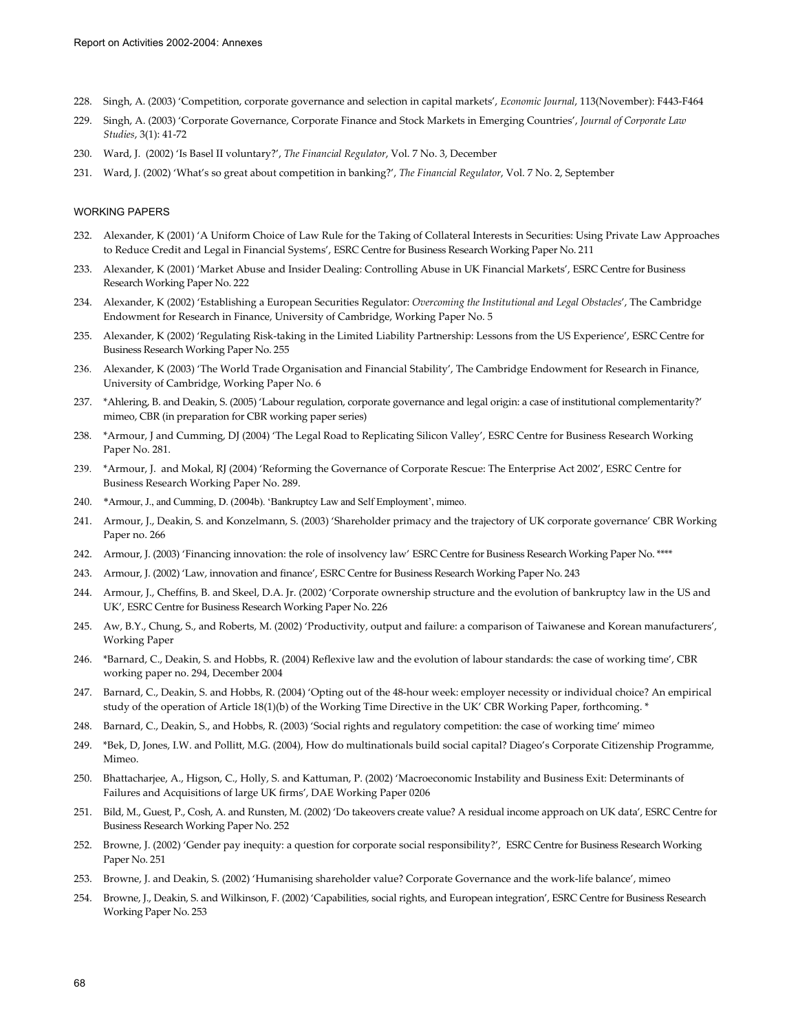228. Singh, A. (2003) 'Competition, corporate governance and selection in capital markets', *Economic Journal*, 113(November): F443-F464

229. Singh, A. (2003) 'Corporate Governance, Corporate Finance and Stock Markets in Emerging Countries', *Journal of Corporate Law Studies*, 3(1): 41-72

230. Ward, J. (2002) 'Is Basel II voluntary?', *The Financial Regulator*, Vol. 7 No. 3, December

231. Ward, J. (2002) 'What's so great about competition in banking?', *The Financial Regulator*, Vol. 7 No. 2, September

WORKING PAPERS

232. Alexander, K (2001) 'A Uniform Choice of Law Rule for the Taking of Collateral Interests in Securities: Using Private Law Approaches to Reduce Credit and Legal in Financial Systems', ESRC Centre for Business Research Working Paper No. 211

233. Alexander, K (2001) 'Market Abuse and Insider Dealing: Controlling Abuse in UK Financial Markets', ESRC Centre for Business Research Working Paper No. 222

234. Alexander, K (2002) 'Establishing a European Securities Regulator: *Overcoming the Institutional and Legal Obstacles*', The Cambridge Endowment for Research in Finance, University of Cambridge, Working Paper No. 5

235. Alexander, K (2002) 'Regulating Risk-taking in the Limited Liability Partnership: Lessons from the US Experience', ESRC Centre for Business Research Working Paper No. 255

236. Alexander, K (2003) 'The World Trade Organisation and Financial Stability', The Cambridge Endowment for Research in Finance, University of Cambridge, Working Paper No. 6

237. *Ahlering, B. and Deakin, S. (2005) 'Labour regulation, corporate governance and legal origin: a case of institutional complementarity?' mimeo, CBR (in preparation for CBR working paper series)

238. *Armour, J and Cumming, DJ (2004) 'The Legal Road to Replicating Silicon Valley', ESRC Centre for Business Research Working Paper No. 281.

239. *Armour, J. and Mokal, RJ (2004) 'Reforming the Governance of Corporate Rescue: The Enterprise Act 2002', ESRC Centre for Business Research Working Paper No. 289.

240. *Armour, J., and Cumming, D. (2004b). 'Bankruptcy Law and Self Employment', mimeo.

241. Armour, J., Deakin, S. and Konzelmann, S. (2003) 'Shareholder primacy and the trajectory of UK corporate governance' CBR Working Paper no. 266

242. Armour, J. (2003) 'Financing innovation: the role of insolvency law' ESRC Centre for Business Research Working Paper No. ****

243. Armour, J. (2002) 'Law, innovation and finance', ESRC Centre for Business Research Working Paper No. 243

244. Armour, J., Cheffins, B. and Skeel, D.A. Jr. (2002) 'Corporate ownership structure and the evolution of bankruptcy law in the US and UK', ESRC Centre for Business Research Working Paper No. 226

245. Aw, B.Y., Chung, S., and Roberts, M. (2002) 'Productivity, output and failure: a comparison of Taiwanese and Korean manufacturers', Working Paper

246. *Barnard, C., Deakin, S. and Hobbs, R. (2004) Reflexive law and the evolution of labour standards: the case of working time', CBR working paper no. 294, December 2004

247. Barnard, C., Deakin, S. and Hobbs, R. (2004) 'Opting out of the 48-hour week: employer necessity or individual choice? An empirical study of the operation of Article 18(1)(b) of the Working Time Directive in the UK' CBR Working Paper, forthcoming. *

248. Barnard, C., Deakin, S., and Hobbs, R. (2003) 'Social rights and regulatory competition: the case of working time' mimeo

249. *Bek, D, Jones, I.W. and Pollitt, M.G. (2004), How do multinationals build social capital? Diageo's Corporate Citizenship Programme, Mimeo.

250. Bhattacharjee, A., Higson, C., Holly, S. and Kattuman, P. (2002) 'Macroeconomic Instability and Business Exit: Determinants of Failures and Acquisitions of large UK firms', DAE Working Paper 0206

251. Bild, M., Guest, P., Cosh, A. and Runsten, M. (2002) 'Do takeovers create value? A residual income approach on UK data', ESRC Centre for Business Research Working Paper No. 252

252. Browne, J. (2002) 'Gender pay inequity: a question for corporate social responsibility?', ESRC Centre for Business Research Working Paper No. 251

253. Browne, J. and Deakin, S. (2002) 'Humanising shareholder value? Corporate Governance and the work-life balance', mimeo

254. Browne, J., Deakin, S. and Wilkinson, F. (2002) 'Capabilities, social rights, and European integration', ESRC Centre for Business Research Working Paper No. 253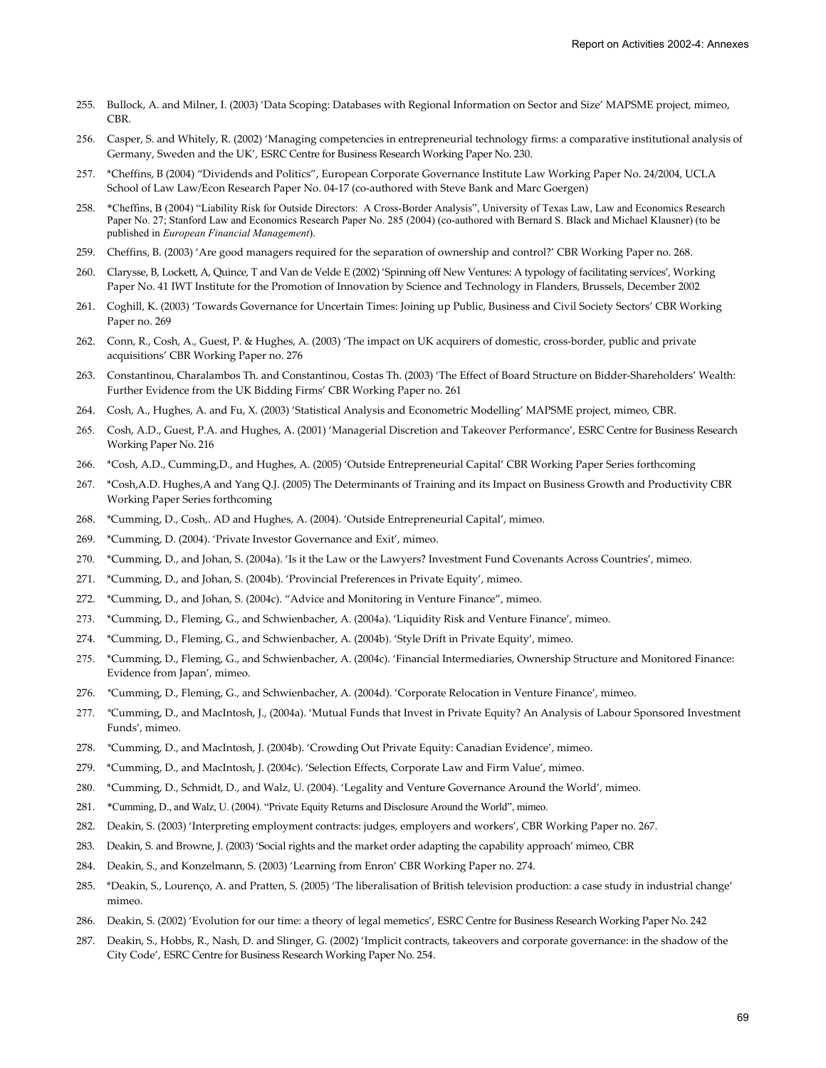255. Bullock, A. and Milner, I. (2003) 'Data Scoping: Databases with Regional Information on Sector and Size' MAPSME project, mimeo, CBR.

256. Casper, S. and Whitely, R. (2002) 'Managing competencies in entrepreneurial technology firms: a comparative institutional analysis of Germany, Sweden and the UK', ESRC Centre for Business Research Working Paper No. 230.

257. *Cheffins, B (2004) "Dividends and Politics", European Corporate Governance Institute Law Working Paper No. 24/2004, UCLA School of Law Law/Econ Research Paper No. 04-17 (co-authored with Steve Bank and Marc Goergen)

258. *Cheffins, B (2004) "Liability Risk for Outside Directors: A Cross-Border Analysis", University of Texas Law, Law and Economics Research Paper No. 27; Stanford Law and Economics Research Paper No. 285 (2004) (co-authored with Bernard S. Black and Michael Klausner) (to be published in *European Financial Management*).

259. Cheffins, B. (2003) 'Are good managers required for the separation of ownership and control?' CBR Working Paper no. 268.

260. Clarysse, B, Lockett, A, Quince, T and Van de Velde E (2002) 'Spinning off New Ventures: A typology of facilitating services', Working Paper No. 41 IWT Institute for the Promotion of Innovation by Science and Technology in Flanders, Brussels, December 2002

261. Coghill, K. (2003) 'Towards Governance for Uncertain Times: Joining up Public, Business and Civil Society Sectors' CBR Working Paper no. 269

262. Conn, R., Cosh, A., Guest, P. & Hughes, A. (2003) 'The impact on UK acquirers of domestic, cross-border, public and private acquisitions' CBR Working Paper no. 276

263. Constantinou, Charalambos Th. and Constantinou, Costas Th. (2003) 'The Effect of Board Structure on Bidder-Shareholders' Wealth: Further Evidence from the UK Bidding Firms' CBR Working Paper no. 261

264. Cosh, A., Hughes, A. and Fu, X. (2003) 'Statistical Analysis and Econometric Modelling' MAPSME project, mimeo, CBR.

265. Cosh, A.D., Guest, P.A. and Hughes, A. (2001) 'Managerial Discretion and Takeover Performance', ESRC Centre for Business Research Working Paper No. 216

266. *Cosh, A.D., Cumming,D., and Hughes, A. (2005) 'Outside Entrepreneurial Capital' CBR Working Paper Series forthcoming

267. *Cosh,A.D. Hughes,A and Yang Q.J. (2005) The Determinants of Training and its Impact on Business Growth and Productivity CBR Working Paper Series forthcoming

268. *Cumming, D., Cosh,. AD and Hughes, A. (2004). 'Outside Entrepreneurial Capital', mimeo.

269. *Cumming, D. (2004). 'Private Investor Governance and Exit', mimeo.

270. *Cumming, D., and Johan, S. (2004a). 'Is it the Law or the Lawyers? Investment Fund Covenants Across Countries', mimeo.

271. *Cumming, D., and Johan, S. (2004b). 'Provincial Preferences in Private Equity', mimeo.

272. *Cumming, D., and Johan, S. (2004c). "Advice and Monitoring in Venture Finance", mimeo.

273. *Cumming, D., Fleming, G., and Schwienbacher, A. (2004a). 'Liquidity Risk and Venture Finance', mimeo.

274. *Cumming, D., Fleming, G., and Schwienbacher, A. (2004b). 'Style Drift in Private Equity', mimeo.

275. *Cumming, D., Fleming, G., and Schwienbacher, A. (2004c). 'Financial Intermediaries, Ownership Structure and Monitored Finance: Evidence from Japan', mimeo.

276. *Cumming, D., Fleming, G., and Schwienbacher, A. (2004d). 'Corporate Relocation in Venture Finance', mimeo.

277. *Cumming, D., and MacIntosh, J., (2004a). 'Mutual Funds that Invest in Private Equity? An Analysis of Labour Sponsored Investment Funds', mimeo.

278. *Cumming, D., and MacIntosh, J. (2004b). 'Crowding Out Private Equity: Canadian Evidence', mimeo.

279. *Cumming, D., and MacIntosh, J. (2004c). 'Selection Effects, Corporate Law and Firm Value', mimeo.

280. *Cumming, D., Schmidt, D., and Walz, U. (2004). 'Legality and Venture Governance Around the World', mimeo.

281. *Cumming, D., and Walz, U. (2004). "Private Equity Returns and Disclosure Around the World", mimeo.

282. Deakin, S. (2003) 'Interpreting employment contracts: judges, employers and workers', CBR Working Paper no. 267.

283. Deakin, S. and Browne, J. (2003) 'Social rights and the market order adapting the capability approach' mimeo, CBR

284. Deakin, S., and Konzelmann, S. (2003) 'Learning from Enron' CBR Working Paper no. 274.

285. *Deakin, S., Lourenço, A. and Pratten, S. (2005) 'The liberalisation of British television production: a case study in industrial change' mimeo.

286. Deakin, S. (2002) 'Evolution for our time: a theory of legal memetics', ESRC Centre for Business Research Working Paper No. 242

287. Deakin, S., Hobbs, R., Nash, D. and Slinger, G. (2002) 'Implicit contracts, takeovers and corporate governance: in the shadow of the City Code', ESRC Centre for Business Research Working Paper No. 254.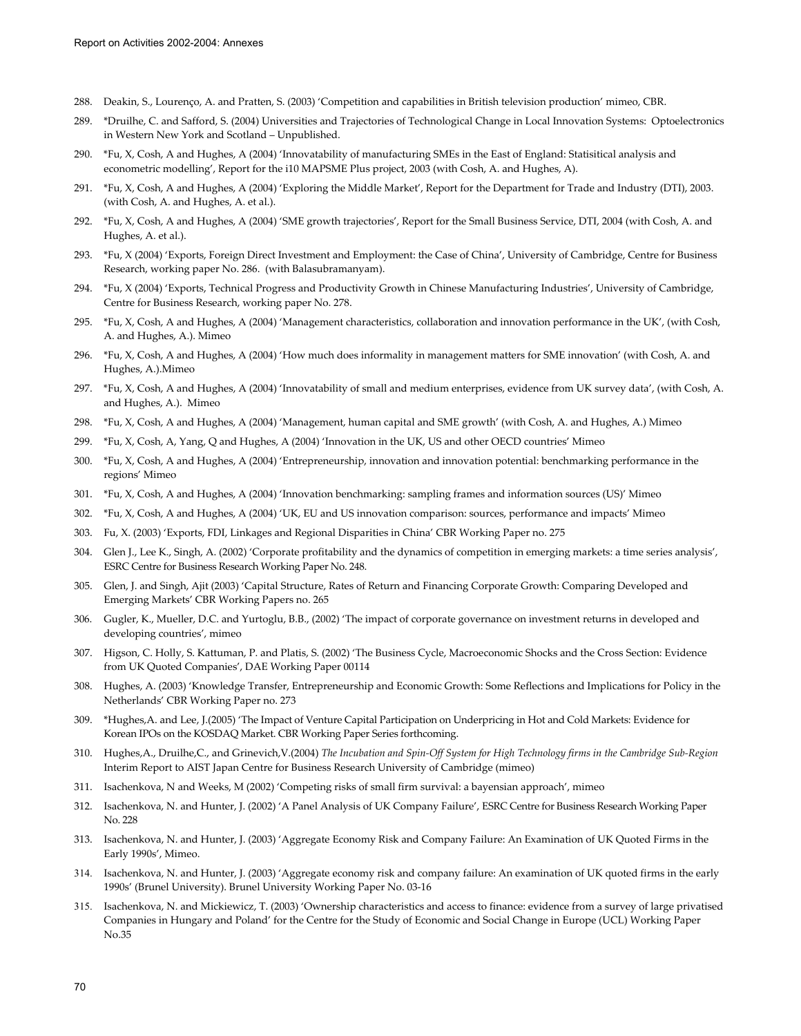288. Deakin, S., Lourenço, A. and Pratten, S. (2003) 'Competition and capabilities in British television production' mimeo, CBR.
289. *Druilhe, C. and Safford, S. (2004) Universities and Trajectories of Technological Change in Local Innovation Systems: Optoelectronics in Western New York and Scotland – Unpublished.
290. *Fu, X, Cosh, A and Hughes, A (2004) 'Innovatability of manufacturing SMEs in the East of England: Statisitical analysis and econometric modelling', Report for the i10 MAPSME Plus project, 2003 (with Cosh, A. and Hughes, A).
291. *Fu, X, Cosh, A and Hughes, A (2004) 'Exploring the Middle Market', Report for the Department for Trade and Industry (DTI), 2003. (with Cosh, A. and Hughes, A. et al.).
292. *Fu, X, Cosh, A and Hughes, A (2004) 'SME growth trajectories', Report for the Small Business Service, DTI, 2004 (with Cosh, A. and Hughes, A. et al.).
293. *Fu, X (2004) 'Exports, Foreign Direct Investment and Employment: the Case of China', University of Cambridge, Centre for Business Research, working paper No. 286. (with Balasubramanyam).
294. *Fu, X (2004) 'Exports, Technical Progress and Productivity Growth in Chinese Manufacturing Industries', University of Cambridge, Centre for Business Research, working paper No. 278.
295. *Fu, X, Cosh, A and Hughes, A (2004) 'Management characteristics, collaboration and innovation performance in the UK', (with Cosh, A. and Hughes, A.). Mimeo
296. *Fu, X, Cosh, A and Hughes, A (2004) 'How much does informality in management matters for SME innovation' (with Cosh, A. and Hughes, A.).Mimeo
297. *Fu, X, Cosh, A and Hughes, A (2004) 'Innovatability of small and medium enterprises, evidence from UK survey data', (with Cosh, A. and Hughes, A.). Mimeo
298. *Fu, X, Cosh, A and Hughes, A (2004) 'Management, human capital and SME growth' (with Cosh, A. and Hughes, A.) Mimeo
299. *Fu, X, Cosh, A, Yang, Q and Hughes, A (2004) 'Innovation in the UK, US and other OECD countries' Mimeo
300. *Fu, X, Cosh, A and Hughes, A (2004) 'Entrepreneurship, innovation and innovation potential: benchmarking performance in the regions' Mimeo
301. *Fu, X, Cosh, A and Hughes, A (2004) 'Innovation benchmarking: sampling frames and information sources (US)' Mimeo
302. *Fu, X, Cosh, A and Hughes, A (2004) 'UK, EU and US innovation comparison: sources, performance and impacts' Mimeo
303. Fu, X. (2003) 'Exports, FDI, Linkages and Regional Disparities in China' CBR Working Paper no. 275
304. Glen J., Lee K., Singh, A. (2002) 'Corporate profitability and the dynamics of competition in emerging markets: a time series analysis', ESRC Centre for Business Research Working Paper No. 248.
305. Glen, J. and Singh, Ajit (2003) 'Capital Structure, Rates of Return and Financing Corporate Growth: Comparing Developed and Emerging Markets' CBR Working Papers no. 265
306. Gugler, K., Mueller, D.C. and Yurtoglu, B.B., (2002) 'The impact of corporate governance on investment returns in developed and developing countries', mimeo
307. Higson, C. Holly, S. Kattuman, P. and Platis, S. (2002) 'The Business Cycle, Macroeconomic Shocks and the Cross Section: Evidence from UK Quoted Companies', DAE Working Paper 00114
308. Hughes, A. (2003) 'Knowledge Transfer, Entrepreneurship and Economic Growth: Some Reflections and Implications for Policy in the Netherlands' CBR Working Paper no. 273
309. *Hughes,A. and Lee, J.(2005) 'The Impact of Venture Capital Participation on Underpricing in Hot and Cold Markets: Evidence for Korean IPOs on the KOSDAQ Market. CBR Working Paper Series forthcoming.
310. Hughes,A., Druilhe,C., and Grinevich,V.(2004) *The Incubation and Spin-Off System for High Technology firms in the Cambridge Sub-Region* Interim Report to AIST Japan Centre for Business Research University of Cambridge (mimeo)
311. Isachenkova, N and Weeks, M (2002) 'Competing risks of small firm survival: a bayensian approach', mimeo
312. Isachenkova, N. and Hunter, J. (2002) 'A Panel Analysis of UK Company Failure', ESRC Centre for Business Research Working Paper No. 228
313. Isachenkova, N. and Hunter, J. (2003) 'Aggregate Economy Risk and Company Failure: An Examination of UK Quoted Firms in the Early 1990s', Mimeo.
314. Isachenkova, N. and Hunter, J. (2003) 'Aggregate economy risk and company failure: An examination of UK quoted firms in the early 1990s' (Brunel University). Brunel University Working Paper No. 03-16
315. Isachenkova, N. and Mickiewicz, T. (2003) 'Ownership characteristics and access to finance: evidence from a survey of large privatised Companies in Hungary and Poland' for the Centre for the Study of Economic and Social Change in Europe (UCL) Working Paper No.35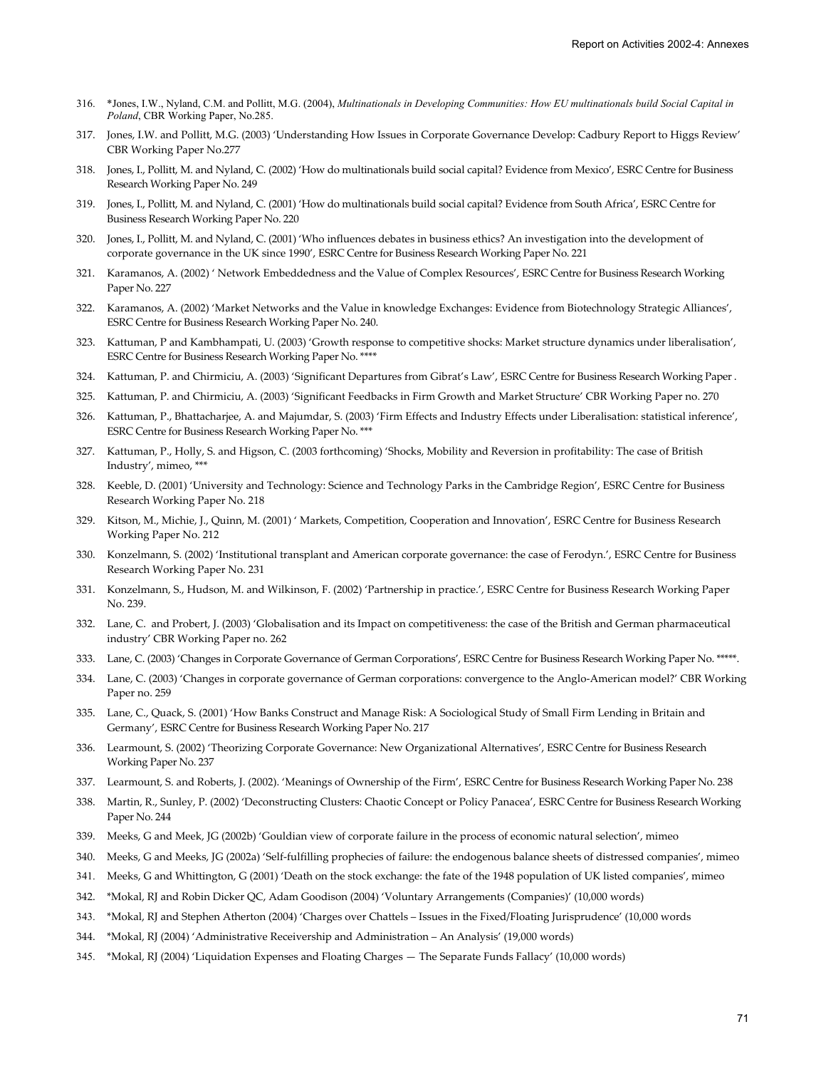316. *Jones, I.W., Nyland, C.M. and Pollitt, M.G. (2004), *Multinationals in Developing Communities: How EU multinationals build Social Capital in Poland*, CBR Working Paper, No.285.

317. Jones, I.W. and Pollitt, M.G. (2003) 'Understanding How Issues in Corporate Governance Develop: Cadbury Report to Higgs Review' CBR Working Paper No.277

318. Jones, I., Pollitt, M. and Nyland, C. (2002) 'How do multinationals build social capital? Evidence from Mexico', ESRC Centre for Business Research Working Paper No. 249

319. Jones, I., Pollitt, M. and Nyland, C. (2001) 'How do multinationals build social capital? Evidence from South Africa', ESRC Centre for Business Research Working Paper No. 220

320. Jones, I., Pollitt, M. and Nyland, C. (2001) 'Who influences debates in business ethics? An investigation into the development of corporate governance in the UK since 1990', ESRC Centre for Business Research Working Paper No. 221

321. Karamanos, A. (2002) ' Network Embeddedness and the Value of Complex Resources', ESRC Centre for Business Research Working Paper No. 227

322. Karamanos, A. (2002) 'Market Networks and the Value in knowledge Exchanges: Evidence from Biotechnology Strategic Alliances', ESRC Centre for Business Research Working Paper No. 240.

323. Kattuman, P and Kambhampati, U. (2003) 'Growth response to competitive shocks: Market structure dynamics under liberalisation', ESRC Centre for Business Research Working Paper No. ****

324. Kattuman, P. and Chirmiciu, A. (2003) 'Significant Departures from Gibrat's Law', ESRC Centre for Business Research Working Paper .

325. Kattuman, P. and Chirmiciu, A. (2003) 'Significant Feedbacks in Firm Growth and Market Structure' CBR Working Paper no. 270

326. Kattuman, P., Bhattacharjee, A. and Majumdar, S. (2003) 'Firm Effects and Industry Effects under Liberalisation: statistical inference', ESRC Centre for Business Research Working Paper No. ***

327. Kattuman, P., Holly, S. and Higson, C. (2003 forthcoming) 'Shocks, Mobility and Reversion in profitability: The case of British Industry', mimeo, ***

328. Keeble, D. (2001) 'University and Technology: Science and Technology Parks in the Cambridge Region', ESRC Centre for Business Research Working Paper No. 218

329. Kitson, M., Michie, J., Quinn, M. (2001) ' Markets, Competition, Cooperation and Innovation', ESRC Centre for Business Research Working Paper No. 212

330. Konzelmann, S. (2002) 'Institutional transplant and American corporate governance: the case of Ferodyn.', ESRC Centre for Business Research Working Paper No. 231

331. Konzelmann, S., Hudson, M. and Wilkinson, F. (2002) 'Partnership in practice.', ESRC Centre for Business Research Working Paper No. 239.

332. Lane, C. and Probert, J. (2003) 'Globalisation and its Impact on competitiveness: the case of the British and German pharmaceutical industry' CBR Working Paper no. 262

333. Lane, C. (2003) 'Changes in Corporate Governance of German Corporations', ESRC Centre for Business Research Working Paper No. *****.

334. Lane, C. (2003) 'Changes in corporate governance of German corporations: convergence to the Anglo-American model?' CBR Working Paper no. 259

335. Lane, C., Quack, S. (2001) 'How Banks Construct and Manage Risk: A Sociological Study of Small Firm Lending in Britain and Germany', ESRC Centre for Business Research Working Paper No. 217

336. Learmount, S. (2002) 'Theorizing Corporate Governance: New Organizational Alternatives', ESRC Centre for Business Research Working Paper No. 237

337. Learmount, S. and Roberts, J. (2002). 'Meanings of Ownership of the Firm', ESRC Centre for Business Research Working Paper No. 238

338. Martin, R., Sunley, P. (2002) 'Deconstructing Clusters: Chaotic Concept or Policy Panacea', ESRC Centre for Business Research Working Paper No. 244

339. Meeks, G and Meek, JG (2002b) 'Gouldian view of corporate failure in the process of economic natural selection', mimeo

340. Meeks, G and Meeks, JG (2002a) 'Self-fulfilling prophecies of failure: the endogenous balance sheets of distressed companies', mimeo

341. Meeks, G and Whittington, G (2001) 'Death on the stock exchange: the fate of the 1948 population of UK listed companies', mimeo

342. *Mokal, RJ and Robin Dicker QC, Adam Goodison (2004) 'Voluntary Arrangements (Companies)' (10,000 words)

343. *Mokal, RJ and Stephen Atherton (2004) 'Charges over Chattels – Issues in the Fixed/Floating Jurisprudence' (10,000 words

344. *Mokal, RJ (2004) 'Administrative Receivership and Administration – An Analysis' (19,000 words)

345. *Mokal, RJ (2004) 'Liquidation Expenses and Floating Charges — The Separate Funds Fallacy' (10,000 words)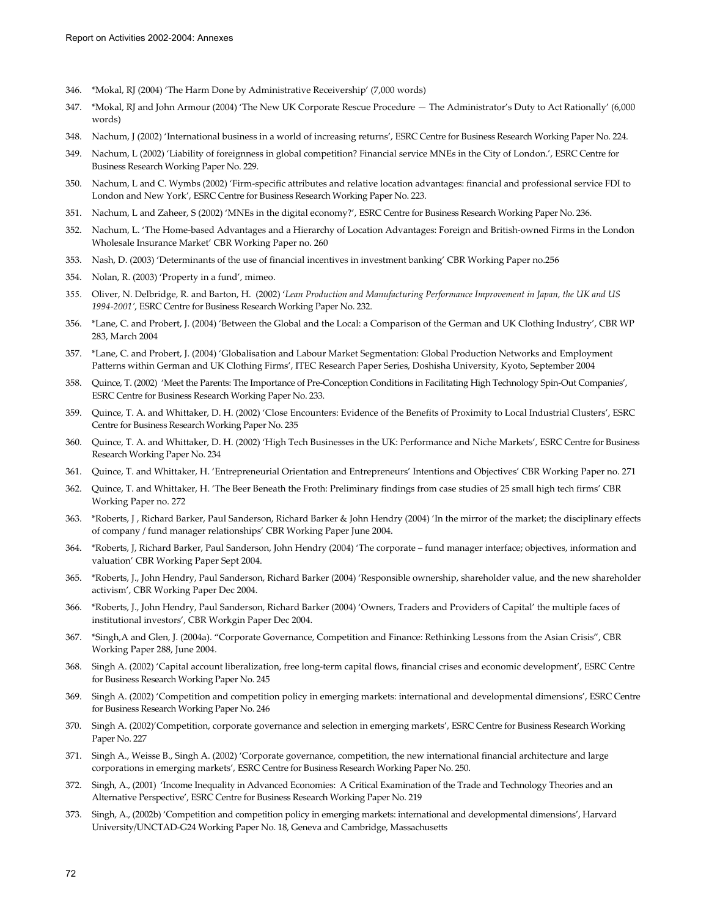346. *Mokal, RJ (2004) 'The Harm Done by Administrative Receivership' (7,000 words)
347. *Mokal, RJ and John Armour (2004) 'The New UK Corporate Rescue Procedure — The Administrator's Duty to Act Rationally' (6,000 words)
348. Nachum, J (2002) 'International business in a world of increasing returns', ESRC Centre for Business Research Working Paper No. 224.
349. Nachum, L (2002) 'Liability of foreignness in global competition? Financial service MNEs in the City of London.', ESRC Centre for Business Research Working Paper No. 229.
350. Nachum, L and C. Wymbs (2002) 'Firm-specific attributes and relative location advantages: financial and professional service FDI to London and New York', ESRC Centre for Business Research Working Paper No. 223.
351. Nachum, L and Zaheer, S (2002) 'MNEs in the digital economy?', ESRC Centre for Business Research Working Paper No. 236.
352. Nachum, L. 'The Home-based Advantages and a Hierarchy of Location Advantages: Foreign and British-owned Firms in the London Wholesale Insurance Market' CBR Working Paper no. 260
353. Nash, D. (2003) 'Determinants of the use of financial incentives in investment banking' CBR Working Paper no.256
354. Nolan, R. (2003) 'Property in a fund', mimeo.
355. Oliver, N. Delbridge, R. and Barton, H. (2002) '*Lean Production and Manufacturing Performance Improvement in Japan, the UK and US 1994-2001',* ESRC Centre for Business Research Working Paper No. 232.
356. *Lane, C. and Probert, J. (2004) 'Between the Global and the Local: a Comparison of the German and UK Clothing Industry', CBR WP 283, March 2004
357. *Lane, C. and Probert, J. (2004) 'Globalisation and Labour Market Segmentation: Global Production Networks and Employment Patterns within German and UK Clothing Firms', ITEC Research Paper Series, Doshisha University, Kyoto, September 2004
358. Quince, T. (2002) 'Meet the Parents: The Importance of Pre-Conception Conditions in Facilitating High Technology Spin-Out Companies', ESRC Centre for Business Research Working Paper No. 233.
359. Quince, T. A. and Whittaker, D. H. (2002) 'Close Encounters: Evidence of the Benefits of Proximity to Local Industrial Clusters', ESRC Centre for Business Research Working Paper No. 235
360. Quince, T. A. and Whittaker, D. H. (2002) 'High Tech Businesses in the UK: Performance and Niche Markets', ESRC Centre for Business Research Working Paper No. 234
361. Quince, T. and Whittaker, H. 'Entrepreneurial Orientation and Entrepreneurs' Intentions and Objectives' CBR Working Paper no. 271
362. Quince, T. and Whittaker, H. 'The Beer Beneath the Froth: Preliminary findings from case studies of 25 small high tech firms' CBR Working Paper no. 272
363. *Roberts, J , Richard Barker, Paul Sanderson, Richard Barker & John Hendry (2004) 'In the mirror of the market; the disciplinary effects of company / fund manager relationships' CBR Working Paper June 2004.
364. *Roberts, J, Richard Barker, Paul Sanderson, John Hendry (2004) 'The corporate – fund manager interface; objectives, information and valuation' CBR Working Paper Sept 2004.
365. *Roberts, J., John Hendry, Paul Sanderson, Richard Barker (2004) 'Responsible ownership, shareholder value, and the new shareholder activism', CBR Working Paper Dec 2004.
366. *Roberts, J., John Hendry, Paul Sanderson, Richard Barker (2004) 'Owners, Traders and Providers of Capital' the multiple faces of institutional investors', CBR Workgin Paper Dec 2004.
367. *Singh,A and Glen, J. (2004a). "Corporate Governance, Competition and Finance: Rethinking Lessons from the Asian Crisis", CBR Working Paper 288, June 2004.
368. Singh A. (2002) 'Capital account liberalization, free long-term capital flows, financial crises and economic development', ESRC Centre for Business Research Working Paper No. 245
369. Singh A. (2002) 'Competition and competition policy in emerging markets: international and developmental dimensions', ESRC Centre for Business Research Working Paper No. 246
370. Singh A. (2002)'Competition, corporate governance and selection in emerging markets', ESRC Centre for Business Research Working Paper No. 227
371. Singh A., Weisse B., Singh A. (2002) 'Corporate governance, competition, the new international financial architecture and large corporations in emerging markets', ESRC Centre for Business Research Working Paper No. 250.
372. Singh, A., (2001) 'Income Inequality in Advanced Economies: A Critical Examination of the Trade and Technology Theories and an Alternative Perspective', ESRC Centre for Business Research Working Paper No. 219
373. Singh, A., (2002b) 'Competition and competition policy in emerging markets: international and developmental dimensions', Harvard University/UNCTAD-G24 Working Paper No. 18, Geneva and Cambridge, Massachusetts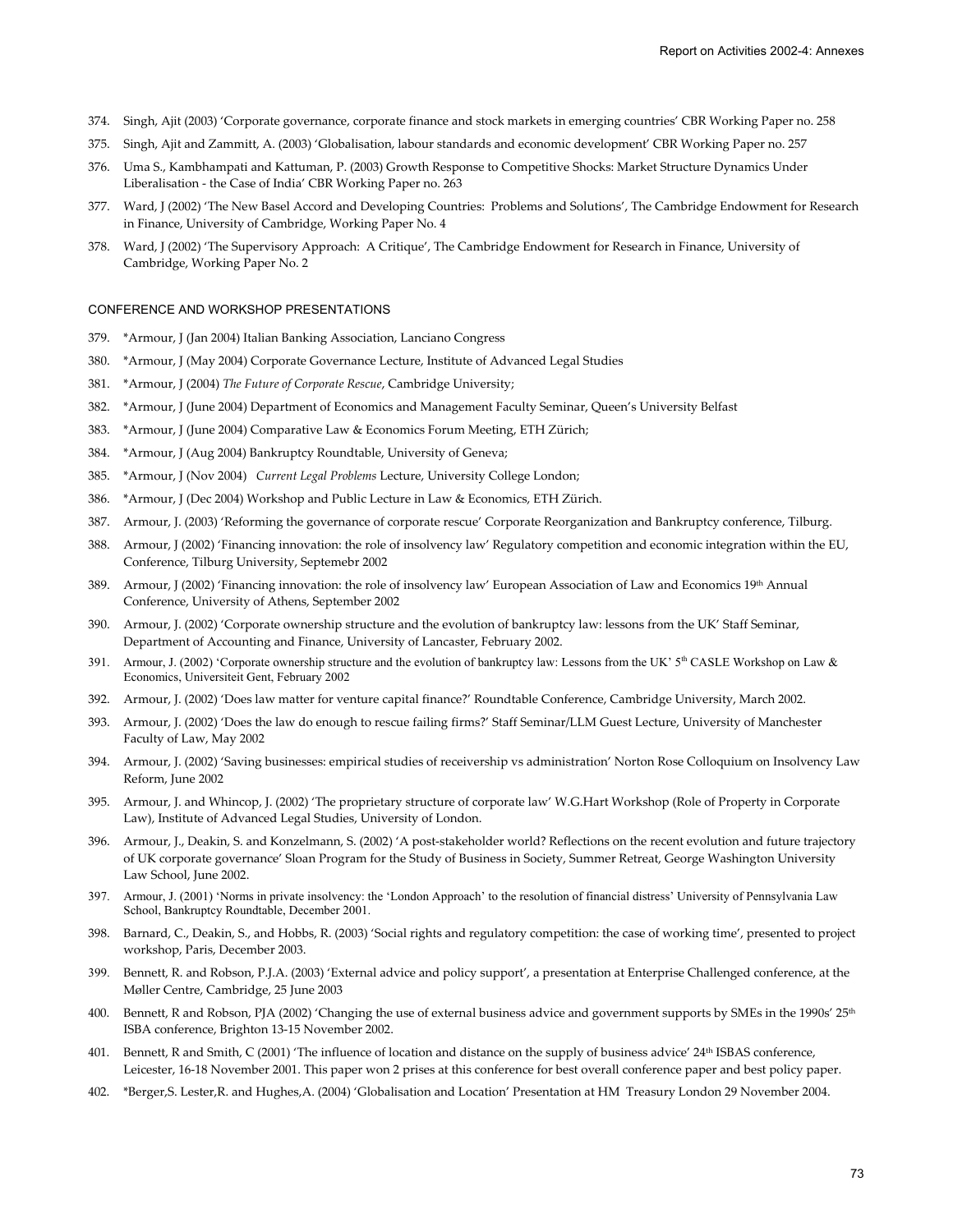374. Singh, Ajit (2003) 'Corporate governance, corporate finance and stock markets in emerging countries' CBR Working Paper no. 258
375. Singh, Ajit and Zammitt, A. (2003) 'Globalisation, labour standards and economic development' CBR Working Paper no. 257
376. Uma S., Kambhampati and Kattuman, P. (2003) Growth Response to Competitive Shocks: Market Structure Dynamics Under Liberalisation - the Case of India' CBR Working Paper no. 263
377. Ward, J (2002) 'The New Basel Accord and Developing Countries: Problems and Solutions', The Cambridge Endowment for Research in Finance, University of Cambridge, Working Paper No. 4
378. Ward, J (2002) 'The Supervisory Approach: A Critique', The Cambridge Endowment for Research in Finance, University of Cambridge, Working Paper No. 2

### CONFERENCE AND WORKSHOP PRESENTATIONS

379. *Armour, J (Jan 2004) Italian Banking Association, Lanciano Congress
380. *Armour, J (May 2004) Corporate Governance Lecture, Institute of Advanced Legal Studies
381. *Armour, J (2004) *The Future of Corporate Rescue*, Cambridge University;
382. *Armour, J (June 2004) Department of Economics and Management Faculty Seminar, Queen's University Belfast
383. *Armour, J (June 2004) Comparative Law & Economics Forum Meeting, ETH Zürich;
384. *Armour, J (Aug 2004) Bankruptcy Roundtable, University of Geneva;
385. *Armour, J (Nov 2004) *Current Legal Problems* Lecture, University College London;
386. *Armour, J (Dec 2004) Workshop and Public Lecture in Law & Economics, ETH Zürich.
387. Armour, J. (2003) 'Reforming the governance of corporate rescue' Corporate Reorganization and Bankruptcy conference, Tilburg.
388. Armour, J (2002) 'Financing innovation: the role of insolvency law' Regulatory competition and economic integration within the EU, Conference, Tilburg University, Septemebr 2002
389. Armour, J (2002) 'Financing innovation: the role of insolvency law' European Association of Law and Economics 19th Annual Conference, University of Athens, September 2002
390. Armour, J. (2002) 'Corporate ownership structure and the evolution of bankruptcy law: lessons from the UK' Staff Seminar, Department of Accounting and Finance, University of Lancaster, February 2002.
391. Armour, J. (2002) 'Corporate ownership structure and the evolution of bankruptcy law: Lessons from the UK' 5th CASLE Workshop on Law & Economics, Universiteit Gent, February 2002
392. Armour, J. (2002) 'Does law matter for venture capital finance?' Roundtable Conference, Cambridge University, March 2002.
393. Armour, J. (2002) 'Does the law do enough to rescue failing firms?' Staff Seminar/LLM Guest Lecture, University of Manchester Faculty of Law, May 2002
394. Armour, J. (2002) 'Saving businesses: empirical studies of receivership vs administration' Norton Rose Colloquium on Insolvency Law Reform, June 2002
395. Armour, J. and Whincop, J. (2002) 'The proprietary structure of corporate law' W.G.Hart Workshop (Role of Property in Corporate Law), Institute of Advanced Legal Studies, University of London.
396. Armour, J., Deakin, S. and Konzelmann, S. (2002) 'A post-stakeholder world? Reflections on the recent evolution and future trajectory of UK corporate governance' Sloan Program for the Study of Business in Society, Summer Retreat, George Washington University Law School, June 2002.
397. Armour, J. (2001) 'Norms in private insolvency: the 'London Approach' to the resolution of financial distress' University of Pennsylvania Law School, Bankruptcy Roundtable, December 2001.
398. Barnard, C., Deakin, S., and Hobbs, R. (2003) 'Social rights and regulatory competition: the case of working time', presented to project workshop, Paris, December 2003.
399. Bennett, R. and Robson, P.J.A. (2003) 'External advice and policy support', a presentation at Enterprise Challenged conference, at the Møller Centre, Cambridge, 25 June 2003
400. Bennett, R and Robson, PJA (2002) 'Changing the use of external business advice and government supports by SMEs in the 1990s' 25th ISBA conference, Brighton 13-15 November 2002.
401. Bennett, R and Smith, C (2001) 'The influence of location and distance on the supply of business advice' 24th ISBAS conference, Leicester, 16-18 November 2001. This paper won 2 prises at this conference for best overall conference paper and best policy paper.
402. *Berger,S. Lester,R. and Hughes,A. (2004) 'Globalisation and Location' Presentation at HM Treasury London 29 November 2004.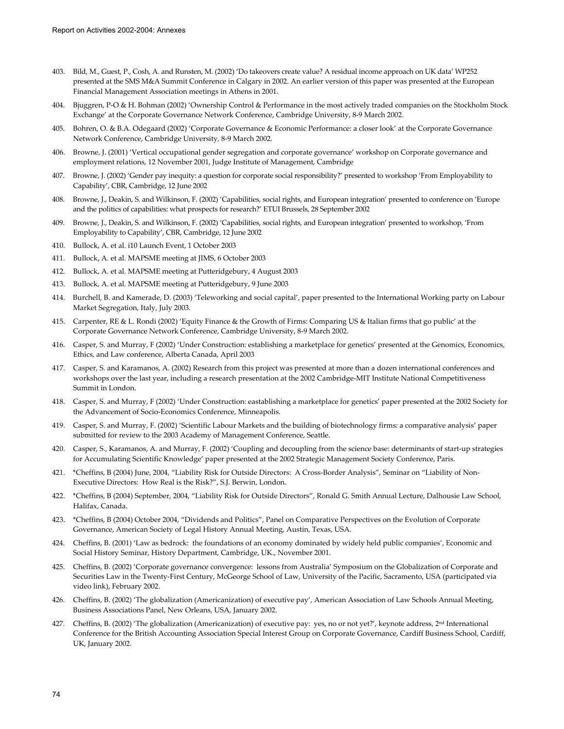403. Bild, M., Guest, P., Cosh, A. and Runsten, M. (2002) 'Do takeovers create value? A residual income approach on UK data' WP252 presented at the SMS M&A Summit Conference in Calgary in 2002. An earlier version of this paper was presented at the European Financial Management Association meetings in Athens in 2001.

404. Bjuggren, P-O & H. Bohman (2002) 'Ownership Control & Performance in the most actively traded companies on the Stockholm Stock Exchange' at the Corporate Governance Network Conference, Cambridge University, 8-9 March 2002.

405. Bohren, O. & B.A. Odegaard (2002) 'Corporate Governance & Economic Performance: a closer look' at the Corporate Governance Network Conference, Cambridge University, 8-9 March 2002.

406. Browne, J. (2001) 'Vertical occupational gender segregation and corporate governance' workshop on Corporate governance and employment relations, 12 November 2001, Judge Institute of Management, Cambridge

407. Browne, J. (2002) 'Gender pay inequity: a question for corporate social responsibility?' presented to workshop 'From Employability to Capability', CBR, Cambridge, 12 June 2002

408. Browne, J., Deakin, S. and Wilkinson, F. (2002) 'Capabilities, social rights, and European integration' presented to conference on 'Europe and the politics of capabilities: what prospects for research?' ETUI Brussels, 28 September 2002

409. Browne, J., Deakin, S. and Wilkinson, F. (2002) 'Capabilities, social rights, and European integration' presented to workshop, 'From Employability to Capability', CBR, Cambridge, 12 June 2002

410. Bullock, A. et al. i10 Launch Event, 1 October 2003

411. Bullock, A. et al. MAPSME meeting at JIMS, 6 October 2003

412. Bullock, A. et al. MAPSME meeting at Putteridgebury, 4 August 2003

413. Bullock, A. et al. MAPSME meeting at Putteridgebury, 9 June 2003

414. Burchell, B. and Kamerade, D. (2003) 'Teleworking and social capital', paper presented to the International Working party on Labour Market Segregation, Italy, July 2003.

415. Carpenter, RE & L. Rondi (2002) 'Equity Finance & the Growth of Firms: Comparing US & Italian firms that go public' at the Corporate Governance Network Conference, Cambridge University, 8-9 March 2002.

416. Casper, S. and Murray, F (2002) 'Under Construction: establishing a marketplace for genetics' presented at the Genomics, Economics, Ethics, and Law conference, Alberta Canada, April 2003

417. Casper, S. and Karamanos, A. (2002) Research from this project was presented at more than a dozen international conferences and workshops over the last year, including a research presentation at the 2002 Cambridge-MIT Institute National Competitiveness Summit in London.

418. Casper, S. and Murray, F (2002) 'Under Construction: eastablishing a marketplace for genetics' paper presented at the 2002 Society for the Advancement of Socio-Economics Conference, Minneapolis.

419. Casper, S. and Murray, F. (2002) 'Scientific Labour Markets and the building of biotechnology firms: a comparative analysis' paper submitted for review to the 2003 Academy of Management Conference, Seattle.

420. Casper, S., Karamanos, A. and Murray, F. (2002) 'Coupling and decoupling from the science base: determinants of start-up strategies for Accumulating Scientific Knowledge' paper presented at the 2002 Strategic Management Society Conference, Paris.

421. *Cheffins, B (2004) June, 2004, "Liability Risk for Outside Directors: A Cross-Border Analysis", Seminar on "Liability of Non-Executive Directors: How Real is the Risk?", S.J. Berwin, London.

422. *Cheffins, B (2004) September, 2004, "Liability Risk for Outside Directors", Ronald G. Smith Annual Lecture, Dalhousie Law School, Halifax, Canada.

423. *Cheffins, B (2004) October 2004, "Dividends and Politics", Panel on Comparative Perspectives on the Evolution of Corporate Governance, American Society of Legal History Annual Meeting, Austin, Texas, USA.

424. Cheffins, B. (2001) 'Law as bedrock: the foundations of an economy dominated by widely held public companies', Economic and Social History Seminar, History Department, Cambridge, UK., November 2001.

425. Cheffins, B. (2002) 'Corporate governance convergence: lessons from Australia' Symposium on the Globalization of Corporate and Securities Law in the Twenty-First Century, McGeorge School of Law, University of the Pacific, Sacramento, USA (participated via video link), February 2002.

426. Cheffins, B. (2002) 'The globalization (Americanization) of executive pay', American Association of Law Schools Annual Meeting, Business Associations Panel, New Orleans, USA, January 2002.

427. Cheffins, B. (2002) 'The globalization (Americanization) of executive pay: yes, no or not yet?', keynote address, 2nd International Conference for the British Accounting Association Special Interest Group on Corporate Governance, Cardiff Business School, Cardiff, UK, January 2002.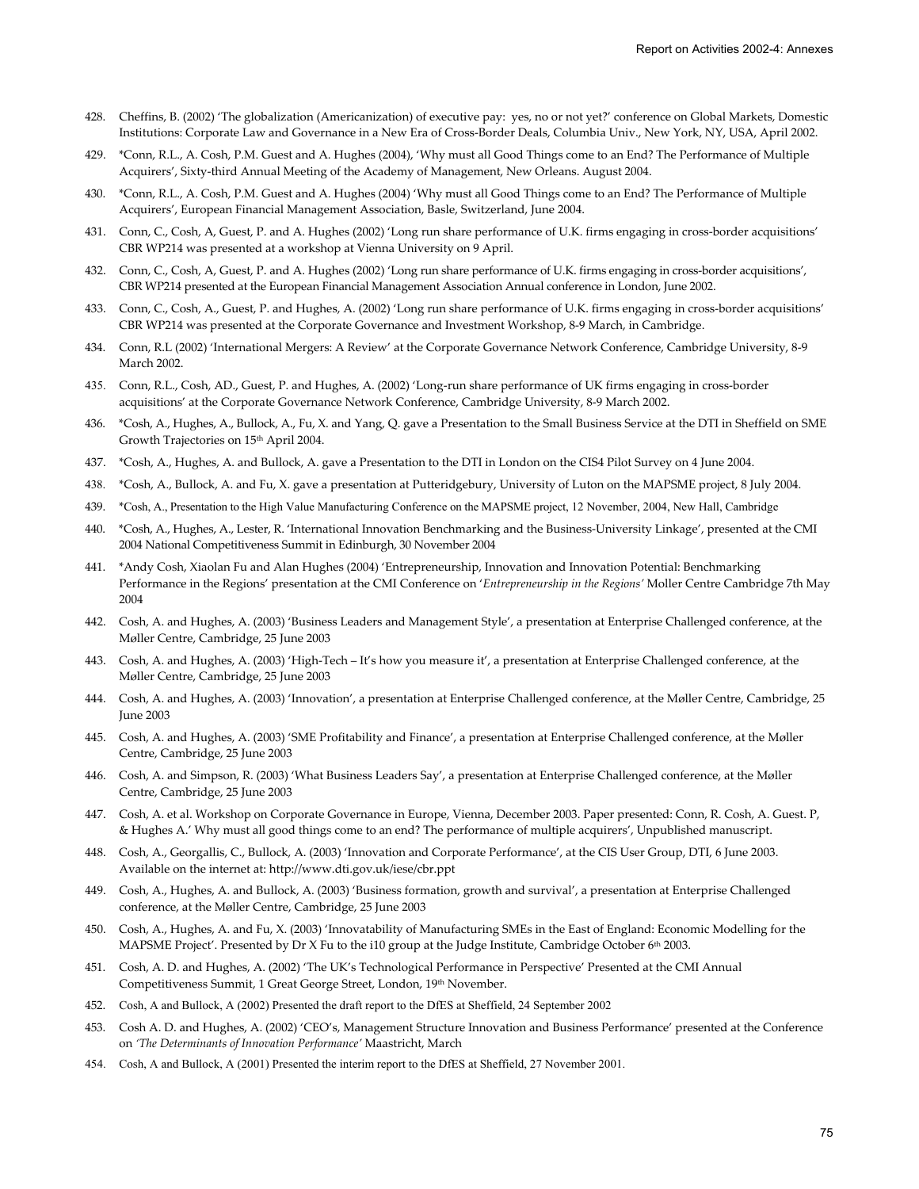428. Cheffins, B. (2002) 'The globalization (Americanization) of executive pay: yes, no or not yet?' conference on Global Markets, Domestic Institutions: Corporate Law and Governance in a New Era of Cross-Border Deals, Columbia Univ., New York, NY, USA, April 2002.

429. *Conn, R.L., A. Cosh, P.M. Guest and A. Hughes (2004), 'Why must all Good Things come to an End? The Performance of Multiple Acquirers', Sixty-third Annual Meeting of the Academy of Management, New Orleans. August 2004.

430. *Conn, R.L., A. Cosh, P.M. Guest and A. Hughes (2004) 'Why must all Good Things come to an End? The Performance of Multiple Acquirers', European Financial Management Association, Basle, Switzerland, June 2004.

431. Conn, C., Cosh, A, Guest, P. and A. Hughes (2002) 'Long run share performance of U.K. firms engaging in cross-border acquisitions' CBR WP214 was presented at a workshop at Vienna University on 9 April.

432. Conn, C., Cosh, A, Guest, P. and A. Hughes (2002) 'Long run share performance of U.K. firms engaging in cross-border acquisitions', CBR WP214 presented at the European Financial Management Association Annual conference in London, June 2002.

433. Conn, C., Cosh, A., Guest, P. and Hughes, A. (2002) 'Long run share performance of U.K. firms engaging in cross-border acquisitions' CBR WP214 was presented at the Corporate Governance and Investment Workshop, 8-9 March, in Cambridge.

434. Conn, R.L (2002) 'International Mergers: A Review' at the Corporate Governance Network Conference, Cambridge University, 8-9 March 2002.

435. Conn, R.L., Cosh, AD., Guest, P. and Hughes, A. (2002) 'Long-run share performance of UK firms engaging in cross-border acquisitions' at the Corporate Governance Network Conference, Cambridge University, 8-9 March 2002.

436. *Cosh, A., Hughes, A., Bullock, A., Fu, X. and Yang, Q. gave a Presentation to the Small Business Service at the DTI in Sheffield on SME Growth Trajectories on 15th April 2004.

437. *Cosh, A., Hughes, A. and Bullock, A. gave a Presentation to the DTI in London on the CIS4 Pilot Survey on 4 June 2004.

438. *Cosh, A., Bullock, A. and Fu, X. gave a presentation at Putteridgebury, University of Luton on the MAPSME project, 8 July 2004.

439. *Cosh, A., Presentation to the High Value Manufacturing Conference on the MAPSME project, 12 November, 2004, New Hall, Cambridge

440. *Cosh, A., Hughes, A., Lester, R. 'International Innovation Benchmarking and the Business-University Linkage', presented at the CMI 2004 National Competitiveness Summit in Edinburgh, 30 November 2004

441. *Andy Cosh, Xiaolan Fu and Alan Hughes (2004) 'Entrepreneurship, Innovation and Innovation Potential: Benchmarking Performance in the Regions' presentation at the CMI Conference on '*Entrepreneurship in the Regions'* Moller Centre Cambridge 7th May 2004

442. Cosh, A. and Hughes, A. (2003) 'Business Leaders and Management Style', a presentation at Enterprise Challenged conference, at the Møller Centre, Cambridge, 25 June 2003

443. Cosh, A. and Hughes, A. (2003) 'High-Tech – It's how you measure it', a presentation at Enterprise Challenged conference, at the Møller Centre, Cambridge, 25 June 2003

444. Cosh, A. and Hughes, A. (2003) 'Innovation', a presentation at Enterprise Challenged conference, at the Møller Centre, Cambridge, 25 June 2003

445. Cosh, A. and Hughes, A. (2003) 'SME Profitability and Finance', a presentation at Enterprise Challenged conference, at the Møller Centre, Cambridge, 25 June 2003

446. Cosh, A. and Simpson, R. (2003) 'What Business Leaders Say', a presentation at Enterprise Challenged conference, at the Møller Centre, Cambridge, 25 June 2003

447. Cosh, A. et al. Workshop on Corporate Governance in Europe, Vienna, December 2003. Paper presented: Conn, R. Cosh, A. Guest. P, & Hughes A.' Why must all good things come to an end? The performance of multiple acquirers', Unpublished manuscript.

448. Cosh, A., Georgallis, C., Bullock, A. (2003) 'Innovation and Corporate Performance', at the CIS User Group, DTI, 6 June 2003. Available on the internet at: http://www.dti.gov.uk/iese/cbr.ppt

449. Cosh, A., Hughes, A. and Bullock, A. (2003) 'Business formation, growth and survival', a presentation at Enterprise Challenged conference, at the Møller Centre, Cambridge, 25 June 2003

450. Cosh, A., Hughes, A. and Fu, X. (2003) 'Innovatability of Manufacturing SMEs in the East of England: Economic Modelling for the MAPSME Project'. Presented by Dr X Fu to the i10 group at the Judge Institute, Cambridge October 6th 2003.

451. Cosh, A. D. and Hughes, A. (2002) 'The UK's Technological Performance in Perspective' Presented at the CMI Annual Competitiveness Summit, 1 Great George Street, London, 19th November.

452. Cosh, A and Bullock, A (2002) Presented the draft report to the DfES at Sheffield, 24 September 2002

453. Cosh A. D. and Hughes, A. (2002) 'CEO's, Management Structure Innovation and Business Performance' presented at the Conference on *'The Determinants of Innovation Performance'* Maastricht, March

454. Cosh, A and Bullock, A (2001) Presented the interim report to the DfES at Sheffield, 27 November 2001.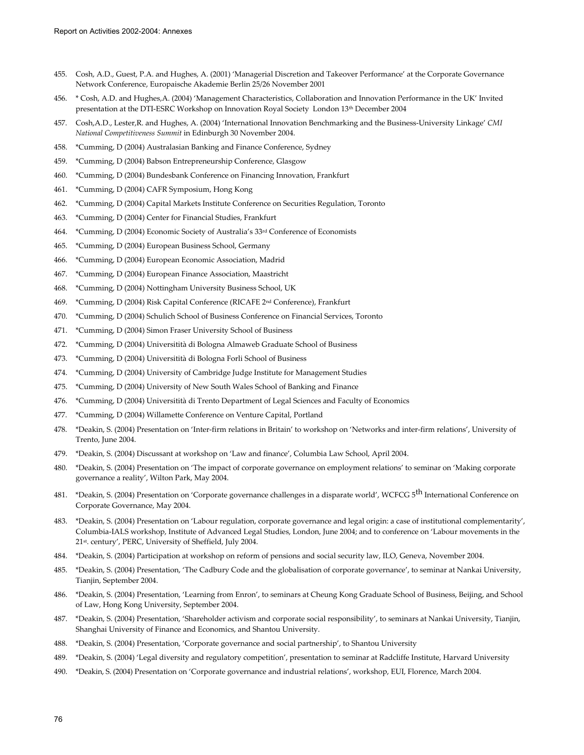455. Cosh, A.D., Guest, P.A. and Hughes, A. (2001) 'Managerial Discretion and Takeover Performance' at the Corporate Governance Network Conference, Europaische Akademie Berlin 25/26 November 2001

456. * Cosh, A.D. and Hughes,A. (2004) 'Management Characteristics, Collaboration and Innovation Performance in the UK' Invited presentation at the DTI-ESRC Workshop on Innovation Royal Society London 13th December 2004

457. Cosh,A.D., Lester,R. and Hughes, A. (2004) 'International Innovation Benchmarking and the Business-University Linkage' *CMI National Competitiveness Summit* in Edinburgh 30 November 2004.

458. *Cumming, D (2004) Australasian Banking and Finance Conference, Sydney

459. *Cumming, D (2004) Babson Entrepreneurship Conference, Glasgow

460. *Cumming, D (2004) Bundesbank Conference on Financing Innovation, Frankfurt

461. *Cumming, D (2004) CAFR Symposium, Hong Kong

462. *Cumming, D (2004) Capital Markets Institute Conference on Securities Regulation, Toronto

463. *Cumming, D (2004) Center for Financial Studies, Frankfurt

464. *Cumming, D (2004) Economic Society of Australia's 33rd Conference of Economists

465. *Cumming, D (2004) European Business School, Germany

466. *Cumming, D (2004) European Economic Association, Madrid

467. *Cumming, D (2004) European Finance Association, Maastricht

468. *Cumming, D (2004) Nottingham University Business School, UK

469. *Cumming, D (2004) Risk Capital Conference (RICAFE 2nd Conference), Frankfurt

470. *Cumming, D (2004) Schulich School of Business Conference on Financial Services, Toronto

471. *Cumming, D (2004) Simon Fraser University School of Business

472. *Cumming, D (2004) Universitità di Bologna Almaweb Graduate School of Business

473. *Cumming, D (2004) Universitità di Bologna Forli School of Business

474. *Cumming, D (2004) University of Cambridge Judge Institute for Management Studies

475. *Cumming, D (2004) University of New South Wales School of Banking and Finance

476. *Cumming, D (2004) Universitità di Trento Department of Legal Sciences and Faculty of Economics

477. *Cumming, D (2004) Willamette Conference on Venture Capital, Portland

478. *Deakin, S. (2004) Presentation on 'Inter-firm relations in Britain' to workshop on 'Networks and inter-firm relations', University of Trento, June 2004.

479. *Deakin, S. (2004) Discussant at workshop on 'Law and finance', Columbia Law School, April 2004.

480. *Deakin, S. (2004) Presentation on 'The impact of corporate governance on employment relations' to seminar on 'Making corporate governance a reality', Wilton Park, May 2004.

481. *Deakin, S. (2004) Presentation on 'Corporate governance challenges in a disparate world', WCFCG 5th International Conference on Corporate Governance, May 2004.

483. *Deakin, S. (2004) Presentation on 'Labour regulation, corporate governance and legal origin: a case of institutional complementarity', Columbia-IALS workshop, Institute of Advanced Legal Studies, London, June 2004; and to conference on 'Labour movements in the 21st. century', PERC, University of Sheffield, July 2004.

484. *Deakin, S. (2004) Participation at workshop on reform of pensions and social security law, ILO, Geneva, November 2004.

485. *Deakin, S. (2004) Presentation, 'The Cadbury Code and the globalisation of corporate governance', to seminar at Nankai University, Tianjin, September 2004.

486. *Deakin, S. (2004) Presentation, 'Learning from Enron', to seminars at Cheung Kong Graduate School of Business, Beijing, and School of Law, Hong Kong University, September 2004.

487. *Deakin, S. (2004) Presentation, 'Shareholder activism and corporate social responsibility', to seminars at Nankai University, Tianjin, Shanghai University of Finance and Economics, and Shantou University.

488. *Deakin, S. (2004) Presentation, 'Corporate governance and social partnership', to Shantou University

489. *Deakin, S. (2004) 'Legal diversity and regulatory competition', presentation to seminar at Radcliffe Institute, Harvard University

490. *Deakin, S. (2004) Presentation on 'Corporate governance and industrial relations', workshop, EUI, Florence, March 2004.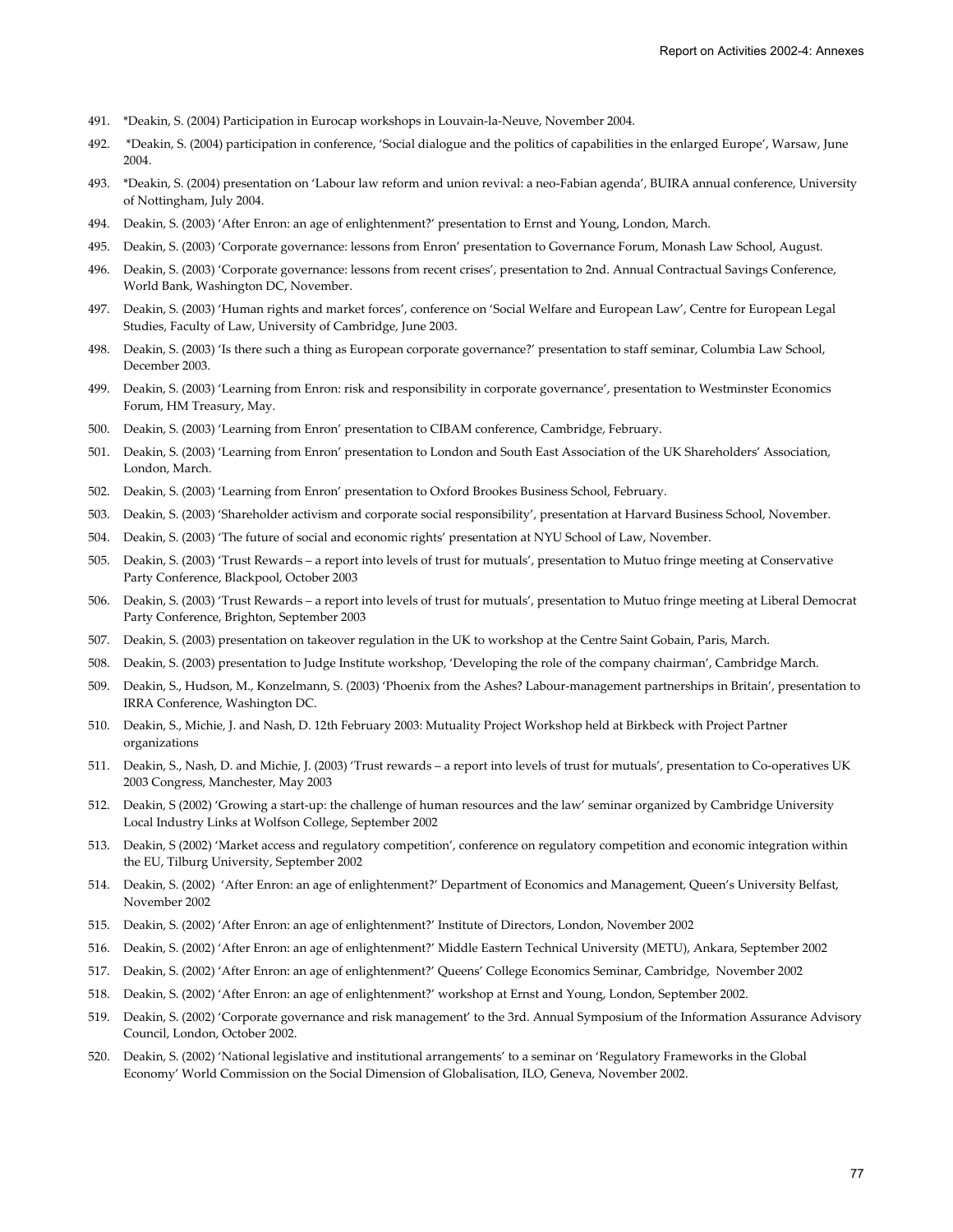491. *Deakin, S. (2004) Participation in Eurocap workshops in Louvain-la-Neuve, November 2004.
492. *Deakin, S. (2004) participation in conference, 'Social dialogue and the politics of capabilities in the enlarged Europe', Warsaw, June 2004.
493. *Deakin, S. (2004) presentation on 'Labour law reform and union revival: a neo-Fabian agenda', BUIRA annual conference, University of Nottingham, July 2004.
494. Deakin, S. (2003) 'After Enron: an age of enlightenment?' presentation to Ernst and Young, London, March.
495. Deakin, S. (2003) 'Corporate governance: lessons from Enron' presentation to Governance Forum, Monash Law School, August.
496. Deakin, S. (2003) 'Corporate governance: lessons from recent crises', presentation to 2nd. Annual Contractual Savings Conference, World Bank, Washington DC, November.
497. Deakin, S. (2003) 'Human rights and market forces', conference on 'Social Welfare and European Law', Centre for European Legal Studies, Faculty of Law, University of Cambridge, June 2003.
498. Deakin, S. (2003) 'Is there such a thing as European corporate governance?' presentation to staff seminar, Columbia Law School, December 2003.
499. Deakin, S. (2003) 'Learning from Enron: risk and responsibility in corporate governance', presentation to Westminster Economics Forum, HM Treasury, May.
500. Deakin, S. (2003) 'Learning from Enron' presentation to CIBAM conference, Cambridge, February.
501. Deakin, S. (2003) 'Learning from Enron' presentation to London and South East Association of the UK Shareholders' Association, London, March.
502. Deakin, S. (2003) 'Learning from Enron' presentation to Oxford Brookes Business School, February.
503. Deakin, S. (2003) 'Shareholder activism and corporate social responsibility', presentation at Harvard Business School, November.
504. Deakin, S. (2003) 'The future of social and economic rights' presentation at NYU School of Law, November.
505. Deakin, S. (2003) 'Trust Rewards – a report into levels of trust for mutuals', presentation to Mutuo fringe meeting at Conservative Party Conference, Blackpool, October 2003
506. Deakin, S. (2003) 'Trust Rewards – a report into levels of trust for mutuals', presentation to Mutuo fringe meeting at Liberal Democrat Party Conference, Brighton, September 2003
507. Deakin, S. (2003) presentation on takeover regulation in the UK to workshop at the Centre Saint Gobain, Paris, March.
508. Deakin, S. (2003) presentation to Judge Institute workshop, 'Developing the role of the company chairman', Cambridge March.
509. Deakin, S., Hudson, M., Konzelmann, S. (2003) 'Phoenix from the Ashes? Labour-management partnerships in Britain', presentation to IRRA Conference, Washington DC.
510. Deakin, S., Michie, J. and Nash, D. 12th February 2003: Mutuality Project Workshop held at Birkbeck with Project Partner organizations
511. Deakin, S., Nash, D. and Michie, J. (2003) 'Trust rewards – a report into levels of trust for mutuals', presentation to Co-operatives UK 2003 Congress, Manchester, May 2003
512. Deakin, S (2002) 'Growing a start-up: the challenge of human resources and the law' seminar organized by Cambridge University Local Industry Links at Wolfson College, September 2002
513. Deakin, S (2002) 'Market access and regulatory competition', conference on regulatory competition and economic integration within the EU, Tilburg University, September 2002
514. Deakin, S. (2002) 'After Enron: an age of enlightenment?' Department of Economics and Management, Queen's University Belfast, November 2002
515. Deakin, S. (2002) 'After Enron: an age of enlightenment?' Institute of Directors, London, November 2002
516. Deakin, S. (2002) 'After Enron: an age of enlightenment?' Middle Eastern Technical University (METU), Ankara, September 2002
517. Deakin, S. (2002) 'After Enron: an age of enlightenment?' Queens' College Economics Seminar, Cambridge, November 2002
518. Deakin, S. (2002) 'After Enron: an age of enlightenment?' workshop at Ernst and Young, London, September 2002.
519. Deakin, S. (2002) 'Corporate governance and risk management' to the 3rd. Annual Symposium of the Information Assurance Advisory Council, London, October 2002.
520. Deakin, S. (2002) 'National legislative and institutional arrangements' to a seminar on 'Regulatory Frameworks in the Global Economy' World Commission on the Social Dimension of Globalisation, ILO, Geneva, November 2002.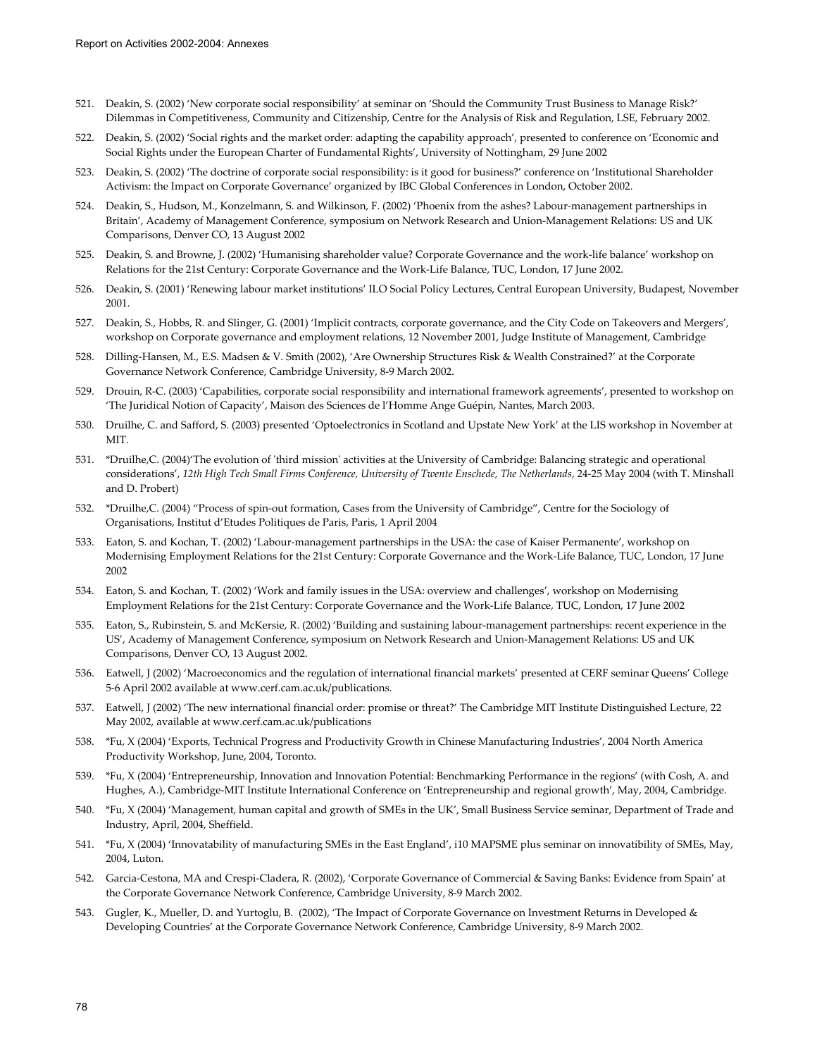521. Deakin, S. (2002) 'New corporate social responsibility' at seminar on 'Should the Community Trust Business to Manage Risk?' Dilemmas in Competitiveness, Community and Citizenship, Centre for the Analysis of Risk and Regulation, LSE, February 2002.

522. Deakin, S. (2002) 'Social rights and the market order: adapting the capability approach', presented to conference on 'Economic and Social Rights under the European Charter of Fundamental Rights', University of Nottingham, 29 June 2002

523. Deakin, S. (2002) 'The doctrine of corporate social responsibility: is it good for business?' conference on 'Institutional Shareholder Activism: the Impact on Corporate Governance' organized by IBC Global Conferences in London, October 2002.

524. Deakin, S., Hudson, M., Konzelmann, S. and Wilkinson, F. (2002) 'Phoenix from the ashes? Labour-management partnerships in Britain', Academy of Management Conference, symposium on Network Research and Union-Management Relations: US and UK Comparisons, Denver CO, 13 August 2002

525. Deakin, S. and Browne, J. (2002) 'Humanising shareholder value? Corporate Governance and the work-life balance' workshop on Relations for the 21st Century: Corporate Governance and the Work-Life Balance, TUC, London, 17 June 2002.

526. Deakin, S. (2001) 'Renewing labour market institutions' ILO Social Policy Lectures, Central European University, Budapest, November 2001.

527. Deakin, S., Hobbs, R. and Slinger, G. (2001) 'Implicit contracts, corporate governance, and the City Code on Takeovers and Mergers', workshop on Corporate governance and employment relations, 12 November 2001, Judge Institute of Management, Cambridge

528. Dilling-Hansen, M., E.S. Madsen & V. Smith (2002), 'Are Ownership Structures Risk & Wealth Constrained?' at the Corporate Governance Network Conference, Cambridge University, 8-9 March 2002.

529. Drouin, R-C. (2003) 'Capabilities, corporate social responsibility and international framework agreements', presented to workshop on 'The Juridical Notion of Capacity', Maison des Sciences de l'Homme Ange Guépin, Nantes, March 2003.

530. Druilhe, C. and Safford, S. (2003) presented 'Optoelectronics in Scotland and Upstate New York' at the LIS workshop in November at MIT.

531. *Druilhe,C. (2004)'The evolution of 'third mission' activities at the University of Cambridge: Balancing strategic and operational considerations', *12th High Tech Small Firms Conference, University of Twente Enschede, The Netherlands*, 24-25 May 2004 (with T. Minshall and D. Probert)

532. *Druilhe,C. (2004) "Process of spin-out formation, Cases from the University of Cambridge", Centre for the Sociology of Organisations, Institut d'Etudes Politiques de Paris, Paris, 1 April 2004

533. Eaton, S. and Kochan, T. (2002) 'Labour-management partnerships in the USA: the case of Kaiser Permanente', workshop on Modernising Employment Relations for the 21st Century: Corporate Governance and the Work-Life Balance, TUC, London, 17 June 2002

534. Eaton, S. and Kochan, T. (2002) 'Work and family issues in the USA: overview and challenges', workshop on Modernising Employment Relations for the 21st Century: Corporate Governance and the Work-Life Balance, TUC, London, 17 June 2002

535. Eaton, S., Rubinstein, S. and McKersie, R. (2002) 'Building and sustaining labour-management partnerships: recent experience in the US', Academy of Management Conference, symposium on Network Research and Union-Management Relations: US and UK Comparisons, Denver CO, 13 August 2002.

536. Eatwell, J (2002) 'Macroeconomics and the regulation of international financial markets' presented at CERF seminar Queens' College 5-6 April 2002 available at www.cerf.cam.ac.uk/publications.

537. Eatwell, J (2002) 'The new international financial order: promise or threat?' The Cambridge MIT Institute Distinguished Lecture, 22 May 2002, available at www.cerf.cam.ac.uk/publications

538. *Fu, X (2004) 'Exports, Technical Progress and Productivity Growth in Chinese Manufacturing Industries', 2004 North America Productivity Workshop, June, 2004, Toronto.

539. *Fu, X (2004) 'Entrepreneurship, Innovation and Innovation Potential: Benchmarking Performance in the regions' (with Cosh, A. and Hughes, A.), Cambridge-MIT Institute International Conference on 'Entrepreneurship and regional growth', May, 2004, Cambridge.

540. *Fu, X (2004) 'Management, human capital and growth of SMEs in the UK', Small Business Service seminar, Department of Trade and Industry, April, 2004, Sheffield.

541. *Fu, X (2004) 'Innovatability of manufacturing SMEs in the East England', i10 MAPSME plus seminar on innovatibility of SMEs, May, 2004, Luton.

542. Garcia-Cestona, MA and Crespi-Cladera, R. (2002), 'Corporate Governance of Commercial & Saving Banks: Evidence from Spain' at the Corporate Governance Network Conference, Cambridge University, 8-9 March 2002.

543. Gugler, K., Mueller, D. and Yurtoglu, B. (2002), 'The Impact of Corporate Governance on Investment Returns in Developed & Developing Countries' at the Corporate Governance Network Conference, Cambridge University, 8-9 March 2002.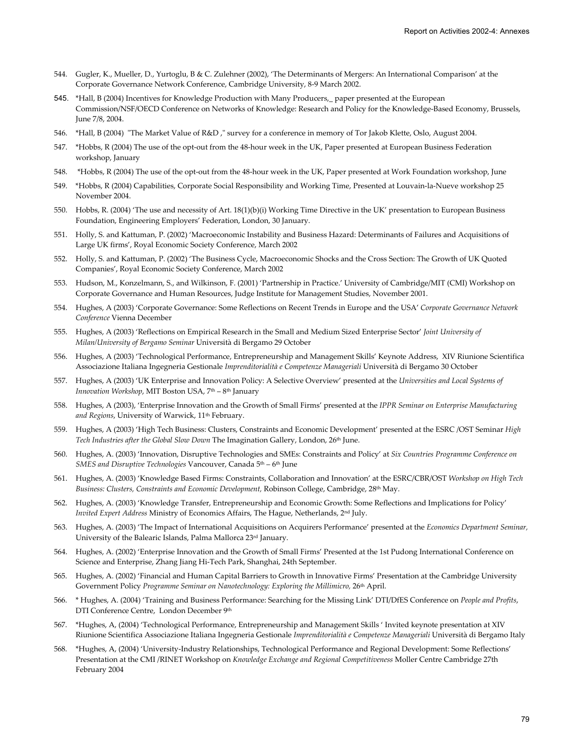544. Gugler, K., Mueller, D., Yurtoglu, B & C. Zulehner (2002), 'The Determinants of Mergers: An International Comparison' at the Corporate Governance Network Conference, Cambridge University, 8-9 March 2002.

545. *Hall, B (2004) Incentives for Knowledge Production with Many Producers,_ paper presented at the European Commission/NSF/OECD Conference on Networks of Knowledge: Research and Policy for the Knowledge-Based Economy, Brussels, June 7/8, 2004.

546. *Hall, B (2004) "The Market Value of R&D ," survey for a conference in memory of Tor Jakob Klette, Oslo, August 2004.

547. *Hobbs, R (2004) The use of the opt-out from the 48-hour week in the UK, Paper presented at European Business Federation workshop, January

548. *Hobbs, R (2004) The use of the opt-out from the 48-hour week in the UK, Paper presented at Work Foundation workshop, June

549. *Hobbs, R (2004) Capabilities, Corporate Social Responsibility and Working Time, Presented at Louvain-la-Nueve workshop 25 November 2004.

550. Hobbs, R. (2004) 'The use and necessity of Art. 18(1)(b)(i) Working Time Directive in the UK' presentation to European Business Foundation, Engineering Employers' Federation, London, 30 January.

551. Holly, S. and Kattuman, P. (2002) 'Macroeconomic Instability and Business Hazard: Determinants of Failures and Acquisitions of Large UK firms', Royal Economic Society Conference, March 2002

552. Holly, S. and Kattuman, P. (2002) 'The Business Cycle, Macroeconomic Shocks and the Cross Section: The Growth of UK Quoted Companies', Royal Economic Society Conference, March 2002

553. Hudson, M., Konzelmann, S., and Wilkinson, F. (2001) 'Partnership in Practice.' University of Cambridge/MIT (CMI) Workshop on Corporate Governance and Human Resources, Judge Institute for Management Studies, November 2001.

554. Hughes, A (2003) 'Corporate Governance: Some Reflections on Recent Trends in Europe and the USA' *Corporate Governance Network Conference* Vienna December

555. Hughes, A (2003) 'Reflections on Empirical Research in the Small and Medium Sized Enterprise Sector' *Joint University of Milan/University of Bergamo Seminar* Università di Bergamo 29 October

556. Hughes, A (2003) 'Technological Performance, Entrepreneurship and Management Skills' Keynote Address, XIV Riunione Scientifica Associazione Italiana Ingegneria Gestionale *Imprenditorialità e Competenze Manageriali* Università di Bergamo 30 October

557. Hughes, A (2003) 'UK Enterprise and Innovation Policy: A Selective Overview' presented at the *Universities and Local Systems of Innovation Workshop*, MIT Boston USA, 7th – 8th January

558. Hughes, A (2003), 'Enterprise Innovation and the Growth of Small Firms' presented at the *IPPR Seminar on Enterprise Manufacturing and Regions*, University of Warwick, 11th February.

559. Hughes, A (2003) 'High Tech Business: Clusters, Constraints and Economic Development' presented at the ESRC /OST Seminar *High Tech Industries after the Global Slow Down* The Imagination Gallery, London, 26th June.

560. Hughes, A. (2003) 'Innovation, Disruptive Technologies and SMEs: Constraints and Policy' at *Six Countries Programme Conference on SMES and Disruptive Technologies* Vancouver, Canada 5th – 6th June

561. Hughes, A. (2003) 'Knowledge Based Firms: Constraints, Collaboration and Innovation' at the ESRC/CBR/OST *Workshop on High Tech Business: Clusters, Constraints and Economic Development,* Robinson College, Cambridge, 28th May.

562. Hughes, A. (2003) 'Knowledge Transfer, Entrepreneurship and Economic Growth: Some Reflections and Implications for Policy' *Invited Expert Address* Ministry of Economics Affairs, The Hague, Netherlands, 2nd July.

563. Hughes, A. (2003) 'The Impact of International Acquisitions on Acquirers Performance' presented at the *Economics Department Seminar,* University of the Balearic Islands, Palma Mallorca 23rd January.

564. Hughes, A. (2002) 'Enterprise Innovation and the Growth of Small Firms' Presented at the 1st Pudong International Conference on Science and Enterprise, Zhang Jiang Hi-Tech Park, Shanghai, 24th September.

565. Hughes, A. (2002) 'Financial and Human Capital Barriers to Growth in Innovative Firms' Presentation at the Cambridge University Government Policy *Programme Seminar on Nanotechnology: Exploring the Millimicro,* 26th April.

566. * Hughes, A. (2004) 'Training and Business Performance: Searching for the Missing Link' DTI/DfES Conference on *People and Profits*, DTI Conference Centre, London December 9th

567. *Hughes, A, (2004) 'Technological Performance, Entrepreneurship and Management Skills ' Invited keynote presentation at XIV Riunione Scientifica Associazione Italiana Ingegneria Gestionale *Imprenditorialità e Competenze Manageriali* Università di Bergamo Italy

568. *Hughes, A, (2004) 'University-Industry Relationships, Technological Performance and Regional Development: Some Reflections' Presentation at the CMI /RINET Workshop on *Knowledge Exchange and Regional Competitiveness* Moller Centre Cambridge 27th February 2004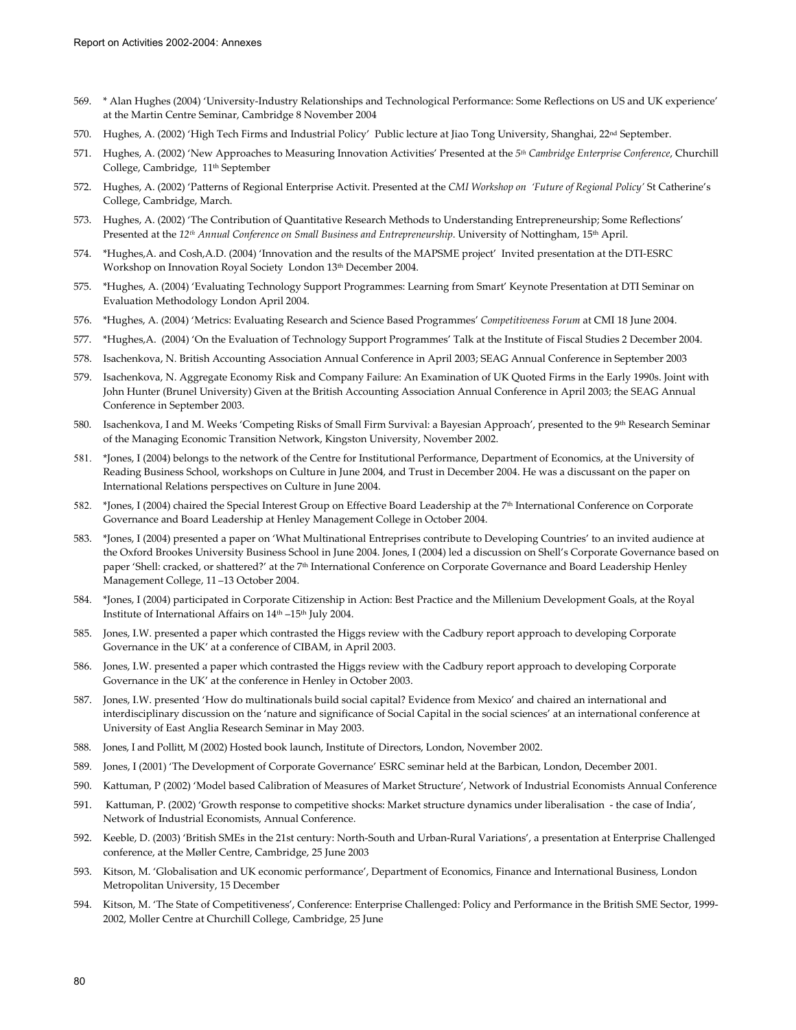569. * Alan Hughes (2004) 'University-Industry Relationships and Technological Performance: Some Reflections on US and UK experience' at the Martin Centre Seminar, Cambridge 8 November 2004

570. Hughes, A. (2002) 'High Tech Firms and Industrial Policy' Public lecture at Jiao Tong University, Shanghai, 22nd September.

571. Hughes, A. (2002) 'New Approaches to Measuring Innovation Activities' Presented at the *5th Cambridge Enterprise Conference*, Churchill College, Cambridge, 11th September

572. Hughes, A. (2002) 'Patterns of Regional Enterprise Activit. Presented at the *CMI Workshop on 'Future of Regional Policy'* St Catherine's College, Cambridge, March.

573. Hughes, A. (2002) 'The Contribution of Quantitative Research Methods to Understanding Entrepreneurship; Some Reflections' Presented at the *12th Annual Conference on Small Business and Entrepreneurship*. University of Nottingham, 15th April.

574. *Hughes,A. and Cosh,A.D. (2004) 'Innovation and the results of the MAPSME project' Invited presentation at the DTI-ESRC Workshop on Innovation Royal Society London 13th December 2004.

575. *Hughes, A. (2004) 'Evaluating Technology Support Programmes: Learning from Smart' Keynote Presentation at DTI Seminar on Evaluation Methodology London April 2004.

576. *Hughes, A. (2004) 'Metrics: Evaluating Research and Science Based Programmes' *Competitiveness Forum* at CMI 18 June 2004.

577. *Hughes,A. (2004) 'On the Evaluation of Technology Support Programmes' Talk at the Institute of Fiscal Studies 2 December 2004.

578. Isachenkova, N. British Accounting Association Annual Conference in April 2003; SEAG Annual Conference in September 2003

579. Isachenkova, N. Aggregate Economy Risk and Company Failure: An Examination of UK Quoted Firms in the Early 1990s. Joint with John Hunter (Brunel University) Given at the British Accounting Association Annual Conference in April 2003; the SEAG Annual Conference in September 2003.

580. Isachenkova, I and M. Weeks 'Competing Risks of Small Firm Survival: a Bayesian Approach', presented to the 9th Research Seminar of the Managing Economic Transition Network, Kingston University, November 2002.

581. *Jones, I (2004) belongs to the network of the Centre for Institutional Performance, Department of Economics, at the University of Reading Business School, workshops on Culture in June 2004, and Trust in December 2004. He was a discussant on the paper on International Relations perspectives on Culture in June 2004.

582. *Jones, I (2004) chaired the Special Interest Group on Effective Board Leadership at the 7th International Conference on Corporate Governance and Board Leadership at Henley Management College in October 2004.

583. *Jones, I (2004) presented a paper on 'What Multinational Entreprises contribute to Developing Countries' to an invited audience at the Oxford Brookes University Business School in June 2004. Jones, I (2004) led a discussion on Shell's Corporate Governance based on paper 'Shell: cracked, or shattered?' at the 7th International Conference on Corporate Governance and Board Leadership Henley Management College, 11 –13 October 2004.

584. *Jones, I (2004) participated in Corporate Citizenship in Action: Best Practice and the Millenium Development Goals, at the Royal Institute of International Affairs on 14th –15th July 2004.

585. Jones, I.W. presented a paper which contrasted the Higgs review with the Cadbury report approach to developing Corporate Governance in the UK' at a conference of CIBAM, in April 2003.

586. Jones, I.W. presented a paper which contrasted the Higgs review with the Cadbury report approach to developing Corporate Governance in the UK' at the conference in Henley in October 2003.

587. Jones, I.W. presented 'How do multinationals build social capital? Evidence from Mexico' and chaired an international and interdisciplinary discussion on the 'nature and significance of Social Capital in the social sciences' at an international conference at University of East Anglia Research Seminar in May 2003.

588. Jones, I and Pollitt, M (2002) Hosted book launch, Institute of Directors, London, November 2002.

589. Jones, I (2001) 'The Development of Corporate Governance' ESRC seminar held at the Barbican, London, December 2001.

590. Kattuman, P (2002) 'Model based Calibration of Measures of Market Structure', Network of Industrial Economists Annual Conference

591. Kattuman, P. (2002) 'Growth response to competitive shocks: Market structure dynamics under liberalisation - the case of India', Network of Industrial Economists, Annual Conference.

592. Keeble, D. (2003) 'British SMEs in the 21st century: North-South and Urban-Rural Variations', a presentation at Enterprise Challenged conference, at the Møller Centre, Cambridge, 25 June 2003

593. Kitson, M. 'Globalisation and UK economic performance', Department of Economics, Finance and International Business, London Metropolitan University, 15 December

594. Kitson, M. 'The State of Competitiveness', Conference: Enterprise Challenged: Policy and Performance in the British SME Sector, 1999-2002, Moller Centre at Churchill College, Cambridge, 25 June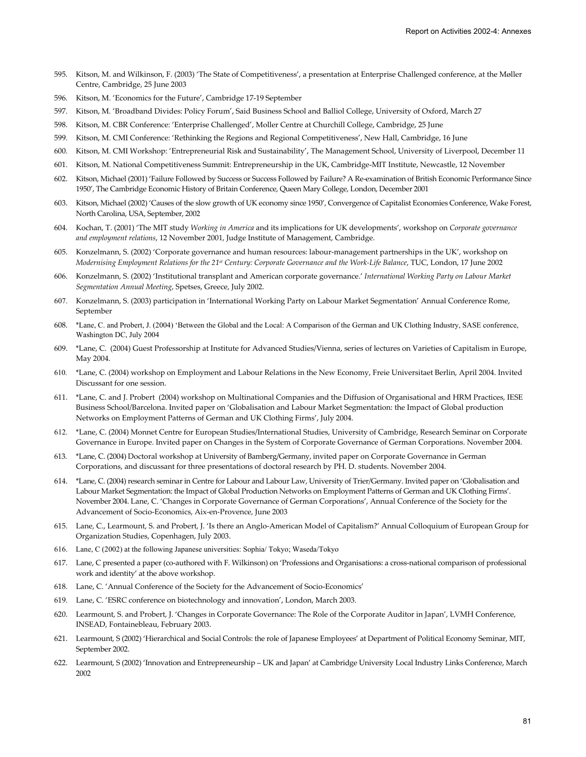595. Kitson, M. and Wilkinson, F. (2003) 'The State of Competitiveness', a presentation at Enterprise Challenged conference, at the Møller Centre, Cambridge, 25 June 2003
596. Kitson, M. 'Economics for the Future', Cambridge 17-19 September
597. Kitson, M. 'Broadband Divides: Policy Forum', Said Business School and Balliol College, University of Oxford, March 27
598. Kitson, M. CBR Conference: 'Enterprise Challenged', Moller Centre at Churchill College, Cambridge, 25 June
599. Kitson, M. CMI Conference: 'Rethinking the Regions and Regional Competitiveness', New Hall, Cambridge, 16 June
600. Kitson, M. CMI Workshop: 'Entrepreneurial Risk and Sustainability', The Management School, University of Liverpool, December 11
601. Kitson, M. National Competitiveness Summit: Entrepreneurship in the UK, Cambridge-MIT Institute, Newcastle, 12 November
602. Kitson, Michael (2001) 'Failure Followed by Success or Success Followed by Failure? A Re-examination of British Economic Performance Since 1950', The Cambridge Economic History of Britain Conference, Queen Mary College, London, December 2001
603. Kitson, Michael (2002) 'Causes of the slow growth of UK economy since 1950', Convergence of Capitalist Economies Conference, Wake Forest, North Carolina, USA, September, 2002
604. Kochan, T. (2001) 'The MIT study *Working in America* and its implications for UK developments', workshop on *Corporate governance and employment relations*, 12 November 2001, Judge Institute of Management, Cambridge.
605. Konzelmann, S. (2002) 'Corporate governance and human resources: labour-management partnerships in the UK', workshop on *Modernising Employment Relations for the 21st Century: Corporate Governance and the Work-Life Balance*, TUC, London, 17 June 2002
606. Konzelmann, S. (2002) 'Institutional transplant and American corporate governance.' *International Working Party on Labour Market Segmentation Annual Meeting*, Spetses, Greece, July 2002.
607. Konzelmann, S. (2003) participation in 'International Working Party on Labour Market Segmentation' Annual Conference Rome, September
608. *Lane, C. and Probert, J. (2004) 'Between the Global and the Local: A Comparison of the German and UK Clothing Industry, SASE conference, Washington DC, July 2004
609. *Lane, C. (2004) Guest Professorship at Institute for Advanced Studies/Vienna, series of lectures on Varieties of Capitalism in Europe, May 2004.
610. *Lane, C. (2004) workshop on Employment and Labour Relations in the New Economy, Freie Universitaet Berlin, April 2004. Invited Discussant for one session.
611. *Lane, C. and J. Probert (2004) workshop on Multinational Companies and the Diffusion of Organisational and HRM Practices, IESE Business School/Barcelona. Invited paper on 'Globalisation and Labour Market Segmentation: the Impact of Global production Networks on Employment Patterns of German and UK Clothing Firms', July 2004.
612. *Lane, C. (2004) Monnet Centre for European Studies/International Studies, University of Cambridge, Research Seminar on Corporate Governance in Europe. Invited paper on Changes in the System of Corporate Governance of German Corporations. November 2004.
613. *Lane, C. (2004) Doctoral workshop at University of Bamberg/Germany, invited paper on Corporate Governance in German Corporations, and discussant for three presentations of doctoral research by PH. D. students. November 2004.
614. *Lane, C. (2004) research seminar in Centre for Labour and Labour Law, University of Trier/Germany. Invited paper on 'Globalisation and Labour Market Segmentation: the Impact of Global Production Networks on Employment Patterns of German and UK Clothing Firms'. November 2004. Lane, C. 'Changes in Corporate Governance of German Corporations', Annual Conference of the Society for the Advancement of Socio-Economics, Aix-en-Provence, June 2003
615. Lane, C., Learmount, S. and Probert, J. 'Is there an Anglo-American Model of Capitalism?' Annual Colloquium of European Group for Organization Studies, Copenhagen, July 2003.
616. Lane, C (2002) at the following Japanese universities: Sophia/ Tokyo; Waseda/Tokyo
617. Lane, C presented a paper (co-authored with F. Wilkinson) on 'Professions and Organisations: a cross-national comparison of professional work and identity' at the above workshop.
618. Lane, C. 'Annual Conference of the Society for the Advancement of Socio-Economics'
619. Lane, C. 'ESRC conference on biotechnology and innovation', London, March 2003.
620. Learmount, S. and Probert, J. 'Changes in Corporate Governance: The Role of the Corporate Auditor in Japan', LVMH Conference, INSEAD, Fontainebleau, February 2003.
621. Learmount, S (2002) 'Hierarchical and Social Controls: the role of Japanese Employees' at Department of Political Economy Seminar, MIT, September 2002.
622. Learmount, S (2002) 'Innovation and Entrepreneurship – UK and Japan' at Cambridge University Local Industry Links Conference, March 2002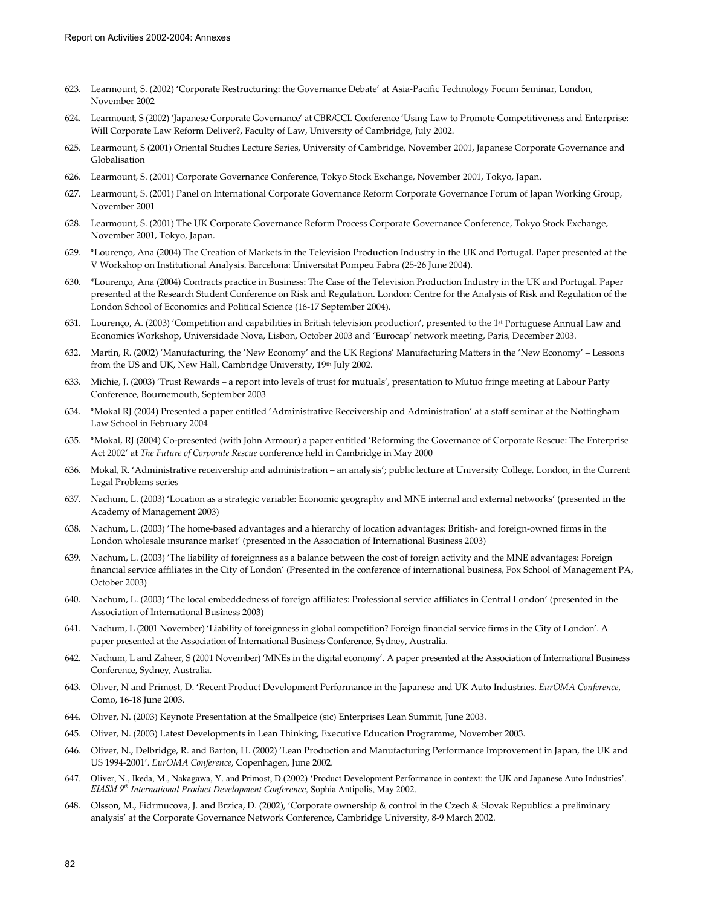623. Learmount, S. (2002) 'Corporate Restructuring: the Governance Debate' at Asia-Pacific Technology Forum Seminar, London, November 2002

624. Learmount, S (2002) 'Japanese Corporate Governance' at CBR/CCL Conference 'Using Law to Promote Competitiveness and Enterprise: Will Corporate Law Reform Deliver?, Faculty of Law, University of Cambridge, July 2002.

625. Learmount, S (2001) Oriental Studies Lecture Series, University of Cambridge, November 2001, Japanese Corporate Governance and Globalisation

626. Learmount, S. (2001) Corporate Governance Conference, Tokyo Stock Exchange, November 2001, Tokyo, Japan.

627. Learmount, S. (2001) Panel on International Corporate Governance Reform Corporate Governance Forum of Japan Working Group, November 2001

628. Learmount, S. (2001) The UK Corporate Governance Reform Process Corporate Governance Conference, Tokyo Stock Exchange, November 2001, Tokyo, Japan.

629. *Lourenço, Ana (2004) The Creation of Markets in the Television Production Industry in the UK and Portugal. Paper presented at the V Workshop on Institutional Analysis. Barcelona: Universitat Pompeu Fabra (25-26 June 2004).

630. *Lourenço, Ana (2004) Contracts practice in Business: The Case of the Television Production Industry in the UK and Portugal. Paper presented at the Research Student Conference on Risk and Regulation. London: Centre for the Analysis of Risk and Regulation of the London School of Economics and Political Science (16-17 September 2004).

631. Lourenço, A. (2003) 'Competition and capabilities in British television production', presented to the 1st Portuguese Annual Law and Economics Workshop, Universidade Nova, Lisbon, October 2003 and 'Eurocap' network meeting, Paris, December 2003.

632. Martin, R. (2002) 'Manufacturing, the 'New Economy' and the UK Regions' Manufacturing Matters in the 'New Economy' – Lessons from the US and UK, New Hall, Cambridge University, 19th July 2002.

633. Michie, J. (2003) 'Trust Rewards – a report into levels of trust for mutuals', presentation to Mutuo fringe meeting at Labour Party Conference, Bournemouth, September 2003

634. *Mokal RJ (2004) Presented a paper entitled 'Administrative Receivership and Administration' at a staff seminar at the Nottingham Law School in February 2004

635. *Mokal, RJ (2004) Co-presented (with John Armour) a paper entitled 'Reforming the Governance of Corporate Rescue: The Enterprise Act 2002' at *The Future of Corporate Rescue* conference held in Cambridge in May 2000

636. Mokal, R. 'Administrative receivership and administration – an analysis'; public lecture at University College, London, in the Current Legal Problems series

637. Nachum, L. (2003) 'Location as a strategic variable: Economic geography and MNE internal and external networks' (presented in the Academy of Management 2003)

638. Nachum, L. (2003) 'The home-based advantages and a hierarchy of location advantages: British- and foreign-owned firms in the London wholesale insurance market' (presented in the Association of International Business 2003)

639. Nachum, L. (2003) 'The liability of foreignness as a balance between the cost of foreign activity and the MNE advantages: Foreign financial service affiliates in the City of London' (Presented in the conference of international business, Fox School of Management PA, October 2003)

640. Nachum, L. (2003) 'The local embeddedness of foreign affiliates: Professional service affiliates in Central London' (presented in the Association of International Business 2003)

641. Nachum, L (2001 November) 'Liability of foreignness in global competition? Foreign financial service firms in the City of London'. A paper presented at the Association of International Business Conference, Sydney, Australia.

642. Nachum, L and Zaheer, S (2001 November) 'MNEs in the digital economy'. A paper presented at the Association of International Business Conference, Sydney, Australia.

643. Oliver, N and Primost, D. 'Recent Product Development Performance in the Japanese and UK Auto Industries. *EurOMA Conference*, Como, 16-18 June 2003.

644. Oliver, N. (2003) Keynote Presentation at the Smallpeice (sic) Enterprises Lean Summit, June 2003.

645. Oliver, N. (2003) Latest Developments in Lean Thinking, Executive Education Programme, November 2003.

646. Oliver, N., Delbridge, R. and Barton, H. (2002) 'Lean Production and Manufacturing Performance Improvement in Japan, the UK and US 1994-2001'. *EurOMA Conference*, Copenhagen, June 2002.

647. Oliver, N., Ikeda, M., Nakagawa, Y. and Primost, D.(2002) 'Product Development Performance in context: the UK and Japanese Auto Industries'. *EIASM 9th International Product Development Conference*, Sophia Antipolis, May 2002.

648. Olsson, M., Fidrmucova, J. and Brzica, D. (2002), 'Corporate ownership & control in the Czech & Slovak Republics: a preliminary analysis' at the Corporate Governance Network Conference, Cambridge University, 8-9 March 2002.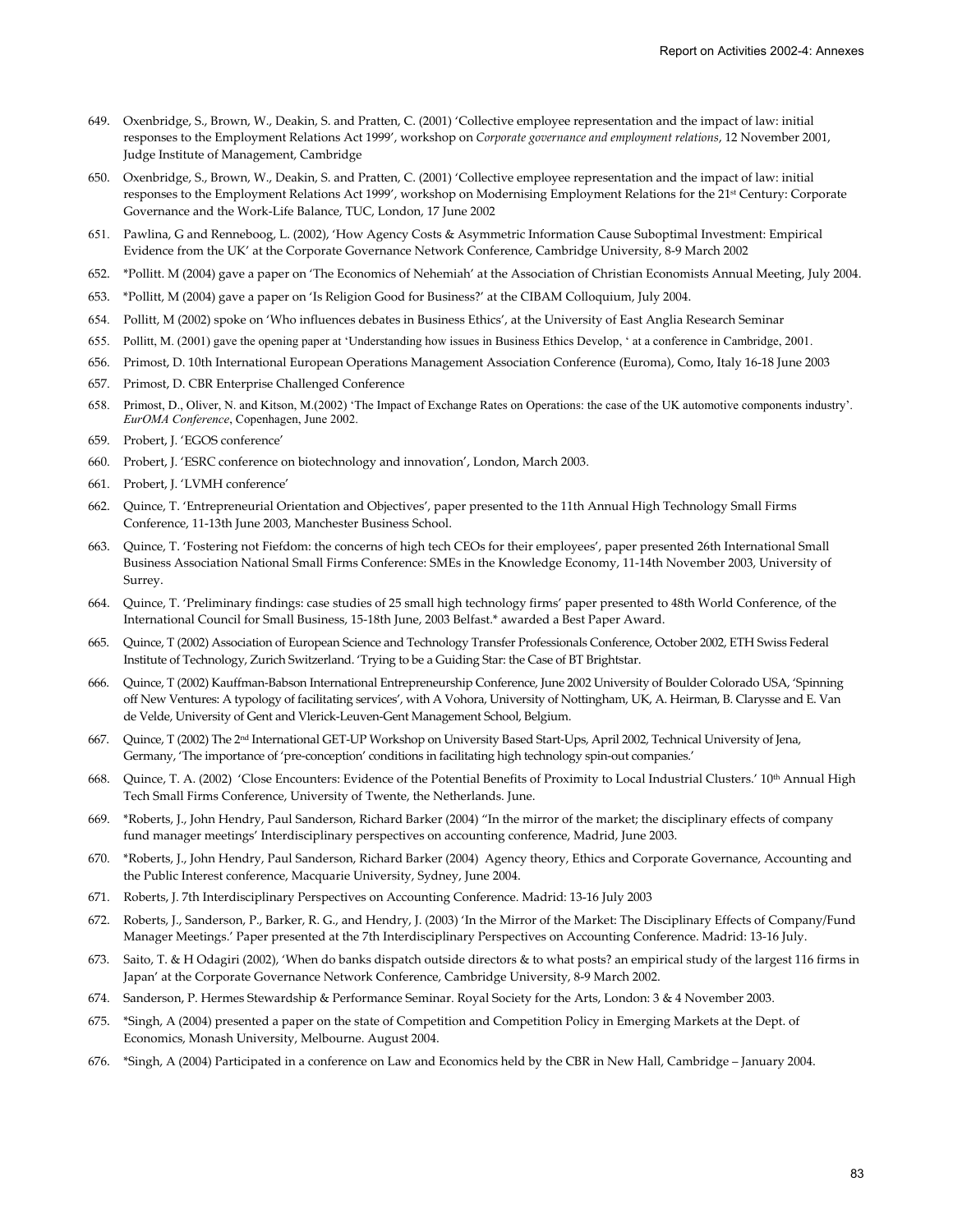649. Oxenbridge, S., Brown, W., Deakin, S. and Pratten, C. (2001) 'Collective employee representation and the impact of law: initial responses to the Employment Relations Act 1999', workshop on *Corporate governance and employment relations*, 12 November 2001, Judge Institute of Management, Cambridge

650. Oxenbridge, S., Brown, W., Deakin, S. and Pratten, C. (2001) 'Collective employee representation and the impact of law: initial responses to the Employment Relations Act 1999', workshop on Modernising Employment Relations for the 21st Century: Corporate Governance and the Work-Life Balance, TUC, London, 17 June 2002

651. Pawlina, G and Renneboog, L. (2002), 'How Agency Costs & Asymmetric Information Cause Suboptimal Investment: Empirical Evidence from the UK' at the Corporate Governance Network Conference, Cambridge University, 8-9 March 2002

652. *Pollitt. M (2004) gave a paper on 'The Economics of Nehemiah' at the Association of Christian Economists Annual Meeting, July 2004.

653. *Pollitt, M (2004) gave a paper on 'Is Religion Good for Business?' at the CIBAM Colloquium, July 2004.

654. Pollitt, M (2002) spoke on 'Who influences debates in Business Ethics', at the University of East Anglia Research Seminar

655. Pollitt, M. (2001) gave the opening paper at 'Understanding how issues in Business Ethics Develop, ' at a conference in Cambridge, 2001.

656. Primost, D. 10th International European Operations Management Association Conference (Euroma), Como, Italy 16-18 June 2003

657. Primost, D. CBR Enterprise Challenged Conference

658. Primost, D., Oliver, N. and Kitson, M.(2002) 'The Impact of Exchange Rates on Operations: the case of the UK automotive components industry'. *EurOMA Conference*, Copenhagen, June 2002.

659. Probert, J. 'EGOS conference'

660. Probert, J. 'ESRC conference on biotechnology and innovation', London, March 2003.

661. Probert, J. 'LVMH conference'

662. Quince, T. 'Entrepreneurial Orientation and Objectives', paper presented to the 11th Annual High Technology Small Firms Conference, 11-13th June 2003, Manchester Business School.

663. Quince, T. 'Fostering not Fiefdom: the concerns of high tech CEOs for their employees', paper presented 26th International Small Business Association National Small Firms Conference: SMEs in the Knowledge Economy, 11-14th November 2003, University of Surrey.

664. Quince, T. 'Preliminary findings: case studies of 25 small high technology firms' paper presented to 48th World Conference, of the International Council for Small Business, 15-18th June, 2003 Belfast.* awarded a Best Paper Award.

665. Quince, T (2002) Association of European Science and Technology Transfer Professionals Conference, October 2002, ETH Swiss Federal Institute of Technology, Zurich Switzerland. 'Trying to be a Guiding Star: the Case of BT Brightstar.

666. Quince, T (2002) Kauffman-Babson International Entrepreneurship Conference, June 2002 University of Boulder Colorado USA, 'Spinning off New Ventures: A typology of facilitating services', with A Vohora, University of Nottingham, UK, A. Heirman, B. Clarysse and E. Van de Velde, University of Gent and Vlerick-Leuven-Gent Management School, Belgium.

667. Quince, T (2002) The 2nd International GET-UP Workshop on University Based Start-Ups, April 2002, Technical University of Jena, Germany, 'The importance of 'pre-conception' conditions in facilitating high technology spin-out companies.'

668. Quince, T. A. (2002) 'Close Encounters: Evidence of the Potential Benefits of Proximity to Local Industrial Clusters.' 10th Annual High Tech Small Firms Conference, University of Twente, the Netherlands. June.

669. *Roberts, J., John Hendry, Paul Sanderson, Richard Barker (2004) "In the mirror of the market; the disciplinary effects of company fund manager meetings' Interdisciplinary perspectives on accounting conference, Madrid, June 2003.

670. *Roberts, J., John Hendry, Paul Sanderson, Richard Barker (2004) Agency theory, Ethics and Corporate Governance, Accounting and the Public Interest conference, Macquarie University, Sydney, June 2004.

671. Roberts, J. 7th Interdisciplinary Perspectives on Accounting Conference. Madrid: 13-16 July 2003

672. Roberts, J., Sanderson, P., Barker, R. G., and Hendry, J. (2003) 'In the Mirror of the Market: The Disciplinary Effects of Company/Fund Manager Meetings.' Paper presented at the 7th Interdisciplinary Perspectives on Accounting Conference. Madrid: 13-16 July.

673. Saito, T. & H Odagiri (2002), 'When do banks dispatch outside directors & to what posts? an empirical study of the largest 116 firms in Japan' at the Corporate Governance Network Conference, Cambridge University, 8-9 March 2002.

674. Sanderson, P. Hermes Stewardship & Performance Seminar. Royal Society for the Arts, London: 3 & 4 November 2003.

675. *Singh, A (2004) presented a paper on the state of Competition and Competition Policy in Emerging Markets at the Dept. of Economics, Monash University, Melbourne. August 2004.

676. *Singh, A (2004) Participated in a conference on Law and Economics held by the CBR in New Hall, Cambridge – January 2004.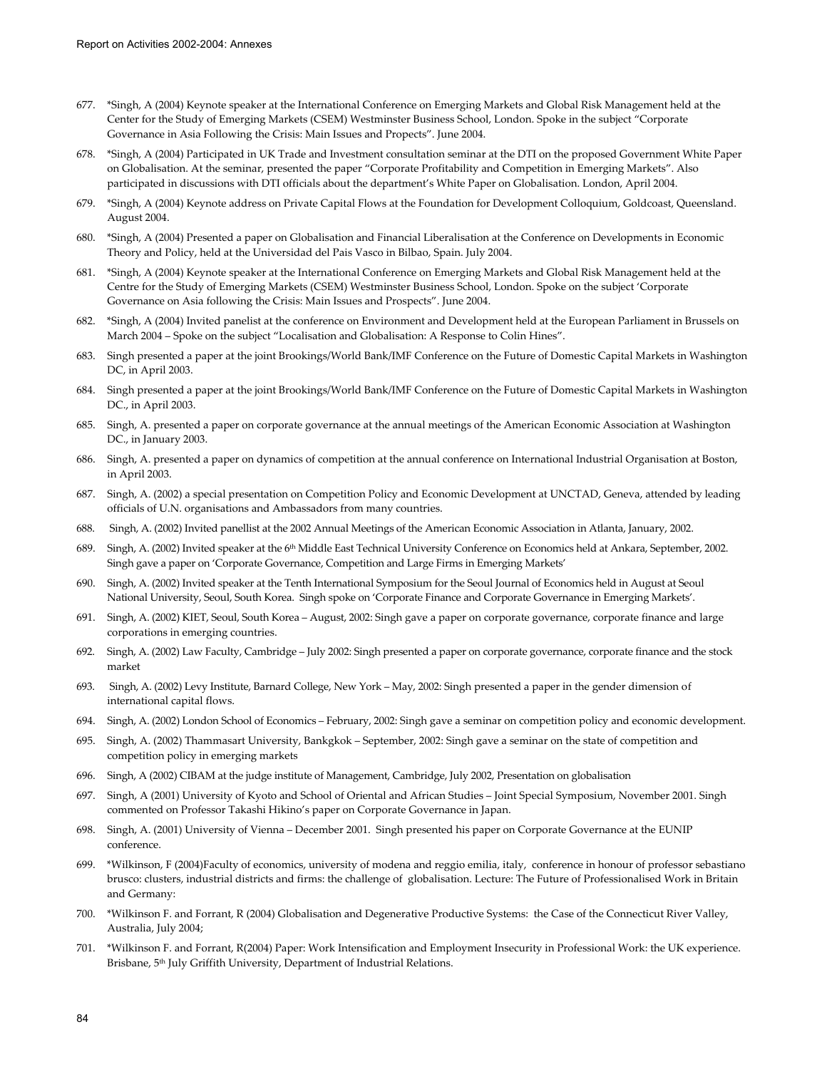677. *Singh, A (2004) Keynote speaker at the International Conference on Emerging Markets and Global Risk Management held at the Center for the Study of Emerging Markets (CSEM) Westminster Business School, London. Spoke in the subject "Corporate Governance in Asia Following the Crisis: Main Issues and Propects". June 2004.

678. *Singh, A (2004) Participated in UK Trade and Investment consultation seminar at the DTI on the proposed Government White Paper on Globalisation. At the seminar, presented the paper "Corporate Profitability and Competition in Emerging Markets". Also participated in discussions with DTI officials about the department's White Paper on Globalisation. London, April 2004.

679. *Singh, A (2004) Keynote address on Private Capital Flows at the Foundation for Development Colloquium, Goldcoast, Queensland. August 2004.

680. *Singh, A (2004) Presented a paper on Globalisation and Financial Liberalisation at the Conference on Developments in Economic Theory and Policy, held at the Universidad del Pais Vasco in Bilbao, Spain. July 2004.

681. *Singh, A (2004) Keynote speaker at the International Conference on Emerging Markets and Global Risk Management held at the Centre for the Study of Emerging Markets (CSEM) Westminster Business School, London. Spoke on the subject 'Corporate Governance on Asia following the Crisis: Main Issues and Prospects". June 2004.

682. *Singh, A (2004) Invited panelist at the conference on Environment and Development held at the European Parliament in Brussels on March 2004 – Spoke on the subject "Localisation and Globalisation: A Response to Colin Hines".

683. Singh presented a paper at the joint Brookings/World Bank/IMF Conference on the Future of Domestic Capital Markets in Washington DC, in April 2003.

684. Singh presented a paper at the joint Brookings/World Bank/IMF Conference on the Future of Domestic Capital Markets in Washington DC., in April 2003.

685. Singh, A. presented a paper on corporate governance at the annual meetings of the American Economic Association at Washington DC., in January 2003.

686. Singh, A. presented a paper on dynamics of competition at the annual conference on International Industrial Organisation at Boston, in April 2003.

687. Singh, A. (2002) a special presentation on Competition Policy and Economic Development at UNCTAD, Geneva, attended by leading officials of U.N. organisations and Ambassadors from many countries.

688. Singh, A. (2002) Invited panellist at the 2002 Annual Meetings of the American Economic Association in Atlanta, January, 2002.

689. Singh, A. (2002) Invited speaker at the 6th Middle East Technical University Conference on Economics held at Ankara, September, 2002. Singh gave a paper on 'Corporate Governance, Competition and Large Firms in Emerging Markets'

690. Singh, A. (2002) Invited speaker at the Tenth International Symposium for the Seoul Journal of Economics held in August at Seoul National University, Seoul, South Korea. Singh spoke on 'Corporate Finance and Corporate Governance in Emerging Markets'.

691. Singh, A. (2002) KIET, Seoul, South Korea – August, 2002: Singh gave a paper on corporate governance, corporate finance and large corporations in emerging countries.

692. Singh, A. (2002) Law Faculty, Cambridge – July 2002: Singh presented a paper on corporate governance, corporate finance and the stock market

693. Singh, A. (2002) Levy Institute, Barnard College, New York – May, 2002: Singh presented a paper in the gender dimension of international capital flows.

694. Singh, A. (2002) London School of Economics – February, 2002: Singh gave a seminar on competition policy and economic development.

695. Singh, A. (2002) Thammasart University, Bankgkok – September, 2002: Singh gave a seminar on the state of competition and competition policy in emerging markets

696. Singh, A (2002) CIBAM at the judge institute of Management, Cambridge, July 2002, Presentation on globalisation

697. Singh, A (2001) University of Kyoto and School of Oriental and African Studies – Joint Special Symposium, November 2001. Singh commented on Professor Takashi Hikino's paper on Corporate Governance in Japan.

698. Singh, A. (2001) University of Vienna – December 2001. Singh presented his paper on Corporate Governance at the EUNIP conference.

699. *Wilkinson, F (2004)Faculty of economics, university of modena and reggio emilia, italy, conference in honour of professor sebastiano brusco: clusters, industrial districts and firms: the challenge of globalisation. Lecture: The Future of Professionalised Work in Britain and Germany:

700. *Wilkinson F. and Forrant, R (2004) Globalisation and Degenerative Productive Systems: the Case of the Connecticut River Valley, Australia, July 2004;

701. *Wilkinson F. and Forrant, R(2004) Paper: Work Intensification and Employment Insecurity in Professional Work: the UK experience. Brisbane, 5th July Griffith University, Department of Industrial Relations.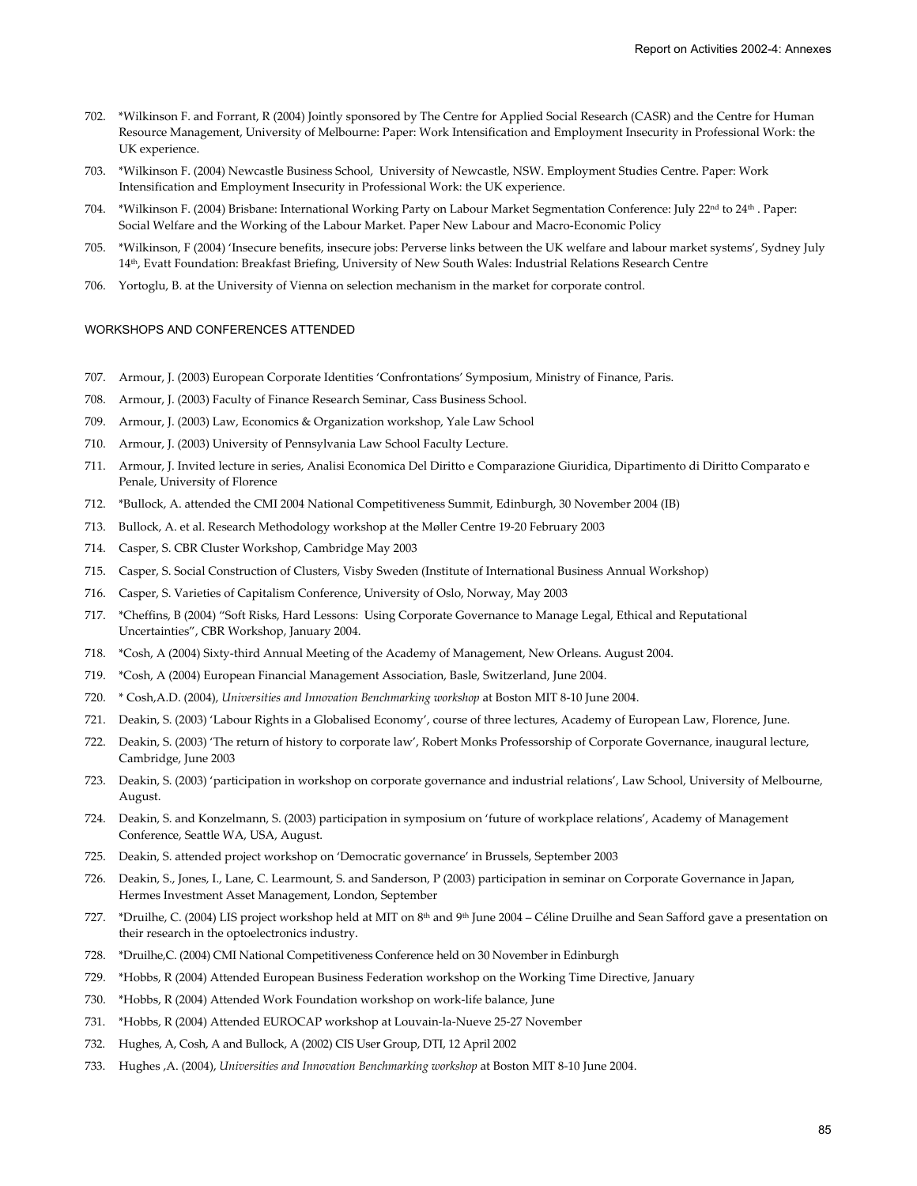702. *Wilkinson F. and Forrant, R (2004) Jointly sponsored by The Centre for Applied Social Research (CASR) and the Centre for Human Resource Management, University of Melbourne: Paper: Work Intensification and Employment Insecurity in Professional Work: the UK experience.

703. *Wilkinson F. (2004) Newcastle Business School, University of Newcastle, NSW. Employment Studies Centre. Paper: Work Intensification and Employment Insecurity in Professional Work: the UK experience.

704. *Wilkinson F. (2004) Brisbane: International Working Party on Labour Market Segmentation Conference: July 22nd to 24th . Paper: Social Welfare and the Working of the Labour Market. Paper New Labour and Macro-Economic Policy

705. *Wilkinson, F (2004) 'Insecure benefits, insecure jobs: Perverse links between the UK welfare and labour market systems', Sydney July 14th, Evatt Foundation: Breakfast Briefing, University of New South Wales: Industrial Relations Research Centre

706. Yortoglu, B. at the University of Vienna on selection mechanism in the market for corporate control.

WORKSHOPS AND CONFERENCES ATTENDED

707. Armour, J. (2003) European Corporate Identities 'Confrontations' Symposium, Ministry of Finance, Paris.

708. Armour, J. (2003) Faculty of Finance Research Seminar, Cass Business School.

709. Armour, J. (2003) Law, Economics & Organization workshop, Yale Law School

710. Armour, J. (2003) University of Pennsylvania Law School Faculty Lecture.

711. Armour, J. Invited lecture in series, Analisi Economica Del Diritto e Comparazione Giuridica, Dipartimento di Diritto Comparato e Penale, University of Florence

712. *Bullock, A. attended the CMI 2004 National Competitiveness Summit, Edinburgh, 30 November 2004 (IB)

713. Bullock, A. et al. Research Methodology workshop at the Møller Centre 19-20 February 2003

714. Casper, S. CBR Cluster Workshop, Cambridge May 2003

715. Casper, S. Social Construction of Clusters, Visby Sweden (Institute of International Business Annual Workshop)

716. Casper, S. Varieties of Capitalism Conference, University of Oslo, Norway, May 2003

717. *Cheffins, B (2004) "Soft Risks, Hard Lessons: Using Corporate Governance to Manage Legal, Ethical and Reputational Uncertainties", CBR Workshop, January 2004.

718. *Cosh, A (2004) Sixty-third Annual Meeting of the Academy of Management, New Orleans. August 2004.

719. *Cosh, A (2004) European Financial Management Association, Basle, Switzerland, June 2004.

720. * Cosh,A.D. (2004), *Universities and Innovation Benchmarking workshop* at Boston MIT 8-10 June 2004.

721. Deakin, S. (2003) 'Labour Rights in a Globalised Economy', course of three lectures, Academy of European Law, Florence, June.

722. Deakin, S. (2003) 'The return of history to corporate law', Robert Monks Professorship of Corporate Governance, inaugural lecture, Cambridge, June 2003

723. Deakin, S. (2003) 'participation in workshop on corporate governance and industrial relations', Law School, University of Melbourne, August.

724. Deakin, S. and Konzelmann, S. (2003) participation in symposium on 'future of workplace relations', Academy of Management Conference, Seattle WA, USA, August.

725. Deakin, S. attended project workshop on 'Democratic governance' in Brussels, September 2003

726. Deakin, S., Jones, I., Lane, C. Learmount, S. and Sanderson, P (2003) participation in seminar on Corporate Governance in Japan, Hermes Investment Asset Management, London, September

727. *Druilhe, C. (2004) LIS project workshop held at MIT on 8th and 9th June 2004 – Céline Druilhe and Sean Safford gave a presentation on their research in the optoelectronics industry.

728. *Druilhe,C. (2004) CMI National Competitiveness Conference held on 30 November in Edinburgh

729. *Hobbs, R (2004) Attended European Business Federation workshop on the Working Time Directive, January

730. *Hobbs, R (2004) Attended Work Foundation workshop on work-life balance, June

731. *Hobbs, R (2004) Attended EUROCAP workshop at Louvain-la-Nueve 25-27 November

732. Hughes, A, Cosh, A and Bullock, A (2002) CIS User Group, DTI, 12 April 2002

733. Hughes ,A. (2004), *Universities and Innovation Benchmarking workshop* at Boston MIT 8-10 June 2004.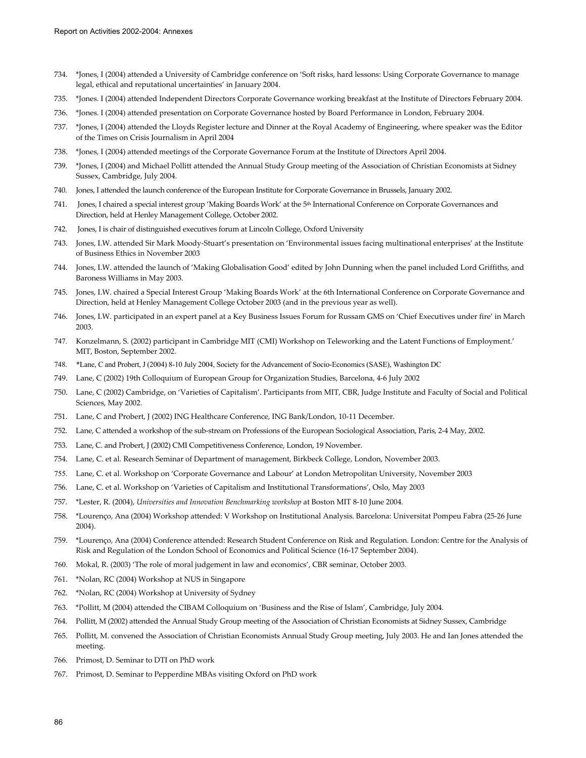734. *Jones, I (2004) attended a University of Cambridge conference on 'Soft risks, hard lessons: Using Corporate Governance to manage legal, ethical and reputational uncertainties' in January 2004.
735. *Jones. I (2004) attended Independent Directors Corporate Governance working breakfast at the Institute of Directors February 2004.
736. *Jones. I (2004) attended presentation on Corporate Governance hosted by Board Performance in London, February 2004.
737. *Jones, I (2004) attended the Lloyds Register lecture and Dinner at the Royal Academy of Engineering, where speaker was the Editor of the Times on Crisis Journalism in April 2004
738. *Jones, I (2004) attended meetings of the Corporate Governance Forum at the Institute of Directors April 2004.
739. *Jones, I (2004) and Michael Pollitt attended the Annual Study Group meeting of the Association of Christian Economists at Sidney Sussex, Cambridge, July 2004.
740. Jones, I attended the launch conference of the European Institute for Corporate Governance in Brussels, January 2002.
741. Jones, I chaired a special interest group 'Making Boards Work' at the 5th International Conference on Corporate Governances and Direction, held at Henley Management College, October 2002.
742. Jones, I is chair of distinguished executives forum at Lincoln College, Oxford University
743. Jones, I.W. attended Sir Mark Moody-Stuart's presentation on 'Environmental issues facing multinational enterprises' at the Institute of Business Ethics in November 2003
744. Jones, I.W. attended the launch of 'Making Globalisation Good' edited by John Dunning when the panel included Lord Griffiths, and Baroness Williams in May 2003.
745. Jones, I.W. chaired a Special Interest Group 'Making Boards Work' at the 6th International Conference on Corporate Governance and Direction, held at Henley Management College October 2003 (and in the previous year as well).
746. Jones, I.W. participated in an expert panel at a Key Business Issues Forum for Russam GMS on 'Chief Executives under fire' in March 2003.
747. Konzelmann, S. (2002) participant in Cambridge MIT (CMI) Workshop on Teleworking and the Latent Functions of Employment.' MIT, Boston, September 2002.
748. *Lane, C and Probert, J (2004) 8-10 July 2004, Society for the Advancement of Socio-Economics (SASE), Washington DC
749. Lane, C (2002) 19th Colloquium of European Group for Organization Studies, Barcelona, 4-6 July 2002
750. Lane, C (2002) Cambridge, on 'Varieties of Capitalism'. Participants from MIT, CBR, Judge Institute and Faculty of Social and Political Sciences, May 2002.
751. Lane, C and Probert, J (2002) ING Healthcare Conference, ING Bank/London, 10-11 December.
752. Lane, C attended a workshop of the sub-stream on Professions of the European Sociological Association, Paris, 2-4 May, 2002.
753. Lane, C. and Probert, J (2002) CMI Competitiveness Conference, London, 19 November.
754. Lane, C. et al. Research Seminar of Department of management, Birkbeck College, London, November 2003.
755. Lane, C. et al. Workshop on 'Corporate Governance and Labour' at London Metropolitan University, November 2003
756. Lane, C. et al. Workshop on 'Varieties of Capitalism and Institutional Transformations', Oslo, May 2003
757. *Lester, R. (2004), *Universities and Innovation Benchmarking workshop* at Boston MIT 8-10 June 2004.
758. *Lourenço, Ana (2004) Workshop attended: V Workshop on Institutional Analysis. Barcelona: Universitat Pompeu Fabra (25-26 June 2004).
759. *Lourenço, Ana (2004) Conference attended: Research Student Conference on Risk and Regulation. London: Centre for the Analysis of Risk and Regulation of the London School of Economics and Political Science (16-17 September 2004).
760. Mokal, R. (2003) 'The role of moral judgement in law and economics', CBR seminar, October 2003.
761. *Nolan, RC (2004) Workshop at NUS in Singapore
762. *Nolan, RC (2004) Workshop at University of Sydney
763. *Pollitt, M (2004) attended the CIBAM Colloquium on 'Business and the Rise of Islam', Cambridge, July 2004.
764. Pollitt, M (2002) attended the Annual Study Group meeting of the Association of Christian Economists at Sidney Sussex, Cambridge
765. Pollitt, M. convened the Association of Christian Economists Annual Study Group meeting, July 2003. He and Ian Jones attended the meeting.
766. Primost, D. Seminar to DTI on PhD work
767. Primost, D. Seminar to Pepperdine MBAs visiting Oxford on PhD work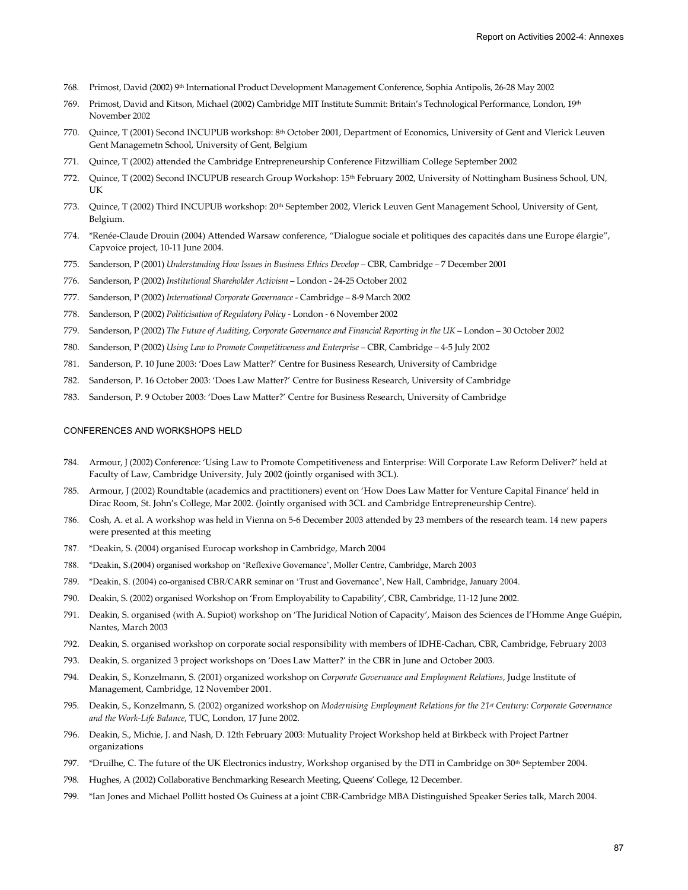768. Primost, David (2002) 9th International Product Development Management Conference, Sophia Antipolis, 26-28 May 2002

769. Primost, David and Kitson, Michael (2002) Cambridge MIT Institute Summit: Britain's Technological Performance, London, 19th November 2002

770. Quince, T (2001) Second INCUPUB workshop: 8th October 2001, Department of Economics, University of Gent and Vlerick Leuven Gent Managemetn School, University of Gent, Belgium

771. Quince, T (2002) attended the Cambridge Entrepreneurship Conference Fitzwilliam College September 2002

772. Quince, T (2002) Second INCUPUB research Group Workshop: 15th February 2002, University of Nottingham Business School, UN, UK

773. Quince, T (2002) Third INCUPUB workshop: 20th September 2002, Vlerick Leuven Gent Management School, University of Gent, Belgium.

774. *Renée-Claude Drouin (2004) Attended Warsaw conference, "Dialogue sociale et politiques des capacités dans une Europe élargie", Capvoice project, 10-11 June 2004.

775. Sanderson, P (2001) *Understanding How Issues in Business Ethics Develop* – CBR, Cambridge – 7 December 2001

776. Sanderson, P (2002) *Institutional Shareholder Activism* – London - 24-25 October 2002

777. Sanderson, P (2002) *International Corporate Governance* - Cambridge – 8-9 March 2002

778. Sanderson, P (2002) *Politicisation of Regulatory Policy* - London - 6 November 2002

779. Sanderson, P (2002) *The Future of Auditing, Corporate Governance and Financial Reporting in the UK* – London – 30 October 2002

780. Sanderson, P (2002) *Using Law to Promote Competitiveness and Enterprise* – CBR, Cambridge – 4-5 July 2002

781. Sanderson, P. 10 June 2003: 'Does Law Matter?' Centre for Business Research, University of Cambridge

782. Sanderson, P. 16 October 2003: 'Does Law Matter?' Centre for Business Research, University of Cambridge

783. Sanderson, P. 9 October 2003: 'Does Law Matter?' Centre for Business Research, University of Cambridge

## CONFERENCES AND WORKSHOPS HELD

784. Armour, J (2002) Conference: 'Using Law to Promote Competitiveness and Enterprise: Will Corporate Law Reform Deliver?' held at Faculty of Law, Cambridge University, July 2002 (jointly organised with 3CL).

785. Armour, J (2002) Roundtable (academics and practitioners) event on 'How Does Law Matter for Venture Capital Finance' held in Dirac Room, St. John's College, Mar 2002. (Jointly organised with 3CL and Cambridge Entrepreneurship Centre).

786. Cosh, A. et al. A workshop was held in Vienna on 5-6 December 2003 attended by 23 members of the research team. 14 new papers were presented at this meeting

787. *Deakin, S. (2004) organised Eurocap workshop in Cambridge, March 2004

788. *Deakin, S.(2004) organised workshop on 'Reflexive Governance', Moller Centre, Cambridge, March 2003

789. *Deakin, S. (2004) co-organised CBR/CARR seminar on 'Trust and Governance', New Hall, Cambridge, January 2004.

790. Deakin, S. (2002) organised Workshop on 'From Employability to Capability', CBR, Cambridge, 11-12 June 2002.

791. Deakin, S. organised (with A. Supiot) workshop on 'The Juridical Notion of Capacity', Maison des Sciences de l'Homme Ange Guépin, Nantes, March 2003

792. Deakin, S. organised workshop on corporate social responsibility with members of IDHE-Cachan, CBR, Cambridge, February 2003

793. Deakin, S. organized 3 project workshops on 'Does Law Matter?' in the CBR in June and October 2003.

794. Deakin, S., Konzelmann, S. (2001) organized workshop on *Corporate Governance and Employment Relations*, Judge Institute of Management, Cambridge, 12 November 2001.

795. Deakin, S., Konzelmann, S. (2002) organized workshop on *Modernising Employment Relations for the 21st Century: Corporate Governance and the Work-Life Balance*, TUC, London, 17 June 2002.

796. Deakin, S., Michie, J. and Nash, D. 12th February 2003: Mutuality Project Workshop held at Birkbeck with Project Partner organizations

797. *Druilhe, C. The future of the UK Electronics industry, Workshop organised by the DTI in Cambridge on 30th September 2004.

798. Hughes, A (2002) Collaborative Benchmarking Research Meeting, Queens' College, 12 December.

799. *Ian Jones and Michael Pollitt hosted Os Guiness at a joint CBR-Cambridge MBA Distinguished Speaker Series talk, March 2004.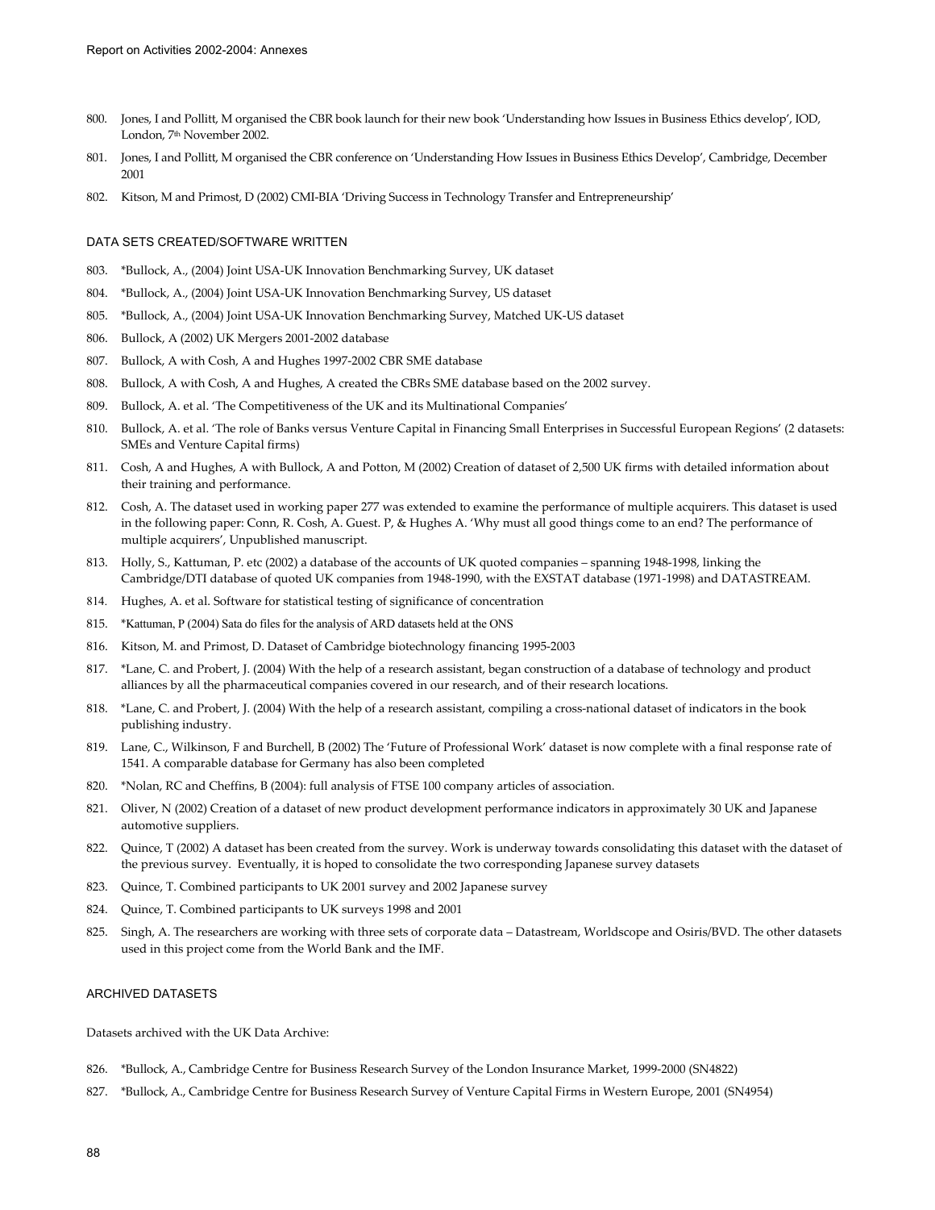800. Jones, I and Pollitt, M organised the CBR book launch for their new book 'Understanding how Issues in Business Ethics develop', IOD, London, 7th November 2002.

801. Jones, I and Pollitt, M organised the CBR conference on 'Understanding How Issues in Business Ethics Develop', Cambridge, December 2001

802. Kitson, M and Primost, D (2002) CMI-BIA 'Driving Success in Technology Transfer and Entrepreneurship'

### DATA SETS CREATED/SOFTWARE WRITTEN

803. *Bullock, A., (2004) Joint USA-UK Innovation Benchmarking Survey, UK dataset

804. *Bullock, A., (2004) Joint USA-UK Innovation Benchmarking Survey, US dataset

805. *Bullock, A., (2004) Joint USA-UK Innovation Benchmarking Survey, Matched UK-US dataset

806. Bullock, A (2002) UK Mergers 2001-2002 database

807. Bullock, A with Cosh, A and Hughes 1997-2002 CBR SME database

808. Bullock, A with Cosh, A and Hughes, A created the CBRs SME database based on the 2002 survey.

809. Bullock, A. et al. 'The Competitiveness of the UK and its Multinational Companies'

810. Bullock, A. et al. 'The role of Banks versus Venture Capital in Financing Small Enterprises in Successful European Regions' (2 datasets: SMEs and Venture Capital firms)

811. Cosh, A and Hughes, A with Bullock, A and Potton, M (2002) Creation of dataset of 2,500 UK firms with detailed information about their training and performance.

812. Cosh, A. The dataset used in working paper 277 was extended to examine the performance of multiple acquirers. This dataset is used in the following paper: Conn, R. Cosh, A. Guest. P, & Hughes A. 'Why must all good things come to an end? The performance of multiple acquirers', Unpublished manuscript.

813. Holly, S., Kattuman, P. etc (2002) a database of the accounts of UK quoted companies – spanning 1948-1998, linking the Cambridge/DTI database of quoted UK companies from 1948-1990, with the EXSTAT database (1971-1998) and DATASTREAM.

814. Hughes, A. et al. Software for statistical testing of significance of concentration

815. *Kattuman, P (2004) Sata do files for the analysis of ARD datasets held at the ONS

816. Kitson, M. and Primost, D. Dataset of Cambridge biotechnology financing 1995-2003

817. *Lane, C. and Probert, J. (2004) With the help of a research assistant, began construction of a database of technology and product alliances by all the pharmaceutical companies covered in our research, and of their research locations.

818. *Lane, C. and Probert, J. (2004) With the help of a research assistant, compiling a cross-national dataset of indicators in the book publishing industry.

819. Lane, C., Wilkinson, F and Burchell, B (2002) The 'Future of Professional Work' dataset is now complete with a final response rate of 1541. A comparable database for Germany has also been completed

820. *Nolan, RC and Cheffins, B (2004): full analysis of FTSE 100 company articles of association.

821. Oliver, N (2002) Creation of a dataset of new product development performance indicators in approximately 30 UK and Japanese automotive suppliers.

822. Quince, T (2002) A dataset has been created from the survey. Work is underway towards consolidating this dataset with the dataset of the previous survey. Eventually, it is hoped to consolidate the two corresponding Japanese survey datasets

823. Quince, T. Combined participants to UK 2001 survey and 2002 Japanese survey

824. Quince, T. Combined participants to UK surveys 1998 and 2001

825. Singh, A. The researchers are working with three sets of corporate data – Datastream, Worldscope and Osiris/BVD. The other datasets used in this project come from the World Bank and the IMF.

### ARCHIVED DATASETS

Datasets archived with the UK Data Archive:

826. *Bullock, A., Cambridge Centre for Business Research Survey of the London Insurance Market, 1999-2000 (SN4822)

827. *Bullock, A., Cambridge Centre for Business Research Survey of Venture Capital Firms in Western Europe, 2001 (SN4954)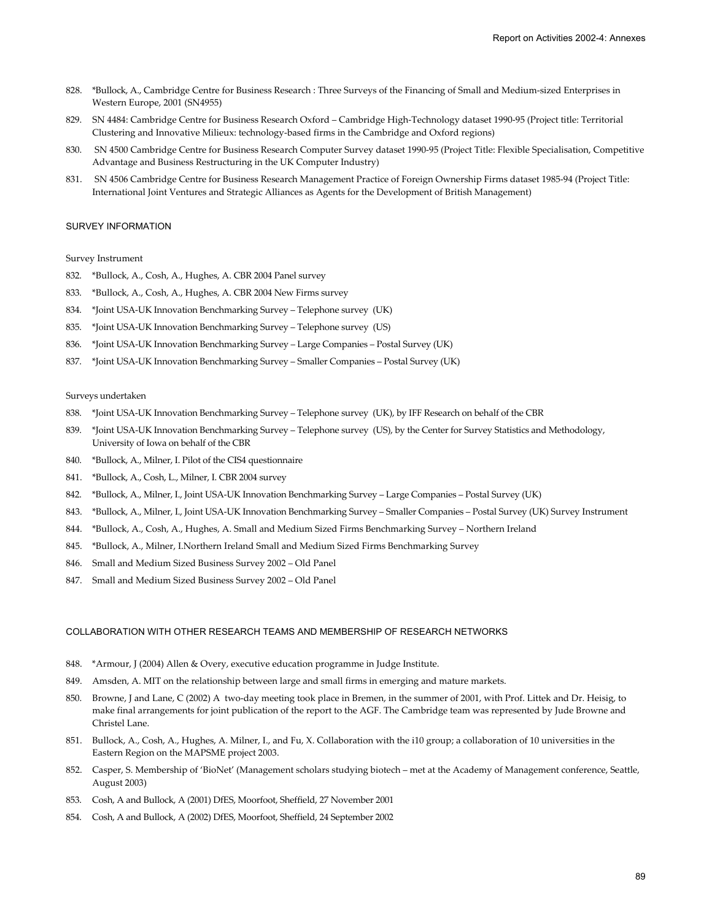828. *Bullock, A., Cambridge Centre for Business Research : Three Surveys of the Financing of Small and Medium-sized Enterprises in Western Europe, 2001 (SN4955)
829. SN 4484: Cambridge Centre for Business Research Oxford – Cambridge High-Technology dataset 1990-95 (Project title: Territorial Clustering and Innovative Milieux: technology-based firms in the Cambridge and Oxford regions)
830. SN 4500 Cambridge Centre for Business Research Computer Survey dataset 1990-95 (Project Title: Flexible Specialisation, Competitive Advantage and Business Restructuring in the UK Computer Industry)
831. SN 4506 Cambridge Centre for Business Research Management Practice of Foreign Ownership Firms dataset 1985-94 (Project Title: International Joint Ventures and Strategic Alliances as Agents for the Development of British Management)

## SURVEY INFORMATION

### Survey Instrument

832. *Bullock, A., Cosh, A., Hughes, A. CBR 2004 Panel survey
833. *Bullock, A., Cosh, A., Hughes, A. CBR 2004 New Firms survey
834. *Joint USA-UK Innovation Benchmarking Survey – Telephone survey (UK)
835. *Joint USA-UK Innovation Benchmarking Survey – Telephone survey (US)
836. *Joint USA-UK Innovation Benchmarking Survey – Large Companies – Postal Survey (UK)
837. *Joint USA-UK Innovation Benchmarking Survey – Smaller Companies – Postal Survey (UK)

### Surveys undertaken

838. *Joint USA-UK Innovation Benchmarking Survey – Telephone survey (UK), by IFF Research on behalf of the CBR
839. *Joint USA-UK Innovation Benchmarking Survey – Telephone survey (US), by the Center for Survey Statistics and Methodology, University of Iowa on behalf of the CBR
840. *Bullock, A., Milner, I. Pilot of the CIS4 questionnaire
841. *Bullock, A., Cosh, L., Milner, I. CBR 2004 survey
842. *Bullock, A., Milner, I., Joint USA-UK Innovation Benchmarking Survey – Large Companies – Postal Survey (UK)
843. *Bullock, A., Milner, I., Joint USA-UK Innovation Benchmarking Survey – Smaller Companies – Postal Survey (UK) Survey Instrument
844. *Bullock, A., Cosh, A., Hughes, A. Small and Medium Sized Firms Benchmarking Survey – Northern Ireland
845. *Bullock, A., Milner, I.Northern Ireland Small and Medium Sized Firms Benchmarking Survey
846. Small and Medium Sized Business Survey 2002 – Old Panel
847. Small and Medium Sized Business Survey 2002 – Old Panel

## COLLABORATION WITH OTHER RESEARCH TEAMS AND MEMBERSHIP OF RESEARCH NETWORKS

848. *Armour, J (2004) Allen & Overy, executive education programme in Judge Institute.
849. Amsden, A. MIT on the relationship between large and small firms in emerging and mature markets.
850. Browne, J and Lane, C (2002) A two-day meeting took place in Bremen, in the summer of 2001, with Prof. Littek and Dr. Heisig, to make final arrangements for joint publication of the report to the AGF. The Cambridge team was represented by Jude Browne and Christel Lane.
851. Bullock, A., Cosh, A., Hughes, A. Milner, I., and Fu, X. Collaboration with the i10 group; a collaboration of 10 universities in the Eastern Region on the MAPSME project 2003.
852. Casper, S. Membership of 'BioNet' (Management scholars studying biotech – met at the Academy of Management conference, Seattle, August 2003)
853. Cosh, A and Bullock, A (2001) DfES, Moorfoot, Sheffield, 27 November 2001
854. Cosh, A and Bullock, A (2002) DfES, Moorfoot, Sheffield, 24 September 2002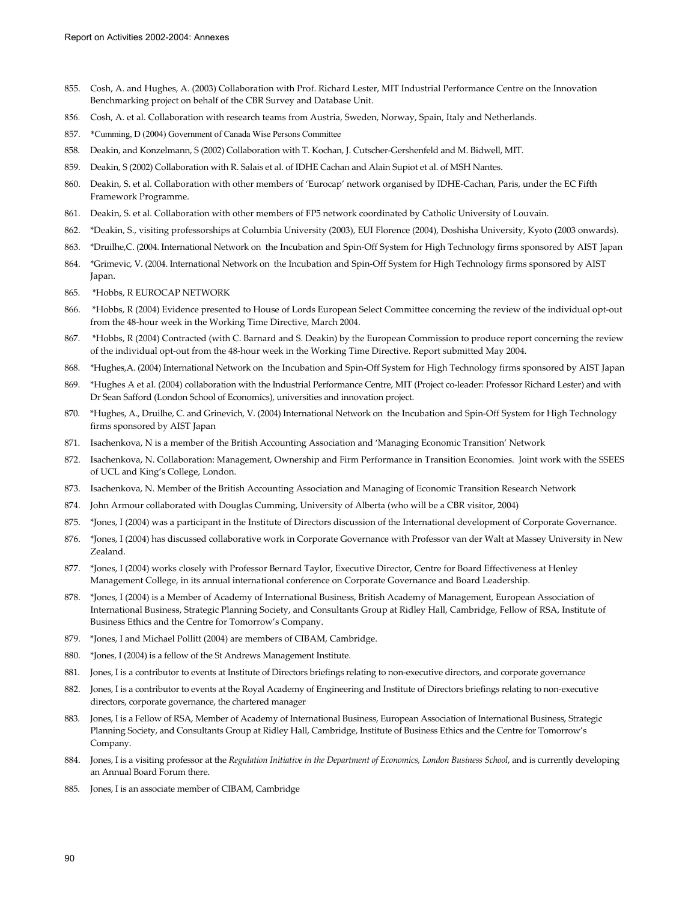855. Cosh, A. and Hughes, A. (2003) Collaboration with Prof. Richard Lester, MIT Industrial Performance Centre on the Innovation Benchmarking project on behalf of the CBR Survey and Database Unit.

856. Cosh, A. et al. Collaboration with research teams from Austria, Sweden, Norway, Spain, Italy and Netherlands.

857. *Cumming, D (2004) Government of Canada Wise Persons Committee

858. Deakin, and Konzelmann, S (2002) Collaboration with T. Kochan, J. Cutscher-Gershenfeld and M. Bidwell, MIT.

859. Deakin, S (2002) Collaboration with R. Salais et al. of IDHE Cachan and Alain Supiot et al. of MSH Nantes.

860. Deakin, S. et al. Collaboration with other members of 'Eurocap' network organised by IDHE-Cachan, Paris, under the EC Fifth Framework Programme.

861. Deakin, S. et al. Collaboration with other members of FP5 network coordinated by Catholic University of Louvain.

862. *Deakin, S., visiting professorships at Columbia University (2003), EUI Florence (2004), Doshisha University, Kyoto (2003 onwards).

863. *Druilhe,C. (2004. International Network on the Incubation and Spin-Off System for High Technology firms sponsored by AIST Japan

864. *Grimevic, V. (2004. International Network on the Incubation and Spin-Off System for High Technology firms sponsored by AIST Japan.

865. *Hobbs, R EUROCAP NETWORK

866. *Hobbs, R (2004) Evidence presented to House of Lords European Select Committee concerning the review of the individual opt-out from the 48-hour week in the Working Time Directive, March 2004.

867. *Hobbs, R (2004) Contracted (with C. Barnard and S. Deakin) by the European Commission to produce report concerning the review of the individual opt-out from the 48-hour week in the Working Time Directive. Report submitted May 2004.

868. *Hughes,A. (2004) International Network on the Incubation and Spin-Off System for High Technology firms sponsored by AIST Japan

869. *Hughes A et al. (2004) collaboration with the Industrial Performance Centre, MIT (Project co-leader: Professor Richard Lester) and with Dr Sean Safford (London School of Economics), universities and innovation project.

870. *Hughes, A., Druilhe, C. and Grinevich, V. (2004) International Network on the Incubation and Spin-Off System for High Technology firms sponsored by AIST Japan

871. Isachenkova, N is a member of the British Accounting Association and 'Managing Economic Transition' Network

872. Isachenkova, N. Collaboration: Management, Ownership and Firm Performance in Transition Economies. Joint work with the SSEES of UCL and King's College, London.

873. Isachenkova, N. Member of the British Accounting Association and Managing of Economic Transition Research Network

874. John Armour collaborated with Douglas Cumming, University of Alberta (who will be a CBR visitor, 2004)

875. *Jones, I (2004) was a participant in the Institute of Directors discussion of the International development of Corporate Governance.

876. *Jones, I (2004) has discussed collaborative work in Corporate Governance with Professor van der Walt at Massey University in New Zealand.

877. *Jones, I (2004) works closely with Professor Bernard Taylor, Executive Director, Centre for Board Effectiveness at Henley Management College, in its annual international conference on Corporate Governance and Board Leadership.

878. *Jones, I (2004) is a Member of Academy of International Business, British Academy of Management, European Association of International Business, Strategic Planning Society, and Consultants Group at Ridley Hall, Cambridge, Fellow of RSA, Institute of Business Ethics and the Centre for Tomorrow's Company.

879. *Jones, I and Michael Pollitt (2004) are members of CIBAM, Cambridge.

880. *Jones, I (2004) is a fellow of the St Andrews Management Institute.

881. Jones, I is a contributor to events at Institute of Directors briefings relating to non-executive directors, and corporate governance

882. Jones, I is a contributor to events at the Royal Academy of Engineering and Institute of Directors briefings relating to non-executive directors, corporate governance, the chartered manager

883. Jones, I is a Fellow of RSA, Member of Academy of International Business, European Association of International Business, Strategic Planning Society, and Consultants Group at Ridley Hall, Cambridge, Institute of Business Ethics and the Centre for Tomorrow's Company.

884. Jones, I is a visiting professor at the *Regulation Initiative in the Department of Economics, London Business School*, and is currently developing an Annual Board Forum there.

885. Jones, I is an associate member of CIBAM, Cambridge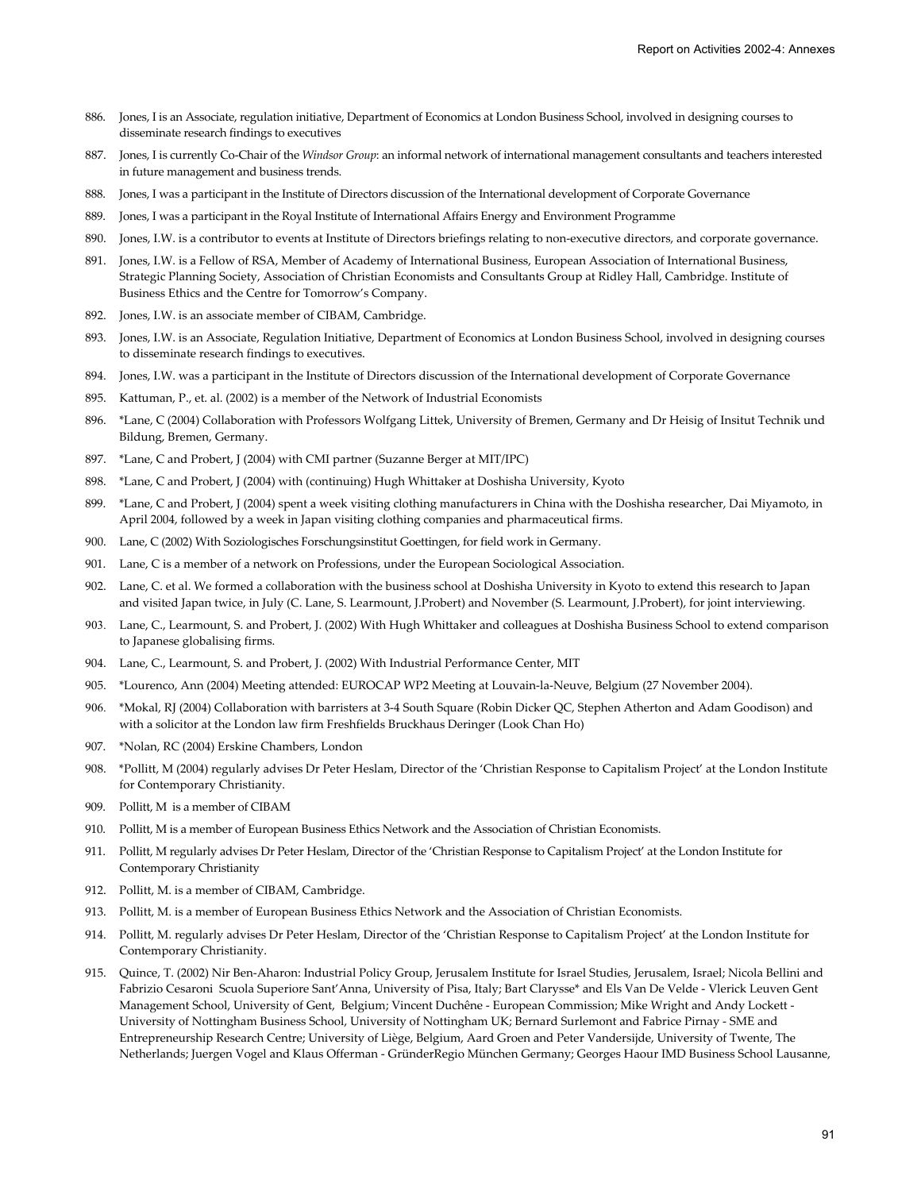886. Jones, I is an Associate, regulation initiative, Department of Economics at London Business School, involved in designing courses to disseminate research findings to executives

887. Jones, I is currently Co-Chair of the *Windsor Group*: an informal network of international management consultants and teachers interested in future management and business trends.

888. Jones, I was a participant in the Institute of Directors discussion of the International development of Corporate Governance

889. Jones, I was a participant in the Royal Institute of International Affairs Energy and Environment Programme

890. Jones, I.W. is a contributor to events at Institute of Directors briefings relating to non-executive directors, and corporate governance.

891. Jones, I.W. is a Fellow of RSA, Member of Academy of International Business, European Association of International Business, Strategic Planning Society, Association of Christian Economists and Consultants Group at Ridley Hall, Cambridge. Institute of Business Ethics and the Centre for Tomorrow's Company.

892. Jones, I.W. is an associate member of CIBAM, Cambridge.

893. Jones, I.W. is an Associate, Regulation Initiative, Department of Economics at London Business School, involved in designing courses to disseminate research findings to executives.

894. Jones, I.W. was a participant in the Institute of Directors discussion of the International development of Corporate Governance

895. Kattuman, P., et. al. (2002) is a member of the Network of Industrial Economists

896. *Lane, C (2004) Collaboration with Professors Wolfgang Littek, University of Bremen, Germany and Dr Heisig of Insitut Technik und Bildung, Bremen, Germany.

897. *Lane, C and Probert, J (2004) with CMI partner (Suzanne Berger at MIT/IPC)

898. *Lane, C and Probert, J (2004) with (continuing) Hugh Whittaker at Doshisha University, Kyoto

899. *Lane, C and Probert, J (2004) spent a week visiting clothing manufacturers in China with the Doshisha researcher, Dai Miyamoto, in April 2004, followed by a week in Japan visiting clothing companies and pharmaceutical firms.

900. Lane, C (2002) With Soziologisches Forschungsinstitut Goettingen, for field work in Germany.

901. Lane, C is a member of a network on Professions, under the European Sociological Association.

902. Lane, C. et al. We formed a collaboration with the business school at Doshisha University in Kyoto to extend this research to Japan and visited Japan twice, in July (C. Lane, S. Learmount, J.Probert) and November (S. Learmount, J.Probert), for joint interviewing.

903. Lane, C., Learmount, S. and Probert, J. (2002) With Hugh Whittaker and colleagues at Doshisha Business School to extend comparison to Japanese globalising firms.

904. Lane, C., Learmount, S. and Probert, J. (2002) With Industrial Performance Center, MIT

905. *Lourenco, Ann (2004) Meeting attended: EUROCAP WP2 Meeting at Louvain-la-Neuve, Belgium (27 November 2004).

906. *Mokal, RJ (2004) Collaboration with barristers at 3-4 South Square (Robin Dicker QC, Stephen Atherton and Adam Goodison) and with a solicitor at the London law firm Freshfields Bruckhaus Deringer (Look Chan Ho)

907. *Nolan, RC (2004) Erskine Chambers, London

908. *Pollitt, M (2004) regularly advises Dr Peter Heslam, Director of the 'Christian Response to Capitalism Project' at the London Institute for Contemporary Christianity.

909. Pollitt, M is a member of CIBAM

910. Pollitt, M is a member of European Business Ethics Network and the Association of Christian Economists.

911. Pollitt, M regularly advises Dr Peter Heslam, Director of the 'Christian Response to Capitalism Project' at the London Institute for Contemporary Christianity

912. Pollitt, M. is a member of CIBAM, Cambridge.

913. Pollitt, M. is a member of European Business Ethics Network and the Association of Christian Economists.

914. Pollitt, M. regularly advises Dr Peter Heslam, Director of the 'Christian Response to Capitalism Project' at the London Institute for Contemporary Christianity.

915. Quince, T. (2002) Nir Ben-Aharon: Industrial Policy Group, Jerusalem Institute for Israel Studies, Jerusalem, Israel; Nicola Bellini and Fabrizio Cesaroni Scuola Superiore Sant'Anna, University of Pisa, Italy; Bart Clarysse* and Els Van De Velde - Vlerick Leuven Gent Management School, University of Gent, Belgium; Vincent Duchêne - European Commission; Mike Wright and Andy Lockett - University of Nottingham Business School, University of Nottingham UK; Bernard Surlemont and Fabrice Pirnay - SME and Entrepreneurship Research Centre; University of Liège, Belgium, Aard Groen and Peter Vandersijde, University of Twente, The Netherlands; Juergen Vogel and Klaus Offerman - GründerRegio München Germany; Georges Haour IMD Business School Lausanne,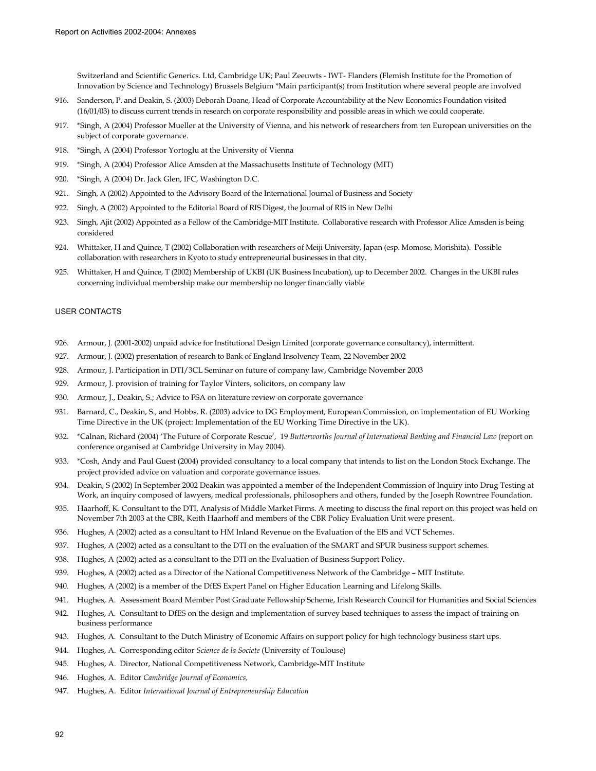Switzerland and Scientific Generics. Ltd, Cambridge UK; Paul Zeeuwts - IWT- Flanders (Flemish Institute for the Promotion of Innovation by Science and Technology) Brussels Belgium *Main participant(s) from Institution where several people are involved

916. Sanderson, P. and Deakin, S. (2003) Deborah Doane, Head of Corporate Accountability at the New Economics Foundation visited (16/01/03) to discuss current trends in research on corporate responsibility and possible areas in which we could cooperate.
917. *Singh, A (2004) Professor Mueller at the University of Vienna, and his network of researchers from ten European universities on the subject of corporate governance.
918. *Singh, A (2004) Professor Yortoglu at the University of Vienna
919. *Singh, A (2004) Professor Alice Amsden at the Massachusetts Institute of Technology (MIT)
920. *Singh, A (2004) Dr. Jack Glen, IFC, Washington D.C.
921. Singh, A (2002) Appointed to the Advisory Board of the International Journal of Business and Society
922. Singh, A (2002) Appointed to the Editorial Board of RIS Digest, the Journal of RIS in New Delhi
923. Singh, Ajit (2002) Appointed as a Fellow of the Cambridge-MIT Institute. Collaborative research with Professor Alice Amsden is being considered
924. Whittaker, H and Quince, T (2002) Collaboration with researchers of Meiji University, Japan (esp. Momose, Morishita). Possible collaboration with researchers in Kyoto to study entrepreneurial businesses in that city.
925. Whittaker, H and Quince, T (2002) Membership of UKBI (UK Business Incubation), up to December 2002. Changes in the UKBI rules concerning individual membership make our membership no longer financially viable

## USER CONTACTS

926. Armour, J. (2001-2002) unpaid advice for Institutional Design Limited (corporate governance consultancy), intermittent.
927. Armour, J. (2002) presentation of research to Bank of England Insolvency Team, 22 November 2002
928. Armour, J. Participation in DTI/3CL Seminar on future of company law, Cambridge November 2003
929. Armour, J. provision of training for Taylor Vinters, solicitors, on company law
930. Armour, J., Deakin, S.; Advice to FSA on literature review on corporate governance
931. Barnard, C., Deakin, S., and Hobbs, R. (2003) advice to DG Employment, European Commission, on implementation of EU Working Time Directive in the UK (project: Implementation of the EU Working Time Directive in the UK).
932. *Calnan, Richard (2004) 'The Future of Corporate Rescue', 19 *Butterworths Journal of International Banking and Financial Law* (report on conference organised at Cambridge University in May 2004).
933. *Cosh, Andy and Paul Guest (2004) provided consultancy to a local company that intends to list on the London Stock Exchange. The project provided advice on valuation and corporate governance issues.
934. Deakin, S (2002) In September 2002 Deakin was appointed a member of the Independent Commission of Inquiry into Drug Testing at Work, an inquiry composed of lawyers, medical professionals, philosophers and others, funded by the Joseph Rowntree Foundation.
935. Haarhoff, K. Consultant to the DTI, Analysis of Middle Market Firms. A meeting to discuss the final report on this project was held on November 7th 2003 at the CBR, Keith Haarhoff and members of the CBR Policy Evaluation Unit were present.
936. Hughes, A (2002) acted as a consultant to HM Inland Revenue on the Evaluation of the EIS and VCT Schemes.
937. Hughes, A (2002) acted as a consultant to the DTI on the evaluation of the SMART and SPUR business support schemes.
938. Hughes, A (2002) acted as a consultant to the DTI on the Evaluation of Business Support Policy.
939. Hughes, A (2002) acted as a Director of the National Competitiveness Network of the Cambridge – MIT Institute.
940. Hughes, A (2002) is a member of the DfES Expert Panel on Higher Education Learning and Lifelong Skills.
941. Hughes, A. Assessment Board Member Post Graduate Fellowship Scheme, Irish Research Council for Humanities and Social Sciences
942. Hughes, A. Consultant to DfES on the design and implementation of survey based techniques to assess the impact of training on business performance
943. Hughes, A. Consultant to the Dutch Ministry of Economic Affairs on support policy for high technology business start ups.
944. Hughes, A. Corresponding editor *Science de la Societe* (University of Toulouse)
945. Hughes, A. Director, National Competitiveness Network, Cambridge-MIT Institute
946. Hughes, A. Editor *Cambridge Journal of Economics,*
947. Hughes, A. Editor *International Journal of Entrepreneurship Education*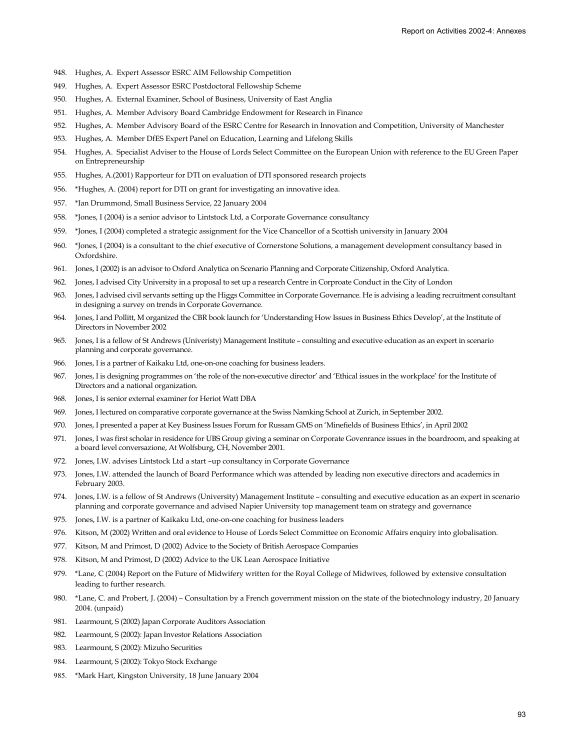948. Hughes, A. Expert Assessor ESRC AIM Fellowship Competition

949. Hughes, A. Expert Assessor ESRC Postdoctoral Fellowship Scheme

950. Hughes, A. External Examiner, School of Business, University of East Anglia

951. Hughes, A. Member Advisory Board Cambridge Endowment for Research in Finance

952. Hughes, A. Member Advisory Board of the ESRC Centre for Research in Innovation and Competition, University of Manchester

953. Hughes, A. Member DfES Expert Panel on Education, Learning and Lifelong Skills

954. Hughes, A. Specialist Adviser to the House of Lords Select Committee on the European Union with reference to the EU Green Paper on Entrepreneurship

955. Hughes, A.(2001) Rapporteur for DTI on evaluation of DTI sponsored research projects

956. *Hughes, A. (2004) report for DTI on grant for investigating an innovative idea.

957. *Ian Drummond, Small Business Service, 22 January 2004

958. *Jones, I (2004) is a senior advisor to Lintstock Ltd, a Corporate Governance consultancy

959. *Jones, I (2004) completed a strategic assignment for the Vice Chancellor of a Scottish university in January 2004

960. *Jones, I (2004) is a consultant to the chief executive of Cornerstone Solutions, a management development consultancy based in Oxfordshire.

961. Jones, I (2002) is an advisor to Oxford Analytica on Scenario Planning and Corporate Citizenship, Oxford Analytica.

962. Jones, I advised City University in a proposal to set up a research Centre in Corproate Conduct in the City of London

963. Jones, I advised civil servants setting up the Higgs Committee in Corporate Governance. He is advising a leading recruitment consultant in designing a survey on trends in Corporate Governance.

964. Jones, I and Pollitt, M organized the CBR book launch for 'Understanding How Issues in Business Ethics Develop', at the Institute of Directors in November 2002

965. Jones, I is a fellow of St Andrews (Univeristy) Management Institute – consulting and executive education as an expert in scenario planning and corporate governance.

966. Jones, I is a partner of Kaikaku Ltd, one-on-one coaching for business leaders.

967. Jones, I is designing programmes on 'the role of the non-executive director' and 'Ethical issues in the workplace' for the Institute of Directors and a national organization.

968. Jones, I is senior external examiner for Heriot Watt DBA

969. Jones, I lectured on comparative corporate governance at the Swiss Namking School at Zurich, in September 2002.

970. Jones, I presented a paper at Key Business Issues Forum for Russam GMS on 'Minefields of Business Ethics', in April 2002

971. Jones, I was first scholar in residence for UBS Group giving a seminar on Corporate Govenrance issues in the boardroom, and speaking at a board level conversazione, At Wolfsburg, CH, November 2001.

972. Jones, I.W. advises Lintstock Ltd a start –up consultancy in Corporate Governance

973. Jones, I.W. attended the launch of Board Performance which was attended by leading non executive directors and academics in February 2003.

974. Jones, I.W. is a fellow of St Andrews (University) Management Institute – consulting and executive education as an expert in scenario planning and corporate governance and advised Napier University top management team on strategy and governance

975. Jones, I.W. is a partner of Kaikaku Ltd, one-on-one coaching for business leaders

976. Kitson, M (2002) Written and oral evidence to House of Lords Select Committee on Economic Affairs enquiry into globalisation.

977. Kitson, M and Primost, D (2002) Advice to the Society of British Aerospace Companies

978. Kitson, M and Primost, D (2002) Advice to the UK Lean Aerospace Initiative

979. *Lane, C (2004) Report on the Future of Midwifery written for the Royal College of Midwives, followed by extensive consultation leading to further research.

980. *Lane, C. and Probert, J. (2004) – Consultation by a French government mission on the state of the biotechnology industry, 20 January 2004. (unpaid)

981. Learmount, S (2002) Japan Corporate Auditors Association

982. Learmount, S (2002): Japan Investor Relations Association

983. Learmount, S (2002): Mizuho Securities

984. Learmount, S (2002): Tokyo Stock Exchange

985. *Mark Hart, Kingston University, 18 June January 2004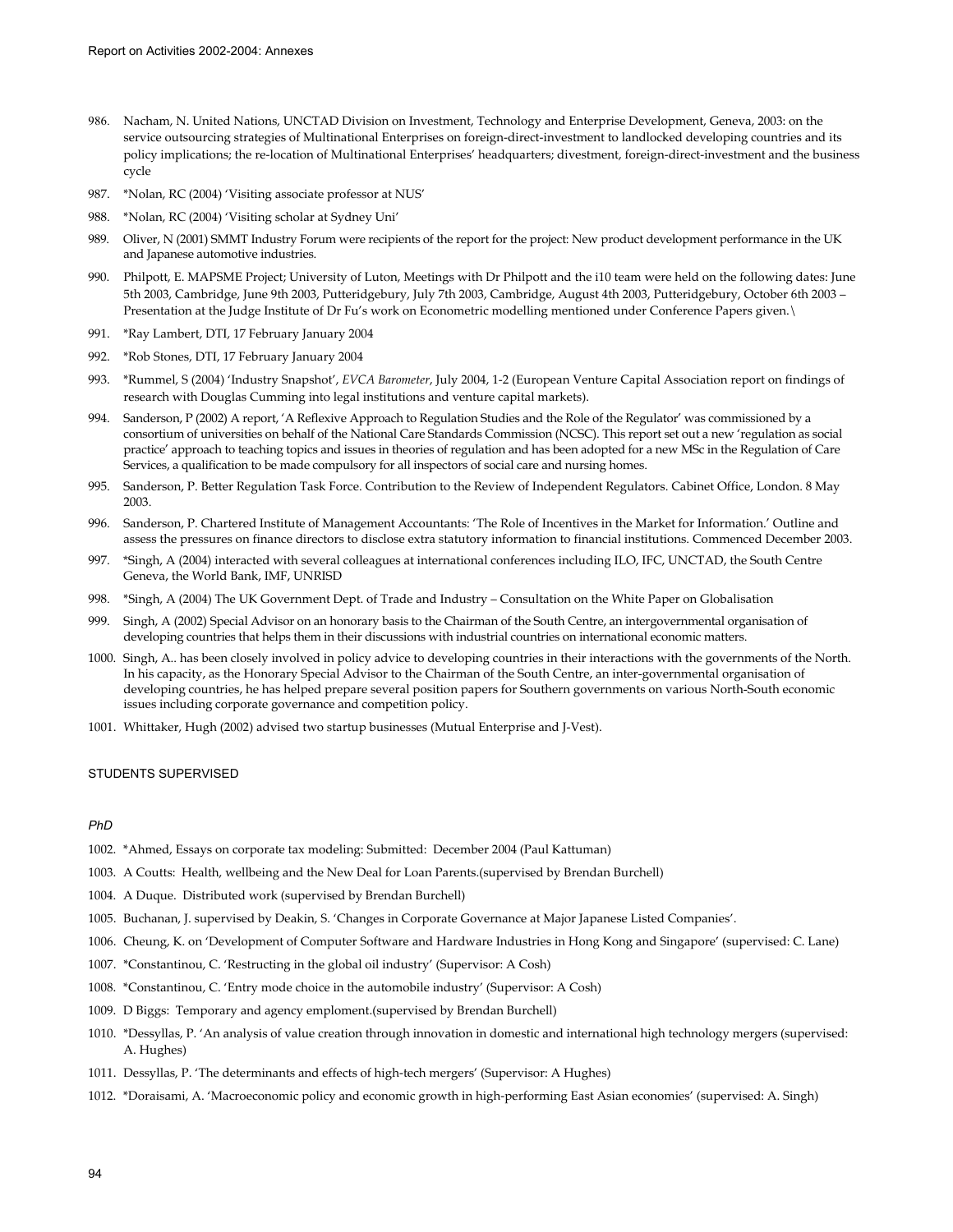986. Nacham, N. United Nations, UNCTAD Division on Investment, Technology and Enterprise Development, Geneva, 2003: on the service outsourcing strategies of Multinational Enterprises on foreign-direct-investment to landlocked developing countries and its policy implications; the re-location of Multinational Enterprises' headquarters; divestment, foreign-direct-investment and the business cycle

987. *Nolan, RC (2004) 'Visiting associate professor at NUS'

988. *Nolan, RC (2004) 'Visiting scholar at Sydney Uni'

989. Oliver, N (2001) SMMT Industry Forum were recipients of the report for the project: New product development performance in the UK and Japanese automotive industries.

990. Philpott, E. MAPSME Project; University of Luton, Meetings with Dr Philpott and the i10 team were held on the following dates: June 5th 2003, Cambridge, June 9th 2003, Putteridgebury, July 7th 2003, Cambridge, August 4th 2003, Putteridgebury, October 6th 2003 – Presentation at the Judge Institute of Dr Fu's work on Econometric modelling mentioned under Conference Papers given.\

991. *Ray Lambert, DTI, 17 February January 2004

992. *Rob Stones, DTI, 17 February January 2004

993. *Rummel, S (2004) 'Industry Snapshot', *EVCA Barometer*, July 2004, 1-2 (European Venture Capital Association report on findings of research with Douglas Cumming into legal institutions and venture capital markets).

994. Sanderson, P (2002) A report, 'A Reflexive Approach to Regulation Studies and the Role of the Regulator' was commissioned by a consortium of universities on behalf of the National Care Standards Commission (NCSC). This report set out a new 'regulation as social practice' approach to teaching topics and issues in theories of regulation and has been adopted for a new MSc in the Regulation of Care Services, a qualification to be made compulsory for all inspectors of social care and nursing homes.

995. Sanderson, P. Better Regulation Task Force. Contribution to the Review of Independent Regulators. Cabinet Office, London. 8 May 2003.

996. Sanderson, P. Chartered Institute of Management Accountants: 'The Role of Incentives in the Market for Information.' Outline and assess the pressures on finance directors to disclose extra statutory information to financial institutions. Commenced December 2003.

997. *Singh, A (2004) interacted with several colleagues at international conferences including ILO, IFC, UNCTAD, the South Centre Geneva, the World Bank, IMF, UNRISD

998. *Singh, A (2004) The UK Government Dept. of Trade and Industry – Consultation on the White Paper on Globalisation

999. Singh, A (2002) Special Advisor on an honorary basis to the Chairman of the South Centre, an intergovernmental organisation of developing countries that helps them in their discussions with industrial countries on international economic matters.

1000. Singh, A.. has been closely involved in policy advice to developing countries in their interactions with the governments of the North. In his capacity, as the Honorary Special Advisor to the Chairman of the South Centre, an inter-governmental organisation of developing countries, he has helped prepare several position papers for Southern governments on various North-South economic issues including corporate governance and competition policy.

1001. Whittaker, Hugh (2002) advised two startup businesses (Mutual Enterprise and J-Vest).

## STUDENTS SUPERVISED

### *PhD*

1002. *Ahmed, Essays on corporate tax modeling: Submitted: December 2004 (Paul Kattuman)

1003. A Coutts: Health, wellbeing and the New Deal for Loan Parents.(supervised by Brendan Burchell)

1004. A Duque. Distributed work (supervised by Brendan Burchell)

1005. Buchanan, J. supervised by Deakin, S. 'Changes in Corporate Governance at Major Japanese Listed Companies'.

1006. Cheung, K. on 'Development of Computer Software and Hardware Industries in Hong Kong and Singapore' (supervised: C. Lane)

1007. *Constantinou, C. 'Restructing in the global oil industry' (Supervisor: A Cosh)

1008. *Constantinou, C. 'Entry mode choice in the automobile industry' (Supervisor: A Cosh)

1009. D Biggs: Temporary and agency emploment.(supervised by Brendan Burchell)

1010. *Dessyllas, P. 'An analysis of value creation through innovation in domestic and international high technology mergers (supervised: A. Hughes)

1011. Dessyllas, P. 'The determinants and effects of high-tech mergers' (Supervisor: A Hughes)

1012. *Doraisami, A. 'Macroeconomic policy and economic growth in high-performing East Asian economies' (supervised: A. Singh)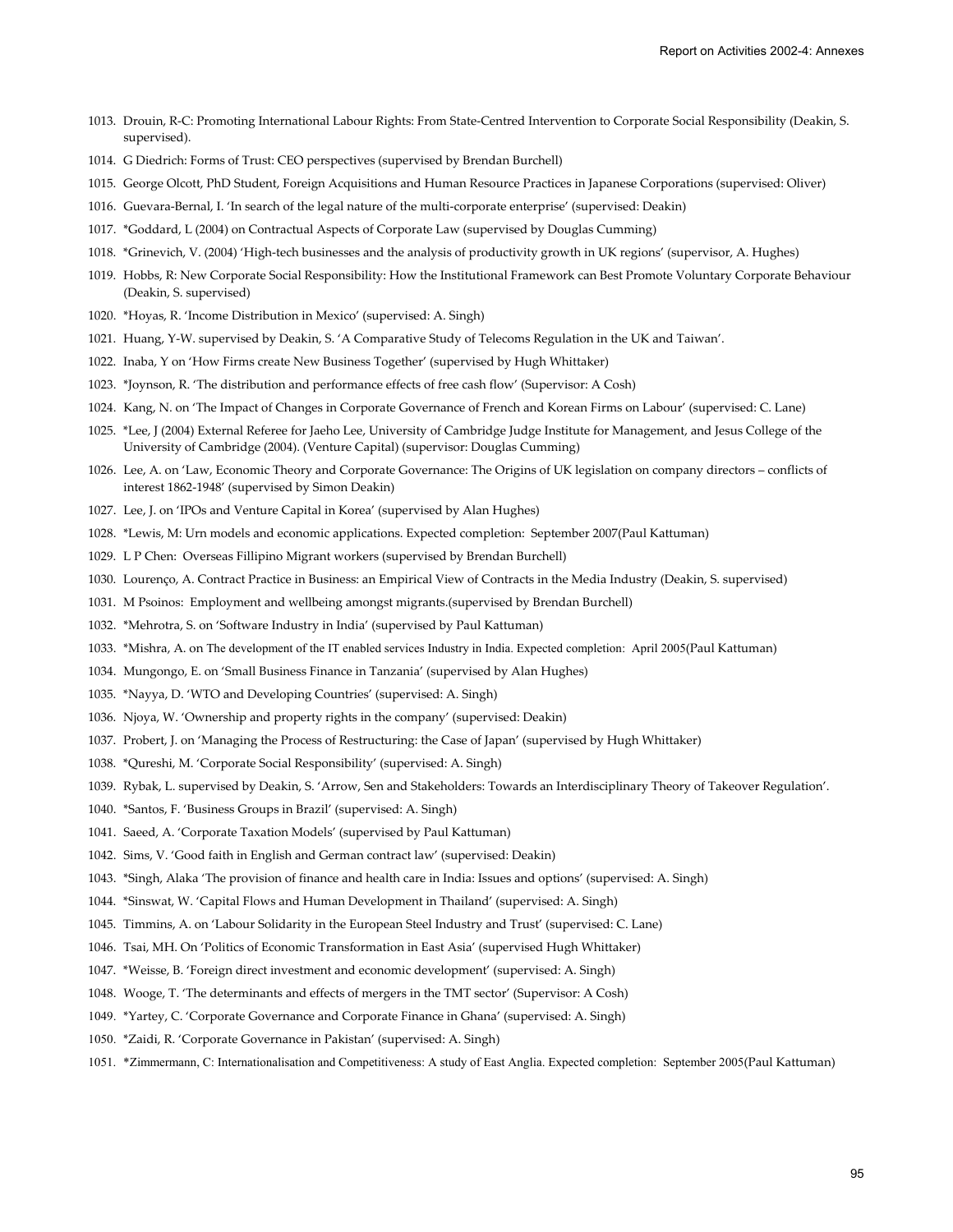1013. Drouin, R-C: Promoting International Labour Rights: From State-Centred Intervention to Corporate Social Responsibility (Deakin, S. supervised).
1014. G Diedrich: Forms of Trust: CEO perspectives (supervised by Brendan Burchell)
1015. George Olcott, PhD Student, Foreign Acquisitions and Human Resource Practices in Japanese Corporations (supervised: Oliver)
1016. Guevara-Bernal, I. 'In search of the legal nature of the multi-corporate enterprise' (supervised: Deakin)
1017. *Goddard, L (2004) on Contractual Aspects of Corporate Law (supervised by Douglas Cumming)
1018. *Grinevich, V. (2004) 'High-tech businesses and the analysis of productivity growth in UK regions' (supervisor, A. Hughes)
1019. Hobbs, R: New Corporate Social Responsibility: How the Institutional Framework can Best Promote Voluntary Corporate Behaviour (Deakin, S. supervised)
1020. *Hoyas, R. 'Income Distribution in Mexico' (supervised: A. Singh)
1021. Huang, Y-W. supervised by Deakin, S. 'A Comparative Study of Telecoms Regulation in the UK and Taiwan'.
1022. Inaba, Y on 'How Firms create New Business Together' (supervised by Hugh Whittaker)
1023. *Joynson, R. 'The distribution and performance effects of free cash flow' (Supervisor: A Cosh)
1024. Kang, N. on 'The Impact of Changes in Corporate Governance of French and Korean Firms on Labour' (supervised: C. Lane)
1025. *Lee, J (2004) External Referee for Jaeho Lee, University of Cambridge Judge Institute for Management, and Jesus College of the University of Cambridge (2004). (Venture Capital) (supervisor: Douglas Cumming)
1026. Lee, A. on 'Law, Economic Theory and Corporate Governance: The Origins of UK legislation on company directors – conflicts of interest 1862-1948' (supervised by Simon Deakin)
1027. Lee, J. on 'IPOs and Venture Capital in Korea' (supervised by Alan Hughes)
1028. *Lewis, M: Urn models and economic applications. Expected completion: September 2007(Paul Kattuman)
1029. L P Chen: Overseas Fillipino Migrant workers (supervised by Brendan Burchell)
1030. Lourenço, A. Contract Practice in Business: an Empirical View of Contracts in the Media Industry (Deakin, S. supervised)
1031. M Psoinos: Employment and wellbeing amongst migrants.(supervised by Brendan Burchell)
1032. *Mehrotra, S. on 'Software Industry in India' (supervised by Paul Kattuman)
1033. *Mishra, A. on The development of the IT enabled services Industry in India. Expected completion: April 2005(Paul Kattuman)
1034. Mungongo, E. on 'Small Business Finance in Tanzania' (supervised by Alan Hughes)
1035. *Nayya, D. 'WTO and Developing Countries' (supervised: A. Singh)
1036. Njoya, W. 'Ownership and property rights in the company' (supervised: Deakin)
1037. Probert, J. on 'Managing the Process of Restructuring: the Case of Japan' (supervised by Hugh Whittaker)
1038. *Qureshi, M. 'Corporate Social Responsibility' (supervised: A. Singh)
1039. Rybak, L. supervised by Deakin, S. 'Arrow, Sen and Stakeholders: Towards an Interdisciplinary Theory of Takeover Regulation'.
1040. *Santos, F. 'Business Groups in Brazil' (supervised: A. Singh)
1041. Saeed, A. 'Corporate Taxation Models' (supervised by Paul Kattuman)
1042. Sims, V. 'Good faith in English and German contract law' (supervised: Deakin)
1043. *Singh, Alaka 'The provision of finance and health care in India: Issues and options' (supervised: A. Singh)
1044. *Sinswat, W. 'Capital Flows and Human Development in Thailand' (supervised: A. Singh)
1045. Timmins, A. on 'Labour Solidarity in the European Steel Industry and Trust' (supervised: C. Lane)
1046. Tsai, MH. On 'Politics of Economic Transformation in East Asia' (supervised Hugh Whittaker)
1047. *Weisse, B. 'Foreign direct investment and economic development' (supervised: A. Singh)
1048. Wooge, T. 'The determinants and effects of mergers in the TMT sector' (Supervisor: A Cosh)
1049. *Yartey, C. 'Corporate Governance and Corporate Finance in Ghana' (supervised: A. Singh)
1050. *Zaidi, R. 'Corporate Governance in Pakistan' (supervised: A. Singh)
1051. *Zimmermann, C: Internationalisation and Competitiveness: A study of East Anglia. Expected completion: September 2005(Paul Kattuman)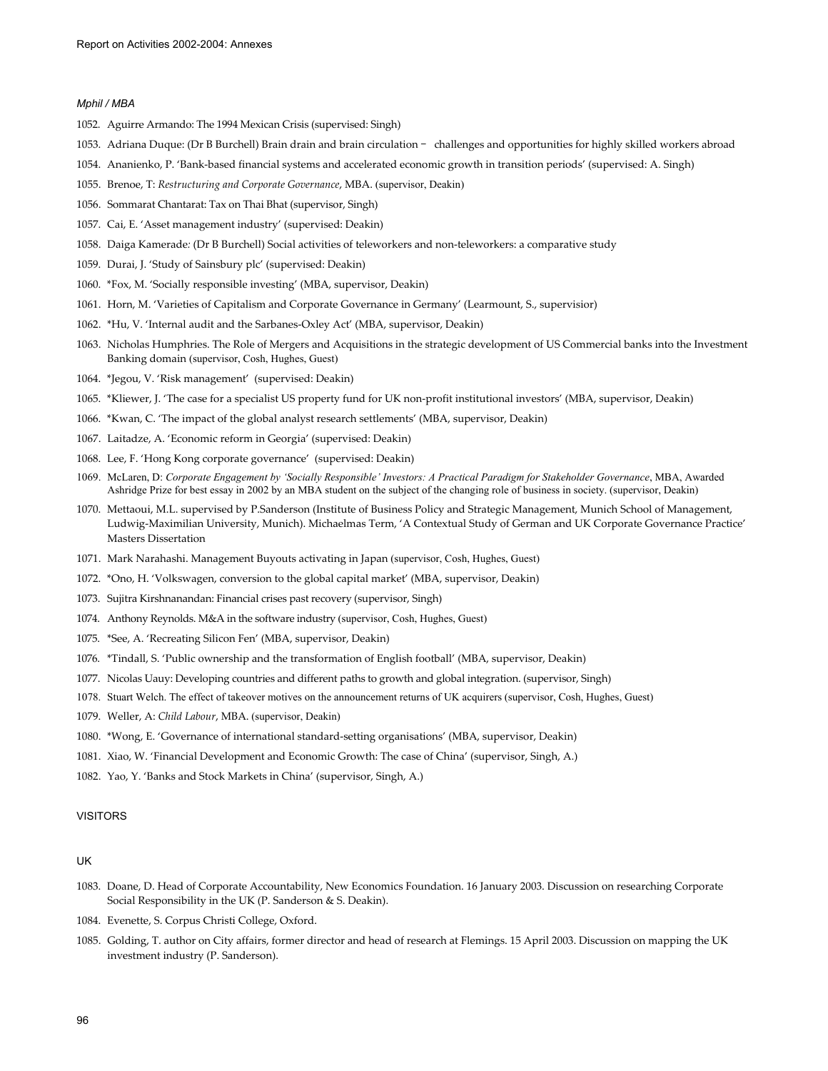*Mphil / MBA*

1052. Aguirre Armando: The 1994 Mexican Crisis (supervised: Singh)
1053. Adriana Duque: (Dr B Burchell) Brain drain and brain circulation – challenges and opportunities for highly skilled workers abroad
1054. Ananienko, P. 'Bank-based financial systems and accelerated economic growth in transition periods' (supervised: A. Singh)
1055. Brenoe, T: *Restructuring and Corporate Governance*, MBA. (supervisor, Deakin)
1056. Sommarat Chantarat: Tax on Thai Bhat (supervisor, Singh)
1057. Cai, E. 'Asset management industry' (supervised: Deakin)
1058. Daiga Kamerade: (Dr B Burchell) Social activities of teleworkers and non-teleworkers: a comparative study
1059. Durai, J. 'Study of Sainsbury plc' (supervised: Deakin)
1060. *Fox, M. 'Socially responsible investing' (MBA, supervisor, Deakin)
1061. Horn, M. 'Varieties of Capitalism and Corporate Governance in Germany' (Learmount, S., supervisior)
1062. *Hu, V. 'Internal audit and the Sarbanes-Oxley Act' (MBA, supervisor, Deakin)
1063. Nicholas Humphries. The Role of Mergers and Acquisitions in the strategic development of US Commercial banks into the Investment Banking domain (supervisor, Cosh, Hughes, Guest)
1064. *Jegou, V. 'Risk management' (supervised: Deakin)
1065. *Kliewer, J. 'The case for a specialist US property fund for UK non-profit institutional investors' (MBA, supervisor, Deakin)
1066. *Kwan, C. 'The impact of the global analyst research settlements' (MBA, supervisor, Deakin)
1067. Laitadze, A. 'Economic reform in Georgia' (supervised: Deakin)
1068. Lee, F. 'Hong Kong corporate governance' (supervised: Deakin)
1069. McLaren, D: *Corporate Engagement by 'Socially Responsible' Investors: A Practical Paradigm for Stakeholder Governance*, MBA, Awarded Ashridge Prize for best essay in 2002 by an MBA student on the subject of the changing role of business in society. (supervisor, Deakin)
1070. Mettaoui, M.L. supervised by P.Sanderson (Institute of Business Policy and Strategic Management, Munich School of Management, Ludwig-Maximilian University, Munich). Michaelmas Term, 'A Contextual Study of German and UK Corporate Governance Practice' Masters Dissertation
1071. Mark Narahashi. Management Buyouts activating in Japan (supervisor, Cosh, Hughes, Guest)
1072. *Ono, H. 'Volkswagen, conversion to the global capital market' (MBA, supervisor, Deakin)
1073. Sujitra Kirshnanandan: Financial crises past recovery (supervisor, Singh)
1074. Anthony Reynolds. M&A in the software industry (supervisor, Cosh, Hughes, Guest)
1075. *See, A. 'Recreating Silicon Fen' (MBA, supervisor, Deakin)
1076. *Tindall, S. 'Public ownership and the transformation of English football' (MBA, supervisor, Deakin)
1077. Nicolas Uauy: Developing countries and different paths to growth and global integration. (supervisor, Singh)
1078. Stuart Welch. The effect of takeover motives on the announcement returns of UK acquirers (supervisor, Cosh, Hughes, Guest)
1079. Weller, A: *Child Labour*, MBA. (supervisor, Deakin)
1080. *Wong, E. 'Governance of international standard-setting organisations' (MBA, supervisor, Deakin)
1081. Xiao, W. 'Financial Development and Economic Growth: The case of China' (supervisor, Singh, A.)
1082. Yao, Y. 'Banks and Stock Markets in China' (supervisor, Singh, A.)

## VISITORS

### UK

1083. Doane, D. Head of Corporate Accountability, New Economics Foundation. 16 January 2003. Discussion on researching Corporate Social Responsibility in the UK (P. Sanderson & S. Deakin).
1084. Evenette, S. Corpus Christi College, Oxford.
1085. Golding, T. author on City affairs, former director and head of research at Flemings. 15 April 2003. Discussion on mapping the UK investment industry (P. Sanderson).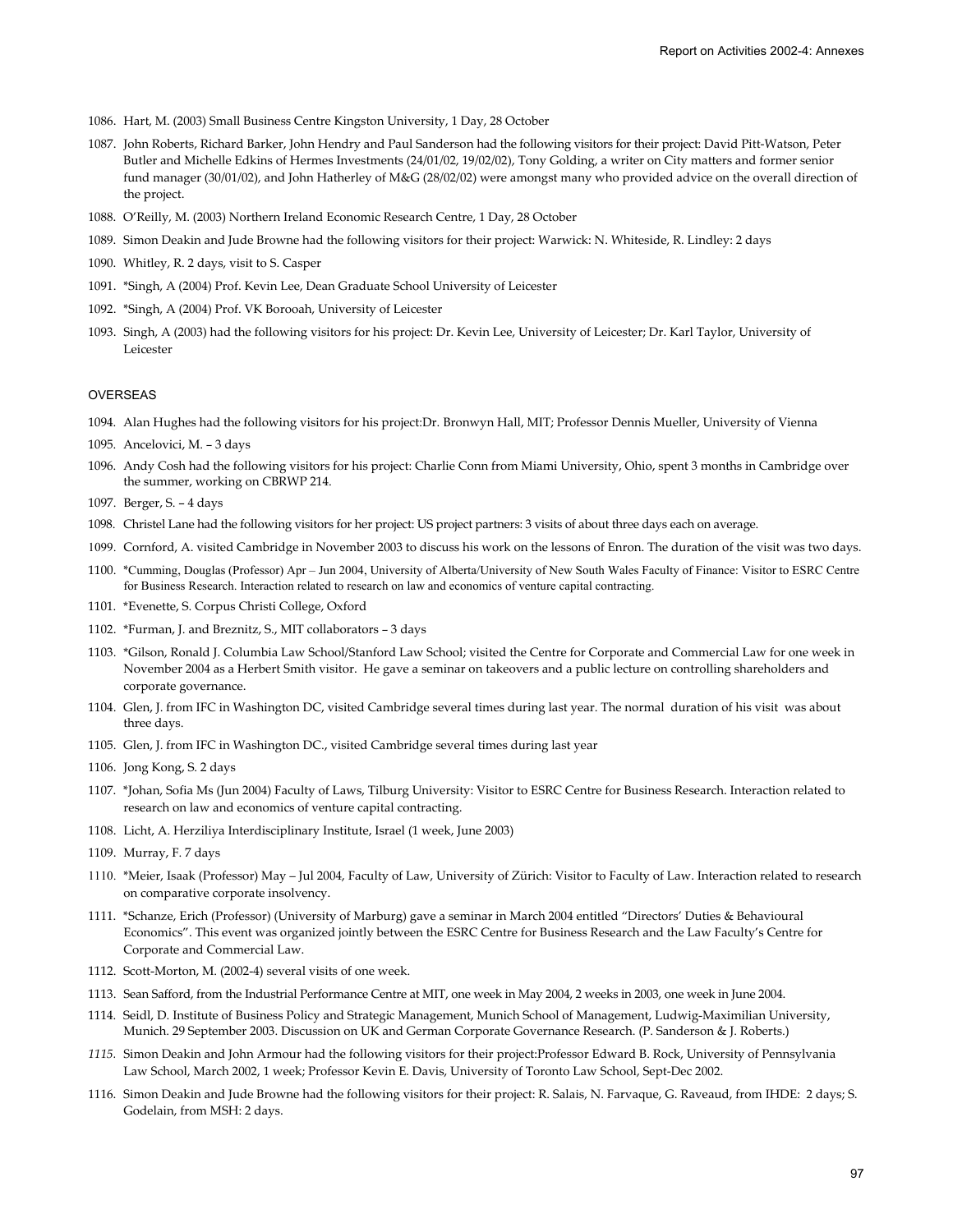1086. Hart, M. (2003) Small Business Centre Kingston University, 1 Day, 28 October

1087. John Roberts, Richard Barker, John Hendry and Paul Sanderson had the following visitors for their project: David Pitt-Watson, Peter Butler and Michelle Edkins of Hermes Investments (24/01/02, 19/02/02), Tony Golding, a writer on City matters and former senior fund manager (30/01/02), and John Hatherley of M&G (28/02/02) were amongst many who provided advice on the overall direction of the project.

1088. O'Reilly, M. (2003) Northern Ireland Economic Research Centre, 1 Day, 28 October

1089. Simon Deakin and Jude Browne had the following visitors for their project: Warwick: N. Whiteside, R. Lindley: 2 days

1090. Whitley, R. 2 days, visit to S. Casper

1091. *Singh, A (2004) Prof. Kevin Lee, Dean Graduate School University of Leicester

1092. *Singh, A (2004) Prof. VK Borooah, University of Leicester

1093. Singh, A (2003) had the following visitors for his project: Dr. Kevin Lee, University of Leicester; Dr. Karl Taylor, University of Leicester

OVERSEAS

1094. Alan Hughes had the following visitors for his project:Dr. Bronwyn Hall, MIT; Professor Dennis Mueller, University of Vienna

1095. Ancelovici, M. – 3 days

1096. Andy Cosh had the following visitors for his project: Charlie Conn from Miami University, Ohio, spent 3 months in Cambridge over the summer, working on CBRWP 214.

1097. Berger, S. – 4 days

1098. Christel Lane had the following visitors for her project: US project partners: 3 visits of about three days each on average.

1099. Cornford, A. visited Cambridge in November 2003 to discuss his work on the lessons of Enron. The duration of the visit was two days.

1100. *Cumming, Douglas (Professor) Apr – Jun 2004, University of Alberta/University of New South Wales Faculty of Finance: Visitor to ESRC Centre for Business Research. Interaction related to research on law and economics of venture capital contracting.

1101. *Evenette, S. Corpus Christi College, Oxford

1102. *Furman, J. and Breznitz, S., MIT collaborators – 3 days

1103. *Gilson, Ronald J. Columbia Law School/Stanford Law School; visited the Centre for Corporate and Commercial Law for one week in November 2004 as a Herbert Smith visitor. He gave a seminar on takeovers and a public lecture on controlling shareholders and corporate governance.

1104. Glen, J. from IFC in Washington DC, visited Cambridge several times during last year. The normal duration of his visit was about three days.

1105. Glen, J. from IFC in Washington DC., visited Cambridge several times during last year

1106. Jong Kong, S. 2 days

1107. *Johan, Sofia Ms (Jun 2004) Faculty of Laws, Tilburg University: Visitor to ESRC Centre for Business Research. Interaction related to research on law and economics of venture capital contracting.

1108. Licht, A. Herziliya Interdisciplinary Institute, Israel (1 week, June 2003)

1109. Murray, F. 7 days

1110. *Meier, Isaak (Professor) May – Jul 2004, Faculty of Law, University of Zürich: Visitor to Faculty of Law. Interaction related to research on comparative corporate insolvency.

1111. *Schanze, Erich (Professor) (University of Marburg) gave a seminar in March 2004 entitled "Directors' Duties & Behavioural Economics". This event was organized jointly between the ESRC Centre for Business Research and the Law Faculty's Centre for Corporate and Commercial Law.

1112. Scott-Morton, M. (2002-4) several visits of one week.

1113. Sean Safford, from the Industrial Performance Centre at MIT, one week in May 2004, 2 weeks in 2003, one week in June 2004.

1114. Seidl, D. Institute of Business Policy and Strategic Management, Munich School of Management, Ludwig-Maximilian University, Munich. 29 September 2003. Discussion on UK and German Corporate Governance Research. (P. Sanderson & J. Roberts.)

1115. Simon Deakin and John Armour had the following visitors for their project:Professor Edward B. Rock, University of Pennsylvania Law School, March 2002, 1 week; Professor Kevin E. Davis, University of Toronto Law School, Sept-Dec 2002.

1116. Simon Deakin and Jude Browne had the following visitors for their project: R. Salais, N. Farvaque, G. Raveaud, from IHDE: 2 days; S. Godelain, from MSH: 2 days.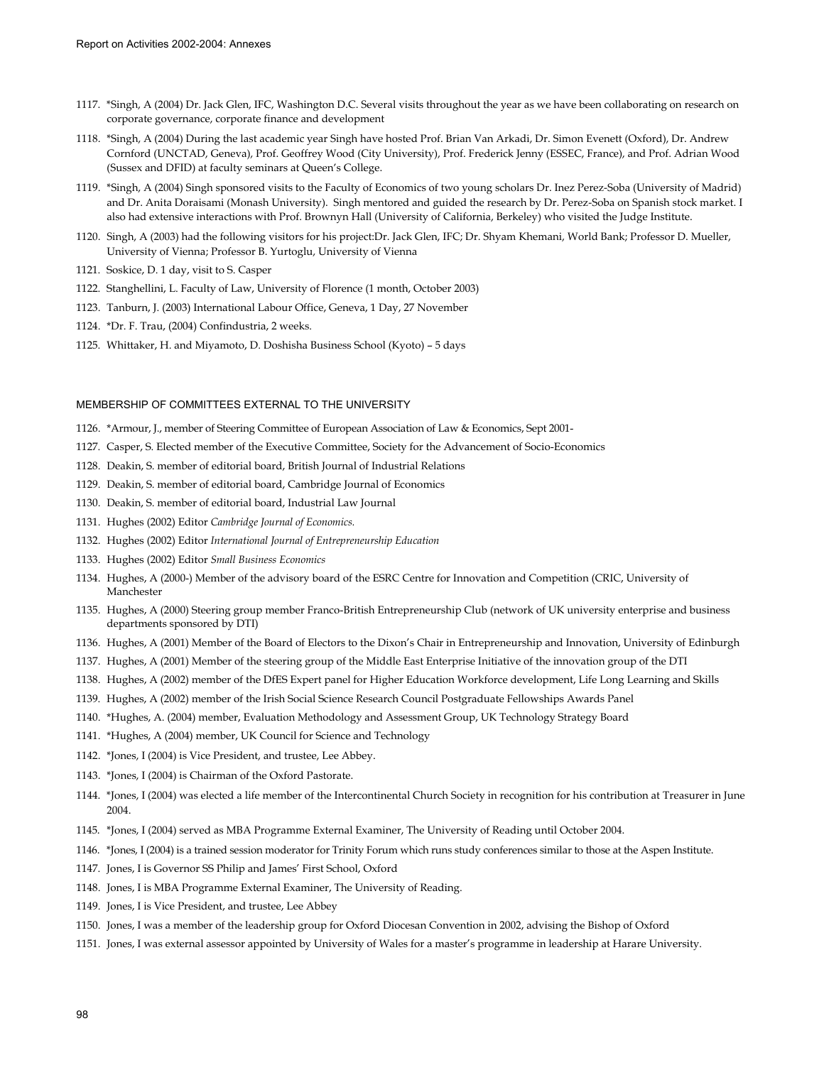1117. *Singh, A (2004) Dr. Jack Glen, IFC, Washington D.C. Several visits throughout the year as we have been collaborating on research on corporate governance, corporate finance and development

1118. *Singh, A (2004) During the last academic year Singh have hosted Prof. Brian Van Arkadi, Dr. Simon Evenett (Oxford), Dr. Andrew Cornford (UNCTAD, Geneva), Prof. Geoffrey Wood (City University), Prof. Frederick Jenny (ESSEC, France), and Prof. Adrian Wood (Sussex and DFID) at faculty seminars at Queen's College.

1119. *Singh, A (2004) Singh sponsored visits to the Faculty of Economics of two young scholars Dr. Inez Perez-Soba (University of Madrid) and Dr. Anita Doraisami (Monash University). Singh mentored and guided the research by Dr. Perez-Soba on Spanish stock market. I also had extensive interactions with Prof. Brownyn Hall (University of California, Berkeley) who visited the Judge Institute.

1120. Singh, A (2003) had the following visitors for his project:Dr. Jack Glen, IFC; Dr. Shyam Khemani, World Bank; Professor D. Mueller, University of Vienna; Professor B. Yurtoglu, University of Vienna

1121. Soskice, D. 1 day, visit to S. Casper

1122. Stanghellini, L. Faculty of Law, University of Florence (1 month, October 2003)

1123. Tanburn, J. (2003) International Labour Office, Geneva, 1 Day, 27 November

1124. *Dr. F. Trau, (2004) Confindustria, 2 weeks.

1125. Whittaker, H. and Miyamoto, D. Doshisha Business School (Kyoto) – 5 days

## MEMBERSHIP OF COMMITTEES EXTERNAL TO THE UNIVERSITY

1126. *Armour, J., member of Steering Committee of European Association of Law & Economics, Sept 2001-

1127. Casper, S. Elected member of the Executive Committee, Society for the Advancement of Socio-Economics

1128. Deakin, S. member of editorial board, British Journal of Industrial Relations

1129. Deakin, S. member of editorial board, Cambridge Journal of Economics

1130. Deakin, S. member of editorial board, Industrial Law Journal

1131. Hughes (2002) Editor *Cambridge Journal of Economics.*

1132. Hughes (2002) Editor *International Journal of Entrepreneurship Education*

1133. Hughes (2002) Editor *Small Business Economics*

1134. Hughes, A (2000-) Member of the advisory board of the ESRC Centre for Innovation and Competition (CRIC, University of Manchester

1135. Hughes, A (2000) Steering group member Franco-British Entrepreneurship Club (network of UK university enterprise and business departments sponsored by DTI)

1136. Hughes, A (2001) Member of the Board of Electors to the Dixon's Chair in Entrepreneurship and Innovation, University of Edinburgh

1137. Hughes, A (2001) Member of the steering group of the Middle East Enterprise Initiative of the innovation group of the DTI

1138. Hughes, A (2002) member of the DfES Expert panel for Higher Education Workforce development, Life Long Learning and Skills

1139. Hughes, A (2002) member of the Irish Social Science Research Council Postgraduate Fellowships Awards Panel

1140. *Hughes, A. (2004) member, Evaluation Methodology and Assessment Group, UK Technology Strategy Board

1141. *Hughes, A (2004) member, UK Council for Science and Technology

1142. *Jones, I (2004) is Vice President, and trustee, Lee Abbey.

1143. *Jones, I (2004) is Chairman of the Oxford Pastorate.

1144. *Jones, I (2004) was elected a life member of the Intercontinental Church Society in recognition for his contribution at Treasurer in June 2004.

1145. *Jones, I (2004) served as MBA Programme External Examiner, The University of Reading until October 2004.

1146. *Jones, I (2004) is a trained session moderator for Trinity Forum which runs study conferences similar to those at the Aspen Institute.

1147. Jones, I is Governor SS Philip and James' First School, Oxford

1148. Jones, I is MBA Programme External Examiner, The University of Reading.

1149. Jones, I is Vice President, and trustee, Lee Abbey

1150. Jones, I was a member of the leadership group for Oxford Diocesan Convention in 2002, advising the Bishop of Oxford

1151. Jones, I was external assessor appointed by University of Wales for a master's programme in leadership at Harare University.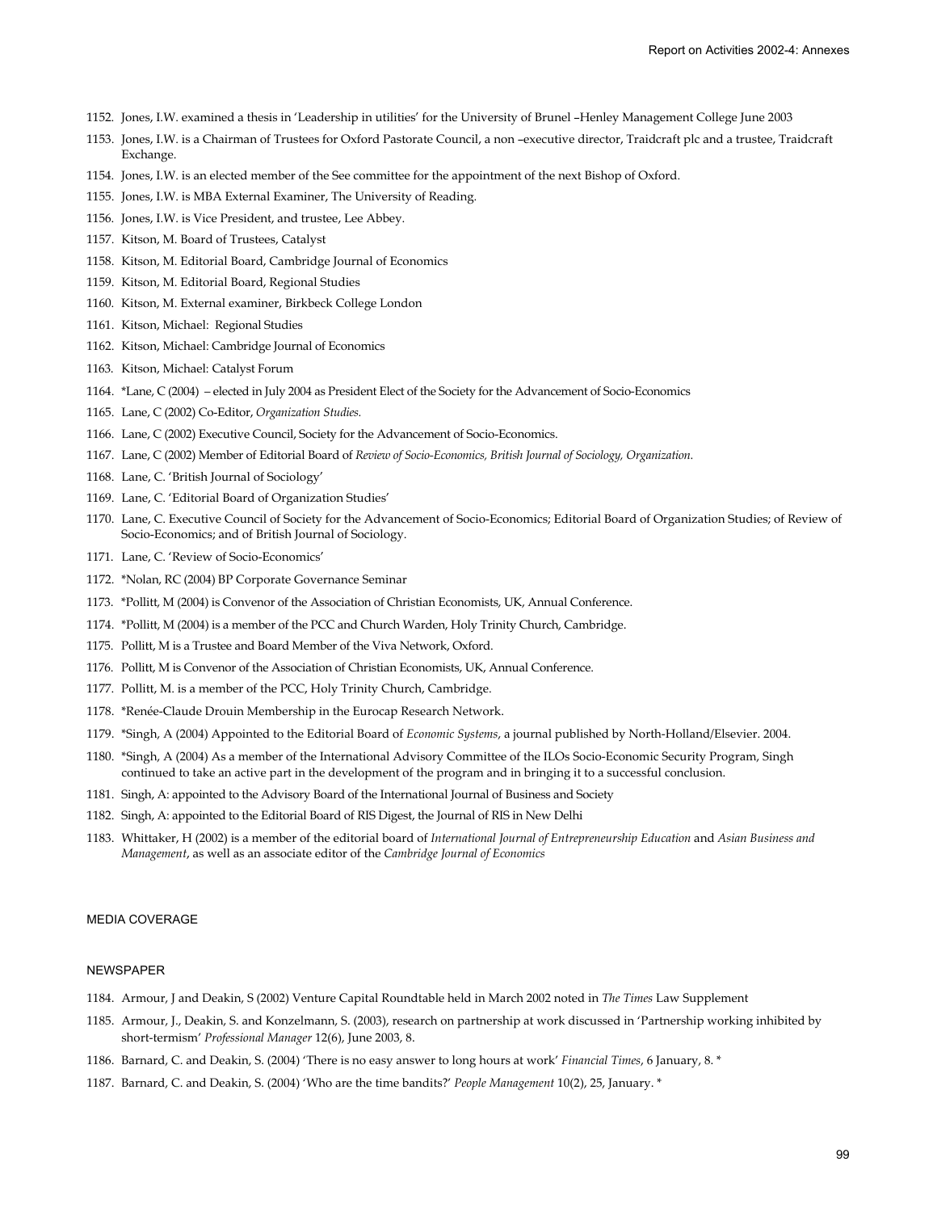1152. Jones, I.W. examined a thesis in 'Leadership in utilities' for the University of Brunel –Henley Management College June 2003
1153. Jones, I.W. is a Chairman of Trustees for Oxford Pastorate Council, a non –executive director, Traidcraft plc and a trustee, Traidcraft Exchange.
1154. Jones, I.W. is an elected member of the See committee for the appointment of the next Bishop of Oxford.
1155. Jones, I.W. is MBA External Examiner, The University of Reading.
1156. Jones, I.W. is Vice President, and trustee, Lee Abbey.
1157. Kitson, M. Board of Trustees, Catalyst
1158. Kitson, M. Editorial Board, Cambridge Journal of Economics
1159. Kitson, M. Editorial Board, Regional Studies
1160. Kitson, M. External examiner, Birkbeck College London
1161. Kitson, Michael: Regional Studies
1162. Kitson, Michael: Cambridge Journal of Economics
1163. Kitson, Michael: Catalyst Forum
1164. *Lane, C (2004) – elected in July 2004 as President Elect of the Society for the Advancement of Socio-Economics
1165. Lane, C (2002) Co-Editor, *Organization Studies.*
1166. Lane, C (2002) Executive Council, Society for the Advancement of Socio-Economics.
1167. Lane, C (2002) Member of Editorial Board of *Review of Socio-Economics, British Journal of Sociology, Organization.*
1168. Lane, C. 'British Journal of Sociology'
1169. Lane, C. 'Editorial Board of Organization Studies'
1170. Lane, C. Executive Council of Society for the Advancement of Socio-Economics; Editorial Board of Organization Studies; of Review of Socio-Economics; and of British Journal of Sociology.
1171. Lane, C. 'Review of Socio-Economics'
1172. *Nolan, RC (2004) BP Corporate Governance Seminar
1173. *Pollitt, M (2004) is Convenor of the Association of Christian Economists, UK, Annual Conference.
1174. *Pollitt, M (2004) is a member of the PCC and Church Warden, Holy Trinity Church, Cambridge.
1175. Pollitt, M is a Trustee and Board Member of the Viva Network, Oxford.
1176. Pollitt, M is Convenor of the Association of Christian Economists, UK, Annual Conference.
1177. Pollitt, M. is a member of the PCC, Holy Trinity Church, Cambridge.
1178. *Renée-Claude Drouin Membership in the Eurocap Research Network.
1179. *Singh, A (2004) Appointed to the Editorial Board of *Economic Systems*, a journal published by North-Holland/Elsevier. 2004.
1180. *Singh, A (2004) As a member of the International Advisory Committee of the ILOs Socio-Economic Security Program, Singh continued to take an active part in the development of the program and in bringing it to a successful conclusion.
1181. Singh, A: appointed to the Advisory Board of the International Journal of Business and Society
1182. Singh, A: appointed to the Editorial Board of RIS Digest, the Journal of RIS in New Delhi
1183. Whittaker, H (2002) is a member of the editorial board of *International Journal of Entrepreneurship Education* and *Asian Business and Management*, as well as an associate editor of the *Cambridge Journal of Economics*

## MEDIA COVERAGE

### NEWSPAPER

1184. Armour, J and Deakin, S (2002) Venture Capital Roundtable held in March 2002 noted in *The Times* Law Supplement
1185. Armour, J., Deakin, S. and Konzelmann, S. (2003), research on partnership at work discussed in 'Partnership working inhibited by short-termism' *Professional Manager* 12(6), June 2003, 8.
1186. Barnard, C. and Deakin, S. (2004) 'There is no easy answer to long hours at work' *Financial Times*, 6 January, 8. *
1187. Barnard, C. and Deakin, S. (2004) 'Who are the time bandits?' *People Management* 10(2), 25, January. *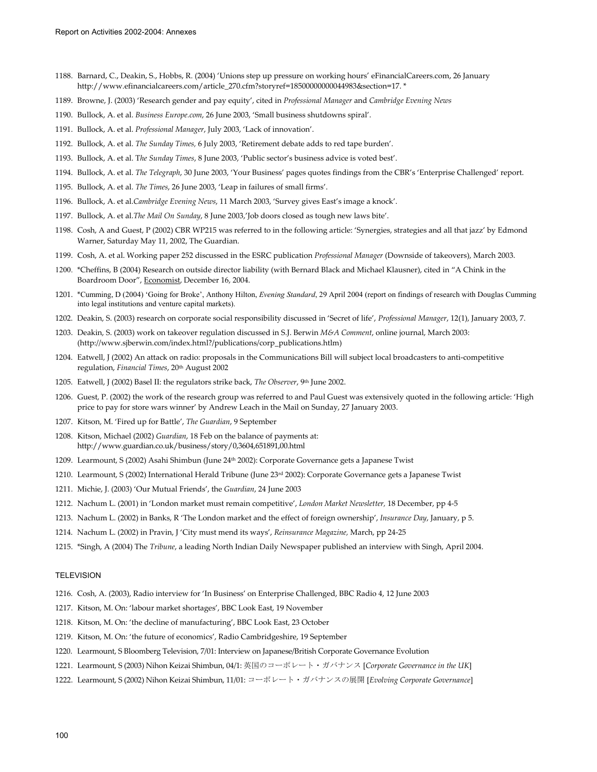1188. Barnard, C., Deakin, S., Hobbs, R. (2004) 'Unions step up pressure on working hours' eFinancialCareers.com, 26 January http://www.efinancialcareers.com/article_270.cfm?storyref=18500000000044983&section=17. *
1189. Browne, J. (2003) 'Research gender and pay equity', cited in *Professional Manager* and *Cambridge Evening News*
1190. Bullock, A. et al. *Business Europe.com*, 26 June 2003, 'Small business shutdowns spiral'.
1191. Bullock, A. et al. *Professional Manager*, July 2003, 'Lack of innovation'.
1192. Bullock, A. et al. *The Sunday Times*, 6 July 2003, 'Retirement debate adds to red tape burden'.
1193. Bullock, A. et al. T*he Sunday Times*, 8 June 2003, 'Public sector's business advice is voted best'.
1194. Bullock, A. et al. *The Telegraph*, 30 June 2003, 'Your Business' pages quotes findings from the CBR's 'Enterprise Challenged' report.
1195. Bullock, A. et al. *The Times*, 26 June 2003, 'Leap in failures of small firms'.
1196. Bullock, A. et al.*Cambridge Evening News*, 11 March 2003, 'Survey gives East's image a knock'.
1197. Bullock, A. et al.*The Mail On Sunday*, 8 June 2003,'Job doors closed as tough new laws bite'.
1198. Cosh, A and Guest, P (2002) CBR WP215 was referred to in the following article: 'Synergies, strategies and all that jazz' by Edmond Warner, Saturday May 11, 2002, The Guardian.
1199. Cosh, A. et al. Working paper 252 discussed in the ESRC publication *Professional Manager* (Downside of takeovers), March 2003.
1200. *Cheffins, B (2004) Research on outside director liability (with Bernard Black and Michael Klausner), cited in "A Chink in the Boardroom Door", Economist, December 16, 2004.
1201. *Cumming, D (2004) 'Going for Broke', Anthony Hilton, *Evening Standard*, 29 April 2004 (report on findings of research with Douglas Cumming into legal institutions and venture capital markets).
1202. Deakin, S. (2003) research on corporate social responsibility discussed in 'Secret of life', *Professional Manager*, 12(1), January 2003, 7.
1203. Deakin, S. (2003) work on takeover regulation discussed in S.J. Berwin *M&A Comment*, online journal, March 2003: (http://www.sjberwin.com/index.html?/publications/corp_publications.htlm)
1204. Eatwell, J (2002) An attack on radio: proposals in the Communications Bill will subject local broadcasters to anti-competitive regulation, *Financial Times*, 20th August 2002
1205. Eatwell, J (2002) Basel II: the regulators strike back, *The Observer*, 9th June 2002.
1206. Guest, P. (2002) the work of the research group was referred to and Paul Guest was extensively quoted in the following article: 'High price to pay for store wars winner' by Andrew Leach in the Mail on Sunday, 27 January 2003.
1207. Kitson, M. 'Fired up for Battle', *The Guardian*, 9 September
1208. Kitson, Michael (2002) *Guardian*, 18 Feb on the balance of payments at: http://www.guardian.co.uk/business/story/0,3604,651891,00.html
1209. Learmount, S (2002) Asahi Shimbun (June 24th 2002): Corporate Governance gets a Japanese Twist
1210. Learmount, S (2002) International Herald Tribune (June 23rd 2002): Corporate Governance gets a Japanese Twist
1211. Michie, J. (2003) 'Our Mutual Friends', the *Guardian*, 24 June 2003
1212. Nachum L. (2001) in 'London market must remain competitive', *London Market Newsletter*, 18 December, pp 4-5
1213. Nachum L. (2002) in Banks, R 'The London market and the effect of foreign ownership', *Insurance Day*, January, p 5.
1214. Nachum L. (2002) in Pravin, J 'City must mend its ways', *Reinsurance Magazine*, March, pp 24-25
1215. *Singh, A (2004) The *Tribune*, a leading North Indian Daily Newspaper published an interview with Singh, April 2004.

## TELEVISION

1216. Cosh, A. (2003), Radio interview for 'In Business' on Enterprise Challenged, BBC Radio 4, 12 June 2003
1217. Kitson, M. On: 'labour market shortages', BBC Look East, 19 November
1218. Kitson, M. On: 'the decline of manufacturing', BBC Look East, 23 October
1219. Kitson, M. On: 'the future of economics', Radio Cambridgeshire, 19 September
1220. Learmount, S Bloomberg Television, 7/01: Interview on Japanese/British Corporate Governance Evolution
1221. Learmount, S (2003) Nihon Keizai Shimbun, 04/1: 英国のコーポレート・ガバナンス [*Corporate Governance in the UK*]
1222. Learmount, S (2002) Nihon Keizai Shimbun, 11/01: コーポレート・ガバナンスの展開 [*Evolving Corporate Governance*]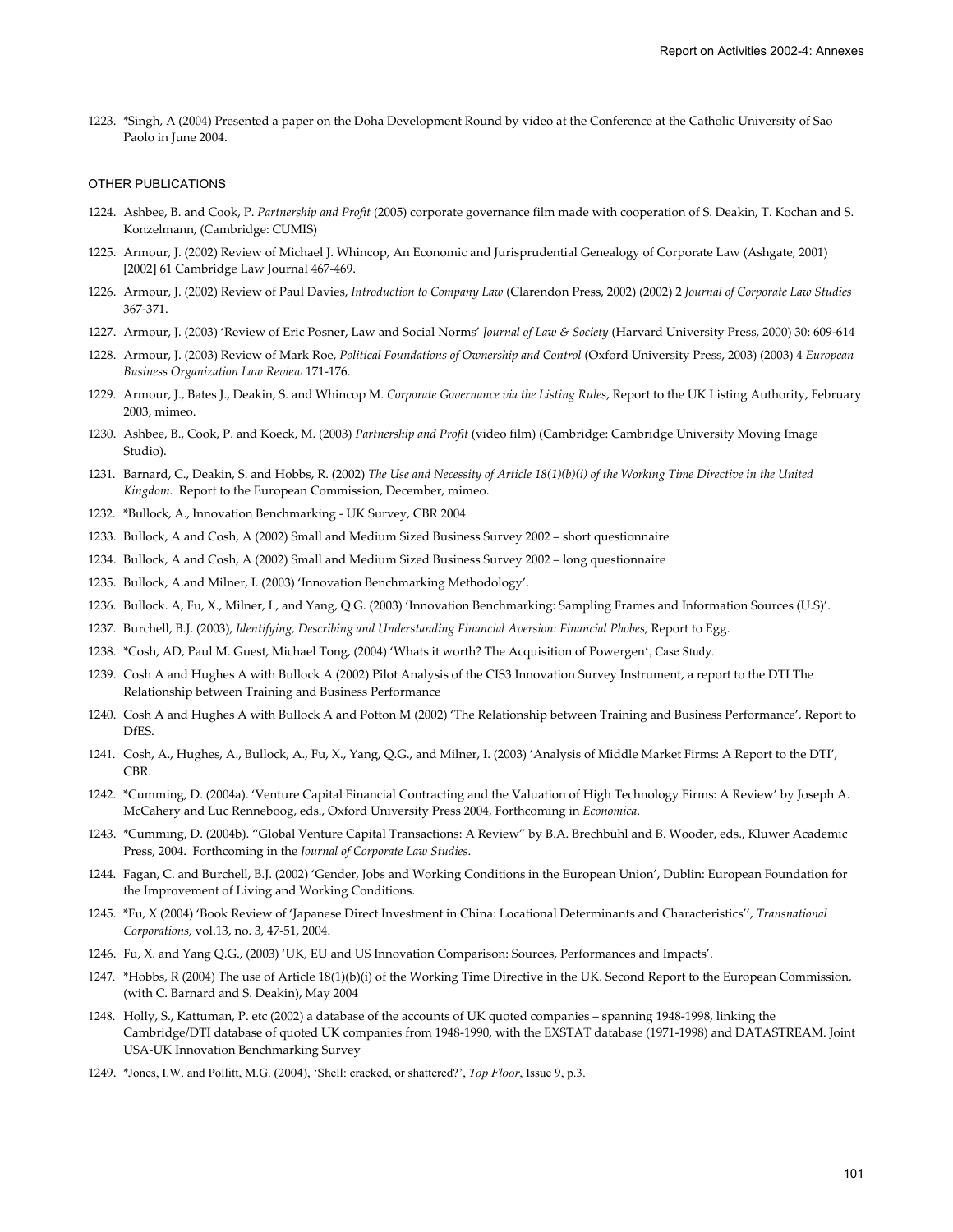1223. *Singh, A (2004) Presented a paper on the Doha Development Round by video at the Conference at the Catholic University of Sao Paolo in June 2004.

#### OTHER PUBLICATIONS

1224. Ashbee, B. and Cook, P. *Partnership and Profit* (2005) corporate governance film made with cooperation of S. Deakin, T. Kochan and S. Konzelmann, (Cambridge: CUMIS)

1225. Armour, J. (2002) Review of Michael J. Whincop, An Economic and Jurisprudential Genealogy of Corporate Law (Ashgate, 2001) [2002] 61 Cambridge Law Journal 467-469.

1226. Armour, J. (2002) Review of Paul Davies, *Introduction to Company Law* (Clarendon Press, 2002) (2002) 2 *Journal of Corporate Law Studies* 367-371.

1227. Armour, J. (2003) 'Review of Eric Posner, Law and Social Norms' *Journal of Law & Society* (Harvard University Press, 2000) 30: 609-614

1228. Armour, J. (2003) Review of Mark Roe, *Political Foundations of Ownership and Control* (Oxford University Press, 2003) (2003) 4 *European Business Organization Law Review* 171-176.

1229. Armour, J., Bates J., Deakin, S. and Whincop M. *Corporate Governance via the Listing Rules*, Report to the UK Listing Authority, February 2003, mimeo.

1230. Ashbee, B., Cook, P. and Koeck, M. (2003) *Partnership and Profit* (video film) (Cambridge: Cambridge University Moving Image Studio).

1231. Barnard, C., Deakin, S. and Hobbs, R. (2002) *The Use and Necessity of Article 18(1)(b)(i) of the Working Time Directive in the United Kingdom*. Report to the European Commission, December, mimeo.

1232. *Bullock, A., Innovation Benchmarking - UK Survey, CBR 2004

1233. Bullock, A and Cosh, A (2002) Small and Medium Sized Business Survey 2002 – short questionnaire

1234. Bullock, A and Cosh, A (2002) Small and Medium Sized Business Survey 2002 – long questionnaire

1235. Bullock, A.and Milner, I. (2003) 'Innovation Benchmarking Methodology'.

1236. Bullock. A, Fu, X., Milner, I., and Yang, Q.G. (2003) 'Innovation Benchmarking: Sampling Frames and Information Sources (U.S)'.

1237. Burchell, B.J. (2003), *Identifying, Describing and Understanding Financial Aversion: Financial Phobes*, Report to Egg.

1238. *Cosh, AD, Paul M. Guest, Michael Tong, (2004) 'Whats it worth? The Acquisition of Powergen', Case Study.

1239. Cosh A and Hughes A with Bullock A (2002) Pilot Analysis of the CIS3 Innovation Survey Instrument, a report to the DTI The Relationship between Training and Business Performance

1240. Cosh A and Hughes A with Bullock A and Potton M (2002) 'The Relationship between Training and Business Performance', Report to DfES.

1241. Cosh, A., Hughes, A., Bullock, A., Fu, X., Yang, Q.G., and Milner, I. (2003) 'Analysis of Middle Market Firms: A Report to the DTI', CBR.

1242. *Cumming, D. (2004a). 'Venture Capital Financial Contracting and the Valuation of High Technology Firms: A Review' by Joseph A. McCahery and Luc Renneboog, eds., Oxford University Press 2004, Forthcoming in *Economica*.

1243. *Cumming, D. (2004b). "Global Venture Capital Transactions: A Review" by B.A. Brechbühl and B. Wooder, eds., Kluwer Academic Press, 2004. Forthcoming in the *Journal of Corporate Law Studies*.

1244. Fagan, C. and Burchell, B.J. (2002) 'Gender, Jobs and Working Conditions in the European Union', Dublin: European Foundation for the Improvement of Living and Working Conditions.

1245. *Fu, X (2004) 'Book Review of 'Japanese Direct Investment in China: Locational Determinants and Characteristics'', *Transnational Corporations*, vol.13, no. 3, 47-51, 2004.

1246. Fu, X. and Yang Q.G., (2003) 'UK, EU and US Innovation Comparison: Sources, Performances and Impacts'.

1247. *Hobbs, R (2004) The use of Article 18(1)(b)(i) of the Working Time Directive in the UK. Second Report to the European Commission, (with C. Barnard and S. Deakin), May 2004

1248. Holly, S., Kattuman, P. etc (2002) a database of the accounts of UK quoted companies – spanning 1948-1998, linking the Cambridge/DTI database of quoted UK companies from 1948-1990, with the EXSTAT database (1971-1998) and DATASTREAM. Joint USA-UK Innovation Benchmarking Survey

1249. *Jones, I.W. and Pollitt, M.G. (2004), 'Shell: cracked, or shattered?', *Top Floor*, Issue 9, p.3.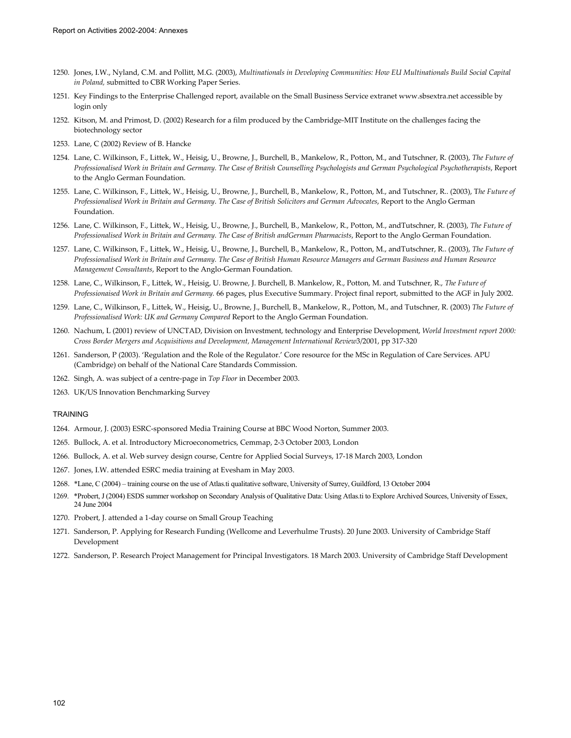1250. Jones, I.W., Nyland, C.M. and Pollitt, M.G. (2003), *Multinationals in Developing Communities: How EU Multinationals Build Social Capital in Poland,* submitted to CBR Working Paper Series.

1251. Key Findings to the Enterprise Challenged report, available on the Small Business Service extranet www.sbsextra.net accessible by login only

1252. Kitson, M. and Primost, D. (2002) Research for a film produced by the Cambridge-MIT Institute on the challenges facing the biotechnology sector

1253. Lane, C (2002) Review of B. Hancke

1254. Lane, C. Wilkinson, F., Littek, W., Heisig, U., Browne, J., Burchell, B., Mankelow, R., Potton, M., and Tutschner, R. (2003), *The Future of Professionalised Work in Britain and Germany. The Case of British Counselling Psychologists and German Psychological Psychotherapists*, Report to the Anglo German Foundation.

1255. Lane, C. Wilkinson, F., Littek, W., Heisig, U., Browne, J., Burchell, B., Mankelow, R., Potton, M., and Tutschner, R.. (2003), T*he Future of Professionalised Work in Britain and Germany. The Case of British Solicitors and German Advocates*, Report to the Anglo German Foundation.

1256. Lane, C. Wilkinson, F., Littek, W., Heisig, U., Browne, J., Burchell, B., Mankelow, R., Potton, M., andTutschner, R. (2003), *The Future of Professionalised Work in Britain and Germany. The Case of British andGerman Pharmacists*, Report to the Anglo German Foundation.

1257. Lane, C. Wilkinson, F., Littek, W., Heisig, U., Browne, J., Burchell, B., Mankelow, R., Potton, M., andTutschner, R.. (2003), *The Future of Professionalised Work in Britain and Germany. The Case of British Human Resource Managers and German Business and Human Resource Management Consultants*, Report to the Anglo-German Foundation.

1258. Lane, C., Wilkinson, F., Littek, W., Heisig, U. Browne, J. Burchell, B. Mankelow, R., Potton, M. and Tutschner, R., *The Future of Professionaised Work in Britain and Germany.* 66 pages, plus Executive Summary. Project final report, submitted to the AGF in July 2002.

1259. Lane, C., Wilkinson, F., Littek, W., Heisig, U., Browne, J., Burchell, B., Mankelow, R., Potton, M., and Tutschner, R. (2003) *The Future of Professionalised Work: UK and Germany Compared* Report to the Anglo German Foundation.

1260. Nachum, L (2001) review of UNCTAD, Division on Investment, technology and Enterprise Development, *World Investment report 2000: Cross Border Mergers and Acquisitions and Development, Management International Review*3/2001, pp 317-320

1261. Sanderson, P (2003). 'Regulation and the Role of the Regulator.' Core resource for the MSc in Regulation of Care Services. APU (Cambridge) on behalf of the National Care Standards Commission.

1262. Singh, A. was subject of a centre-page in *Top Floor* in December 2003.

1263. UK/US Innovation Benchmarking Survey

TRAINING

1264. Armour, J. (2003) ESRC-sponsored Media Training Course at BBC Wood Norton, Summer 2003.

1265. Bullock, A. et al. Introductory Microeconometrics, Cemmap, 2-3 October 2003, London

1266. Bullock, A. et al. Web survey design course, Centre for Applied Social Surveys, 17-18 March 2003, London

1267. Jones, I.W. attended ESRC media training at Evesham in May 2003.

1268. *Lane, C (2004) – training course on the use of Atlas.ti qualitative software, University of Surrey, Guildford, 13 October 2004

1269. *Probert, J (2004) ESDS summer workshop on Secondary Analysis of Qualitative Data: Using Atlas.ti to Explore Archived Sources, University of Essex, 24 June 2004

1270. Probert, J. attended a 1-day course on Small Group Teaching

1271. Sanderson, P. Applying for Research Funding (Wellcome and Leverhulme Trusts). 20 June 2003. University of Cambridge Staff Development

1272. Sanderson, P. Research Project Management for Principal Investigators. 18 March 2003. University of Cambridge Staff Development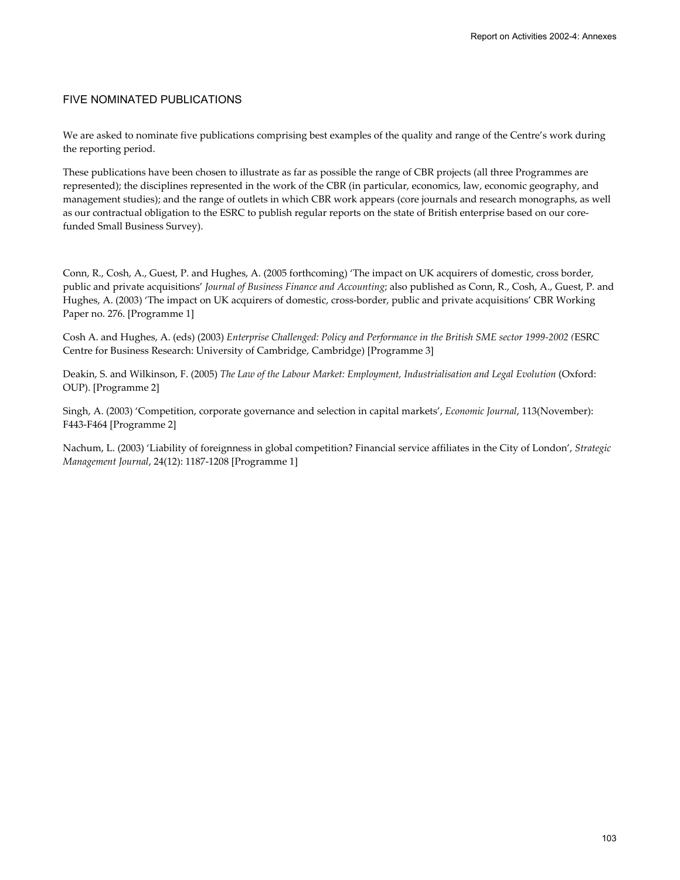## FIVE NOMINATED PUBLICATIONS

We are asked to nominate five publications comprising best examples of the quality and range of the Centre's work during the reporting period.

These publications have been chosen to illustrate as far as possible the range of CBR projects (all three Programmes are represented); the disciplines represented in the work of the CBR (in particular, economics, law, economic geography, and management studies); and the range of outlets in which CBR work appears (core journals and research monographs, as well as our contractual obligation to the ESRC to publish regular reports on the state of British enterprise based on our core-funded Small Business Survey).

Conn, R., Cosh, A., Guest, P. and Hughes, A. (2005 forthcoming) 'The impact on UK acquirers of domestic, cross border, public and private acquisitions' *Journal of Business Finance and Accounting*; also published as Conn, R., Cosh, A., Guest, P. and Hughes, A. (2003) 'The impact on UK acquirers of domestic, cross-border, public and private acquisitions' CBR Working Paper no. 276. [Programme 1]

Cosh A. and Hughes, A. (eds) (2003) *Enterprise Challenged: Policy and Performance in the British SME sector 1999-2002 (*ESRC Centre for Business Research: University of Cambridge, Cambridge) [Programme 3]

Deakin, S. and Wilkinson, F. (2005) *The Law of the Labour Market: Employment, Industrialisation and Legal Evolution* (Oxford: OUP). [Programme 2]

Singh, A. (2003) 'Competition, corporate governance and selection in capital markets', *Economic Journal*, 113(November): F443-F464 [Programme 2]

Nachum, L. (2003) 'Liability of foreignness in global competition? Financial service affiliates in the City of London', *Strategic Management Journal*, 24(12): 1187-1208 [Programme 1]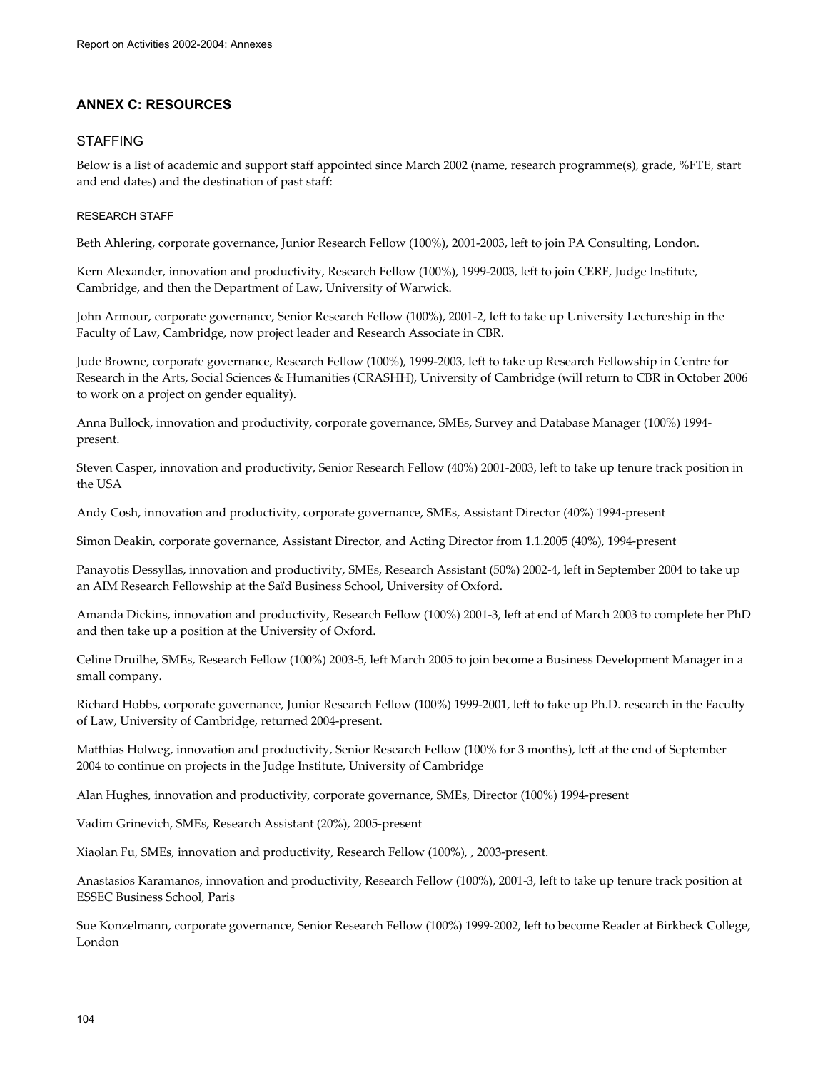## ANNEX C: RESOURCES

### STAFFING

Below is a list of academic and support staff appointed since March 2002 (name, research programme(s), grade, %FTE, start and end dates) and the destination of past staff:

#### RESEARCH STAFF

Beth Ahlering, corporate governance, Junior Research Fellow (100%), 2001-2003, left to join PA Consulting, London.

Kern Alexander, innovation and productivity, Research Fellow (100%), 1999-2003, left to join CERF, Judge Institute, Cambridge, and then the Department of Law, University of Warwick.

John Armour, corporate governance, Senior Research Fellow (100%), 2001-2, left to take up University Lectureship in the Faculty of Law, Cambridge, now project leader and Research Associate in CBR.

Jude Browne, corporate governance, Research Fellow (100%), 1999-2003, left to take up Research Fellowship in Centre for Research in the Arts, Social Sciences & Humanities (CRASHH), University of Cambridge (will return to CBR in October 2006 to work on a project on gender equality).

Anna Bullock, innovation and productivity, corporate governance, SMEs, Survey and Database Manager (100%) 1994-present.

Steven Casper, innovation and productivity, Senior Research Fellow (40%) 2001-2003, left to take up tenure track position in the USA

Andy Cosh, innovation and productivity, corporate governance, SMEs, Assistant Director (40%) 1994-present

Simon Deakin, corporate governance, Assistant Director, and Acting Director from 1.1.2005 (40%), 1994-present

Panayotis Dessyllas, innovation and productivity, SMEs, Research Assistant (50%) 2002-4, left in September 2004 to take up an AIM Research Fellowship at the Saïd Business School, University of Oxford.

Amanda Dickins, innovation and productivity, Research Fellow (100%) 2001-3, left at end of March 2003 to complete her PhD and then take up a position at the University of Oxford.

Celine Druilhe, SMEs, Research Fellow (100%) 2003-5, left March 2005 to join become a Business Development Manager in a small company.

Richard Hobbs, corporate governance, Junior Research Fellow (100%) 1999-2001, left to take up Ph.D. research in the Faculty of Law, University of Cambridge, returned 2004-present.

Matthias Holweg, innovation and productivity, Senior Research Fellow (100% for 3 months), left at the end of September 2004 to continue on projects in the Judge Institute, University of Cambridge

Alan Hughes, innovation and productivity, corporate governance, SMEs, Director (100%) 1994-present

Vadim Grinevich, SMEs, Research Assistant (20%), 2005-present

Xiaolan Fu, SMEs, innovation and productivity, Research Fellow (100%), , 2003-present.

Anastasios Karamanos, innovation and productivity, Research Fellow (100%), 2001-3, left to take up tenure track position at ESSEC Business School, Paris

Sue Konzelmann, corporate governance, Senior Research Fellow (100%) 1999-2002, left to become Reader at Birkbeck College, London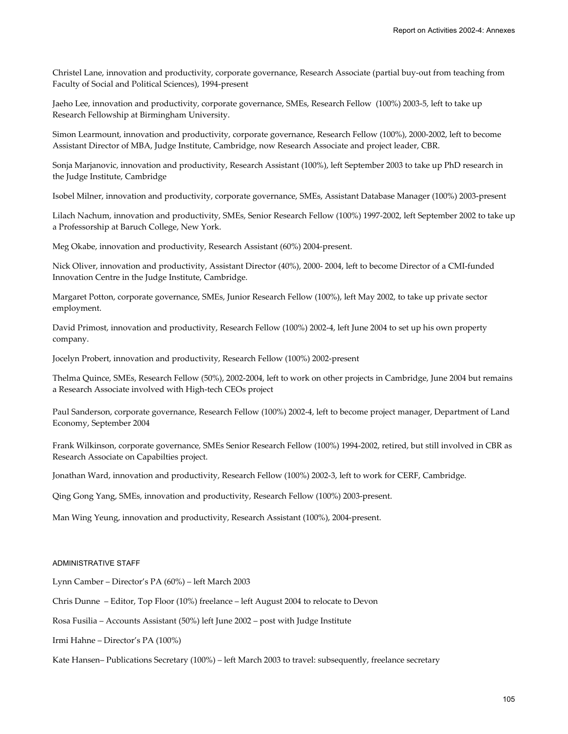Christel Lane, innovation and productivity, corporate governance, Research Associate (partial buy-out from teaching from Faculty of Social and Political Sciences), 1994-present

Jaeho Lee, innovation and productivity, corporate governance, SMEs, Research Fellow (100%) 2003-5, left to take up Research Fellowship at Birmingham University.

Simon Learmount, innovation and productivity, corporate governance, Research Fellow (100%), 2000-2002, left to become Assistant Director of MBA, Judge Institute, Cambridge, now Research Associate and project leader, CBR.

Sonja Marjanovic, innovation and productivity, Research Assistant (100%), left September 2003 to take up PhD research in the Judge Institute, Cambridge

Isobel Milner, innovation and productivity, corporate governance, SMEs, Assistant Database Manager (100%) 2003-present

Lilach Nachum, innovation and productivity, SMEs, Senior Research Fellow (100%) 1997-2002, left September 2002 to take up a Professorship at Baruch College, New York.

Meg Okabe, innovation and productivity, Research Assistant (60%) 2004-present.

Nick Oliver, innovation and productivity, Assistant Director (40%), 2000- 2004, left to become Director of a CMI-funded Innovation Centre in the Judge Institute, Cambridge.

Margaret Potton, corporate governance, SMEs, Junior Research Fellow (100%), left May 2002, to take up private sector employment.

David Primost, innovation and productivity, Research Fellow (100%) 2002-4, left June 2004 to set up his own property company.

Jocelyn Probert, innovation and productivity, Research Fellow (100%) 2002-present

Thelma Quince, SMEs, Research Fellow (50%), 2002-2004, left to work on other projects in Cambridge, June 2004 but remains a Research Associate involved with High-tech CEOs project

Paul Sanderson, corporate governance, Research Fellow (100%) 2002-4, left to become project manager, Department of Land Economy, September 2004

Frank Wilkinson, corporate governance, SMEs Senior Research Fellow (100%) 1994-2002, retired, but still involved in CBR as Research Associate on Capabilties project.

Jonathan Ward, innovation and productivity, Research Fellow (100%) 2002-3, left to work for CERF, Cambridge.

Qing Gong Yang, SMEs, innovation and productivity, Research Fellow (100%) 2003-present.

Man Wing Yeung, innovation and productivity, Research Assistant (100%), 2004-present.

## ADMINISTRATIVE STAFF

Lynn Camber – Director's PA (60%) – left March 2003

Chris Dunne – Editor, Top Floor (10%) freelance – left August 2004 to relocate to Devon

Rosa Fusilia – Accounts Assistant (50%) left June 2002 – post with Judge Institute

Irmi Hahne – Director's PA (100%)

Kate Hansen– Publications Secretary (100%) – left March 2003 to travel: subsequently, freelance secretary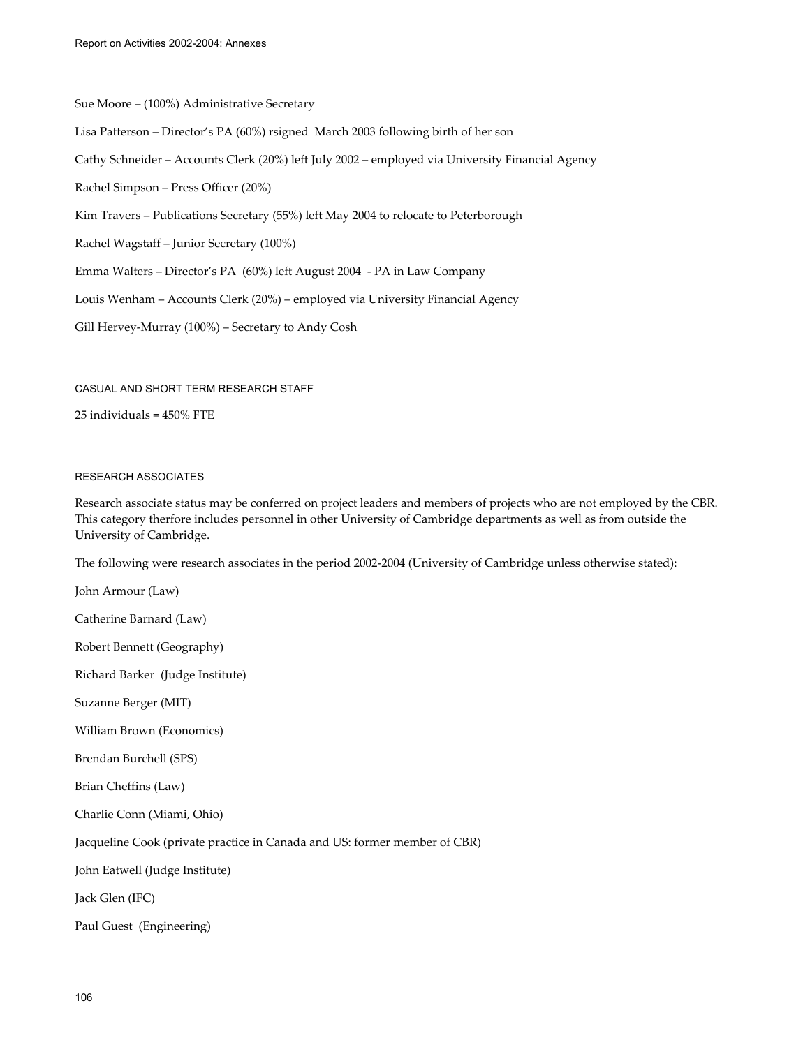Sue Moore – (100%) Administrative Secretary

Lisa Patterson – Director's PA (60%) rsigned March 2003 following birth of her son

Cathy Schneider – Accounts Clerk (20%) left July 2002 – employed via University Financial Agency

Rachel Simpson – Press Officer (20%)

Kim Travers – Publications Secretary (55%) left May 2004 to relocate to Peterborough

Rachel Wagstaff – Junior Secretary (100%)

Emma Walters – Director's PA (60%) left August 2004 - PA in Law Company

Louis Wenham – Accounts Clerk (20%) – employed via University Financial Agency

Gill Hervey-Murray (100%) – Secretary to Andy Cosh

### CASUAL AND SHORT TERM RESEARCH STAFF

25 individuals = 450% FTE

### RESEARCH ASSOCIATES

Research associate status may be conferred on project leaders and members of projects who are not employed by the CBR. This category therfore includes personnel in other University of Cambridge departments as well as from outside the University of Cambridge.

The following were research associates in the period 2002-2004 (University of Cambridge unless otherwise stated):

John Armour (Law)

Catherine Barnard (Law)

Robert Bennett (Geography)

Richard Barker (Judge Institute)

Suzanne Berger (MIT)

William Brown (Economics)

Brendan Burchell (SPS)

Brian Cheffins (Law)

Charlie Conn (Miami, Ohio)

Jacqueline Cook (private practice in Canada and US: former member of CBR)

John Eatwell (Judge Institute)

Jack Glen (IFC)

Paul Guest (Engineering)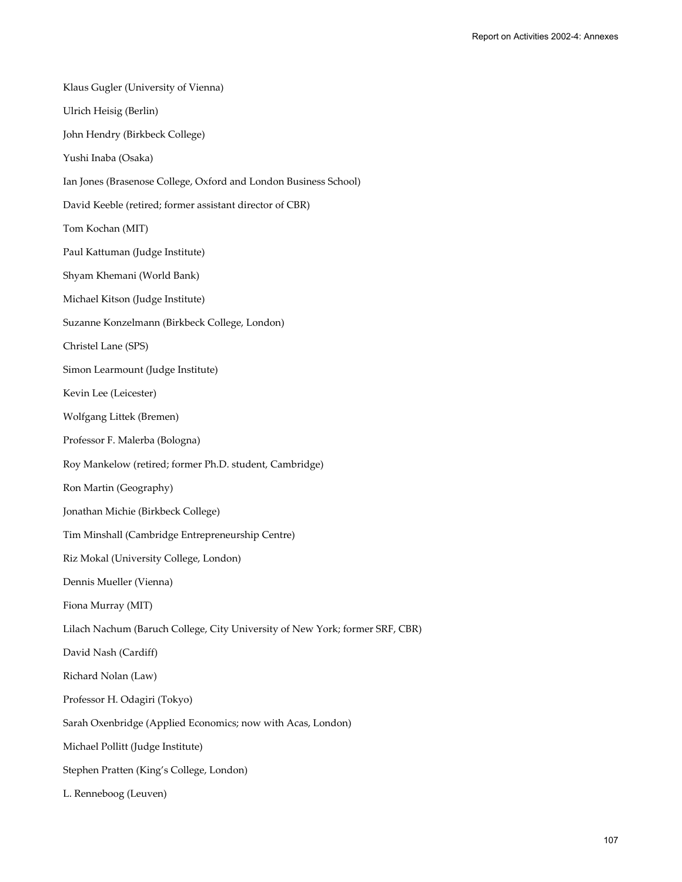Klaus Gugler (University of Vienna)

Ulrich Heisig (Berlin)

John Hendry (Birkbeck College)

Yushi Inaba (Osaka)

Ian Jones (Brasenose College, Oxford and London Business School)

David Keeble (retired; former assistant director of CBR)

Tom Kochan (MIT)

Paul Kattuman (Judge Institute)

Shyam Khemani (World Bank)

Michael Kitson (Judge Institute)

Suzanne Konzelmann (Birkbeck College, London)

Christel Lane (SPS)

Simon Learmount (Judge Institute)

Kevin Lee (Leicester)

Wolfgang Littek (Bremen)

Professor F. Malerba (Bologna)

Roy Mankelow (retired; former Ph.D. student, Cambridge)

Ron Martin (Geography)

Jonathan Michie (Birkbeck College)

Tim Minshall (Cambridge Entrepreneurship Centre)

Riz Mokal (University College, London)

Dennis Mueller (Vienna)

Fiona Murray (MIT)

Lilach Nachum (Baruch College, City University of New York; former SRF, CBR)

David Nash (Cardiff)

Richard Nolan (Law)

Professor H. Odagiri (Tokyo)

Sarah Oxenbridge (Applied Economics; now with Acas, London)

Michael Pollitt (Judge Institute)

Stephen Pratten (King's College, London)

L. Renneboog (Leuven)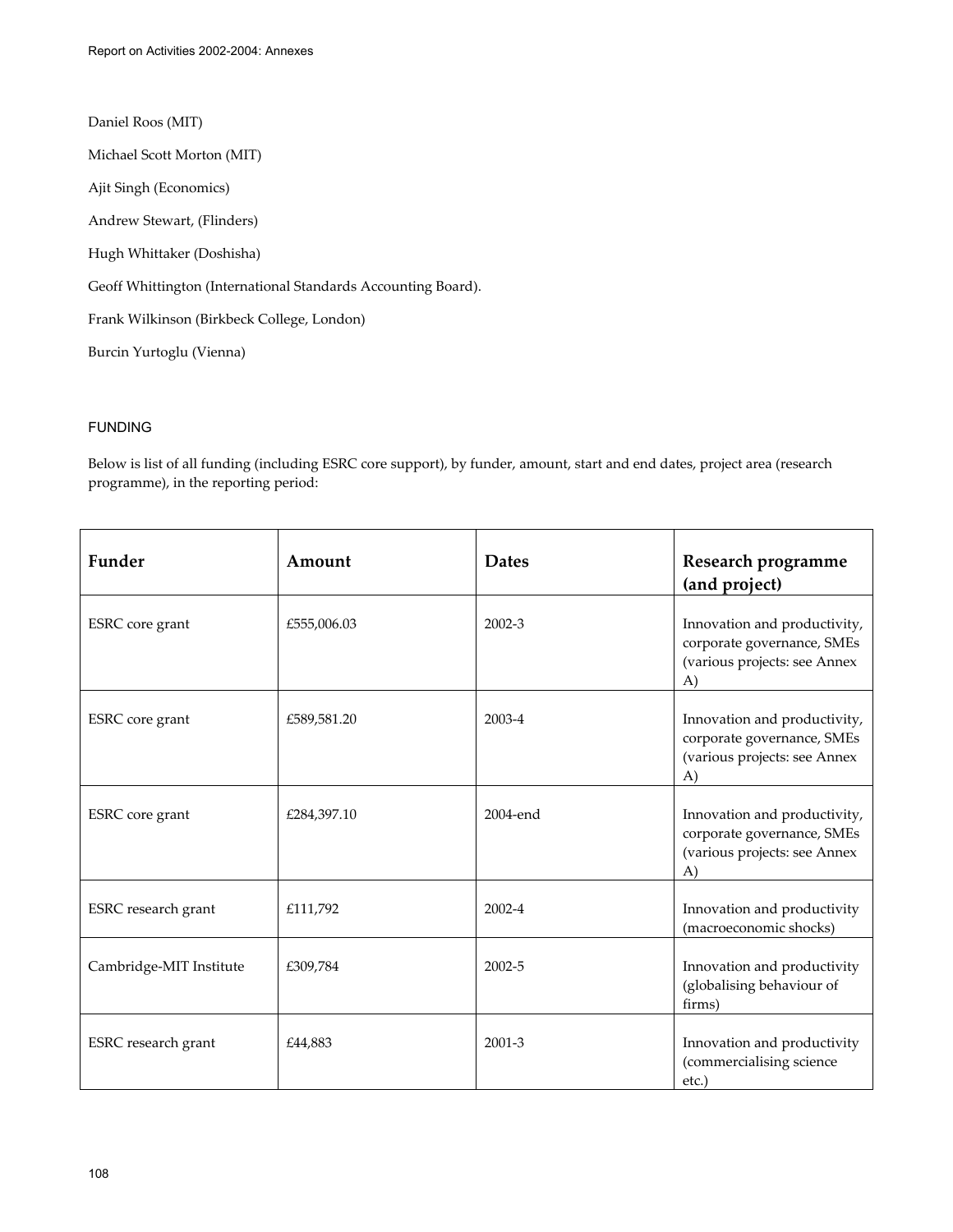Daniel Roos (MIT)

Michael Scott Morton (MIT)

Ajit Singh (Economics)

Andrew Stewart, (Flinders)

Hugh Whittaker (Doshisha)

Geoff Whittington (International Standards Accounting Board).

Frank Wilkinson (Birkbeck College, London)

Burcin Yurtoglu (Vienna)

## FUNDING

Below is list of all funding (including ESRC core support), by funder, amount, start and end dates, project area (research programme), in the reporting period:

| Funder | Amount | Dates | Research programme (and project) |
|---|---|---|---|
| ESRC core grant | £555,006.03 | 2002-3 | Innovation and productivity, corporate governance, SMEs (various projects: see Annex A) |
| ESRC core grant | £589,581.20 | 2003-4 | Innovation and productivity, corporate governance, SMEs (various projects: see Annex A) |
| ESRC core grant | £284,397.10 | 2004-end | Innovation and productivity, corporate governance, SMEs (various projects: see Annex A) |
| ESRC research grant | £111,792 | 2002-4 | Innovation and productivity (macroeconomic shocks) |
| Cambridge-MIT Institute | £309,784 | 2002-5 | Innovation and productivity (globalising behaviour of firms) |
| ESRC research grant | £44,883 | 2001-3 | Innovation and productivity (commercialising science etc.) |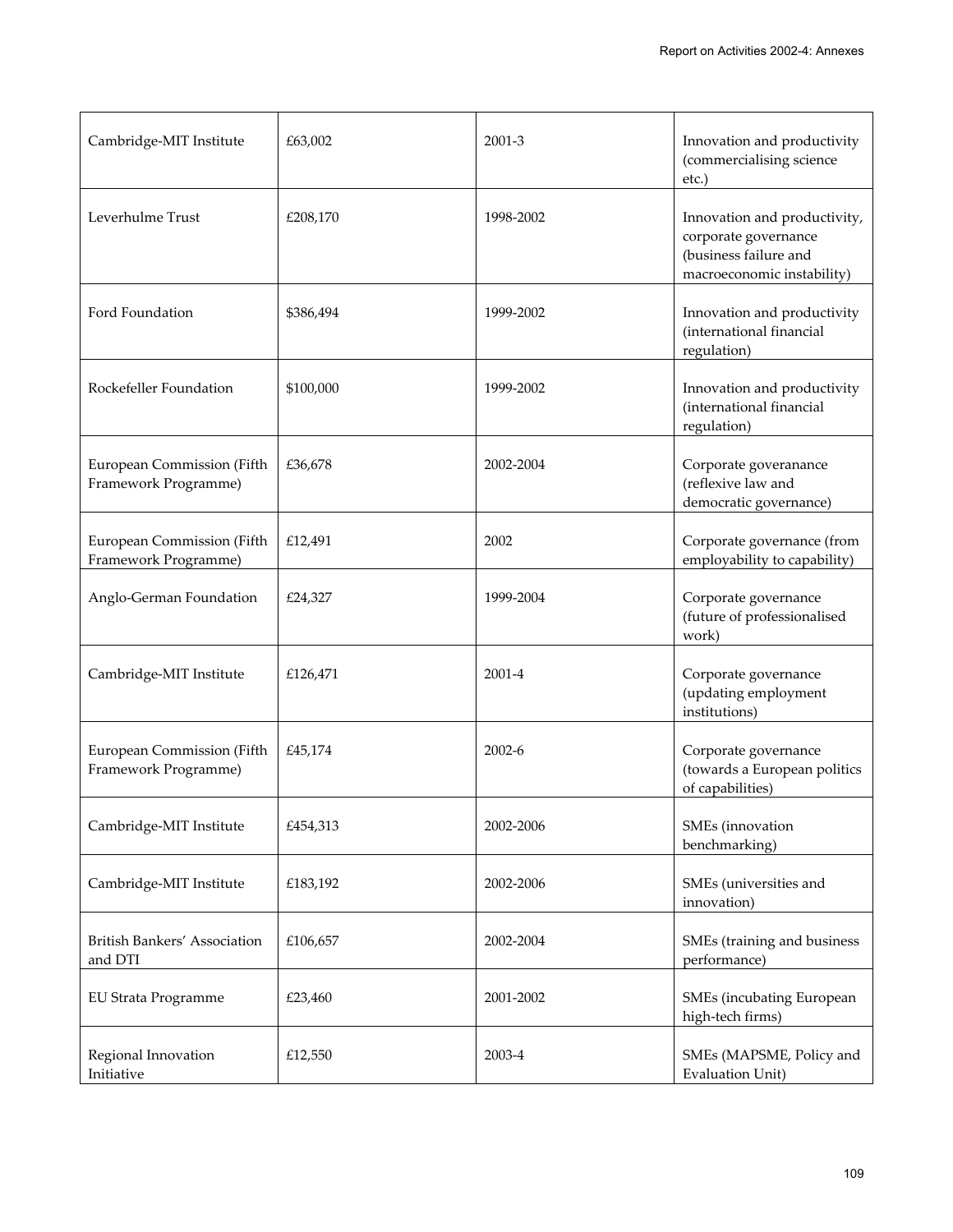| | | | |
|---|---|---|---|
| Cambridge-MIT Institute | £63,002 | 2001-3 | Innovation and productivity (commercialising science etc.) |
| Leverhulme Trust | £208,170 | 1998-2002 | Innovation and productivity, corporate governance (business failure and macroeconomic instability) |
| Ford Foundation | $386,494 | 1999-2002 | Innovation and productivity (international financial regulation) |
| Rockefeller Foundation | $100,000 | 1999-2002 | Innovation and productivity (international financial regulation) |
| European Commission (Fifth Framework Programme) | £36,678 | 2002-2004 | Corporate goveranance (reflexive law and democratic governance) |
| European Commission (Fifth Framework Programme) | £12,491 | 2002 | Corporate governance (from employability to capability) |
| Anglo-German Foundation | £24,327 | 1999-2004 | Corporate governance (future of professionalised work) |
| Cambridge-MIT Institute | £126,471 | 2001-4 | Corporate governance (updating employment institutions) |
| European Commission (Fifth Framework Programme) | £45,174 | 2002-6 | Corporate governance (towards a European politics of capabilities) |
| Cambridge-MIT Institute | £454,313 | 2002-2006 | SMEs (innovation benchmarking) |
| Cambridge-MIT Institute | £183,192 | 2002-2006 | SMEs (universities and innovation) |
| British Bankers' Association and DTI | £106,657 | 2002-2004 | SMEs (training and business performance) |
| EU Strata Programme | £23,460 | 2001-2002 | SMEs (incubating European high-tech firms) |
| Regional Innovation Initiative | £12,550 | 2003-4 | SMEs (MAPSME, Policy and Evaluation Unit) |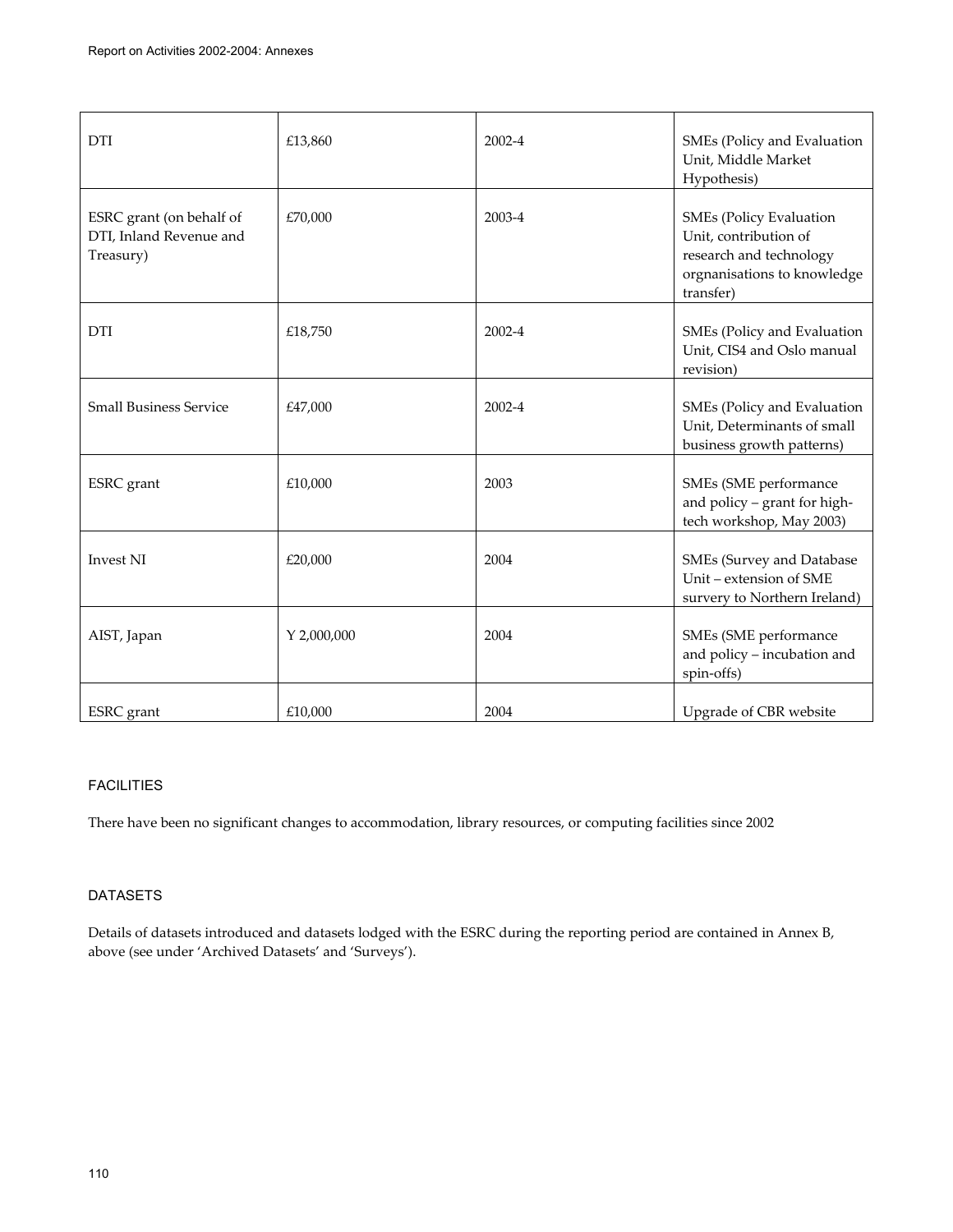| DTI | £13,860 | 2002-4 | SMEs (Policy and Evaluation Unit, Middle Market Hypothesis) |
|---|---|---|---|
| ESRC grant (on behalf of DTI, Inland Revenue and Treasury) | £70,000 | 2003-4 | SMEs (Policy Evaluation Unit, contribution of research and technology orgnanisations to knowledge transfer) |
| DTI | £18,750 | 2002-4 | SMEs (Policy and Evaluation Unit, CIS4 and Oslo manual revision) |
| Small Business Service | £47,000 | 2002-4 | SMEs (Policy and Evaluation Unit, Determinants of small business growth patterns) |
| ESRC grant | £10,000 | 2003 | SMEs (SME performance and policy – grant for high-tech workshop, May 2003) |
| Invest NI | £20,000 | 2004 | SMEs (Survey and Database Unit – extension of SME survery to Northern Ireland) |
| AIST, Japan | Y 2,000,000 | 2004 | SMEs (SME performance and policy – incubation and spin-offs) |
| ESRC grant | £10,000 | 2004 | Upgrade of CBR website |

## FACILITIES

There have been no significant changes to accommodation, library resources, or computing facilities since 2002

## DATASETS

Details of datasets introduced and datasets lodged with the ESRC during the reporting period are contained in Annex B, above (see under 'Archived Datasets' and 'Surveys').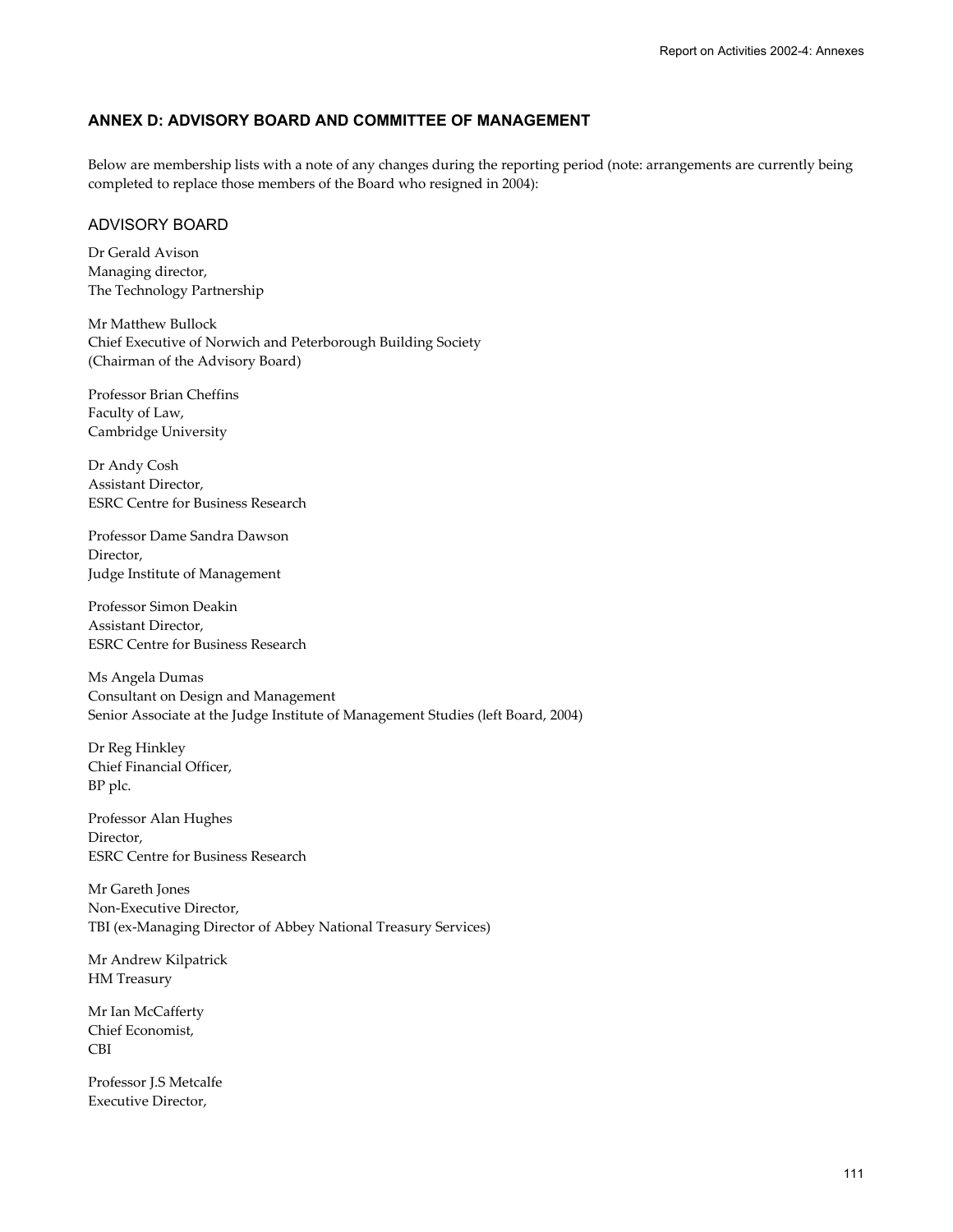## ANNEX D: ADVISORY BOARD AND COMMITTEE OF MANAGEMENT

Below are membership lists with a note of any changes during the reporting period (note: arrangements are currently being completed to replace those members of the Board who resigned in 2004):

### ADVISORY BOARD

Dr Gerald Avison
Managing director,
The Technology Partnership

Mr Matthew Bullock
Chief Executive of Norwich and Peterborough Building Society
(Chairman of the Advisory Board)

Professor Brian Cheffins
Faculty of Law,
Cambridge University

Dr Andy Cosh
Assistant Director,
ESRC Centre for Business Research

Professor Dame Sandra Dawson
Director,
Judge Institute of Management

Professor Simon Deakin
Assistant Director,
ESRC Centre for Business Research

Ms Angela Dumas
Consultant on Design and Management
Senior Associate at the Judge Institute of Management Studies (left Board, 2004)

Dr Reg Hinkley
Chief Financial Officer,
BP plc.

Professor Alan Hughes
Director,
ESRC Centre for Business Research

Mr Gareth Jones
Non-Executive Director,
TBI (ex-Managing Director of Abbey National Treasury Services)

Mr Andrew Kilpatrick
HM Treasury

Mr Ian McCafferty
Chief Economist,
CBI

Professor J.S Metcalfe
Executive Director,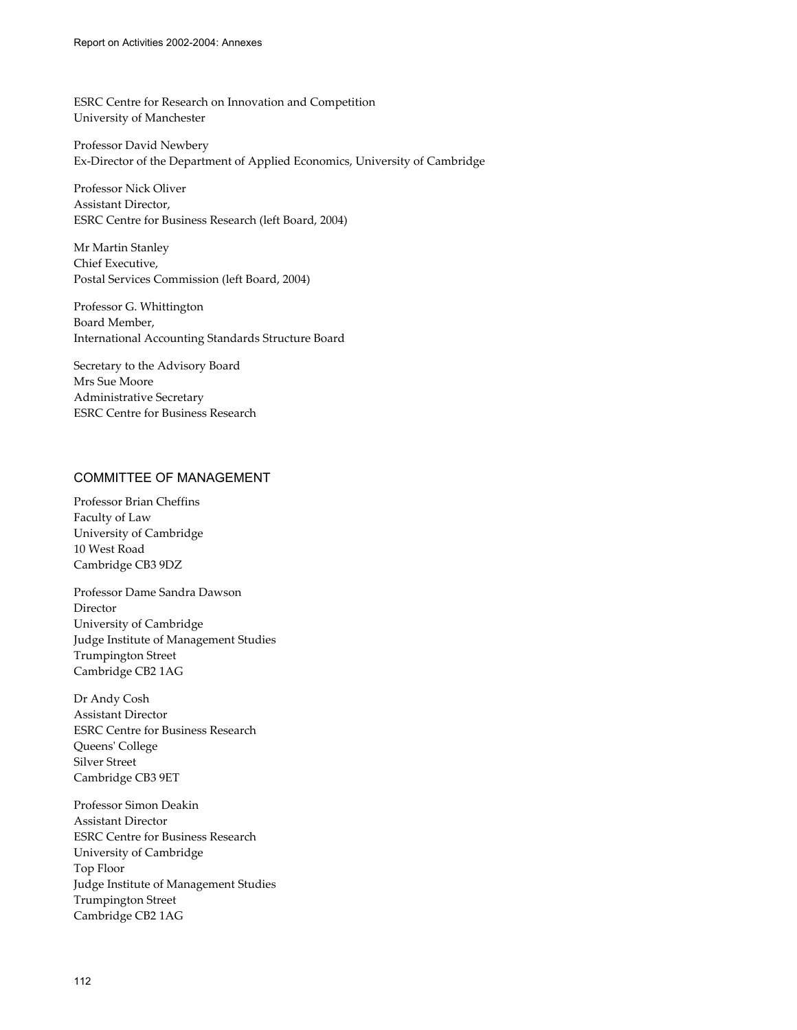ESRC Centre for Research on Innovation and Competition
University of Manchester

Professor David Newbery
Ex-Director of the Department of Applied Economics, University of Cambridge

Professor Nick Oliver
Assistant Director,
ESRC Centre for Business Research (left Board, 2004)

Mr Martin Stanley
Chief Executive,
Postal Services Commission (left Board, 2004)

Professor G. Whittington
Board Member,
International Accounting Standards Structure Board

Secretary to the Advisory Board
Mrs Sue Moore
Administrative Secretary
ESRC Centre for Business Research

## COMMITTEE OF MANAGEMENT

Professor Brian Cheffins
Faculty of Law
University of Cambridge
10 West Road
Cambridge CB3 9DZ

Professor Dame Sandra Dawson
Director
University of Cambridge
Judge Institute of Management Studies
Trumpington Street
Cambridge CB2 1AG

Dr Andy Cosh
Assistant Director
ESRC Centre for Business Research
Queens' College
Silver Street
Cambridge CB3 9ET

Professor Simon Deakin
Assistant Director
ESRC Centre for Business Research
University of Cambridge
Top Floor
Judge Institute of Management Studies
Trumpington Street
Cambridge CB2 1AG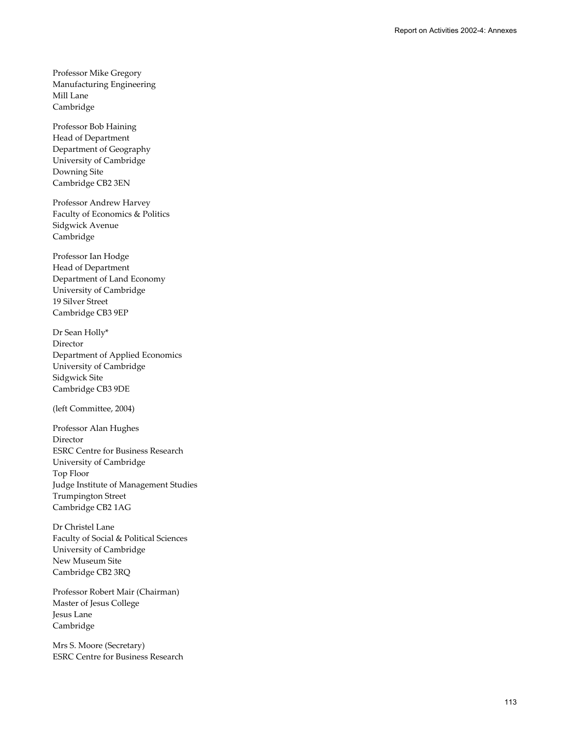Professor Mike Gregory
Manufacturing Engineering
Mill Lane
Cambridge

Professor Bob Haining
Head of Department
Department of Geography
University of Cambridge
Downing Site
Cambridge CB2 3EN

Professor Andrew Harvey
Faculty of Economics & Politics
Sidgwick Avenue
Cambridge

Professor Ian Hodge
Head of Department
Department of Land Economy
University of Cambridge
19 Silver Street
Cambridge CB3 9EP

Dr Sean Holly*
Director
Department of Applied Economics
University of Cambridge
Sidgwick Site
Cambridge CB3 9DE

(left Committee, 2004)

Professor Alan Hughes
Director
ESRC Centre for Business Research
University of Cambridge
Top Floor
Judge Institute of Management Studies
Trumpington Street
Cambridge CB2 1AG

Dr Christel Lane
Faculty of Social & Political Sciences
University of Cambridge
New Museum Site
Cambridge CB2 3RQ

Professor Robert Mair (Chairman)
Master of Jesus College
Jesus Lane
Cambridge

Mrs S. Moore (Secretary)
ESRC Centre for Business Research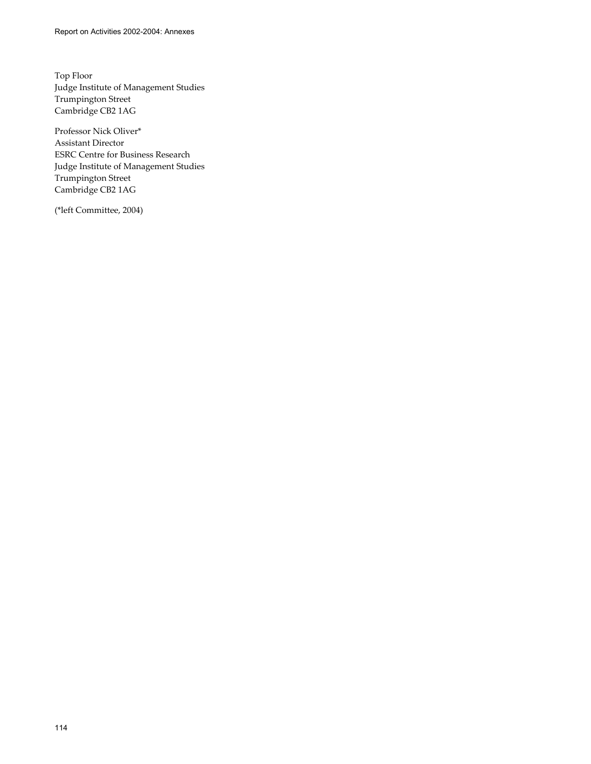Top Floor
Judge Institute of Management Studies
Trumpington Street
Cambridge CB2 1AG

Professor Nick Oliver*
Assistant Director
ESRC Centre for Business Research
Judge Institute of Management Studies
Trumpington Street
Cambridge CB2 1AG

(*left Committee, 2004)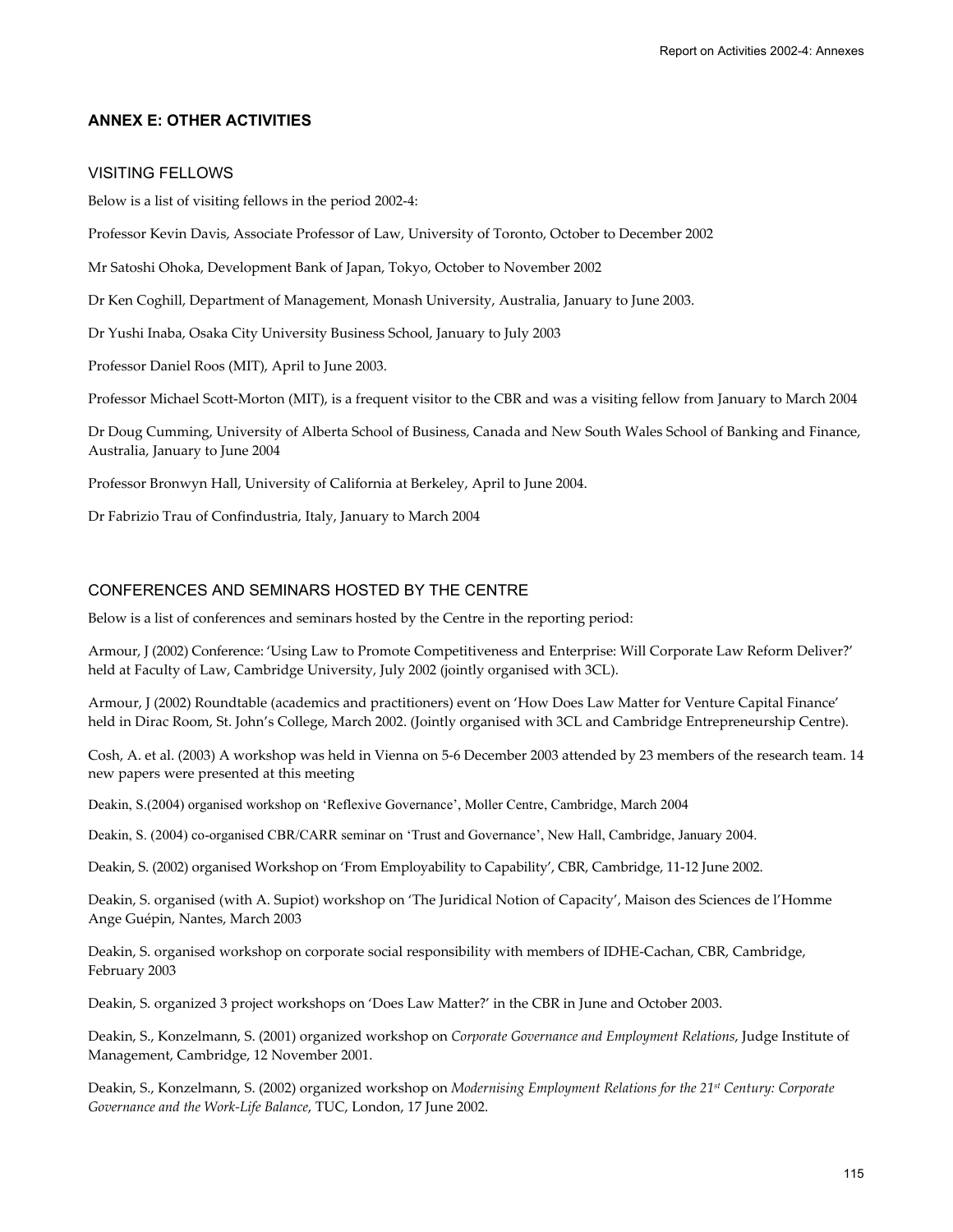## ANNEX E: OTHER ACTIVITIES

### VISITING FELLOWS

Below is a list of visiting fellows in the period 2002-4:

Professor Kevin Davis, Associate Professor of Law, University of Toronto, October to December 2002

Mr Satoshi Ohoka, Development Bank of Japan, Tokyo, October to November 2002

Dr Ken Coghill, Department of Management, Monash University, Australia, January to June 2003.

Dr Yushi Inaba, Osaka City University Business School, January to July 2003

Professor Daniel Roos (MIT), April to June 2003.

Professor Michael Scott-Morton (MIT), is a frequent visitor to the CBR and was a visiting fellow from January to March 2004

Dr Doug Cumming, University of Alberta School of Business, Canada and New South Wales School of Banking and Finance, Australia, January to June 2004

Professor Bronwyn Hall, University of California at Berkeley, April to June 2004.

Dr Fabrizio Trau of Confindustria, Italy, January to March 2004

### CONFERENCES AND SEMINARS HOSTED BY THE CENTRE

Below is a list of conferences and seminars hosted by the Centre in the reporting period:

Armour, J (2002) Conference: 'Using Law to Promote Competitiveness and Enterprise: Will Corporate Law Reform Deliver?' held at Faculty of Law, Cambridge University, July 2002 (jointly organised with 3CL).

Armour, J (2002) Roundtable (academics and practitioners) event on 'How Does Law Matter for Venture Capital Finance' held in Dirac Room, St. John's College, March 2002. (Jointly organised with 3CL and Cambridge Entrepreneurship Centre).

Cosh, A. et al. (2003) A workshop was held in Vienna on 5-6 December 2003 attended by 23 members of the research team. 14 new papers were presented at this meeting

Deakin, S.(2004) organised workshop on 'Reflexive Governance', Moller Centre, Cambridge, March 2004

Deakin, S. (2004) co-organised CBR/CARR seminar on 'Trust and Governance', New Hall, Cambridge, January 2004.

Deakin, S. (2002) organised Workshop on 'From Employability to Capability', CBR, Cambridge, 11-12 June 2002.

Deakin, S. organised (with A. Supiot) workshop on 'The Juridical Notion of Capacity', Maison des Sciences de l'Homme Ange Guépin, Nantes, March 2003

Deakin, S. organised workshop on corporate social responsibility with members of IDHE-Cachan, CBR, Cambridge, February 2003

Deakin, S. organized 3 project workshops on 'Does Law Matter?' in the CBR in June and October 2003.

Deakin, S., Konzelmann, S. (2001) organized workshop on *Corporate Governance and Employment Relations*, Judge Institute of Management, Cambridge, 12 November 2001.

Deakin, S., Konzelmann, S. (2002) organized workshop on *Modernising Employment Relations for the 21st Century: Corporate Governance and the Work-Life Balance*, TUC, London, 17 June 2002.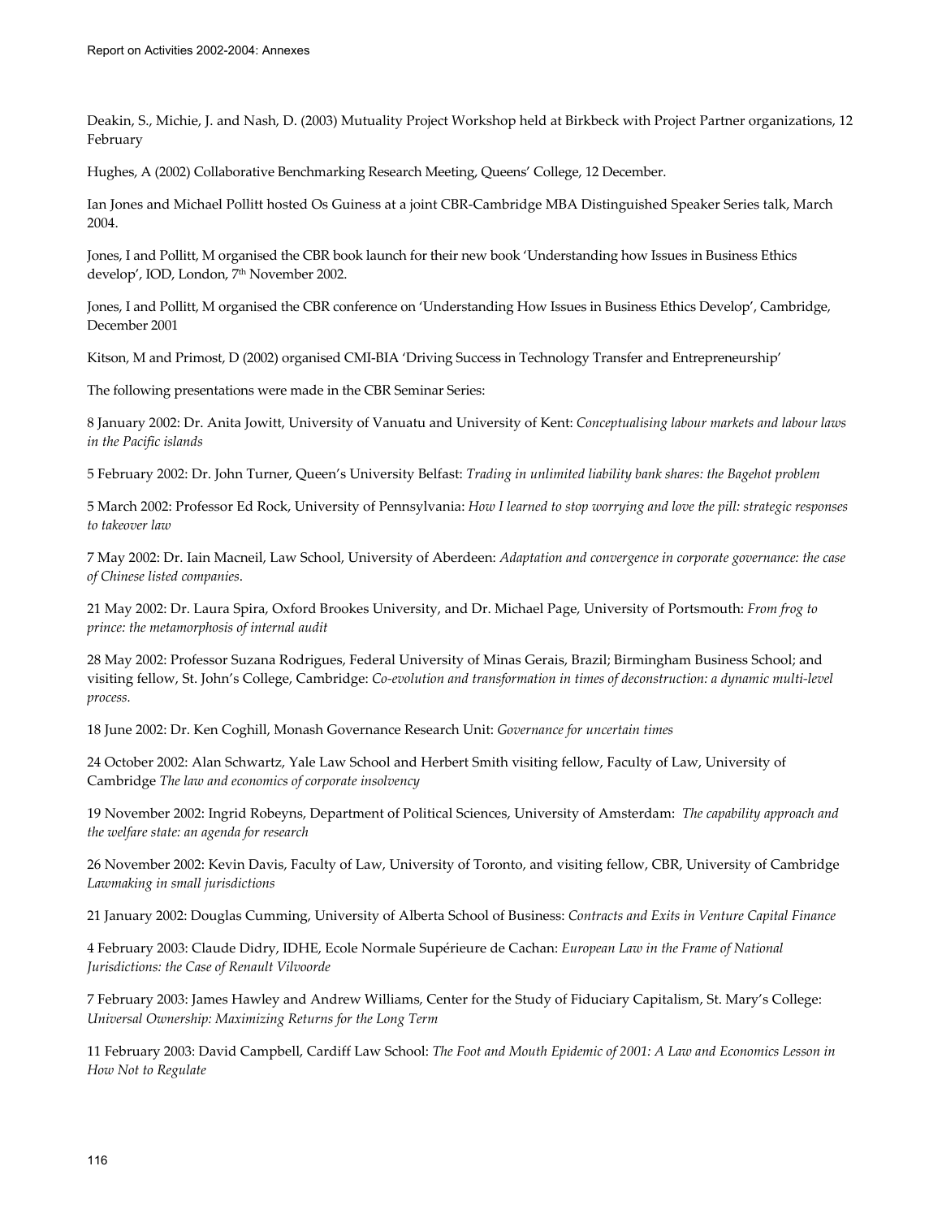Deakin, S., Michie, J. and Nash, D. (2003) Mutuality Project Workshop held at Birkbeck with Project Partner organizations, 12 February

Hughes, A (2002) Collaborative Benchmarking Research Meeting, Queens' College, 12 December.

Ian Jones and Michael Pollitt hosted Os Guiness at a joint CBR-Cambridge MBA Distinguished Speaker Series talk, March 2004.

Jones, I and Pollitt, M organised the CBR book launch for their new book 'Understanding how Issues in Business Ethics develop', IOD, London, 7th November 2002.

Jones, I and Pollitt, M organised the CBR conference on 'Understanding How Issues in Business Ethics Develop', Cambridge, December 2001

Kitson, M and Primost, D (2002) organised CMI-BIA 'Driving Success in Technology Transfer and Entrepreneurship'

The following presentations were made in the CBR Seminar Series:

8 January 2002: Dr. Anita Jowitt, University of Vanuatu and University of Kent: *Conceptualising labour markets and labour laws in the Pacific islands*

5 February 2002: Dr. John Turner, Queen's University Belfast: *Trading in unlimited liability bank shares: the Bagehot problem*

5 March 2002: Professor Ed Rock, University of Pennsylvania: *How I learned to stop worrying and love the pill: strategic responses to takeover law*

7 May 2002: Dr. Iain Macneil, Law School, University of Aberdeen: *Adaptation and convergence in corporate governance: the case of Chinese listed companies*.

21 May 2002: Dr. Laura Spira, Oxford Brookes University, and Dr. Michael Page, University of Portsmouth: *From frog to prince: the metamorphosis of internal audit*

28 May 2002: Professor Suzana Rodrigues, Federal University of Minas Gerais, Brazil; Birmingham Business School; and visiting fellow, St. John's College, Cambridge: *Co-evolution and transformation in times of deconstruction: a dynamic multi-level process.*

18 June 2002: Dr. Ken Coghill, Monash Governance Research Unit: *Governance for uncertain times*

24 October 2002: Alan Schwartz, Yale Law School and Herbert Smith visiting fellow, Faculty of Law, University of Cambridge *The law and economics of corporate insolvency*

19 November 2002: Ingrid Robeyns, Department of Political Sciences, University of Amsterdam: *The capability approach and the welfare state: an agenda for research*

26 November 2002: Kevin Davis, Faculty of Law, University of Toronto, and visiting fellow, CBR, University of Cambridge *Lawmaking in small jurisdictions*

21 January 2002: Douglas Cumming, University of Alberta School of Business: *Contracts and Exits in Venture Capital Finance*

4 February 2003: Claude Didry, IDHE, Ecole Normale Supérieure de Cachan: *European Law in the Frame of National Jurisdictions: the Case of Renault Vilvoorde*

7 February 2003: James Hawley and Andrew Williams, Center for the Study of Fiduciary Capitalism, St. Mary's College: *Universal Ownership: Maximizing Returns for the Long Term*

11 February 2003: David Campbell, Cardiff Law School: *The Foot and Mouth Epidemic of 2001: A Law and Economics Lesson in How Not to Regulate*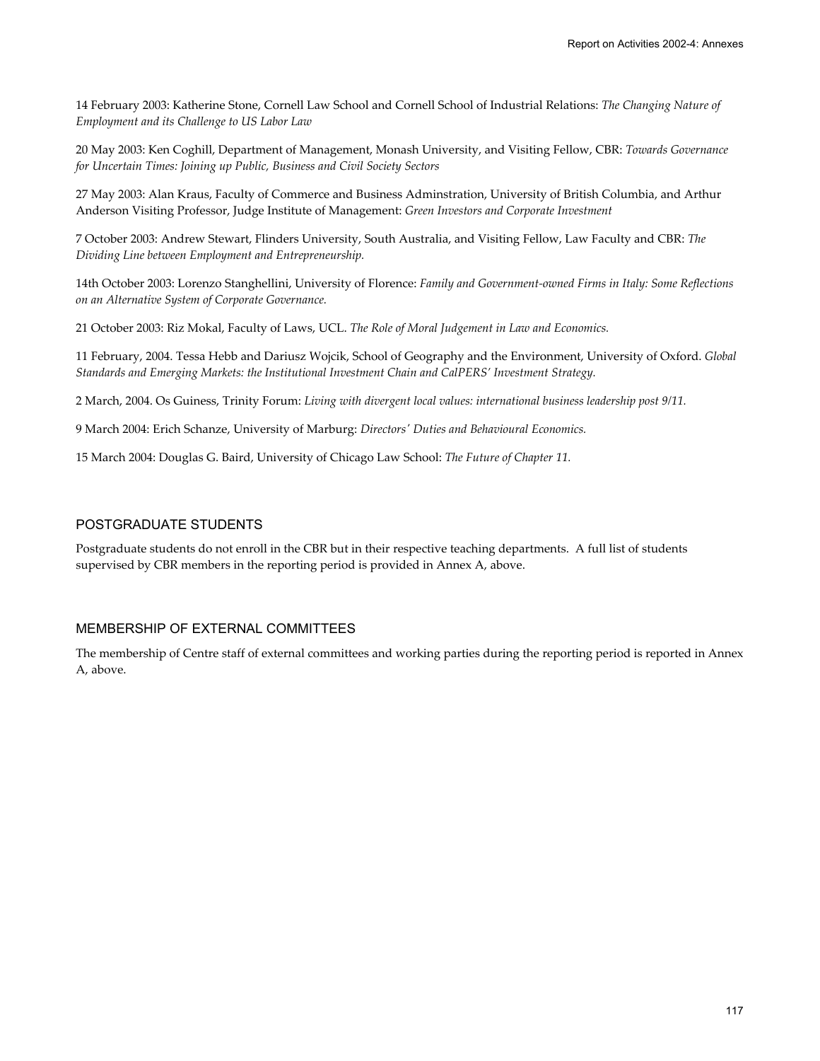14 February 2003: Katherine Stone, Cornell Law School and Cornell School of Industrial Relations: *The Changing Nature of Employment and its Challenge to US Labor Law*

20 May 2003: Ken Coghill, Department of Management, Monash University, and Visiting Fellow, CBR: *Towards Governance for Uncertain Times: Joining up Public, Business and Civil Society Sectors*

27 May 2003: Alan Kraus, Faculty of Commerce and Business Adminstration, University of British Columbia, and Arthur Anderson Visiting Professor, Judge Institute of Management: *Green Investors and Corporate Investment*

7 October 2003: Andrew Stewart, Flinders University, South Australia, and Visiting Fellow, Law Faculty and CBR: *The Dividing Line between Employment and Entrepreneurship.*

14th October 2003: Lorenzo Stanghellini, University of Florence: *Family and Government-owned Firms in Italy: Some Reflections on an Alternative System of Corporate Governance.*

21 October 2003: Riz Mokal, Faculty of Laws, UCL. *The Role of Moral Judgement in Law and Economics.*

11 February, 2004. Tessa Hebb and Dariusz Wojcik, School of Geography and the Environment, University of Oxford. *Global Standards and Emerging Markets: the Institutional Investment Chain and CalPERS' Investment Strategy.*

2 March, 2004. Os Guiness, Trinity Forum: *Living with divergent local values: international business leadership post 9/11.*

9 March 2004: Erich Schanze, University of Marburg: *Directors' Duties and Behavioural Economics.*

15 March 2004: Douglas G. Baird, University of Chicago Law School: *The Future of Chapter 11.*

## POSTGRADUATE STUDENTS

Postgraduate students do not enroll in the CBR but in their respective teaching departments. A full list of students supervised by CBR members in the reporting period is provided in Annex A, above.

## MEMBERSHIP OF EXTERNAL COMMITTEES

The membership of Centre staff of external committees and working parties during the reporting period is reported in Annex A, above.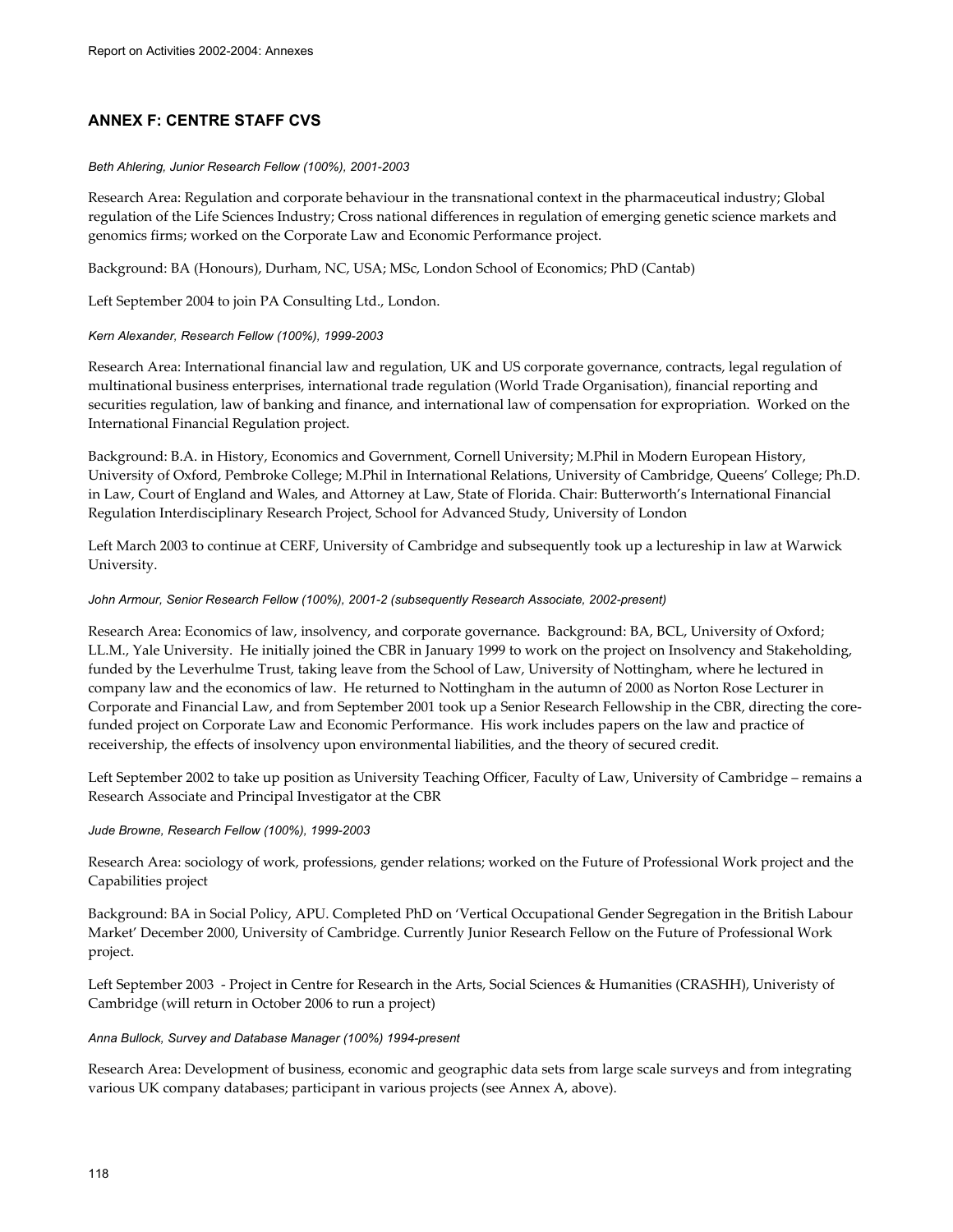## ANNEX F: CENTRE STAFF CVS

*Beth Ahlering, Junior Research Fellow (100%), 2001-2003*

Research Area: Regulation and corporate behaviour in the transnational context in the pharmaceutical industry; Global regulation of the Life Sciences Industry; Cross national differences in regulation of emerging genetic science markets and genomics firms; worked on the Corporate Law and Economic Performance project.

Background: BA (Honours), Durham, NC, USA; MSc, London School of Economics; PhD (Cantab)

Left September 2004 to join PA Consulting Ltd., London.

*Kern Alexander, Research Fellow (100%), 1999-2003*

Research Area: International financial law and regulation, UK and US corporate governance, contracts, legal regulation of multinational business enterprises, international trade regulation (World Trade Organisation), financial reporting and securities regulation, law of banking and finance, and international law of compensation for expropriation. Worked on the International Financial Regulation project.

Background: B.A. in History, Economics and Government, Cornell University; M.Phil in Modern European History, University of Oxford, Pembroke College; M.Phil in International Relations, University of Cambridge, Queens' College; Ph.D. in Law, Court of England and Wales, and Attorney at Law, State of Florida. Chair: Butterworth's International Financial Regulation Interdisciplinary Research Project, School for Advanced Study, University of London

Left March 2003 to continue at CERF, University of Cambridge and subsequently took up a lectureship in law at Warwick University.

*John Armour, Senior Research Fellow (100%), 2001-2 (subsequently Research Associate, 2002-present)*

Research Area: Economics of law, insolvency, and corporate governance. Background: BA, BCL, University of Oxford; LL.M., Yale University. He initially joined the CBR in January 1999 to work on the project on Insolvency and Stakeholding, funded by the Leverhulme Trust, taking leave from the School of Law, University of Nottingham, where he lectured in company law and the economics of law. He returned to Nottingham in the autumn of 2000 as Norton Rose Lecturer in Corporate and Financial Law, and from September 2001 took up a Senior Research Fellowship in the CBR, directing the core-funded project on Corporate Law and Economic Performance. His work includes papers on the law and practice of receivership, the effects of insolvency upon environmental liabilities, and the theory of secured credit.

Left September 2002 to take up position as University Teaching Officer, Faculty of Law, University of Cambridge – remains a Research Associate and Principal Investigator at the CBR

*Jude Browne, Research Fellow (100%), 1999-2003*

Research Area: sociology of work, professions, gender relations; worked on the Future of Professional Work project and the Capabilities project

Background: BA in Social Policy, APU. Completed PhD on 'Vertical Occupational Gender Segregation in the British Labour Market' December 2000, University of Cambridge. Currently Junior Research Fellow on the Future of Professional Work project.

Left September 2003 - Project in Centre for Research in the Arts, Social Sciences & Humanities (CRASHH), Univeristy of Cambridge (will return in October 2006 to run a project)

*Anna Bullock, Survey and Database Manager (100%) 1994-present*

Research Area: Development of business, economic and geographic data sets from large scale surveys and from integrating various UK company databases; participant in various projects (see Annex A, above).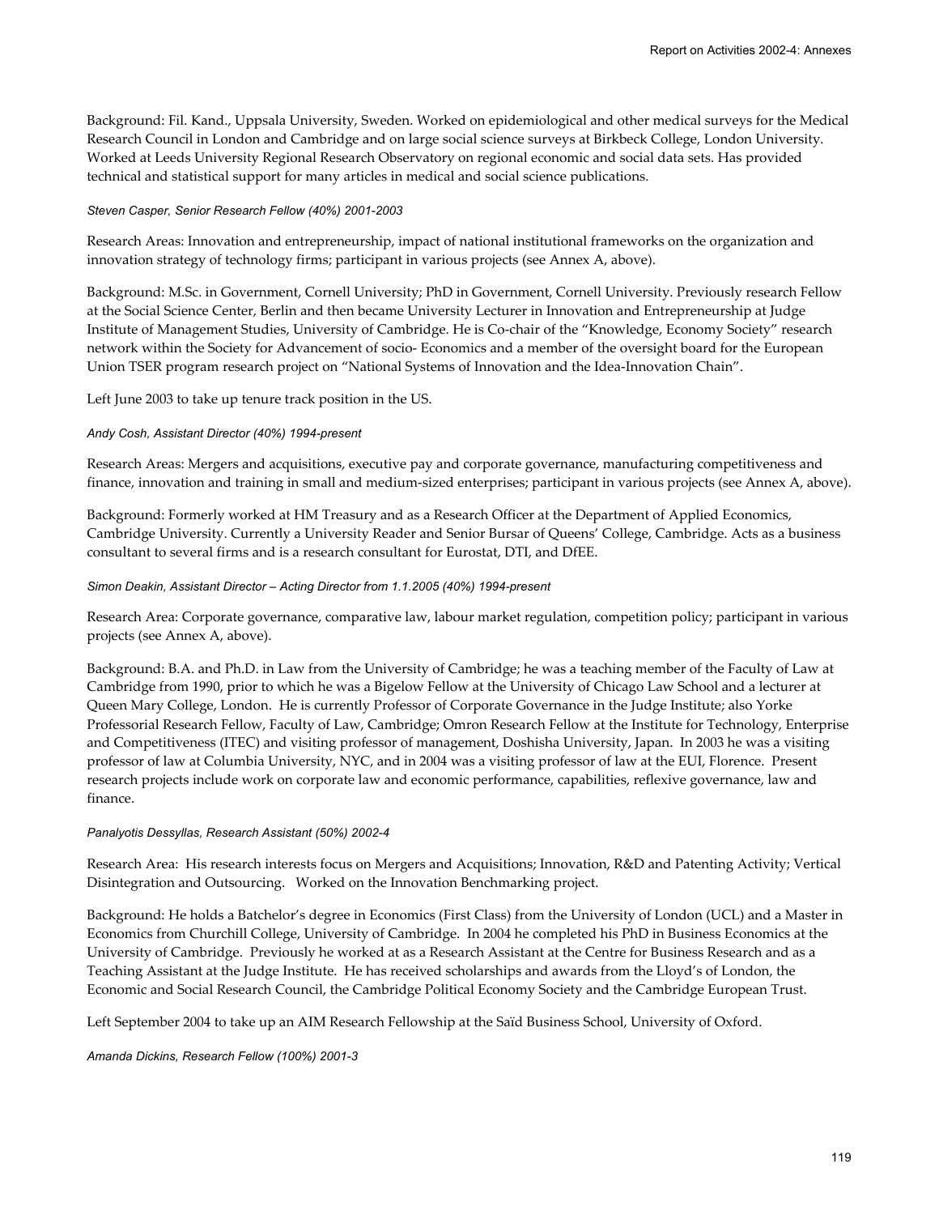Background: Fil. Kand., Uppsala University, Sweden. Worked on epidemiological and other medical surveys for the Medical Research Council in London and Cambridge and on large social science surveys at Birkbeck College, London University. Worked at Leeds University Regional Research Observatory on regional economic and social data sets. Has provided technical and statistical support for many articles in medical and social science publications.

*Steven Casper, Senior Research Fellow (40%) 2001-2003*

Research Areas: Innovation and entrepreneurship, impact of national institutional frameworks on the organization and innovation strategy of technology firms; participant in various projects (see Annex A, above).

Background: M.Sc. in Government, Cornell University; PhD in Government, Cornell University. Previously research Fellow at the Social Science Center, Berlin and then became University Lecturer in Innovation and Entrepreneurship at Judge Institute of Management Studies, University of Cambridge. He is Co-chair of the "Knowledge, Economy Society" research network within the Society for Advancement of socio- Economics and a member of the oversight board for the European Union TSER program research project on "National Systems of Innovation and the Idea-Innovation Chain".

Left June 2003 to take up tenure track position in the US.

*Andy Cosh, Assistant Director (40%) 1994-present*

Research Areas: Mergers and acquisitions, executive pay and corporate governance, manufacturing competitiveness and finance, innovation and training in small and medium-sized enterprises; participant in various projects (see Annex A, above).

Background: Formerly worked at HM Treasury and as a Research Officer at the Department of Applied Economics, Cambridge University. Currently a University Reader and Senior Bursar of Queens' College, Cambridge. Acts as a business consultant to several firms and is a research consultant for Eurostat, DTI, and DfEE.

*Simon Deakin, Assistant Director – Acting Director from 1.1.2005 (40%) 1994-present*

Research Area: Corporate governance, comparative law, labour market regulation, competition policy; participant in various projects (see Annex A, above).

Background: B.A. and Ph.D. in Law from the University of Cambridge; he was a teaching member of the Faculty of Law at Cambridge from 1990, prior to which he was a Bigelow Fellow at the University of Chicago Law School and a lecturer at Queen Mary College, London. He is currently Professor of Corporate Governance in the Judge Institute; also Yorke Professorial Research Fellow, Faculty of Law, Cambridge; Omron Research Fellow at the Institute for Technology, Enterprise and Competitiveness (ITEC) and visiting professor of management, Doshisha University, Japan. In 2003 he was a visiting professor of law at Columbia University, NYC, and in 2004 was a visiting professor of law at the EUI, Florence. Present research projects include work on corporate law and economic performance, capabilities, reflexive governance, law and finance.

*Panalyotis Dessyllas, Research Assistant (50%) 2002-4*

Research Area: His research interests focus on Mergers and Acquisitions; Innovation, R&D and Patenting Activity; Vertical Disintegration and Outsourcing. Worked on the Innovation Benchmarking project.

Background: He holds a Batchelor's degree in Economics (First Class) from the University of London (UCL) and a Master in Economics from Churchill College, University of Cambridge. In 2004 he completed his PhD in Business Economics at the University of Cambridge. Previously he worked at as a Research Assistant at the Centre for Business Research and as a Teaching Assistant at the Judge Institute. He has received scholarships and awards from the Lloyd's of London, the Economic and Social Research Council, the Cambridge Political Economy Society and the Cambridge European Trust.

Left September 2004 to take up an AIM Research Fellowship at the Saïd Business School, University of Oxford.

*Amanda Dickins, Research Fellow (100%) 2001-3*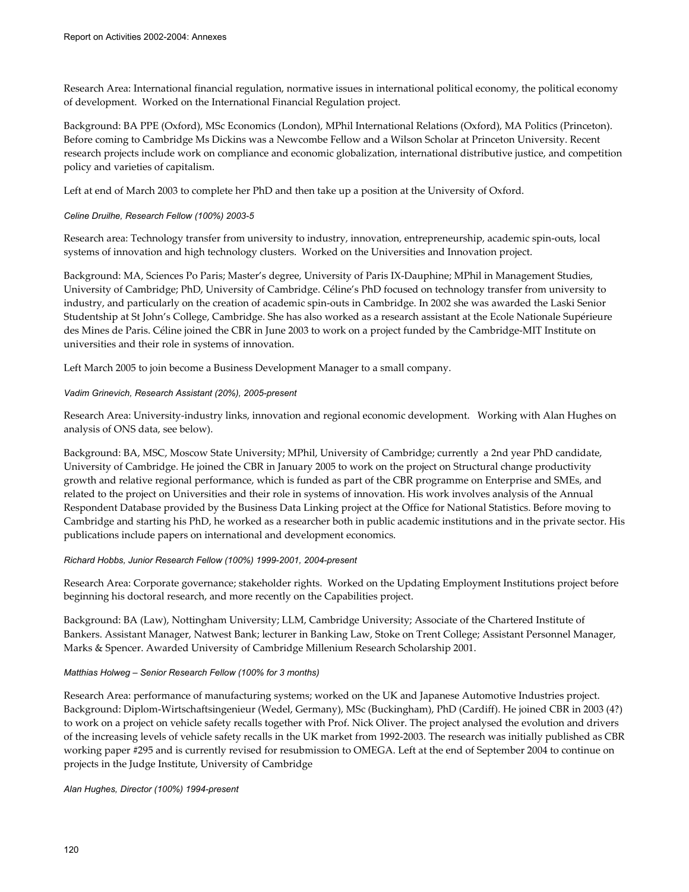Research Area: International financial regulation, normative issues in international political economy, the political economy of development. Worked on the International Financial Regulation project.

Background: BA PPE (Oxford), MSc Economics (London), MPhil International Relations (Oxford), MA Politics (Princeton). Before coming to Cambridge Ms Dickins was a Newcombe Fellow and a Wilson Scholar at Princeton University. Recent research projects include work on compliance and economic globalization, international distributive justice, and competition policy and varieties of capitalism.

Left at end of March 2003 to complete her PhD and then take up a position at the University of Oxford.

*Celine Druilhe, Research Fellow (100%) 2003-5*

Research area: Technology transfer from university to industry, innovation, entrepreneurship, academic spin-outs, local systems of innovation and high technology clusters. Worked on the Universities and Innovation project.

Background: MA, Sciences Po Paris; Master's degree, University of Paris IX-Dauphine; MPhil in Management Studies, University of Cambridge; PhD, University of Cambridge. Céline's PhD focused on technology transfer from university to industry, and particularly on the creation of academic spin-outs in Cambridge. In 2002 she was awarded the Laski Senior Studentship at St John's College, Cambridge. She has also worked as a research assistant at the Ecole Nationale Supérieure des Mines de Paris. Céline joined the CBR in June 2003 to work on a project funded by the Cambridge-MIT Institute on universities and their role in systems of innovation.

Left March 2005 to join become a Business Development Manager to a small company.

*Vadim Grinevich, Research Assistant (20%), 2005-present*

Research Area: University-industry links, innovation and regional economic development. Working with Alan Hughes on analysis of ONS data, see below).

Background: BA, MSC, Moscow State University; MPhil, University of Cambridge; currently a 2nd year PhD candidate, University of Cambridge. He joined the CBR in January 2005 to work on the project on Structural change productivity growth and relative regional performance, which is funded as part of the CBR programme on Enterprise and SMEs, and related to the project on Universities and their role in systems of innovation. His work involves analysis of the Annual Respondent Database provided by the Business Data Linking project at the Office for National Statistics. Before moving to Cambridge and starting his PhD, he worked as a researcher both in public academic institutions and in the private sector. His publications include papers on international and development economics.

*Richard Hobbs, Junior Research Fellow (100%) 1999-2001, 2004-present*

Research Area: Corporate governance; stakeholder rights. Worked on the Updating Employment Institutions project before beginning his doctoral research, and more recently on the Capabilities project.

Background: BA (Law), Nottingham University; LLM, Cambridge University; Associate of the Chartered Institute of Bankers. Assistant Manager, Natwest Bank; lecturer in Banking Law, Stoke on Trent College; Assistant Personnel Manager, Marks & Spencer. Awarded University of Cambridge Millenium Research Scholarship 2001.

*Matthias Holweg – Senior Research Fellow (100% for 3 months)*

Research Area: performance of manufacturing systems; worked on the UK and Japanese Automotive Industries project. Background: Diplom-Wirtschaftsingenieur (Wedel, Germany), MSc (Buckingham), PhD (Cardiff). He joined CBR in 2003 (4?) to work on a project on vehicle safety recalls together with Prof. Nick Oliver. The project analysed the evolution and drivers of the increasing levels of vehicle safety recalls in the UK market from 1992-2003. The research was initially published as CBR working paper #295 and is currently revised for resubmission to OMEGA. Left at the end of September 2004 to continue on projects in the Judge Institute, University of Cambridge

*Alan Hughes, Director (100%) 1994-present*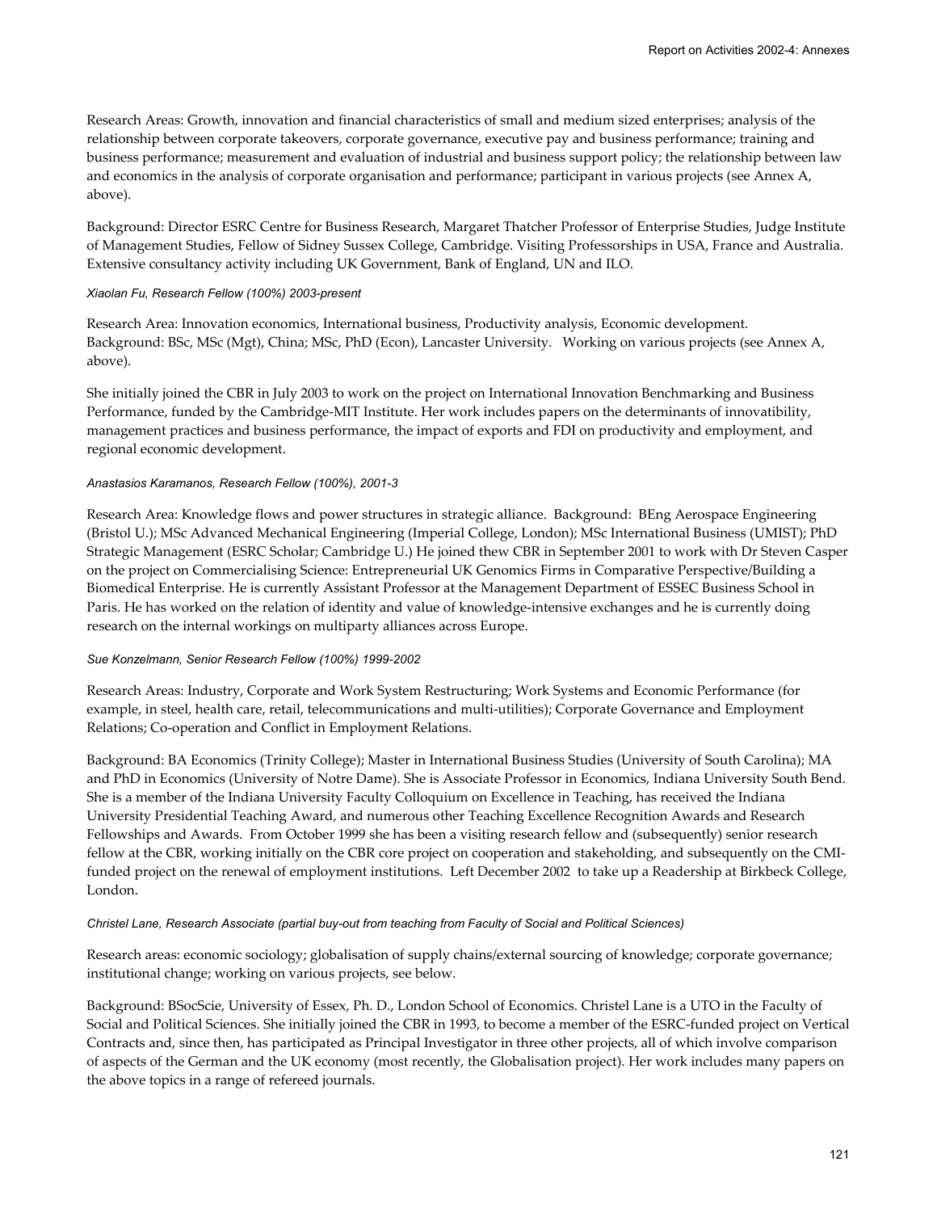Research Areas: Growth, innovation and financial characteristics of small and medium sized enterprises; analysis of the relationship between corporate takeovers, corporate governance, executive pay and business performance; training and business performance; measurement and evaluation of industrial and business support policy; the relationship between law and economics in the analysis of corporate organisation and performance; participant in various projects (see Annex A, above).

Background: Director ESRC Centre for Business Research, Margaret Thatcher Professor of Enterprise Studies, Judge Institute of Management Studies, Fellow of Sidney Sussex College, Cambridge. Visiting Professorships in USA, France and Australia. Extensive consultancy activity including UK Government, Bank of England, UN and ILO.

*Xiaolan Fu, Research Fellow (100%) 2003-present*

Research Area: Innovation economics, International business, Productivity analysis, Economic development.
Background: BSc, MSc (Mgt), China; MSc, PhD (Econ), Lancaster University. Working on various projects (see Annex A, above).

She initially joined the CBR in July 2003 to work on the project on International Innovation Benchmarking and Business Performance, funded by the Cambridge-MIT Institute. Her work includes papers on the determinants of innovatibility, management practices and business performance, the impact of exports and FDI on productivity and employment, and regional economic development.

*Anastasios Karamanos, Research Fellow (100%), 2001-3*

Research Area: Knowledge flows and power structures in strategic alliance. Background: BEng Aerospace Engineering (Bristol U.); MSc Advanced Mechanical Engineering (Imperial College, London); MSc International Business (UMIST); PhD Strategic Management (ESRC Scholar; Cambridge U.) He joined thew CBR in September 2001 to work with Dr Steven Casper on the project on Commercialising Science: Entrepreneurial UK Genomics Firms in Comparative Perspective/Building a Biomedical Enterprise. He is currently Assistant Professor at the Management Department of ESSEC Business School in Paris. He has worked on the relation of identity and value of knowledge-intensive exchanges and he is currently doing research on the internal workings on multiparty alliances across Europe.

*Sue Konzelmann, Senior Research Fellow (100%) 1999-2002*

Research Areas: Industry, Corporate and Work System Restructuring; Work Systems and Economic Performance (for example, in steel, health care, retail, telecommunications and multi-utilities); Corporate Governance and Employment Relations; Co-operation and Conflict in Employment Relations.

Background: BA Economics (Trinity College); Master in International Business Studies (University of South Carolina); MA and PhD in Economics (University of Notre Dame). She is Associate Professor in Economics, Indiana University South Bend. She is a member of the Indiana University Faculty Colloquium on Excellence in Teaching, has received the Indiana University Presidential Teaching Award, and numerous other Teaching Excellence Recognition Awards and Research Fellowships and Awards. From October 1999 she has been a visiting research fellow and (subsequently) senior research fellow at the CBR, working initially on the CBR core project on cooperation and stakeholding, and subsequently on the CMI-funded project on the renewal of employment institutions. Left December 2002 to take up a Readership at Birkbeck College, London.

*Christel Lane, Research Associate (partial buy-out from teaching from Faculty of Social and Political Sciences)*

Research areas: economic sociology; globalisation of supply chains/external sourcing of knowledge; corporate governance; institutional change; working on various projects, see below.

Background: BSocScie, University of Essex, Ph. D., London School of Economics. Christel Lane is a UTO in the Faculty of Social and Political Sciences. She initially joined the CBR in 1993, to become a member of the ESRC-funded project on Vertical Contracts and, since then, has participated as Principal Investigator in three other projects, all of which involve comparison of aspects of the German and the UK economy (most recently, the Globalisation project). Her work includes many papers on the above topics in a range of refereed journals.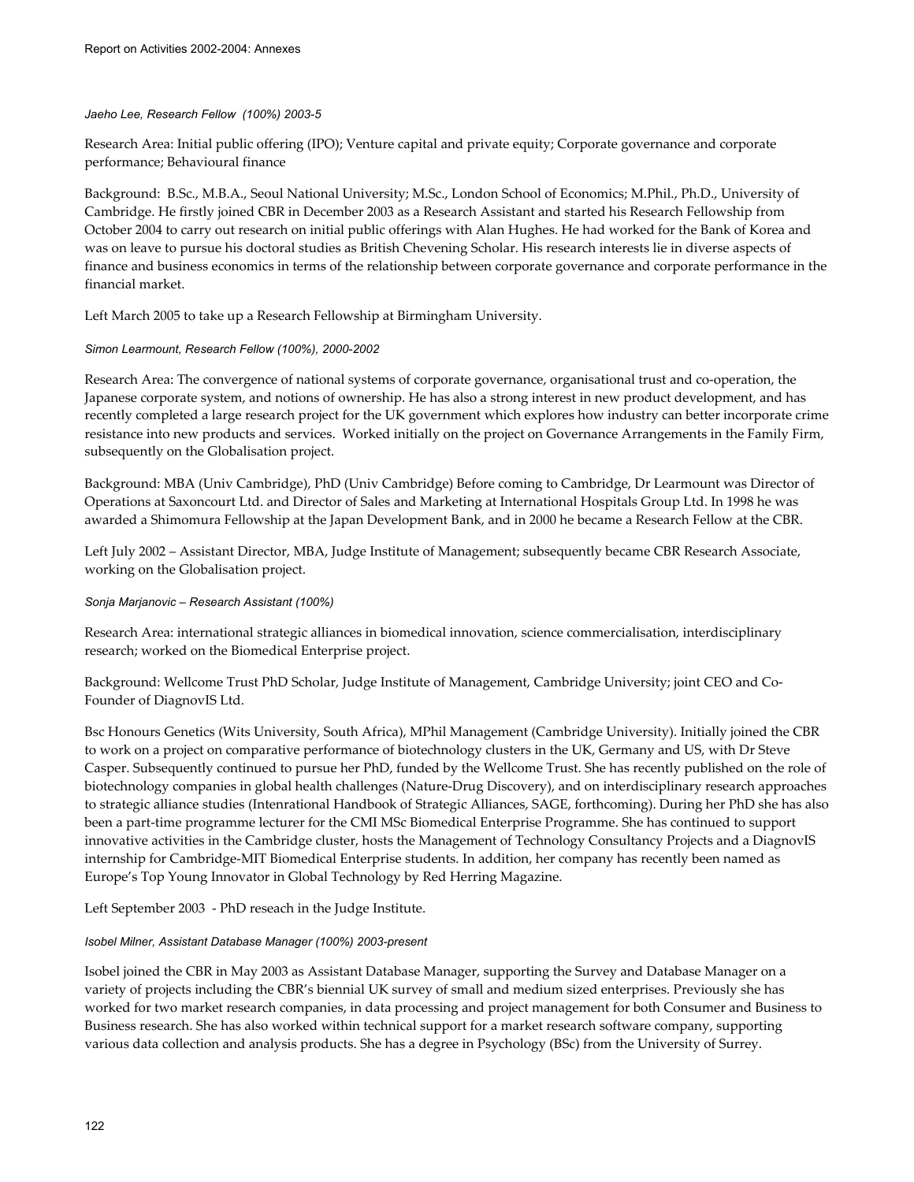*Jaeho Lee, Research Fellow (100%) 2003-5*

Research Area: Initial public offering (IPO); Venture capital and private equity; Corporate governance and corporate performance; Behavioural finance

Background: B.Sc., M.B.A., Seoul National University; M.Sc., London School of Economics; M.Phil., Ph.D., University of Cambridge. He firstly joined CBR in December 2003 as a Research Assistant and started his Research Fellowship from October 2004 to carry out research on initial public offerings with Alan Hughes. He had worked for the Bank of Korea and was on leave to pursue his doctoral studies as British Chevening Scholar. His research interests lie in diverse aspects of finance and business economics in terms of the relationship between corporate governance and corporate performance in the financial market.

Left March 2005 to take up a Research Fellowship at Birmingham University.

*Simon Learmount, Research Fellow (100%), 2000-2002*

Research Area: The convergence of national systems of corporate governance, organisational trust and co-operation, the Japanese corporate system, and notions of ownership. He has also a strong interest in new product development, and has recently completed a large research project for the UK government which explores how industry can better incorporate crime resistance into new products and services. Worked initially on the project on Governance Arrangements in the Family Firm, subsequently on the Globalisation project.

Background: MBA (Univ Cambridge), PhD (Univ Cambridge) Before coming to Cambridge, Dr Learmount was Director of Operations at Saxoncourt Ltd. and Director of Sales and Marketing at International Hospitals Group Ltd. In 1998 he was awarded a Shimomura Fellowship at the Japan Development Bank, and in 2000 he became a Research Fellow at the CBR.

Left July 2002 – Assistant Director, MBA, Judge Institute of Management; subsequently became CBR Research Associate, working on the Globalisation project.

*Sonja Marjanovic – Research Assistant (100%)*

Research Area: international strategic alliances in biomedical innovation, science commercialisation, interdisciplinary research; worked on the Biomedical Enterprise project.

Background: Wellcome Trust PhD Scholar, Judge Institute of Management, Cambridge University; joint CEO and Co-Founder of DiagnovIS Ltd.

Bsc Honours Genetics (Wits University, South Africa), MPhil Management (Cambridge University). Initially joined the CBR to work on a project on comparative performance of biotechnology clusters in the UK, Germany and US, with Dr Steve Casper. Subsequently continued to pursue her PhD, funded by the Wellcome Trust. She has recently published on the role of biotechnology companies in global health challenges (Nature-Drug Discovery), and on interdisciplinary research approaches to strategic alliance studies (Intenrational Handbook of Strategic Alliances, SAGE, forthcoming). During her PhD she has also been a part-time programme lecturer for the CMI MSc Biomedical Enterprise Programme. She has continued to support innovative activities in the Cambridge cluster, hosts the Management of Technology Consultancy Projects and a DiagnovIS internship for Cambridge-MIT Biomedical Enterprise students. In addition, her company has recently been named as Europe's Top Young Innovator in Global Technology by Red Herring Magazine.

Left September 2003 - PhD reseach in the Judge Institute.

*Isobel Milner, Assistant Database Manager (100%) 2003-present*

Isobel joined the CBR in May 2003 as Assistant Database Manager, supporting the Survey and Database Manager on a variety of projects including the CBR's biennial UK survey of small and medium sized enterprises. Previously she has worked for two market research companies, in data processing and project management for both Consumer and Business to Business research. She has also worked within technical support for a market research software company, supporting various data collection and analysis products. She has a degree in Psychology (BSc) from the University of Surrey.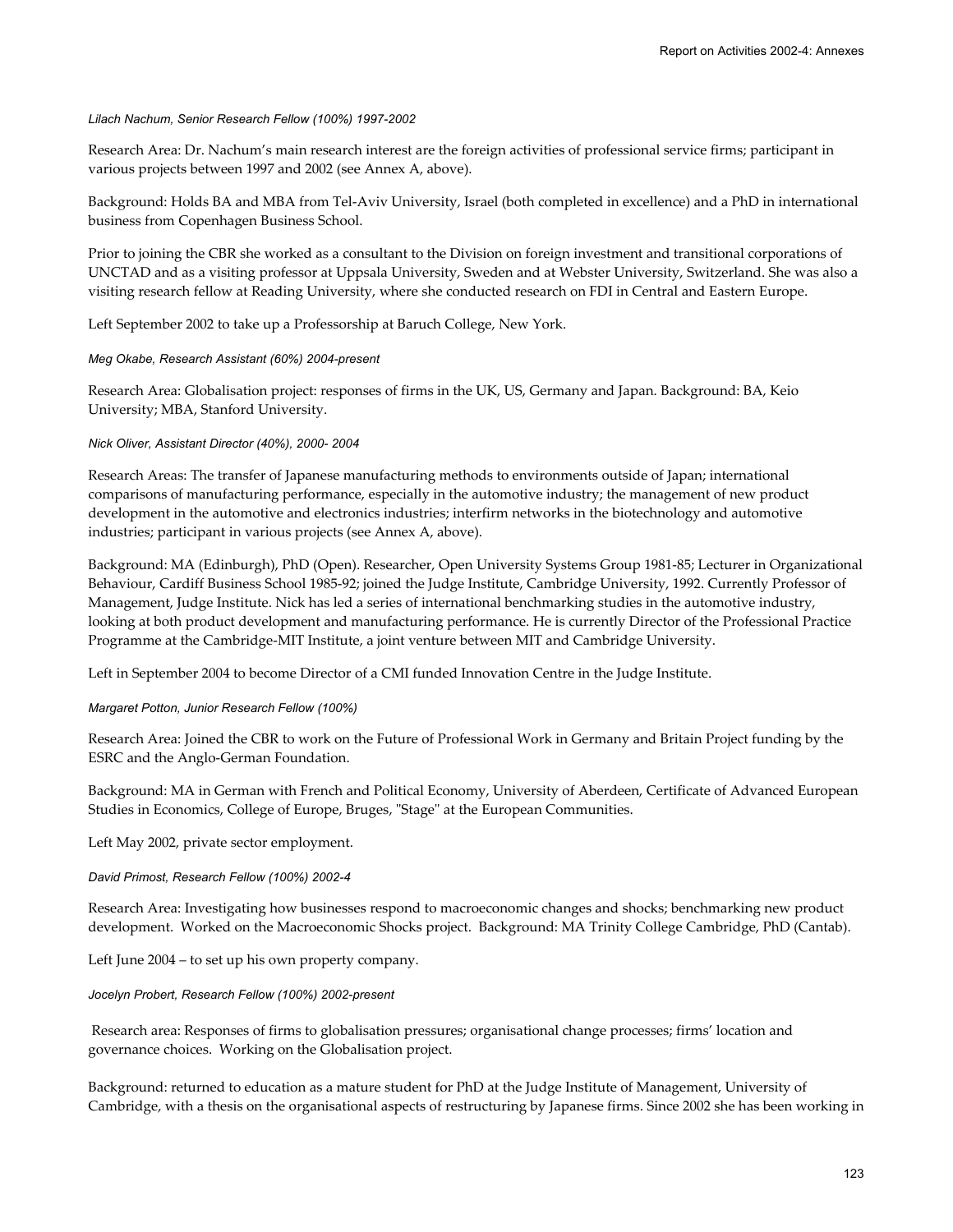*Lilach Nachum, Senior Research Fellow (100%) 1997-2002*

Research Area: Dr. Nachum's main research interest are the foreign activities of professional service firms; participant in various projects between 1997 and 2002 (see Annex A, above).

Background: Holds BA and MBA from Tel-Aviv University, Israel (both completed in excellence) and a PhD in international business from Copenhagen Business School.

Prior to joining the CBR she worked as a consultant to the Division on foreign investment and transitional corporations of UNCTAD and as a visiting professor at Uppsala University, Sweden and at Webster University, Switzerland. She was also a visiting research fellow at Reading University, where she conducted research on FDI in Central and Eastern Europe.

Left September 2002 to take up a Professorship at Baruch College, New York.

*Meg Okabe, Research Assistant (60%) 2004-present*

Research Area: Globalisation project: responses of firms in the UK, US, Germany and Japan. Background: BA, Keio University; MBA, Stanford University.

*Nick Oliver, Assistant Director (40%), 2000- 2004*

Research Areas: The transfer of Japanese manufacturing methods to environments outside of Japan; international comparisons of manufacturing performance, especially in the automotive industry; the management of new product development in the automotive and electronics industries; interfirm networks in the biotechnology and automotive industries; participant in various projects (see Annex A, above).

Background: MA (Edinburgh), PhD (Open). Researcher, Open University Systems Group 1981-85; Lecturer in Organizational Behaviour, Cardiff Business School 1985-92; joined the Judge Institute, Cambridge University, 1992. Currently Professor of Management, Judge Institute. Nick has led a series of international benchmarking studies in the automotive industry, looking at both product development and manufacturing performance. He is currently Director of the Professional Practice Programme at the Cambridge-MIT Institute, a joint venture between MIT and Cambridge University.

Left in September 2004 to become Director of a CMI funded Innovation Centre in the Judge Institute.

*Margaret Potton, Junior Research Fellow (100%)*

Research Area: Joined the CBR to work on the Future of Professional Work in Germany and Britain Project funding by the ESRC and the Anglo-German Foundation.

Background: MA in German with French and Political Economy, University of Aberdeen, Certificate of Advanced European Studies in Economics, College of Europe, Bruges, "Stage" at the European Communities.

Left May 2002, private sector employment.

*David Primost, Research Fellow (100%) 2002-4*

Research Area: Investigating how businesses respond to macroeconomic changes and shocks; benchmarking new product development. Worked on the Macroeconomic Shocks project. Background: MA Trinity College Cambridge, PhD (Cantab).

Left June 2004 – to set up his own property company.

*Jocelyn Probert, Research Fellow (100%) 2002-present*

Research area: Responses of firms to globalisation pressures; organisational change processes; firms' location and governance choices. Working on the Globalisation project.

Background: returned to education as a mature student for PhD at the Judge Institute of Management, University of Cambridge, with a thesis on the organisational aspects of restructuring by Japanese firms. Since 2002 she has been working in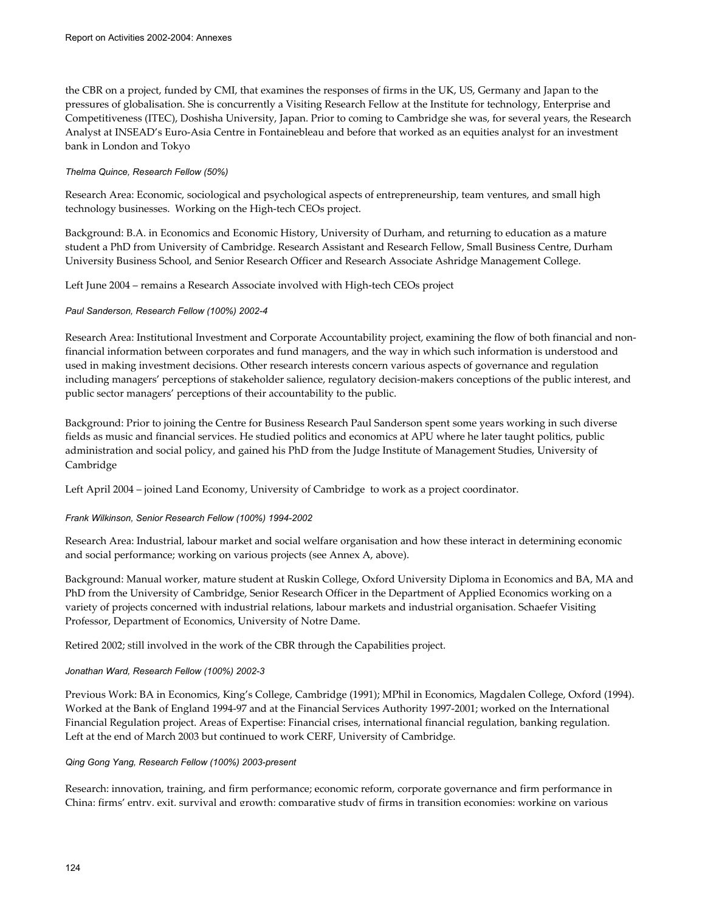the CBR on a project, funded by CMI, that examines the responses of firms in the UK, US, Germany and Japan to the pressures of globalisation. She is concurrently a Visiting Research Fellow at the Institute for technology, Enterprise and Competitiveness (ITEC), Doshisha University, Japan. Prior to coming to Cambridge she was, for several years, the Research Analyst at INSEAD's Euro-Asia Centre in Fontainebleau and before that worked as an equities analyst for an investment bank in London and Tokyo

*Thelma Quince, Research Fellow (50%)*

Research Area: Economic, sociological and psychological aspects of entrepreneurship, team ventures, and small high technology businesses. Working on the High-tech CEOs project.

Background: B.A. in Economics and Economic History, University of Durham, and returning to education as a mature student a PhD from University of Cambridge. Research Assistant and Research Fellow, Small Business Centre, Durham University Business School, and Senior Research Officer and Research Associate Ashridge Management College.

Left June 2004 – remains a Research Associate involved with High-tech CEOs project

*Paul Sanderson, Research Fellow (100%) 2002-4*

Research Area: Institutional Investment and Corporate Accountability project, examining the flow of both financial and non-financial information between corporates and fund managers, and the way in which such information is understood and used in making investment decisions. Other research interests concern various aspects of governance and regulation including managers' perceptions of stakeholder salience, regulatory decision-makers conceptions of the public interest, and public sector managers' perceptions of their accountability to the public.

Background: Prior to joining the Centre for Business Research Paul Sanderson spent some years working in such diverse fields as music and financial services. He studied politics and economics at APU where he later taught politics, public administration and social policy, and gained his PhD from the Judge Institute of Management Studies, University of Cambridge

Left April 2004 – joined Land Economy, University of Cambridge to work as a project coordinator.

*Frank Wilkinson, Senior Research Fellow (100%) 1994-2002*

Research Area: Industrial, labour market and social welfare organisation and how these interact in determining economic and social performance; working on various projects (see Annex A, above).

Background: Manual worker, mature student at Ruskin College, Oxford University Diploma in Economics and BA, MA and PhD from the University of Cambridge, Senior Research Officer in the Department of Applied Economics working on a variety of projects concerned with industrial relations, labour markets and industrial organisation. Schaefer Visiting Professor, Department of Economics, University of Notre Dame.

Retired 2002; still involved in the work of the CBR through the Capabilities project.

*Jonathan Ward, Research Fellow (100%) 2002-3*

Previous Work: BA in Economics, King's College, Cambridge (1991); MPhil in Economics, Magdalen College, Oxford (1994). Worked at the Bank of England 1994-97 and at the Financial Services Authority 1997-2001; worked on the International Financial Regulation project. Areas of Expertise: Financial crises, international financial regulation, banking regulation. Left at the end of March 2003 but continued to work CERF, University of Cambridge.

*Qing Gong Yang, Research Fellow (100%) 2003-present*

Research: innovation, training, and firm performance; economic reform, corporate governance and firm performance in China; firms' entry, exit, survival and growth; comparative study of firms in transition economies; working on various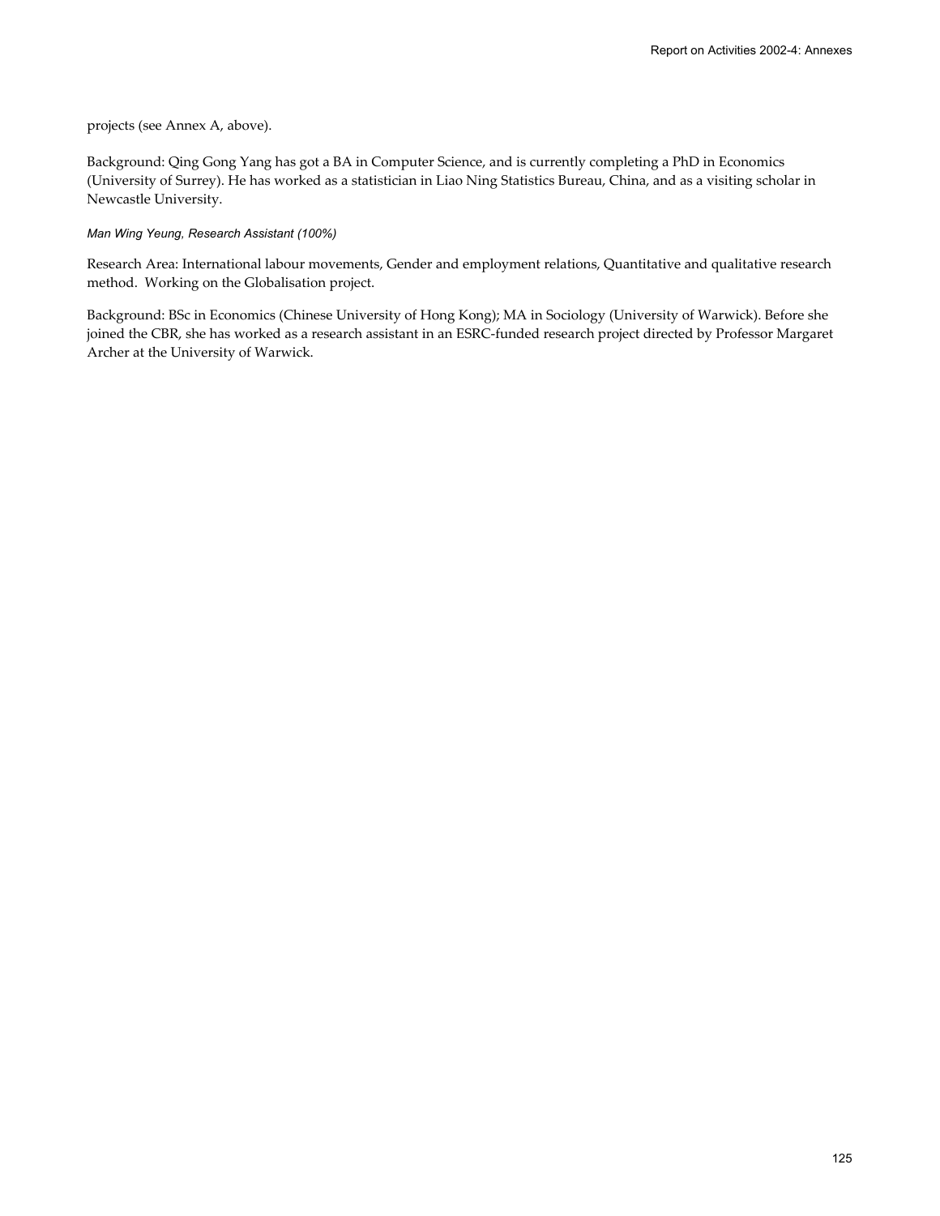projects (see Annex A, above).

Background: Qing Gong Yang has got a BA in Computer Science, and is currently completing a PhD in Economics (University of Surrey). He has worked as a statistician in Liao Ning Statistics Bureau, China, and as a visiting scholar in Newcastle University.

*Man Wing Yeung, Research Assistant (100%)*

Research Area: International labour movements, Gender and employment relations, Quantitative and qualitative research method. Working on the Globalisation project.

Background: BSc in Economics (Chinese University of Hong Kong); MA in Sociology (University of Warwick). Before she joined the CBR, she has worked as a research assistant in an ESRC-funded research project directed by Professor Margaret Archer at the University of Warwick.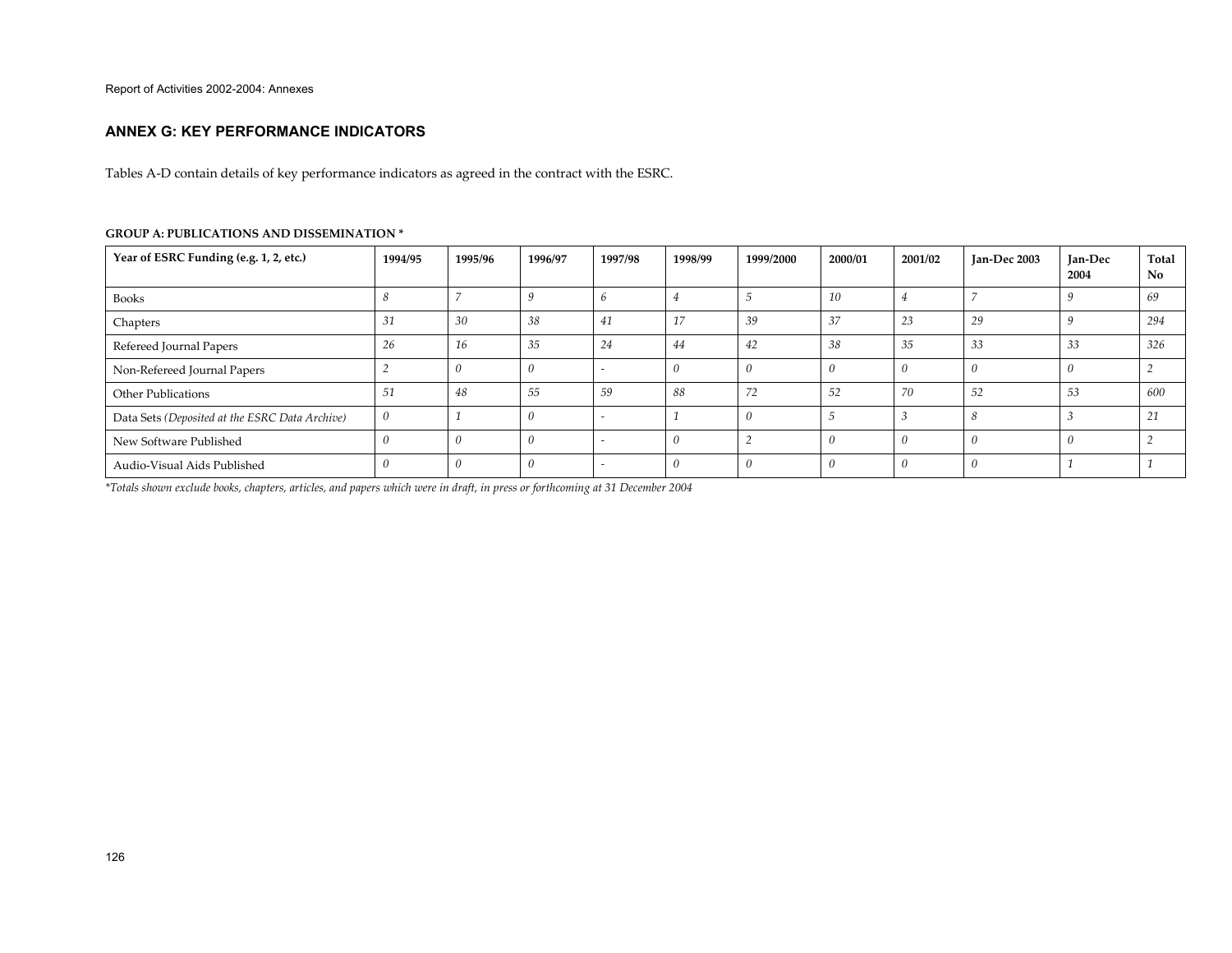## ANNEX G: KEY PERFORMANCE INDICATORS

Tables A-D contain details of key performance indicators as agreed in the contract with the ESRC.

**GROUP A: PUBLICATIONS AND DISSEMINATION ***

| Year of ESRC Funding (e.g. 1, 2, etc.) | 1994/95 | 1995/96 | 1996/97 | 1997/98 | 1998/99 | 1999/2000 | 2000/01 | 2001/02 | Jan-Dec 2003 | Jan-Dec 2004 | Total No |
|---|---|---|---|---|---|---|---|---|---|---|---|
| Books | *8* | *7* | *9* | *6* | *4* | *5* | *10* | *4* | *7* | *9* | *69* |
| Chapters | *31* | *30* | *38* | *41* | *17* | *39* | *37* | *23* | *29* | *9* | *294* |
| Refereed Journal Papers | *26* | *16* | *35* | *24* | *44* | *42* | *38* | *35* | *33* | *33* | *326* |
| Non-Refereed Journal Papers | *2* | *0* | *0* | - | *0* | *0* | *0* | *0* | *0* | *0* | *2* |
| Other Publications | *51* | *48* | *55* | *59* | *88* | *72* | *52* | *70* | *52* | *53* | *600* |
| Data Sets *(Deposited at the ESRC Data Archive)* | *0* | *1* | *0* | - | *1* | *0* | *5* | *3* | *8* | *3* | *21* |
| New Software Published | *0* | *0* | *0* | - | *0* | *2* | *0* | *0* | *0* | *0* | *2* |
| Audio-Visual Aids Published | *0* | *0* | *0* | - | *0* | *0* | *0* | *0* | *0* | *1* | *1* |

*\*Totals shown exclude books, chapters, articles, and papers which were in draft, in press or forthcoming at 31 December 2004*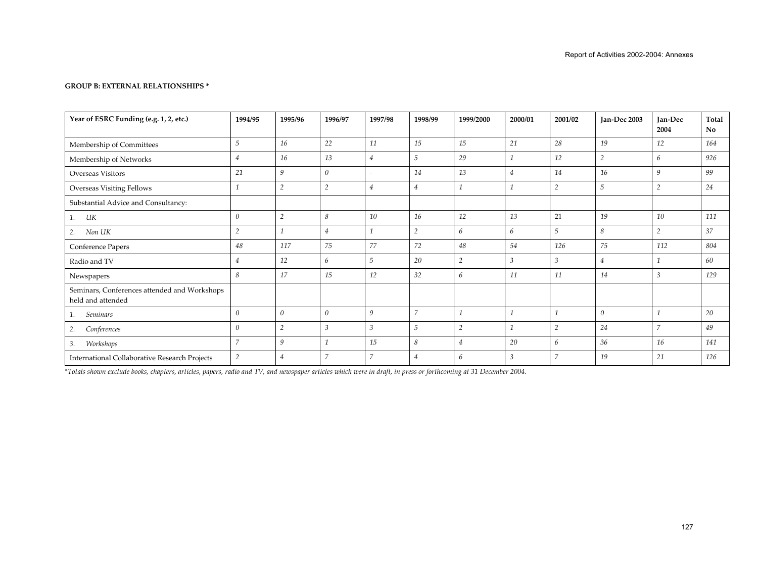**GROUP B: EXTERNAL RELATIONSHIPS ***

| Year of ESRC Funding (e.g. 1, 2, etc.) | 1994/95 | 1995/96 | 1996/97 | 1997/98 | 1998/99 | 1999/2000 | 2000/01 | 2001/02 | Jan-Dec 2003 | Jan-Dec 2004 | Total No |
|---|---|---|---|---|---|---|---|---|---|---|---|
| Membership of Committees | *5* | *16* | *22* | *11* | *15* | *15* | *21* | *28* | *19* | *12* | *164* |
| Membership of Networks | *4* | *16* | *13* | *4* | *5* | *29* | *1* | *12* | *2* | *6* | *926* |
| Overseas Visitors | *21* | *9* | *0* | - | *14* | *13* | *4* | *14* | *16* | *9* | *99* |
| Overseas Visiting Fellows | *1* | *2* | *2* | *4* | *4* | *1* | *1* | *2* | *5* | *2* | *24* |
| Substantial Advice and Consultancy: | | | | | | | | | | | |
| *1. UK* | *0* | *2* | *8* | *10* | *16* | *12* | *13* | 21 | *19* | *10* | *111* |
| *2. Non UK* | *2* | *1* | *4* | *1* | *2* | *6* | *6* | *5* | *8* | *2* | *37* |
| Conference Papers | *48* | *117* | *75* | *77* | *72* | *48* | *54* | *126* | *75* | *112* | *804* |
| Radio and TV | *4* | *12* | *6* | *5* | *20* | *2* | *3* | *3* | *4* | *1* | *60* |
| Newspapers | *8* | *17* | *15* | *12* | *32* | *6* | *11* | *11* | *14* | *3* | *129* |
| Seminars, Conferences attended and Workshops held and attended | | | | | | | | | | | |
| *1. Seminars* | *0* | *0* | *0* | *9* | *7* | *1* | *1* | *1* | *0* | *1* | *20* |
| *2. Conferences* | *0* | *2* | *3* | *3* | *5* | *2* | *1* | *2* | *24* | *7* | *49* |
| *3. Workshops* | *7* | *9* | *1* | *15* | *8* | *4* | *20* | *6* | *36* | *16* | *141* |
| International Collaborative Research Projects | *2* | *4* | *7* | *7* | *4* | *6* | *3* | *7* | *19* | *21* | *126* |

**Totals shown exclude books, chapters, articles, papers, radio and TV, and newspaper articles which were in draft, in press or forthcoming at 31 December 2004.*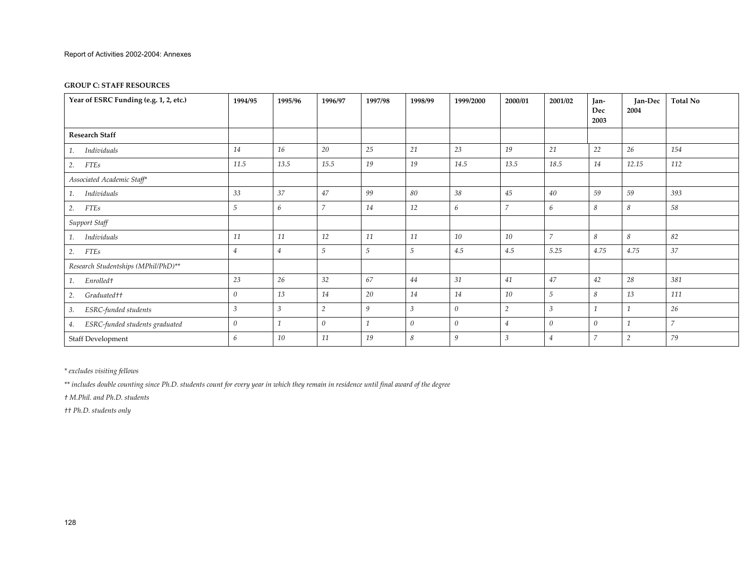**GROUP C: STAFF RESOURCES**

| Year of ESRC Funding (e.g. 1, 2, etc.) | 1994/95 | 1995/96 | 1996/97 | 1997/98 | 1998/99 | 1999/2000 | 2000/01 | 2001/02 | Jan-Dec 2003 | Jan-Dec 2004 | Total No |
|---|---|---|---|---|---|---|---|---|---|---|---|
| **Research Staff** | | | | | | | | | | | |
| *1. Individuals* | *14* | *16* | *20* | *25* | *21* | *23* | *19* | *21* | *22* | *26* | *154* |
| *2. FTEs* | *11.5* | *13.5* | *15.5* | *19* | *19* | *14.5* | *13.5* | *18.5* | *14* | *12.15* | *112* |
| *Associated Academic Staff** | | | | | | | | | | | |
| *1. Individuals* | *33* | *37* | *47* | *99* | *80* | *38* | *45* | *40* | *59* | *59* | *393* |
| *2. FTEs* | *5* | *6* | *7* | *14* | *12* | *6* | *7* | *6* | *8* | *8* | *58* |
| *Support Staff* | | | | | | | | | | | |
| *1. Individuals* | *11* | *11* | *12* | *11* | *11* | *10* | *10* | *7* | *8* | *8* | *82* |
| *2. FTEs* | *4* | *4* | *5* | *5* | *5* | *4.5* | *4.5* | *5.25* | *4.75* | *4.75* | *37* |
| *Research Studentships (MPhil/PhD)*** | | | | | | | | | | | |
| *1. Enrolled†* | *23* | *26* | *32* | *67* | *44* | *31* | *41* | *47* | *42* | *28* | *381* |
| *2. Graduated††* | *0* | *13* | *14* | *20* | *14* | *14* | *10* | *5* | *8* | *13* | *111* |
| *3. ESRC-funded students* | *3* | *3* | *2* | *9* | *3* | *0* | *2* | *3* | *1* | *1* | *26* |
| *4. ESRC-funded students graduated* | *0* | *1* | *0* | *1* | *0* | *0* | *4* | *0* | *0* | *1* | *7* |
| Staff Development | *6* | *10* | *11* | *19* | *8* | *9* | *3* | *4* | *7* | *2* | *79* |

*\* excludes visiting fellows*

*\*\* includes double counting since Ph.D. students count for every year in which they remain in residence until final award of the degree*

*† M.Phil. and Ph.D. students*

*†† Ph.D. students only*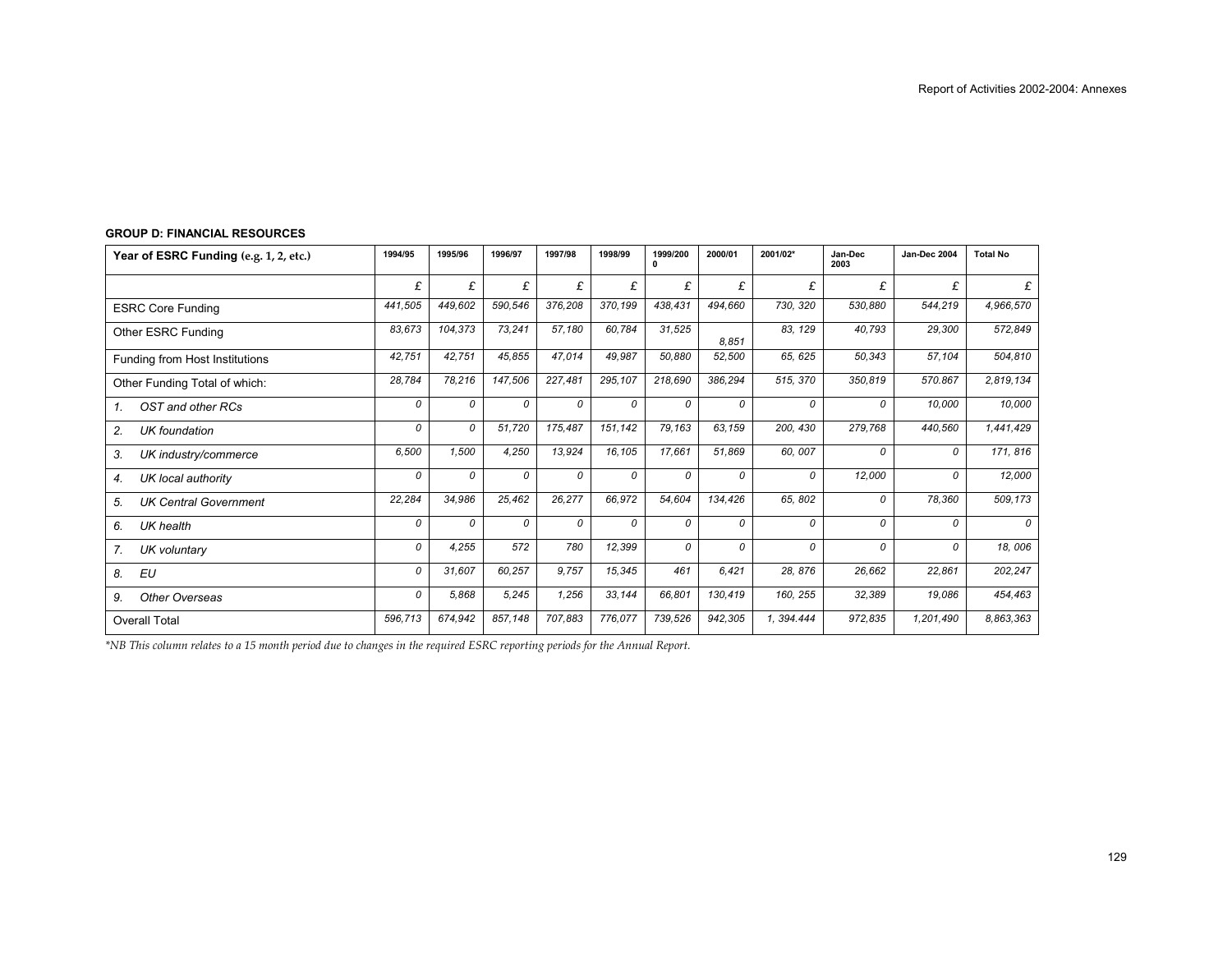**GROUP D: FINANCIAL RESOURCES**

| Year of ESRC Funding (e.g. 1, 2, etc.) | 1994/95 | 1995/96 | 1996/97 | 1997/98 | 1998/99 | 1999/2000 | 2000/01 | 2001/02* | Jan-Dec 2003 | Jan-Dec 2004 | Total No |
|---|---|---|---|---|---|---|---|---|---|---|---|
| | £ | £ | £ | £ | £ | £ | £ | £ | £ | £ | £ |
| ESRC Core Funding | *441,505* | *449,602* | *590,546* | *376,208* | *370,199* | *438,431* | *494,660* | *730, 320* | *530,880* | *544,219* | *4,966,570* |
| Other ESRC Funding | *83,673* | *104,373* | *73,241* | *57,180* | *60,784* | *31,525* | *8,851* | *83, 129* | *40,793* | *29,300* | *572,849* |
| Funding from Host Institutions | *42,751* | *42,751* | *45,855* | *47,014* | *49,987* | *50,880* | *52,500* | *65, 625* | *50,343* | *57,104* | *504,810* |
| Other Funding Total of which: | *28,784* | *78,216* | *147,506* | *227,481* | *295,107* | *218,690* | *386,294* | *515, 370* | *350,819* | *570.867* | *2,819,134* |
| *1. OST and other RCs* | *0* | *0* | *0* | *0* | *0* | *0* | *0* | *0* | *0* | *10,000* | *10,000* |
| *2. UK foundation* | *0* | *0* | *51,720* | *175,487* | *151,142* | *79,163* | *63,159* | *200, 430* | *279,768* | *440,560* | *1,441,429* |
| *3. UK industry/commerce* | *6,500* | *1,500* | *4,250* | *13,924* | *16,105* | *17,661* | *51,869* | *60, 007* | *0* | *0* | *171, 816* |
| *4. UK local authority* | *0* | *0* | *0* | *0* | *0* | *0* | *0* | *0* | *12,000* | *0* | *12,000* |
| *5. UK Central Government* | *22,284* | *34,986* | *25,462* | *26,277* | *66,972* | *54,604* | *134,426* | *65, 802* | *0* | *78,360* | *509,173* |
| *6. UK health* | *0* | *0* | *0* | *0* | *0* | *0* | *0* | *0* | *0* | *0* | *0* |
| *7. UK voluntary* | *0* | *4,255* | *572* | *780* | *12,399* | *0* | *0* | *0* | *0* | *0* | *18, 006* |
| *8. EU* | *0* | *31,607* | *60,257* | *9,757* | *15,345* | *461* | *6,421* | *28, 876* | *26,662* | *22,861* | *202,247* |
| *9. Other Overseas* | *0* | *5,868* | *5,245* | *1,256* | *33,144* | *66,801* | *130,419* | *160, 255* | *32,389* | *19,086* | *454,463* |
| Overall Total | *596,713* | *674,942* | *857,148* | *707,883* | *776,077* | *739,526* | *942,305* | *1, 394.444* | *972,835* | *1,201,490* | *8,863,363* |

*\*NB This column relates to a 15 month period due to changes in the required ESRC reporting periods for the Annual Report.*